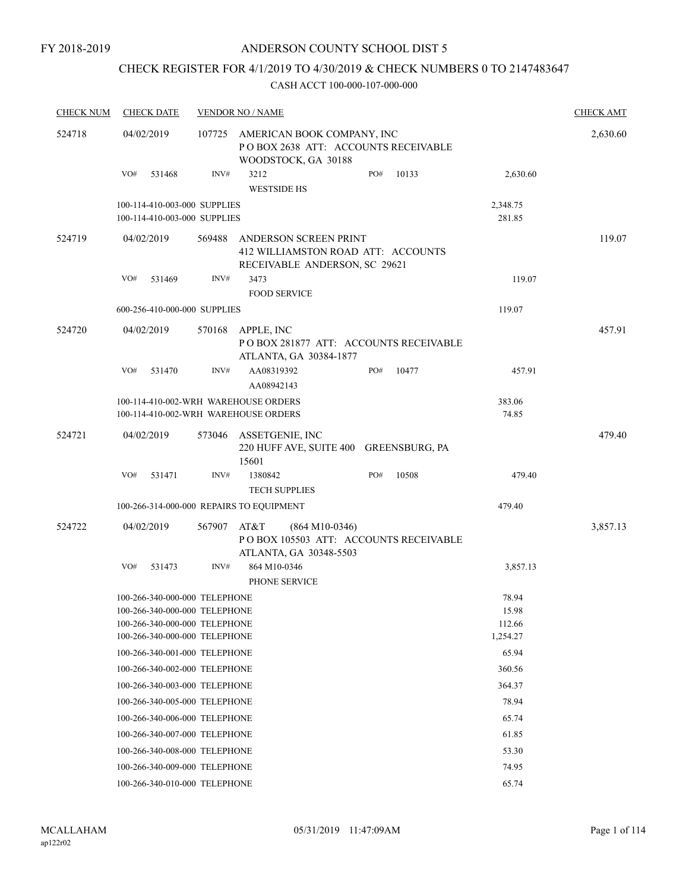FY 2018-2019

# ANDERSON COUNTY SCHOOL DIST 5

## CHECK REGISTER FOR 4/1/2019 TO 4/30/2019 & CHECK NUMBERS 0 TO 2147483647

### CASH ACCT 100-000-107-000-000

| CHECK NUM | CHECK DATE | VENDOR NO / NAME | | CHECK AMT |
|---|---|---|---|---|
| 524718 | 04/02/2019 | 107725 AMERICAN BOOK COMPANY, INC<br>P O BOX 2638 ATT: ACCOUNTS RECEIVABLE<br>WOODSTOCK, GA 30188 | | 2,630.60 |
| | VO# 531468 | INV# 3212 PO# 10133<br>WESTSIDE HS | 2,630.60 | |
| | 100-114-410-003-000 SUPPLIES | | 2,348.75 | |
| | 100-114-410-003-000 SUPPLIES | | 281.85 | |
| 524719 | 04/02/2019 | 569488 ANDERSON SCREEN PRINT<br>412 WILLIAMSTON ROAD ATT: ACCOUNTS<br>RECEIVABLE ANDERSON, SC 29621 | | 119.07 |
| | VO# 531469 | INV# 3473<br>FOOD SERVICE | 119.07 | |
| | 600-256-410-000-000 SUPPLIES | | 119.07 | |
| 524720 | 04/02/2019 | 570168 APPLE, INC<br>P O BOX 281877 ATT: ACCOUNTS RECEIVABLE<br>ATLANTA, GA 30384-1877 | | 457.91 |
| | VO# 531470 | INV# AA08319392 PO# 10477<br>AA08942143 | 457.91 | |
| | 100-114-410-002-WRH WAREHOUSE ORDERS | | 383.06 | |
| | 100-114-410-002-WRH WAREHOUSE ORDERS | | 74.85 | |
| 524721 | 04/02/2019 | 573046 ASSETGENIE, INC<br>220 HUFF AVE, SUITE 400 GREENSBURG, PA<br>15601 | | 479.40 |
| | VO# 531471 | INV# 1380842 PO# 10508<br>TECH SUPPLIES | 479.40 | |
| | 100-266-314-000-000 REPAIRS TO EQUIPMENT | | 479.40 | |
| 524722 | 04/02/2019 | 567907 AT&T (864 M10-0346)<br>P O BOX 105503 ATT: ACCOUNTS RECEIVABLE<br>ATLANTA, GA 30348-5503 | | 3,857.13 |
| | VO# 531473 | INV# 864 M10-0346<br>PHONE SERVICE | 3,857.13 | |
| | 100-266-340-000-000 TELEPHONE | | 78.94 | |
| | 100-266-340-000-000 TELEPHONE | | 15.98 | |
| | 100-266-340-000-000 TELEPHONE | | 112.66 | |
| | 100-266-340-000-000 TELEPHONE | | 1,254.27 | |
| | 100-266-340-001-000 TELEPHONE | | 65.94 | |
| | 100-266-340-002-000 TELEPHONE | | 360.56 | |
| | 100-266-340-003-000 TELEPHONE | | 364.37 | |
| | 100-266-340-005-000 TELEPHONE | | 78.94 | |
| | 100-266-340-006-000 TELEPHONE | | 65.74 | |
| | 100-266-340-007-000 TELEPHONE | | 61.85 | |
| | 100-266-340-008-000 TELEPHONE | | 53.30 | |
| | 100-266-340-009-000 TELEPHONE | | 74.95 | |
| | 100-266-340-010-000 TELEPHONE | | 65.74 | |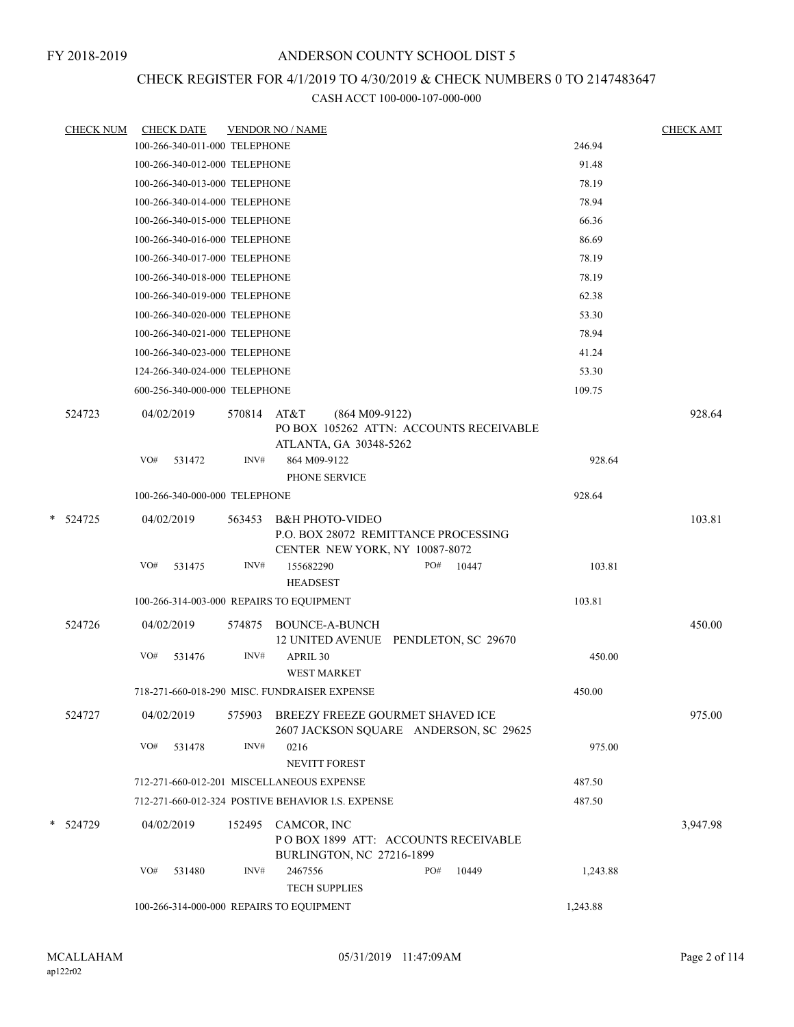FY 2018-2019

# ANDERSON COUNTY SCHOOL DIST 5

## CHECK REGISTER FOR 4/1/2019 TO 4/30/2019 & CHECK NUMBERS 0 TO 2147483647

CASH ACCT 100-000-107-000-000

| CHECK NUM | CHECK DATE | VENDOR NO / NAME | | CHECK AMT |
|---|---|---|---|---|
| | 100-266-340-011-000 TELEPHONE | | 246.94 | |
| | 100-266-340-012-000 TELEPHONE | | 91.48 | |
| | 100-266-340-013-000 TELEPHONE | | 78.19 | |
| | 100-266-340-014-000 TELEPHONE | | 78.94 | |
| | 100-266-340-015-000 TELEPHONE | | 66.36 | |
| | 100-266-340-016-000 TELEPHONE | | 86.69 | |
| | 100-266-340-017-000 TELEPHONE | | 78.19 | |
| | 100-266-340-018-000 TELEPHONE | | 78.19 | |
| | 100-266-340-019-000 TELEPHONE | | 62.38 | |
| | 100-266-340-020-000 TELEPHONE | | 53.30 | |
| | 100-266-340-021-000 TELEPHONE | | 78.94 | |
| | 100-266-340-023-000 TELEPHONE | | 41.24 | |
| | 124-266-340-024-000 TELEPHONE | | 53.30 | |
| | 600-256-340-000-000 TELEPHONE | | 109.75 | |
| 524723 | 04/02/2019 | 570814 AT&T (864 M09-9122) PO BOX 105262 ATTN: ACCOUNTS RECEIVABLE ATLANTA, GA 30348-5262 | | 928.64 |
| | VO# 531472 | INV# 864 M09-9122 PHONE SERVICE | 928.64 | |
| | 100-266-340-000-000 TELEPHONE | | 928.64 | |
| * 524725 | 04/02/2019 | 563453 B&H PHOTO-VIDEO P.O. BOX 28072 REMITTANCE PROCESSING CENTER NEW YORK, NY 10087-8072 | | 103.81 |
| | VO# 531475 | INV# 155682290 PO# 10447 HEADSEST | 103.81 | |
| | 100-266-314-003-000 REPAIRS TO EQUIPMENT | | 103.81 | |
| 524726 | 04/02/2019 | 574875 BOUNCE-A-BUNCH 12 UNITED AVENUE PENDLETON, SC 29670 | | 450.00 |
| | VO# 531476 | INV# APRIL 30 WEST MARKET | 450.00 | |
| | 718-271-660-018-290 MISC. FUNDRAISER EXPENSE | | 450.00 | |
| 524727 | 04/02/2019 | 575903 BREEZY FREEZE GOURMET SHAVED ICE 2607 JACKSON SQUARE ANDERSON, SC 29625 | | 975.00 |
| | VO# 531478 | INV# 0216 NEVITT FOREST | 975.00 | |
| | 712-271-660-012-201 MISCELLANEOUS EXPENSE | | 487.50 | |
| | 712-271-660-012-324 POSTIVE BEHAVIOR I.S. EXPENSE | | 487.50 | |
| * 524729 | 04/02/2019 | 152495 CAMCOR, INC P O BOX 1899 ATT: ACCOUNTS RECEIVABLE BURLINGTON, NC 27216-1899 | | 3,947.98 |
| | VO# 531480 | INV# 2467556 PO# 10449 TECH SUPPLIES | 1,243.88 | |
| | 100-266-314-000-000 REPAIRS TO EQUIPMENT | | 1,243.88 | |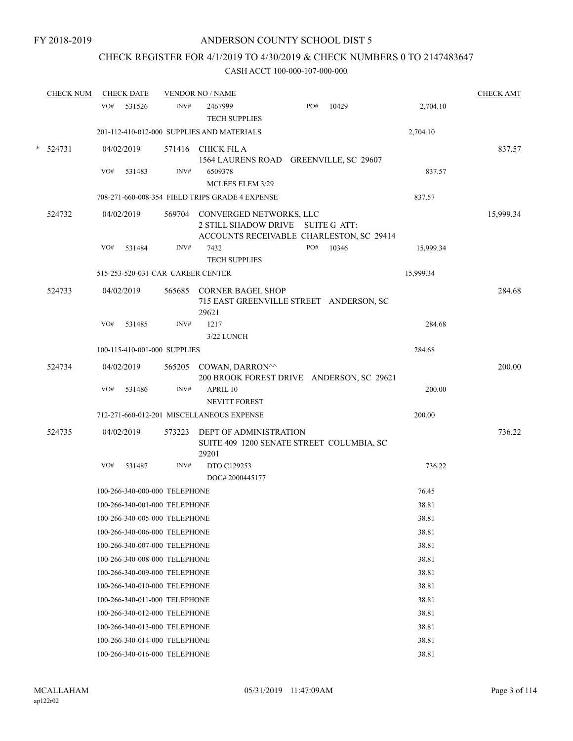FY 2018-2019

# ANDERSON COUNTY SCHOOL DIST 5

## CHECK REGISTER FOR 4/1/2019 TO 4/30/2019 & CHECK NUMBERS 0 TO 2147483647

### CASH ACCT 100-000-107-000-000

| CHECK NUM | CHECK DATE | VENDOR NO / NAME | | CHECK AMT |
|---|---|---|---|---|
| | VO# 531526 | INV# 2467999 PO# 10429<br>TECH SUPPLIES | 2,704.10 | |
| | 201-112-410-012-000 SUPPLIES AND MATERIALS | | 2,704.10 | |
| * 524731 | 04/02/2019 | 571416 CHICK FIL A<br>1564 LAURENS ROAD GREENVILLE, SC 29607 | | 837.57 |
| | VO# 531483 | INV# 6509378<br>MCLEES ELEM 3/29 | 837.57 | |
| | 708-271-660-008-354 FIELD TRIPS GRADE 4 EXPENSE | | 837.57 | |
| 524732 | 04/02/2019 | 569704 CONVERGED NETWORKS, LLC<br>2 STILL SHADOW DRIVE SUITE G ATT:<br>ACCOUNTS RECEIVABLE CHARLESTON, SC 29414 | | 15,999.34 |
| | VO# 531484 | INV# 7432 PO# 10346<br>TECH SUPPLIES | 15,999.34 | |
| | 515-253-520-031-CAR CAREER CENTER | | 15,999.34 | |
| 524733 | 04/02/2019 | 565685 CORNER BAGEL SHOP<br>715 EAST GREENVILLE STREET ANDERSON, SC 29621 | | 284.68 |
| | VO# 531485 | INV# 1217<br>3/22 LUNCH | 284.68 | |
| | 100-115-410-001-000 SUPPLIES | | 284.68 | |
| 524734 | 04/02/2019 | 565205 COWAN, DARRON^^<br>200 BROOK FOREST DRIVE ANDERSON, SC 29621 | | 200.00 |
| | VO# 531486 | INV# APRIL 10<br>NEVITT FOREST | 200.00 | |
| | 712-271-660-012-201 MISCELLANEOUS EXPENSE | | 200.00 | |
| 524735 | 04/02/2019 | 573223 DEPT OF ADMINISTRATION<br>SUITE 409 1200 SENATE STREET COLUMBIA, SC 29201 | | 736.22 |
| | VO# 531487 | INV# DTO C129253<br>DOC# 2000445177 | 736.22 | |
| | 100-266-340-000-000 TELEPHONE | | 76.45 | |
| | 100-266-340-001-000 TELEPHONE | | 38.81 | |
| | 100-266-340-005-000 TELEPHONE | | 38.81 | |
| | 100-266-340-006-000 TELEPHONE | | 38.81 | |
| | 100-266-340-007-000 TELEPHONE | | 38.81 | |
| | 100-266-340-008-000 TELEPHONE | | 38.81 | |
| | 100-266-340-009-000 TELEPHONE | | 38.81 | |
| | 100-266-340-010-000 TELEPHONE | | 38.81 | |
| | 100-266-340-011-000 TELEPHONE | | 38.81 | |
| | 100-266-340-012-000 TELEPHONE | | 38.81 | |
| | 100-266-340-013-000 TELEPHONE | | 38.81 | |
| | 100-266-340-014-000 TELEPHONE | | 38.81 | |
| | 100-266-340-016-000 TELEPHONE | | 38.81 | |

MCALLAHAM
ap122r02

05/31/2019 11:47:09AM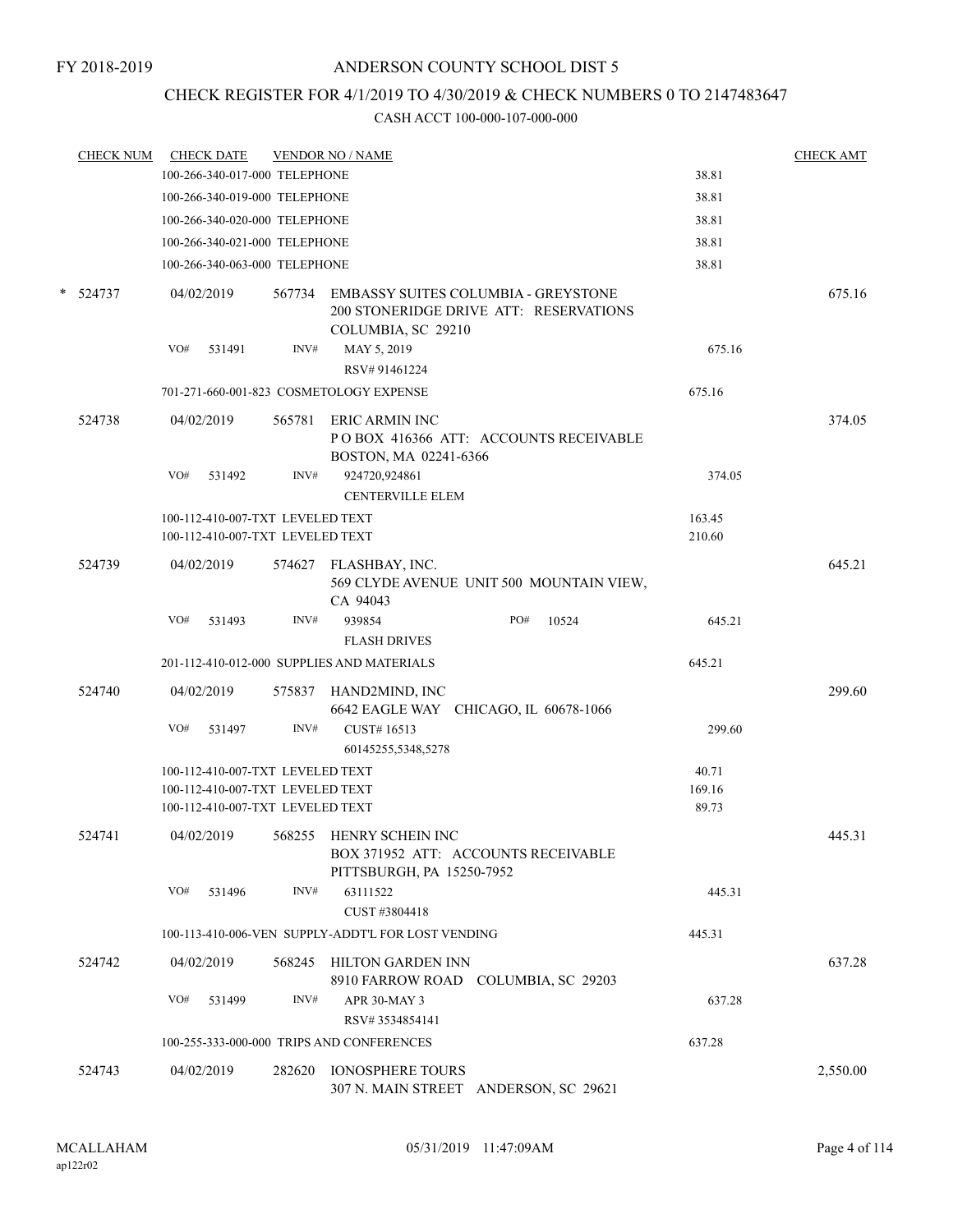FY 2018-2019

# ANDERSON COUNTY SCHOOL DIST 5

## CHECK REGISTER FOR 4/1/2019 TO 4/30/2019 & CHECK NUMBERS 0 TO 2147483647

### CASH ACCT 100-000-107-000-000

| CHECK NUM | CHECK DATE | VENDOR NO / NAME | | CHECK AMT |
|---|---|---|---|---|
| | 100-266-340-017-000 TELEPHONE | | 38.81 | |
| | 100-266-340-019-000 TELEPHONE | | 38.81 | |
| | 100-266-340-020-000 TELEPHONE | | 38.81 | |
| | 100-266-340-021-000 TELEPHONE | | 38.81 | |
| | 100-266-340-063-000 TELEPHONE | | 38.81 | |
| * 524737 | 04/02/2019 | 567734 EMBASSY SUITES COLUMBIA - GREYSTONE<br>200 STONERIDGE DRIVE ATT: RESERVATIONS<br>COLUMBIA, SC 29210 | | 675.16 |
| | VO# 531491 | INV# MAY 5, 2019<br>RSV# 91461224 | 675.16 | |
| | 701-271-660-001-823 COSMETOLOGY EXPENSE | | 675.16 | |
| 524738 | 04/02/2019 | 565781 ERIC ARMIN INC<br>P O BOX 416366 ATT: ACCOUNTS RECEIVABLE<br>BOSTON, MA 02241-6366 | | 374.05 |
| | VO# 531492 | INV# 924720,924861<br>CENTERVILLE ELEM | 374.05 | |
| | 100-112-410-007-TXT LEVELED TEXT | | 163.45 | |
| | 100-112-410-007-TXT LEVELED TEXT | | 210.60 | |
| 524739 | 04/02/2019 | 574627 FLASHBAY, INC.<br>569 CLYDE AVENUE UNIT 500 MOUNTAIN VIEW, CA 94043 | | 645.21 |
| | VO# 531493 | INV# 939854 PO# 10524<br>FLASH DRIVES | 645.21 | |
| | 201-112-410-012-000 SUPPLIES AND MATERIALS | | 645.21 | |
| 524740 | 04/02/2019 | 575837 HAND2MIND, INC<br>6642 EAGLE WAY CHICAGO, IL 60678-1066 | | 299.60 |
| | VO# 531497 | INV# CUST# 16513<br>60145255,5348,5278 | 299.60 | |
| | 100-112-410-007-TXT LEVELED TEXT | | 40.71 | |
| | 100-112-410-007-TXT LEVELED TEXT | | 169.16 | |
| | 100-112-410-007-TXT LEVELED TEXT | | 89.73 | |
| 524741 | 04/02/2019 | 568255 HENRY SCHEIN INC<br>BOX 371952 ATT: ACCOUNTS RECEIVABLE<br>PITTSBURGH, PA 15250-7952 | | 445.31 |
| | VO# 531496 | INV# 63111522<br>CUST #3804418 | 445.31 | |
| | 100-113-410-006-VEN SUPPLY-ADDT'L FOR LOST VENDING | | 445.31 | |
| 524742 | 04/02/2019 | 568245 HILTON GARDEN INN<br>8910 FARROW ROAD COLUMBIA, SC 29203 | | 637.28 |
| | VO# 531499 | INV# APR 30-MAY 3<br>RSV# 3534854141 | 637.28 | |
| | 100-255-333-000-000 TRIPS AND CONFERENCES | | 637.28 | |
| 524743 | 04/02/2019 | 282620 IONOSPHERE TOURS<br>307 N. MAIN STREET ANDERSON, SC 29621 | | 2,550.00 |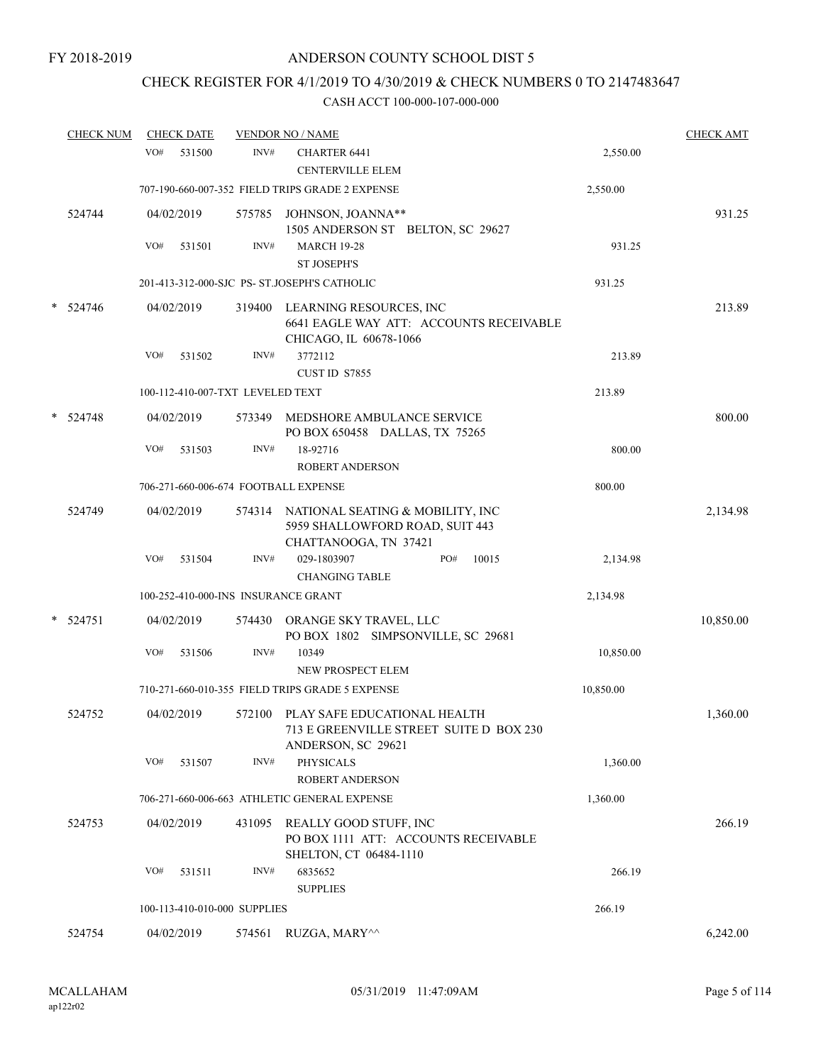FY 2018-2019

# ANDERSON COUNTY SCHOOL DIST 5

## CHECK REGISTER FOR 4/1/2019 TO 4/30/2019 & CHECK NUMBERS 0 TO 2147483647

### CASH ACCT 100-000-107-000-000

| CHECK NUM | CHECK DATE | VENDOR NO / NAME | | CHECK AMT |
|---|---|---|---|---|
| | VO# 531500 | INV# CHARTER 6441<br>CENTERVILLE ELEM | 2,550.00 | |
| | 707-190-660-007-352 FIELD TRIPS GRADE 2 EXPENSE | | 2,550.00 | |
| 524744 | 04/02/2019 | 575785 JOHNSON, JOANNA**<br>1505 ANDERSON ST BELTON, SC 29627 | | 931.25 |
| | VO# 531501 | INV# MARCH 19-28<br>ST JOSEPH'S | 931.25 | |
| | 201-413-312-000-SJC PS- ST.JOSEPH'S CATHOLIC | | 931.25 | |
| * 524746 | 04/02/2019 | 319400 LEARNING RESOURCES, INC<br>6641 EAGLE WAY ATT: ACCOUNTS RECEIVABLE<br>CHICAGO, IL 60678-1066 | | 213.89 |
| | VO# 531502 | INV# 3772112<br>CUST ID S7855 | 213.89 | |
| | 100-112-410-007-TXT LEVELED TEXT | | 213.89 | |
| * 524748 | 04/02/2019 | 573349 MEDSHORE AMBULANCE SERVICE<br>PO BOX 650458 DALLAS, TX 75265 | | 800.00 |
| | VO# 531503 | INV# 18-92716<br>ROBERT ANDERSON | 800.00 | |
| | 706-271-660-006-674 FOOTBALL EXPENSE | | 800.00 | |
| 524749 | 04/02/2019 | 574314 NATIONAL SEATING & MOBILITY, INC<br>5959 SHALLOWFORD ROAD, SUIT 443<br>CHATTANOOGA, TN 37421 | | 2,134.98 |
| | VO# 531504 | INV# 029-1803907 PO# 10015<br>CHANGING TABLE | 2,134.98 | |
| | 100-252-410-000-INS INSURANCE GRANT | | 2,134.98 | |
| * 524751 | 04/02/2019 | 574430 ORANGE SKY TRAVEL, LLC<br>PO BOX 1802 SIMPSONVILLE, SC 29681 | | 10,850.00 |
| | VO# 531506 | INV# 10349<br>NEW PROSPECT ELEM | 10,850.00 | |
| | 710-271-660-010-355 FIELD TRIPS GRADE 5 EXPENSE | | 10,850.00 | |
| 524752 | 04/02/2019 | 572100 PLAY SAFE EDUCATIONAL HEALTH<br>713 E GREENVILLE STREET SUITE D BOX 230<br>ANDERSON, SC 29621 | | 1,360.00 |
| | VO# 531507 | INV# PHYSICALS<br>ROBERT ANDERSON | 1,360.00 | |
| | 706-271-660-006-663 ATHLETIC GENERAL EXPENSE | | 1,360.00 | |
| 524753 | 04/02/2019 | 431095 REALLY GOOD STUFF, INC<br>PO BOX 1111 ATT: ACCOUNTS RECEIVABLE<br>SHELTON, CT 06484-1110 | | 266.19 |
| | VO# 531511 | INV# 6835652<br>SUPPLIES | 266.19 | |
| | 100-113-410-010-000 SUPPLIES | | 266.19 | |
| 524754 | 04/02/2019 | 574561 RUZGA, MARY^^ | | 6,242.00 |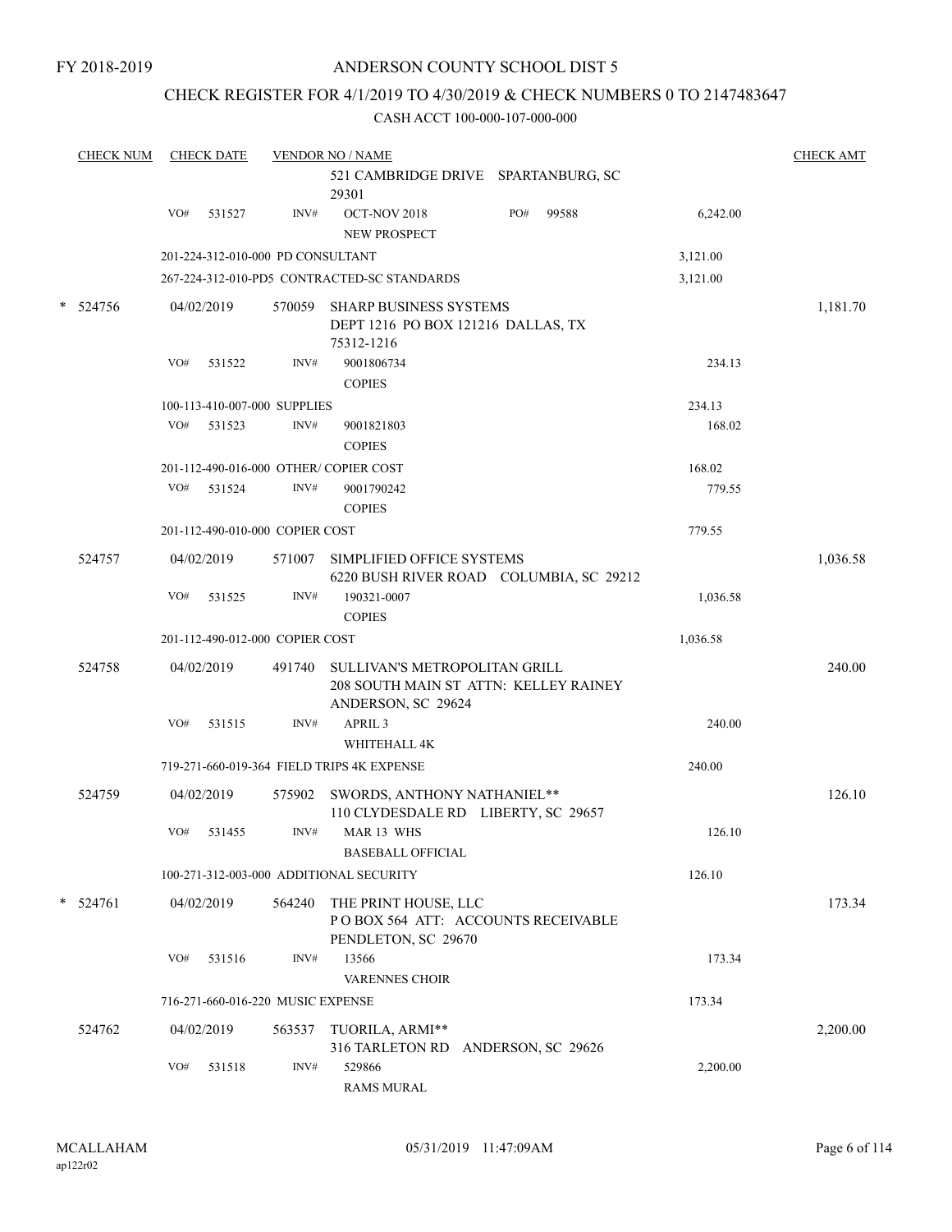FY 2018-2019

# ANDERSON COUNTY SCHOOL DIST 5

## CHECK REGISTER FOR 4/1/2019 TO 4/30/2019 & CHECK NUMBERS 0 TO 2147483647

### CASH ACCT 100-000-107-000-000

| CHECK NUM | CHECK DATE | VENDOR NO / NAME | | CHECK AMT |
|---|---|---|---|---|
| | | 521 CAMBRIDGE DRIVE SPARTANBURG, SC 29301 | | |
| | VO# 531527 | INV# OCT-NOV 2018 PO# 99588<br>NEW PROSPECT | 6,242.00 | |
| | 201-224-312-010-000 PD CONSULTANT | | 3,121.00 | |
| | 267-224-312-010-PD5 CONTRACTED-SC STANDARDS | | 3,121.00 | |
| * 524756 | 04/02/2019 | 570059 SHARP BUSINESS SYSTEMS<br>DEPT 1216 PO BOX 121216 DALLAS, TX 75312-1216 | | 1,181.70 |
| | VO# 531522 | INV# 9001806734<br>COPIES | 234.13 | |
| | 100-113-410-007-000 SUPPLIES | | 234.13 | |
| | VO# 531523 | INV# 9001821803<br>COPIES | 168.02 | |
| | 201-112-490-016-000 OTHER/ COPIER COST | | 168.02 | |
| | VO# 531524 | INV# 9001790242<br>COPIES | 779.55 | |
| | 201-112-490-010-000 COPIER COST | | 779.55 | |
| 524757 | 04/02/2019 | 571007 SIMPLIFIED OFFICE SYSTEMS<br>6220 BUSH RIVER ROAD COLUMBIA, SC 29212 | | 1,036.58 |
| | VO# 531525 | INV# 190321-0007<br>COPIES | 1,036.58 | |
| | 201-112-490-012-000 COPIER COST | | 1,036.58 | |
| 524758 | 04/02/2019 | 491740 SULLIVAN'S METROPOLITAN GRILL<br>208 SOUTH MAIN ST ATTN: KELLEY RAINEY<br>ANDERSON, SC 29624 | | 240.00 |
| | VO# 531515 | INV# APRIL 3<br>WHITEHALL 4K | 240.00 | |
| | 719-271-660-019-364 FIELD TRIPS 4K EXPENSE | | 240.00 | |
| 524759 | 04/02/2019 | 575902 SWORDS, ANTHONY NATHANIEL**<br>110 CLYDESDALE RD LIBERTY, SC 29657 | | 126.10 |
| | VO# 531455 | INV# MAR 13 WHS<br>BASEBALL OFFICIAL | 126.10 | |
| | 100-271-312-003-000 ADDITIONAL SECURITY | | 126.10 | |
| * 524761 | 04/02/2019 | 564240 THE PRINT HOUSE, LLC<br>P O BOX 564 ATT: ACCOUNTS RECEIVABLE<br>PENDLETON, SC 29670 | | 173.34 |
| | VO# 531516 | INV# 13566<br>VARENNES CHOIR | 173.34 | |
| | 716-271-660-016-220 MUSIC EXPENSE | | 173.34 | |
| 524762 | 04/02/2019 | 563537 TUORILA, ARMI**<br>316 TARLETON RD ANDERSON, SC 29626 | | 2,200.00 |
| | VO# 531518 | INV# 529866<br>RAMS MURAL | 2,200.00 | |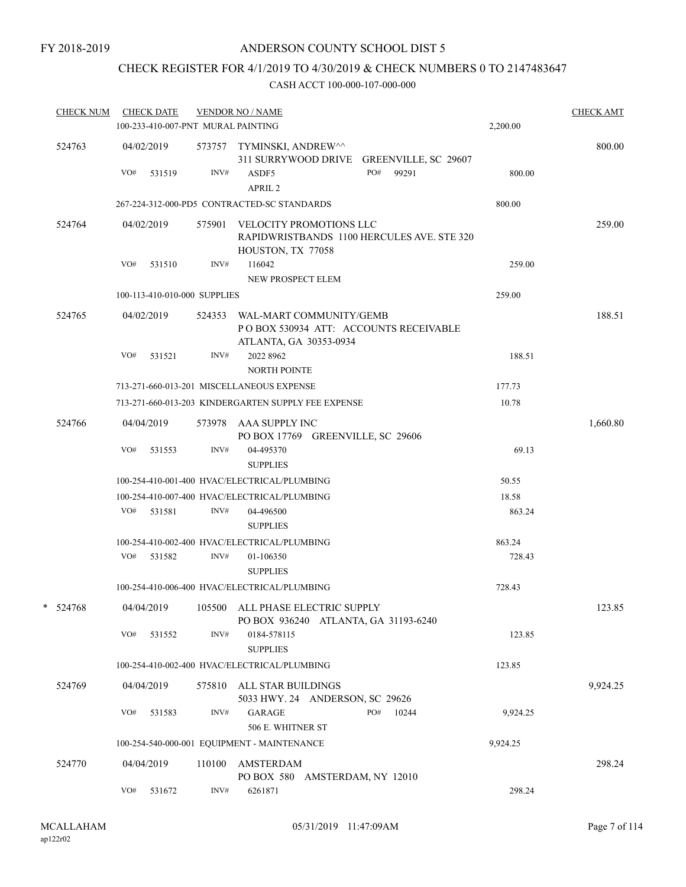FY 2018-2019

# ANDERSON COUNTY SCHOOL DIST 5

## CHECK REGISTER FOR 4/1/2019 TO 4/30/2019 & CHECK NUMBERS 0 TO 2147483647

### CASH ACCT 100-000-107-000-000

| CHECK NUM | CHECK DATE | VENDOR NO / NAME | | CHECK AMT |
|---|---|---|---|---|
| | 100-233-410-007-PNT MURAL PAINTING | | 2,200.00 | |
| 524763 | 04/02/2019 | 573757 TYMINSKI, ANDREW^^ 311 SURRYWOOD DRIVE GREENVILLE, SC 29607 | | 800.00 |
| | VO# 531519 | INV# ASDF5 APRIL 2 PO# 99291 | 800.00 | |
| | 267-224-312-000-PD5 CONTRACTED-SC STANDARDS | | 800.00 | |
| 524764 | 04/02/2019 | 575901 VELOCITY PROMOTIONS LLC RAPIDWRISTBANDS 1100 HERCULES AVE. STE 320 HOUSTON, TX 77058 | | 259.00 |
| | VO# 531510 | INV# 116042 NEW PROSPECT ELEM | 259.00 | |
| | 100-113-410-010-000 SUPPLIES | | 259.00 | |
| 524765 | 04/02/2019 | 524353 WAL-MART COMMUNITY/GEMB P O BOX 530934 ATT: ACCOUNTS RECEIVABLE ATLANTA, GA 30353-0934 | | 188.51 |
| | VO# 531521 | INV# 2022 8962 NORTH POINTE | 188.51 | |
| | 713-271-660-013-201 MISCELLANEOUS EXPENSE | | 177.73 | |
| | 713-271-660-013-203 KINDERGARTEN SUPPLY FEE EXPENSE | | 10.78 | |
| 524766 | 04/04/2019 | 573978 AAA SUPPLY INC PO BOX 17769 GREENVILLE, SC 29606 | | 1,660.80 |
| | VO# 531553 | INV# 04-495370 SUPPLIES | 69.13 | |
| | 100-254-410-001-400 HVAC/ELECTRICAL/PLUMBING | | 50.55 | |
| | 100-254-410-007-400 HVAC/ELECTRICAL/PLUMBING | | 18.58 | |
| | VO# 531581 | INV# 04-496500 SUPPLIES | 863.24 | |
| | 100-254-410-002-400 HVAC/ELECTRICAL/PLUMBING | | 863.24 | |
| | VO# 531582 | INV# 01-106350 SUPPLIES | 728.43 | |
| | 100-254-410-006-400 HVAC/ELECTRICAL/PLUMBING | | 728.43 | |
| * 524768 | 04/04/2019 | 105500 ALL PHASE ELECTRIC SUPPLY PO BOX 936240 ATLANTA, GA 31193-6240 | | 123.85 |
| | VO# 531552 | INV# 0184-578115 SUPPLIES | 123.85 | |
| | 100-254-410-002-400 HVAC/ELECTRICAL/PLUMBING | | 123.85 | |
| 524769 | 04/04/2019 | 575810 ALL STAR BUILDINGS 5033 HWY. 24 ANDERSON, SC 29626 | | 9,924.25 |
| | VO# 531583 | INV# GARAGE 506 E. WHITNER ST PO# 10244 | 9,924.25 | |
| | 100-254-540-000-001 EQUIPMENT - MAINTENANCE | | 9,924.25 | |
| 524770 | 04/04/2019 | 110100 AMSTERDAM PO BOX 580 AMSTERDAM, NY 12010 | | 298.24 |
| | VO# 531672 | INV# 6261871 | 298.24 | |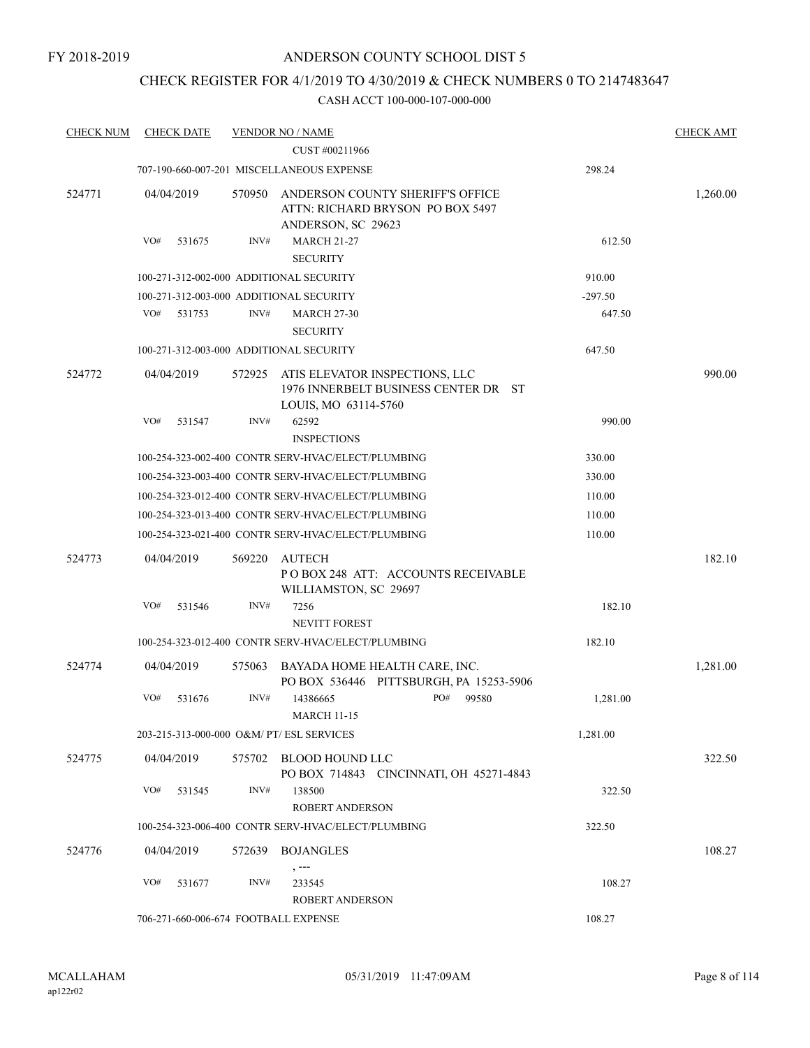FY 2018-2019

# ANDERSON COUNTY SCHOOL DIST 5

## CHECK REGISTER FOR 4/1/2019 TO 4/30/2019 & CHECK NUMBERS 0 TO 2147483647

### CASH ACCT 100-000-107-000-000

| CHECK NUM | CHECK DATE | VENDOR NO / NAME | | CHECK AMT |
|---|---|---|---|---|
| | | CUST #00211966 | | |
| | | 707-190-660-007-201 MISCELLANEOUS EXPENSE | 298.24 | |
| 524771 | 04/04/2019 | 570950 ANDERSON COUNTY SHERIFF'S OFFICE ATTN: RICHARD BRYSON PO BOX 5497 ANDERSON, SC 29623 | | 1,260.00 |
| | VO# 531675 | INV# MARCH 21-27 SECURITY | 612.50 | |
| | | 100-271-312-002-000 ADDITIONAL SECURITY | 910.00 | |
| | | 100-271-312-003-000 ADDITIONAL SECURITY | -297.50 | |
| | VO# 531753 | INV# MARCH 27-30 SECURITY | 647.50 | |
| | | 100-271-312-003-000 ADDITIONAL SECURITY | 647.50 | |
| 524772 | 04/04/2019 | 572925 ATIS ELEVATOR INSPECTIONS, LLC 1976 INNERBELT BUSINESS CENTER DR ST LOUIS, MO 63114-5760 | | 990.00 |
| | VO# 531547 | INV# 62592 INSPECTIONS | 990.00 | |
| | | 100-254-323-002-400 CONTR SERV-HVAC/ELECT/PLUMBING | 330.00 | |
| | | 100-254-323-003-400 CONTR SERV-HVAC/ELECT/PLUMBING | 330.00 | |
| | | 100-254-323-012-400 CONTR SERV-HVAC/ELECT/PLUMBING | 110.00 | |
| | | 100-254-323-013-400 CONTR SERV-HVAC/ELECT/PLUMBING | 110.00 | |
| | | 100-254-323-021-400 CONTR SERV-HVAC/ELECT/PLUMBING | 110.00 | |
| 524773 | 04/04/2019 | 569220 AUTECH P O BOX 248 ATT: ACCOUNTS RECEIVABLE WILLIAMSTON, SC 29697 | | 182.10 |
| | VO# 531546 | INV# 7256 NEVITT FOREST | 182.10 | |
| | | 100-254-323-012-400 CONTR SERV-HVAC/ELECT/PLUMBING | 182.10 | |
| 524774 | 04/04/2019 | 575063 BAYADA HOME HEALTH CARE, INC. PO BOX 536446 PITTSBURGH, PA 15253-5906 | | 1,281.00 |
| | VO# 531676 | INV# 14386665 PO# 99580 MARCH 11-15 | 1,281.00 | |
| | | 203-215-313-000-000 O&M/ PT/ ESL SERVICES | 1,281.00 | |
| 524775 | 04/04/2019 | 575702 BLOOD HOUND LLC PO BOX 714843 CINCINNATI, OH 45271-4843 | | 322.50 |
| | VO# 531545 | INV# 138500 ROBERT ANDERSON | 322.50 | |
| | | 100-254-323-006-400 CONTR SERV-HVAC/ELECT/PLUMBING | 322.50 | |
| 524776 | 04/04/2019 | 572639 BOJANGLES , --- | | 108.27 |
| | VO# 531677 | INV# 233545 ROBERT ANDERSON | 108.27 | |
| | | 706-271-660-006-674 FOOTBALL EXPENSE | 108.27 | |

MCALLAHAM
ap122r02

05/31/2019 11:47:09AM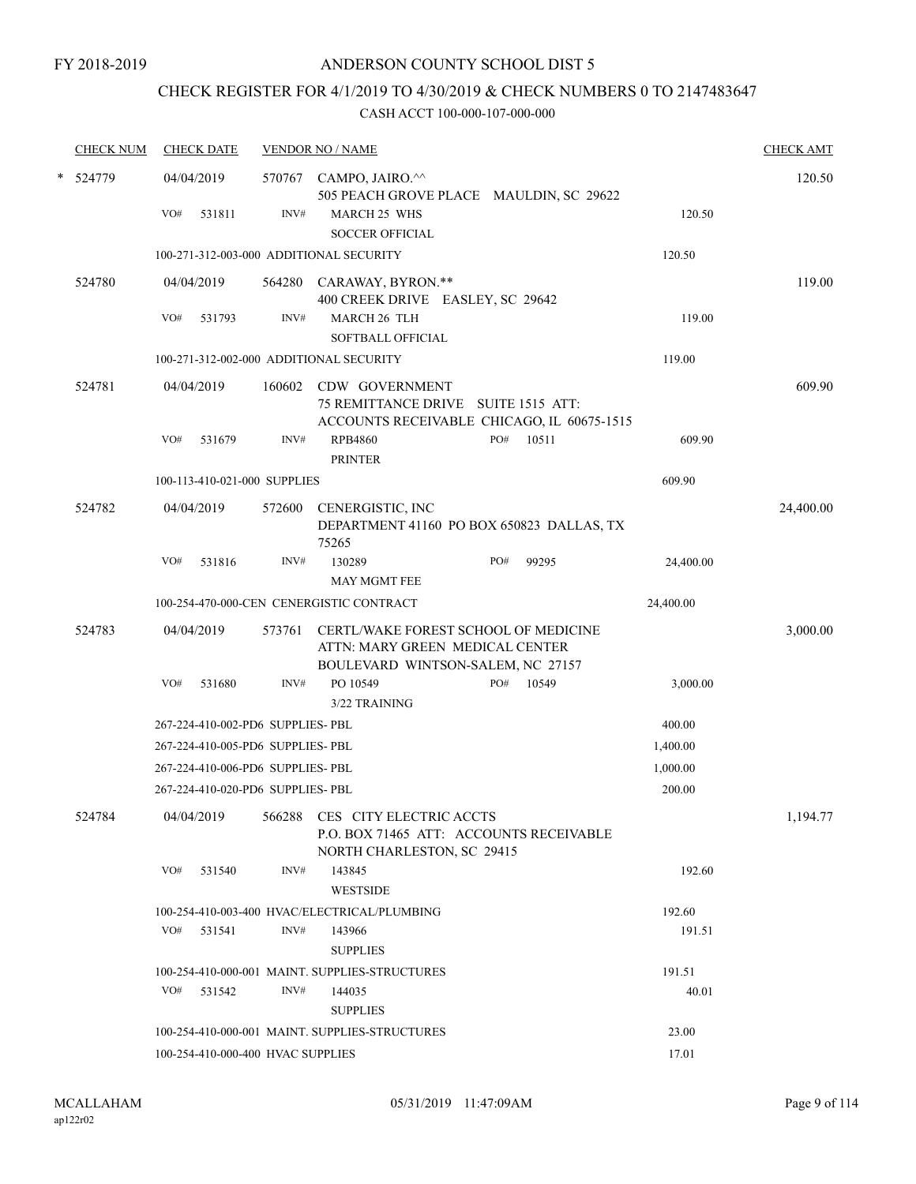FY 2018-2019

# ANDERSON COUNTY SCHOOL DIST 5

## CHECK REGISTER FOR 4/1/2019 TO 4/30/2019 & CHECK NUMBERS 0 TO 2147483647

### CASH ACCT 100-000-107-000-000

| CHECK NUM | CHECK DATE | VENDOR NO / NAME | | | CHECK AMT |
|---|---|---|---|---|---|
| * 524779 | 04/04/2019 | 570767 CAMPO, JAIRO.^^ 505 PEACH GROVE PLACE MAULDIN, SC 29622 | | | 120.50 |
| | VO# 531811 | INV# MARCH 25 WHS SOCCER OFFICIAL | | 120.50 | |
| | 100-271-312-003-000 ADDITIONAL SECURITY | | | 120.50 | |
| 524780 | 04/04/2019 | 564280 CARAWAY, BYRON.** 400 CREEK DRIVE EASLEY, SC 29642 | | | 119.00 |
| | VO# 531793 | INV# MARCH 26 TLH SOFTBALL OFFICIAL | | 119.00 | |
| | 100-271-312-002-000 ADDITIONAL SECURITY | | | 119.00 | |
| 524781 | 04/04/2019 | 160602 CDW GOVERNMENT 75 REMITTANCE DRIVE SUITE 1515 ATT: ACCOUNTS RECEIVABLE CHICAGO, IL 60675-1515 | | | 609.90 |
| | VO# 531679 | INV# RPB4860 PRINTER | PO# 10511 | 609.90 | |
| | 100-113-410-021-000 SUPPLIES | | | 609.90 | |
| 524782 | 04/04/2019 | 572600 CENERGISTIC, INC DEPARTMENT 41160 PO BOX 650823 DALLAS, TX 75265 | | | 24,400.00 |
| | VO# 531816 | INV# 130289 MAY MGMT FEE | PO# 99295 | 24,400.00 | |
| | 100-254-470-000-CEN CENERGISTIC CONTRACT | | | 24,400.00 | |
| 524783 | 04/04/2019 | 573761 CERTL/WAKE FOREST SCHOOL OF MEDICINE ATTN: MARY GREEN MEDICAL CENTER BOULEVARD WINTSON-SALEM, NC 27157 | | | 3,000.00 |
| | VO# 531680 | INV# PO 10549 3/22 TRAINING | PO# 10549 | 3,000.00 | |
| | 267-224-410-002-PD6 SUPPLIES- PBL | | | 400.00 | |
| | 267-224-410-005-PD6 SUPPLIES- PBL | | | 1,400.00 | |
| | 267-224-410-006-PD6 SUPPLIES- PBL | | | 1,000.00 | |
| | 267-224-410-020-PD6 SUPPLIES- PBL | | | 200.00 | |
| 524784 | 04/04/2019 | 566288 CES CITY ELECTRIC ACCTS P.O. BOX 71465 ATT: ACCOUNTS RECEIVABLE NORTH CHARLESTON, SC 29415 | | | 1,194.77 |
| | VO# 531540 | INV# 143845 WESTSIDE | | 192.60 | |
| | 100-254-410-003-400 HVAC/ELECTRICAL/PLUMBING | | | 192.60 | |
| | VO# 531541 | INV# 143966 SUPPLIES | | 191.51 | |
| | 100-254-410-000-001 MAINT. SUPPLIES-STRUCTURES | | | 191.51 | |
| | VO# 531542 | INV# 144035 SUPPLIES | | 40.01 | |
| | 100-254-410-000-001 MAINT. SUPPLIES-STRUCTURES | | | 23.00 | |
| | 100-254-410-000-400 HVAC SUPPLIES | | | 17.01 | |

MCALLAHAM
ap122r02

05/31/2019 11:47:09AM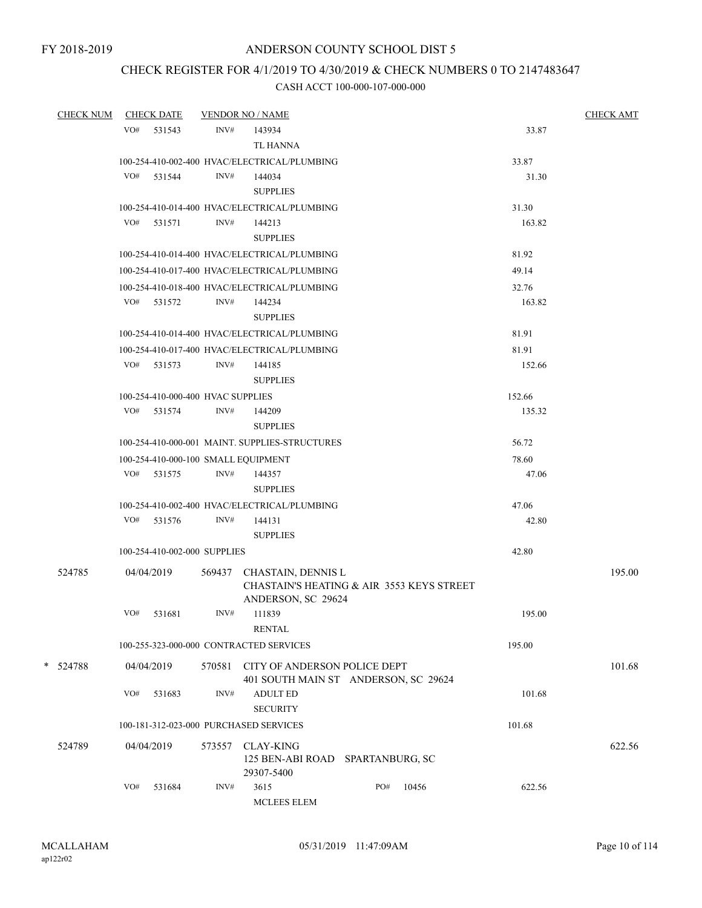FY 2018-2019

# ANDERSON COUNTY SCHOOL DIST 5

## CHECK REGISTER FOR 4/1/2019 TO 4/30/2019 & CHECK NUMBERS 0 TO 2147483647

### CASH ACCT 100-000-107-000-000

| CHECK NUM | CHECK DATE | VENDOR NO / NAME | | CHECK AMT |
|---|---|---|---|---|
| | VO# 531543 | INV# 143934 TL HANNA | 33.87 | |
| | 100-254-410-002-400 HVAC/ELECTRICAL/PLUMBING | | 33.87 | |
| | VO# 531544 | INV# 144034 SUPPLIES | 31.30 | |
| | 100-254-410-014-400 HVAC/ELECTRICAL/PLUMBING | | 31.30 | |
| | VO# 531571 | INV# 144213 SUPPLIES | 163.82 | |
| | 100-254-410-014-400 HVAC/ELECTRICAL/PLUMBING | | 81.92 | |
| | 100-254-410-017-400 HVAC/ELECTRICAL/PLUMBING | | 49.14 | |
| | 100-254-410-018-400 HVAC/ELECTRICAL/PLUMBING | | 32.76 | |
| | VO# 531572 | INV# 144234 SUPPLIES | 163.82 | |
| | 100-254-410-014-400 HVAC/ELECTRICAL/PLUMBING | | 81.91 | |
| | 100-254-410-017-400 HVAC/ELECTRICAL/PLUMBING | | 81.91 | |
| | VO# 531573 | INV# 144185 SUPPLIES | 152.66 | |
| | 100-254-410-000-400 HVAC SUPPLIES | | 152.66 | |
| | VO# 531574 | INV# 144209 SUPPLIES | 135.32 | |
| | 100-254-410-000-001 MAINT. SUPPLIES-STRUCTURES | | 56.72 | |
| | 100-254-410-000-100 SMALL EQUIPMENT | | 78.60 | |
| | VO# 531575 | INV# 144357 SUPPLIES | 47.06 | |
| | 100-254-410-002-400 HVAC/ELECTRICAL/PLUMBING | | 47.06 | |
| | VO# 531576 | INV# 144131 SUPPLIES | 42.80 | |
| | 100-254-410-002-000 SUPPLIES | | 42.80 | |
| 524785 | 04/04/2019 | 569437 CHASTAIN, DENNIS L CHASTAIN'S HEATING & AIR 3553 KEYS STREET ANDERSON, SC 29624 | | 195.00 |
| | VO# 531681 | INV# 111839 RENTAL | 195.00 | |
| | 100-255-323-000-000 CONTRACTED SERVICES | | 195.00 | |
| * 524788 | 04/04/2019 | 570581 CITY OF ANDERSON POLICE DEPT 401 SOUTH MAIN ST ANDERSON, SC 29624 | | 101.68 |
| | VO# 531683 | INV# ADULT ED SECURITY | 101.68 | |
| | 100-181-312-023-000 PURCHASED SERVICES | | 101.68 | |
| 524789 | 04/04/2019 | 573557 CLAY-KING 125 BEN-ABI ROAD SPARTANBURG, SC 29307-5400 | | 622.56 |
| | VO# 531684 | INV# 3615 PO# 10456 MCLEES ELEM | 622.56 | |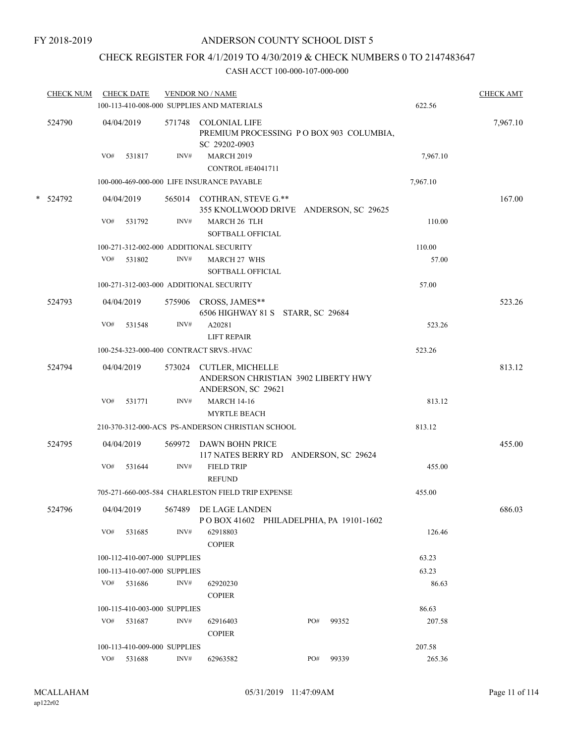FY 2018-2019

# ANDERSON COUNTY SCHOOL DIST 5

## CHECK REGISTER FOR 4/1/2019 TO 4/30/2019 & CHECK NUMBERS 0 TO 2147483647

### CASH ACCT 100-000-107-000-000

| CHECK NUM | CHECK DATE | VENDOR NO / NAME | | | CHECK AMT |
|---|---|---|---|---|---|
| | 100-113-410-008-000 SUPPLIES AND MATERIALS | | | 622.56 | |
| 524790 | 04/04/2019 | 571748 | COLONIAL LIFE<br>PREMIUM PROCESSING P O BOX 903 COLUMBIA, SC 29202-0903 | | 7,967.10 |
| | VO# 531817 | INV# | MARCH 2019<br>CONTROL #E4041711 | 7,967.10 | |
| | 100-000-469-000-000 LIFE INSURANCE PAYABLE | | | 7,967.10 | |
| * 524792 | 04/04/2019 | 565014 | COTHRAN, STEVE G.**<br>355 KNOLLWOOD DRIVE ANDERSON, SC 29625 | | 167.00 |
| | VO# 531792 | INV# | MARCH 26 TLH<br>SOFTBALL OFFICIAL | 110.00 | |
| | 100-271-312-002-000 ADDITIONAL SECURITY | | | 110.00 | |
| | VO# 531802 | INV# | MARCH 27 WHS<br>SOFTBALL OFFICIAL | 57.00 | |
| | 100-271-312-003-000 ADDITIONAL SECURITY | | | 57.00 | |
| 524793 | 04/04/2019 | 575906 | CROSS, JAMES**<br>6506 HIGHWAY 81 S STARR, SC 29684 | | 523.26 |
| | VO# 531548 | INV# | A20281<br>LIFT REPAIR | 523.26 | |
| | 100-254-323-000-400 CONTRACT SRVS.-HVAC | | | 523.26 | |
| 524794 | 04/04/2019 | 573024 | CUTLER, MICHELLE<br>ANDERSON CHRISTIAN 3902 LIBERTY HWY ANDERSON, SC 29621 | | 813.12 |
| | VO# 531771 | INV# | MARCH 14-16<br>MYRTLE BEACH | 813.12 | |
| | 210-370-312-000-ACS PS-ANDERSON CHRISTIAN SCHOOL | | | 813.12 | |
| 524795 | 04/04/2019 | 569972 | DAWN BOHN PRICE<br>117 NATES BERRY RD ANDERSON, SC 29624 | | 455.00 |
| | VO# 531644 | INV# | FIELD TRIP<br>REFUND | 455.00 | |
| | 705-271-660-005-584 CHARLESTON FIELD TRIP EXPENSE | | | 455.00 | |
| 524796 | 04/04/2019 | 567489 | DE LAGE LANDEN<br>P O BOX 41602 PHILADELPHIA, PA 19101-1602 | | 686.03 |
| | VO# 531685 | INV# | 62918803<br>COPIER | 126.46 | |
| | 100-112-410-007-000 SUPPLIES | | | 63.23 | |
| | 100-113-410-007-000 SUPPLIES | | | 63.23 | |
| | VO# 531686 | INV# | 62920230<br>COPIER | 86.63 | |
| | 100-115-410-003-000 SUPPLIES | | | 86.63 | |
| | VO# 531687 | INV# | 62916403 PO# 99352<br>COPIER | 207.58 | |
| | 100-113-410-009-000 SUPPLIES | | | 207.58 | |
| | VO# 531688 | INV# | 62963582 PO# 99339 | 265.36 | |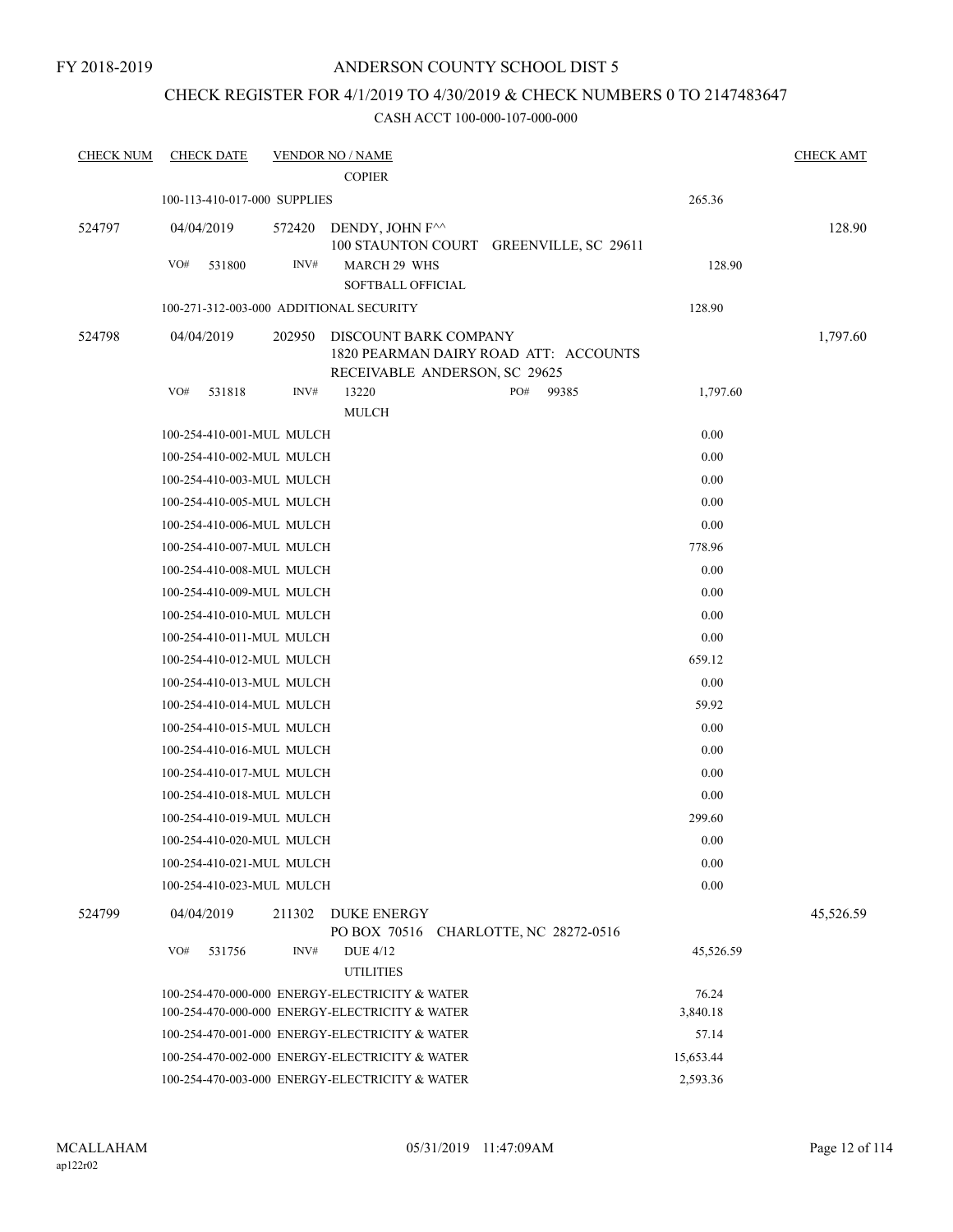FY 2018-2019

# ANDERSON COUNTY SCHOOL DIST 5

## CHECK REGISTER FOR 4/1/2019 TO 4/30/2019 & CHECK NUMBERS 0 TO 2147483647

### CASH ACCT 100-000-107-000-000

| CHECK NUM | CHECK DATE | VENDOR NO / NAME | | CHECK AMT |
|---|---|---|---|---|
| | | COPIER | | |
| | 100-113-410-017-000 SUPPLIES | | 265.36 | |
| 524797 | 04/04/2019 | 572420 DENDY, JOHN F^^ 100 STAUNTON COURT GREENVILLE, SC 29611 | | 128.90 |
| | VO# 531800 | INV# MARCH 29 WHS SOFTBALL OFFICIAL | 128.90 | |
| | 100-271-312-003-000 ADDITIONAL SECURITY | | 128.90 | |
| 524798 | 04/04/2019 | 202950 DISCOUNT BARK COMPANY 1820 PEARMAN DAIRY ROAD ATT: ACCOUNTS RECEIVABLE ANDERSON, SC 29625 | | 1,797.60 |
| | VO# 531818 | INV# 13220 PO# 99385 MULCH | 1,797.60 | |
| | 100-254-410-001-MUL MULCH | | 0.00 | |
| | 100-254-410-002-MUL MULCH | | 0.00 | |
| | 100-254-410-003-MUL MULCH | | 0.00 | |
| | 100-254-410-005-MUL MULCH | | 0.00 | |
| | 100-254-410-006-MUL MULCH | | 0.00 | |
| | 100-254-410-007-MUL MULCH | | 778.96 | |
| | 100-254-410-008-MUL MULCH | | 0.00 | |
| | 100-254-410-009-MUL MULCH | | 0.00 | |
| | 100-254-410-010-MUL MULCH | | 0.00 | |
| | 100-254-410-011-MUL MULCH | | 0.00 | |
| | 100-254-410-012-MUL MULCH | | 659.12 | |
| | 100-254-410-013-MUL MULCH | | 0.00 | |
| | 100-254-410-014-MUL MULCH | | 59.92 | |
| | 100-254-410-015-MUL MULCH | | 0.00 | |
| | 100-254-410-016-MUL MULCH | | 0.00 | |
| | 100-254-410-017-MUL MULCH | | 0.00 | |
| | 100-254-410-018-MUL MULCH | | 0.00 | |
| | 100-254-410-019-MUL MULCH | | 299.60 | |
| | 100-254-410-020-MUL MULCH | | 0.00 | |
| | 100-254-410-021-MUL MULCH | | 0.00 | |
| | 100-254-410-023-MUL MULCH | | 0.00 | |
| 524799 | 04/04/2019 | 211302 DUKE ENERGY PO BOX 70516 CHARLOTTE, NC 28272-0516 | | 45,526.59 |
| | VO# 531756 | INV# DUE 4/12 UTILITIES | 45,526.59 | |
| | 100-254-470-000-000 ENERGY-ELECTRICITY & WATER | | 76.24 | |
| | 100-254-470-000-000 ENERGY-ELECTRICITY & WATER | | 3,840.18 | |
| | 100-254-470-001-000 ENERGY-ELECTRICITY & WATER | | 57.14 | |
| | 100-254-470-002-000 ENERGY-ELECTRICITY & WATER | | 15,653.44 | |
| | 100-254-470-003-000 ENERGY-ELECTRICITY & WATER | | 2,593.36 | |

MCALLAHAM
ap122r02

05/31/2019 11:47:09AM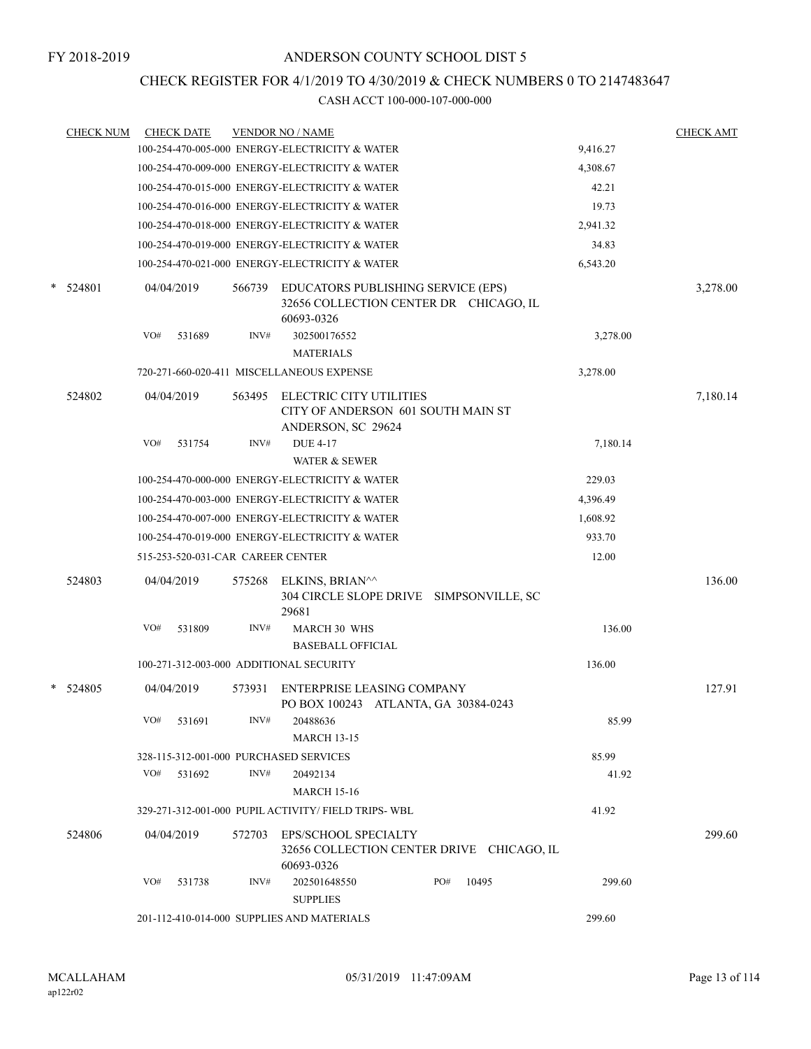FY 2018-2019

# ANDERSON COUNTY SCHOOL DIST 5

## CHECK REGISTER FOR 4/1/2019 TO 4/30/2019 & CHECK NUMBERS 0 TO 2147483647

### CASH ACCT 100-000-107-000-000

| CHECK NUM | CHECK DATE | VENDOR NO / NAME | | CHECK AMT |
|---|---|---|---|---|
| | | 100-254-470-005-000 ENERGY-ELECTRICITY & WATER | 9,416.27 | |
| | | 100-254-470-009-000 ENERGY-ELECTRICITY & WATER | 4,308.67 | |
| | | 100-254-470-015-000 ENERGY-ELECTRICITY & WATER | 42.21 | |
| | | 100-254-470-016-000 ENERGY-ELECTRICITY & WATER | 19.73 | |
| | | 100-254-470-018-000 ENERGY-ELECTRICITY & WATER | 2,941.32 | |
| | | 100-254-470-019-000 ENERGY-ELECTRICITY & WATER | 34.83 | |
| | | 100-254-470-021-000 ENERGY-ELECTRICITY & WATER | 6,543.20 | |
| * 524801 | 04/04/2019 | 566739 EDUCATORS PUBLISHING SERVICE (EPS) 32656 COLLECTION CENTER DR CHICAGO, IL 60693-0326 | | 3,278.00 |
| | VO# 531689 | INV# 302500176552 MATERIALS | 3,278.00 | |
| | | 720-271-660-020-411 MISCELLANEOUS EXPENSE | 3,278.00 | |
| 524802 | 04/04/2019 | 563495 ELECTRIC CITY UTILITIES CITY OF ANDERSON 601 SOUTH MAIN ST ANDERSON, SC 29624 | | 7,180.14 |
| | VO# 531754 | INV# DUE 4-17 WATER & SEWER | 7,180.14 | |
| | | 100-254-470-000-000 ENERGY-ELECTRICITY & WATER | 229.03 | |
| | | 100-254-470-003-000 ENERGY-ELECTRICITY & WATER | 4,396.49 | |
| | | 100-254-470-007-000 ENERGY-ELECTRICITY & WATER | 1,608.92 | |
| | | 100-254-470-019-000 ENERGY-ELECTRICITY & WATER | 933.70 | |
| | | 515-253-520-031-CAR CAREER CENTER | 12.00 | |
| 524803 | 04/04/2019 | 575268 ELKINS, BRIAN^^ 304 CIRCLE SLOPE DRIVE SIMPSONVILLE, SC 29681 | | 136.00 |
| | VO# 531809 | INV# MARCH 30 WHS BASEBALL OFFICIAL | 136.00 | |
| | | 100-271-312-003-000 ADDITIONAL SECURITY | 136.00 | |
| * 524805 | 04/04/2019 | 573931 ENTERPRISE LEASING COMPANY PO BOX 100243 ATLANTA, GA 30384-0243 | | 127.91 |
| | VO# 531691 | INV# 20488636 MARCH 13-15 | 85.99 | |
| | | 328-115-312-001-000 PURCHASED SERVICES | 85.99 | |
| | VO# 531692 | INV# 20492134 MARCH 15-16 | 41.92 | |
| | | 329-271-312-001-000 PUPIL ACTIVITY/ FIELD TRIPS- WBL | 41.92 | |
| 524806 | 04/04/2019 | 572703 EPS/SCHOOL SPECIALTY 32656 COLLECTION CENTER DRIVE CHICAGO, IL 60693-0326 | | 299.60 |
| | VO# 531738 | INV# 202501648550 PO# 10495 SUPPLIES | 299.60 | |
| | | 201-112-410-014-000 SUPPLIES AND MATERIALS | 299.60 | |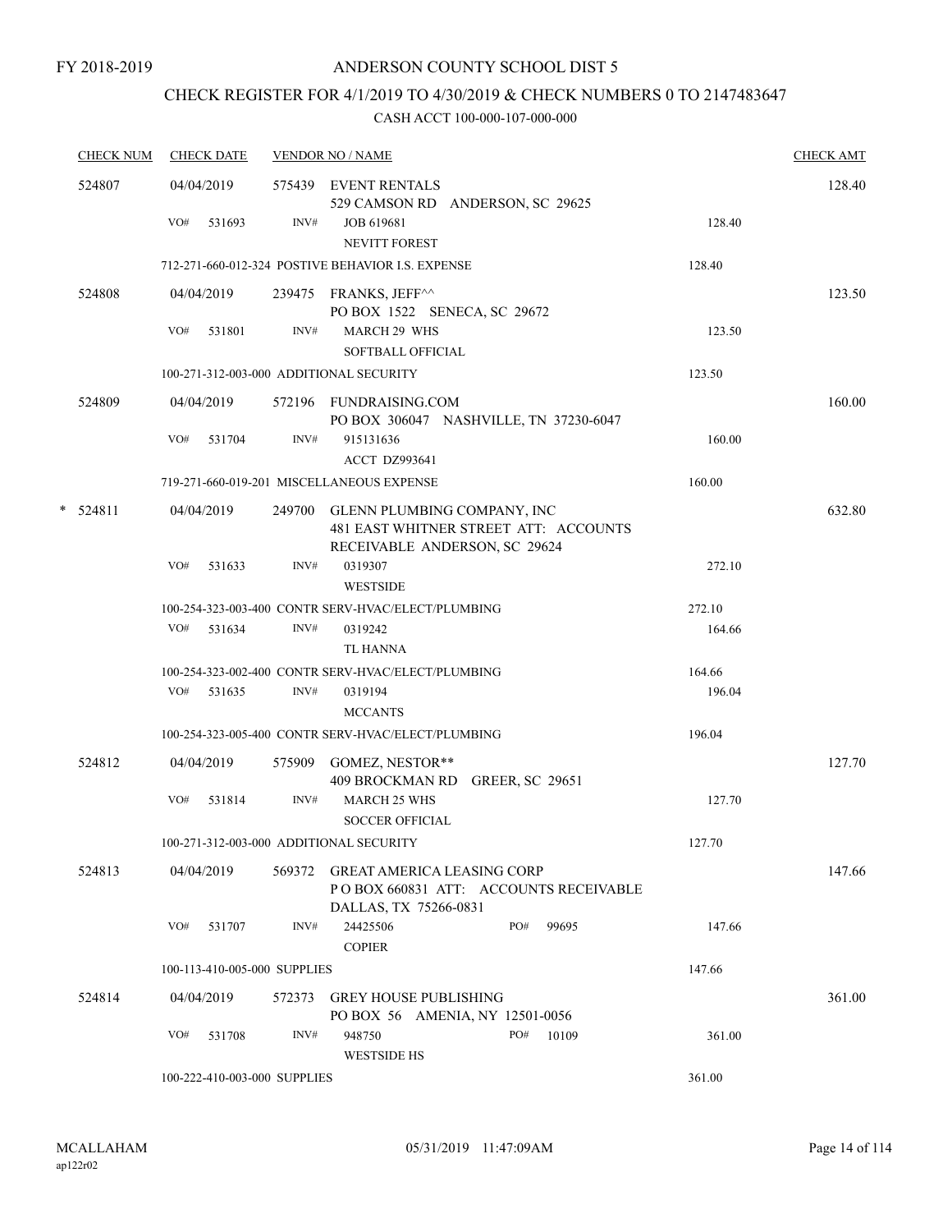FY 2018-2019

# ANDERSON COUNTY SCHOOL DIST 5

## CHECK REGISTER FOR 4/1/2019 TO 4/30/2019 & CHECK NUMBERS 0 TO 2147483647

### CASH ACCT 100-000-107-000-000

| CHECK NUM | CHECK DATE | VENDOR NO / NAME | | | CHECK AMT |
|---|---|---|---|---|---|
| 524807 | 04/04/2019 | 575439 EVENT RENTALS<br>529 CAMSON RD ANDERSON, SC 29625 | | | 128.40 |
| | VO# 531693 | INV# JOB 619681<br>NEVITT FOREST | | 128.40 | |
| | | 712-271-660-012-324 POSTIVE BEHAVIOR I.S. EXPENSE | | 128.40 | |
| 524808 | 04/04/2019 | 239475 FRANKS, JEFF^^<br>PO BOX 1522 SENECA, SC 29672 | | | 123.50 |
| | VO# 531801 | INV# MARCH 29 WHS<br>SOFTBALL OFFICIAL | | 123.50 | |
| | | 100-271-312-003-000 ADDITIONAL SECURITY | | 123.50 | |
| 524809 | 04/04/2019 | 572196 FUNDRAISING.COM<br>PO BOX 306047 NASHVILLE, TN 37230-6047 | | | 160.00 |
| | VO# 531704 | INV# 915131636<br>ACCT DZ993641 | | 160.00 | |
| | | 719-271-660-019-201 MISCELLANEOUS EXPENSE | | 160.00 | |
| * 524811 | 04/04/2019 | 249700 GLENN PLUMBING COMPANY, INC<br>481 EAST WHITNER STREET ATT: ACCOUNTS RECEIVABLE ANDERSON, SC 29624 | | | 632.80 |
| | VO# 531633 | INV# 0319307<br>WESTSIDE | | 272.10 | |
| | | 100-254-323-003-400 CONTR SERV-HVAC/ELECT/PLUMBING | | 272.10 | |
| | VO# 531634 | INV# 0319242<br>TL HANNA | | 164.66 | |
| | | 100-254-323-002-400 CONTR SERV-HVAC/ELECT/PLUMBING | | 164.66 | |
| | VO# 531635 | INV# 0319194<br>MCCANTS | | 196.04 | |
| | | 100-254-323-005-400 CONTR SERV-HVAC/ELECT/PLUMBING | | 196.04 | |
| 524812 | 04/04/2019 | 575909 GOMEZ, NESTOR**<br>409 BROCKMAN RD GREER, SC 29651 | | | 127.70 |
| | VO# 531814 | INV# MARCH 25 WHS<br>SOCCER OFFICIAL | | 127.70 | |
| | | 100-271-312-003-000 ADDITIONAL SECURITY | | 127.70 | |
| 524813 | 04/04/2019 | 569372 GREAT AMERICA LEASING CORP<br>P O BOX 660831 ATT: ACCOUNTS RECEIVABLE DALLAS, TX 75266-0831 | | | 147.66 |
| | VO# 531707 | INV# 24425506<br>COPIER | PO# 99695 | 147.66 | |
| | | 100-113-410-005-000 SUPPLIES | | 147.66 | |
| 524814 | 04/04/2019 | 572373 GREY HOUSE PUBLISHING<br>PO BOX 56 AMENIA, NY 12501-0056 | | | 361.00 |
| | VO# 531708 | INV# 948750<br>WESTSIDE HS | PO# 10109 | 361.00 | |
| | | 100-222-410-003-000 SUPPLIES | | 361.00 | |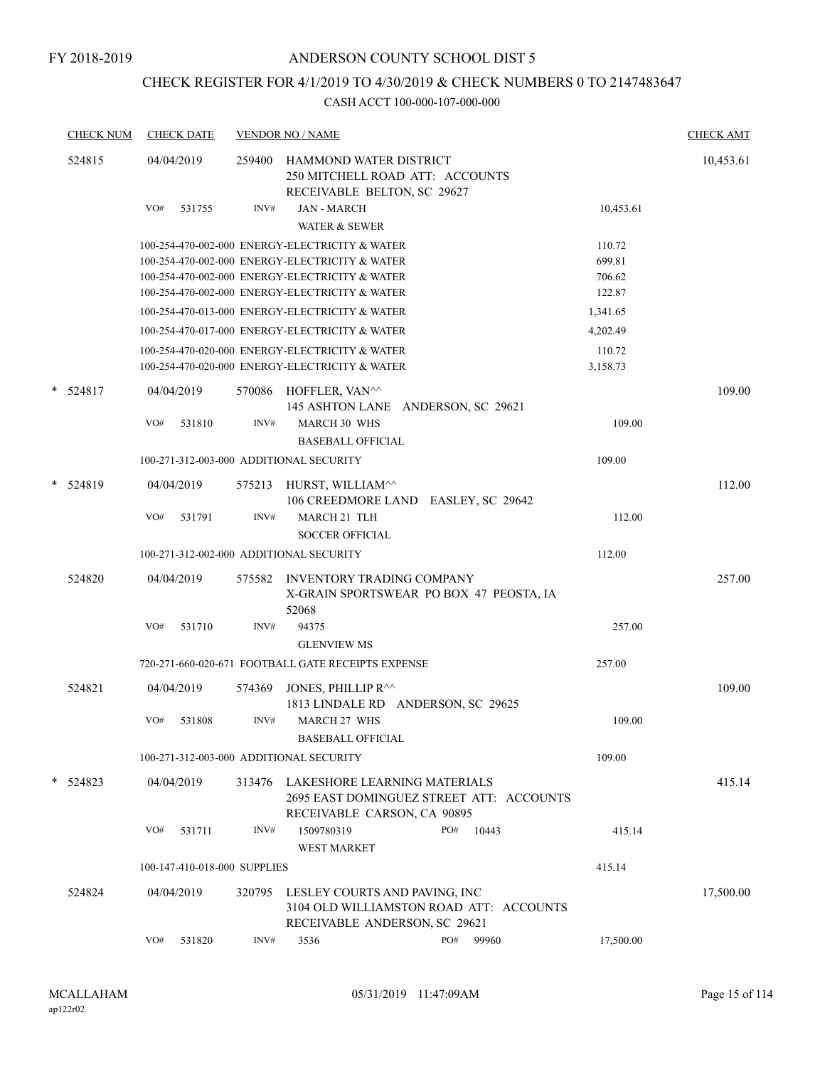FY 2018-2019

# ANDERSON COUNTY SCHOOL DIST 5

## CHECK REGISTER FOR 4/1/2019 TO 4/30/2019 & CHECK NUMBERS 0 TO 2147483647

CASH ACCT 100-000-107-000-000

| CHECK NUM | CHECK DATE | VENDOR NO / NAME | | CHECK AMT |
|---|---|---|---|---|
| 524815 | 04/04/2019 | 259400 HAMMOND WATER DISTRICT<br>250 MITCHELL ROAD ATT: ACCOUNTS RECEIVABLE BELTON, SC 29627 | | 10,453.61 |
| | VO# 531755 | INV# JAN - MARCH<br>WATER & SEWER | 10,453.61 | |
| | | 100-254-470-002-000 ENERGY-ELECTRICITY & WATER | 110.72 | |
| | | 100-254-470-002-000 ENERGY-ELECTRICITY & WATER | 699.81 | |
| | | 100-254-470-002-000 ENERGY-ELECTRICITY & WATER | 706.62 | |
| | | 100-254-470-002-000 ENERGY-ELECTRICITY & WATER | 122.87 | |
| | | 100-254-470-013-000 ENERGY-ELECTRICITY & WATER | 1,341.65 | |
| | | 100-254-470-017-000 ENERGY-ELECTRICITY & WATER | 4,202.49 | |
| | | 100-254-470-020-000 ENERGY-ELECTRICITY & WATER | 110.72 | |
| | | 100-254-470-020-000 ENERGY-ELECTRICITY & WATER | 3,158.73 | |
| * 524817 | 04/04/2019 | 570086 HOFFLER, VAN^^<br>145 ASHTON LANE ANDERSON, SC 29621 | | 109.00 |
| | VO# 531810 | INV# MARCH 30 WHS<br>BASEBALL OFFICIAL | 109.00 | |
| | | 100-271-312-003-000 ADDITIONAL SECURITY | 109.00 | |
| * 524819 | 04/04/2019 | 575213 HURST, WILLIAM^^<br>106 CREEDMORE LAND EASLEY, SC 29642 | | 112.00 |
| | VO# 531791 | INV# MARCH 21 TLH<br>SOCCER OFFICIAL | 112.00 | |
| | | 100-271-312-002-000 ADDITIONAL SECURITY | 112.00 | |
| 524820 | 04/04/2019 | 575582 INVENTORY TRADING COMPANY<br>X-GRAIN SPORTSWEAR PO BOX 47 PEOSTA, IA 52068 | | 257.00 |
| | VO# 531710 | INV# 94375<br>GLENVIEW MS | 257.00 | |
| | | 720-271-660-020-671 FOOTBALL GATE RECEIPTS EXPENSE | 257.00 | |
| 524821 | 04/04/2019 | 574369 JONES, PHILLIP R^^<br>1813 LINDALE RD ANDERSON, SC 29625 | | 109.00 |
| | VO# 531808 | INV# MARCH 27 WHS<br>BASEBALL OFFICIAL | 109.00 | |
| | | 100-271-312-003-000 ADDITIONAL SECURITY | 109.00 | |
| * 524823 | 04/04/2019 | 313476 LAKESHORE LEARNING MATERIALS<br>2695 EAST DOMINGUEZ STREET ATT: ACCOUNTS RECEIVABLE CARSON, CA 90895 | | 415.14 |
| | VO# 531711 | INV# 1509780319 PO# 10443<br>WEST MARKET | 415.14 | |
| | | 100-147-410-018-000 SUPPLIES | 415.14 | |
| 524824 | 04/04/2019 | 320795 LESLEY COURTS AND PAVING, INC<br>3104 OLD WILLIAMSTON ROAD ATT: ACCOUNTS RECEIVABLE ANDERSON, SC 29621 | | 17,500.00 |
| | VO# 531820 | INV# 3536 PO# 99960 | 17,500.00 | |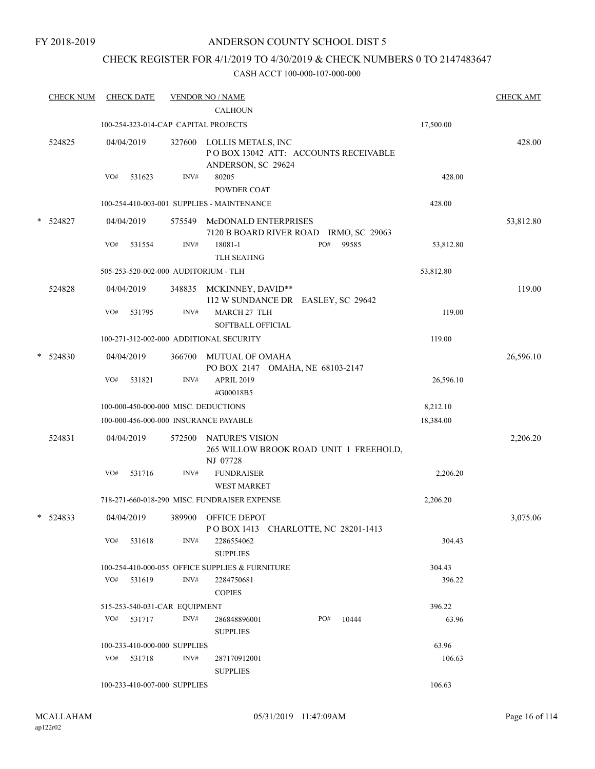FY 2018-2019

# ANDERSON COUNTY SCHOOL DIST 5

## CHECK REGISTER FOR 4/1/2019 TO 4/30/2019 & CHECK NUMBERS 0 TO 2147483647

### CASH ACCT 100-000-107-000-000

| CHECK NUM | CHECK DATE | VENDOR NO / NAME | | CHECK AMT |
|---|---|---|---|---|
| | | CALHOUN | | |
| | | 100-254-323-014-CAP CAPITAL PROJECTS | 17,500.00 | |
| 524825 | 04/04/2019 | 327600 LOLLIS METALS, INC<br>P O BOX 13042 ATT: ACCOUNTS RECEIVABLE<br>ANDERSON, SC 29624 | | 428.00 |
| | VO# 531623 | INV# 80205<br>POWDER COAT | 428.00 | |
| | | 100-254-410-003-001 SUPPLIES - MAINTENANCE | 428.00 | |
| * 524827 | 04/04/2019 | 575549 McDONALD ENTERPRISES<br>7120 B BOARD RIVER ROAD IRMO, SC 29063 | | 53,812.80 |
| | VO# 531554 | INV# 18081-1 PO# 99585<br>TLH SEATING | 53,812.80 | |
| | | 505-253-520-002-000 AUDITORIUM - TLH | 53,812.80 | |
| 524828 | 04/04/2019 | 348835 MCKINNEY, DAVID**<br>112 W SUNDANCE DR EASLEY, SC 29642 | | 119.00 |
| | VO# 531795 | INV# MARCH 27 TLH<br>SOFTBALL OFFICIAL | 119.00 | |
| | | 100-271-312-002-000 ADDITIONAL SECURITY | 119.00 | |
| * 524830 | 04/04/2019 | 366700 MUTUAL OF OMAHA<br>PO BOX 2147 OMAHA, NE 68103-2147 | | 26,596.10 |
| | VO# 531821 | INV# APRIL 2019<br>#G00018B5 | 26,596.10 | |
| | | 100-000-450-000-000 MISC. DEDUCTIONS | 8,212.10 | |
| | | 100-000-456-000-000 INSURANCE PAYABLE | 18,384.00 | |
| 524831 | 04/04/2019 | 572500 NATURE'S VISION<br>265 WILLOW BROOK ROAD UNIT 1 FREEHOLD,<br>NJ 07728 | | 2,206.20 |
| | VO# 531716 | INV# FUNDRAISER<br>WEST MARKET | 2,206.20 | |
| | | 718-271-660-018-290 MISC. FUNDRAISER EXPENSE | 2,206.20 | |
| * 524833 | 04/04/2019 | 389900 OFFICE DEPOT<br>P O BOX 1413 CHARLOTTE, NC 28201-1413 | | 3,075.06 |
| | VO# 531618 | INV# 2286554062<br>SUPPLIES | 304.43 | |
| | | 100-254-410-000-055 OFFICE SUPPLIES & FURNITURE | 304.43 | |
| | VO# 531619 | INV# 2284750681<br>COPIES | 396.22 | |
| | | 515-253-540-031-CAR EQUIPMENT | 396.22 | |
| | VO# 531717 | INV# 286848896001 PO# 10444<br>SUPPLIES | 63.96 | |
| | | 100-233-410-000-000 SUPPLIES | 63.96 | |
| | VO# 531718 | INV# 287170912001<br>SUPPLIES | 106.63 | |
| | | 100-233-410-007-000 SUPPLIES | 106.63 | |

MCALLAHAM
ap122r02

05/31/2019 11:47:09AM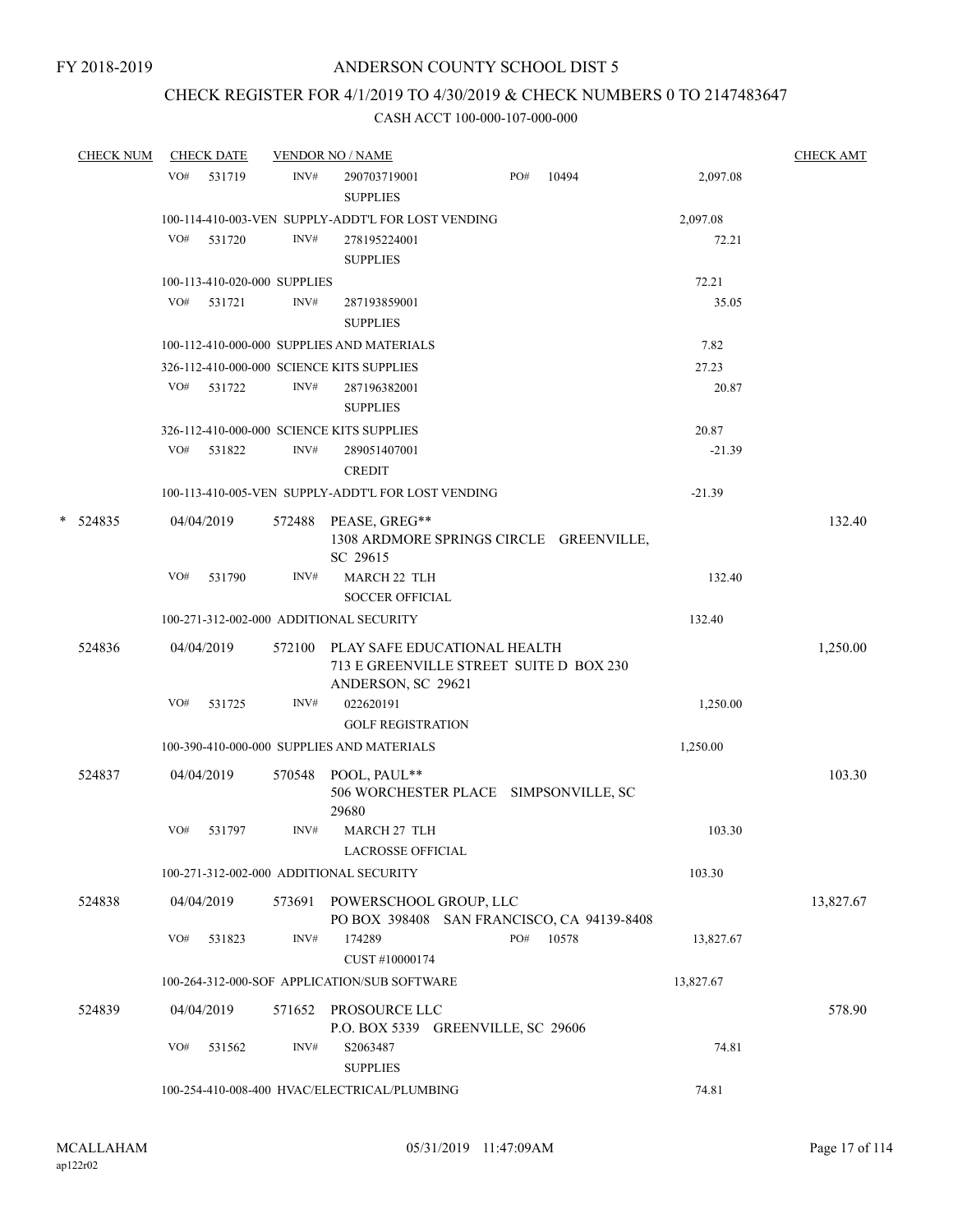FY 2018-2019

# ANDERSON COUNTY SCHOOL DIST 5

## CHECK REGISTER FOR 4/1/2019 TO 4/30/2019 & CHECK NUMBERS 0 TO 2147483647

### CASH ACCT 100-000-107-000-000

| CHECK NUM | CHECK DATE | VENDOR NO / NAME | | CHECK AMT |
|---|---|---|---|---|
| | VO# 531719 | INV# 290703719001 SUPPLIES PO# 10494 | 2,097.08 | |
| | 100-114-410-003-VEN SUPPLY-ADDT'L FOR LOST VENDING | | 2,097.08 | |
| | VO# 531720 | INV# 278195224001 SUPPLIES | 72.21 | |
| | 100-113-410-020-000 SUPPLIES | | 72.21 | |
| | VO# 531721 | INV# 287193859001 SUPPLIES | 35.05 | |
| | 100-112-410-000-000 SUPPLIES AND MATERIALS | | 7.82 | |
| | 326-112-410-000-000 SCIENCE KITS SUPPLIES | | 27.23 | |
| | VO# 531722 | INV# 287196382001 SUPPLIES | 20.87 | |
| | 326-112-410-000-000 SCIENCE KITS SUPPLIES | | 20.87 | |
| | VO# 531822 | INV# 289051407001 CREDIT | -21.39 | |
| | 100-113-410-005-VEN SUPPLY-ADDT'L FOR LOST VENDING | | -21.39 | |
| * 524835 | 04/04/2019 | 572488 PEASE, GREG** 1308 ARDMORE SPRINGS CIRCLE GREENVILLE, SC 29615 | | 132.40 |
| | VO# 531790 | INV# MARCH 22 TLH SOCCER OFFICIAL | 132.40 | |
| | 100-271-312-002-000 ADDITIONAL SECURITY | | 132.40 | |
| 524836 | 04/04/2019 | 572100 PLAY SAFE EDUCATIONAL HEALTH 713 E GREENVILLE STREET SUITE D BOX 230 ANDERSON, SC 29621 | | 1,250.00 |
| | VO# 531725 | INV# 022620191 GOLF REGISTRATION | 1,250.00 | |
| | 100-390-410-000-000 SUPPLIES AND MATERIALS | | 1,250.00 | |
| 524837 | 04/04/2019 | 570548 POOL, PAUL** 506 WORCHESTER PLACE SIMPSONVILLE, SC 29680 | | 103.30 |
| | VO# 531797 | INV# MARCH 27 TLH LACROSSE OFFICIAL | 103.30 | |
| | 100-271-312-002-000 ADDITIONAL SECURITY | | 103.30 | |
| 524838 | 04/04/2019 | 573691 POWERSCHOOL GROUP, LLC PO BOX 398408 SAN FRANCISCO, CA 94139-8408 | | 13,827.67 |
| | VO# 531823 | INV# 174289 CUST #10000174 PO# 10578 | 13,827.67 | |
| | 100-264-312-000-SOF APPLICATION/SUB SOFTWARE | | 13,827.67 | |
| 524839 | 04/04/2019 | 571652 PROSOURCE LLC P.O. BOX 5339 GREENVILLE, SC 29606 | | 578.90 |
| | VO# 531562 | INV# S2063487 SUPPLIES | 74.81 | |
| | 100-254-410-008-400 HVAC/ELECTRICAL/PLUMBING | | 74.81 | |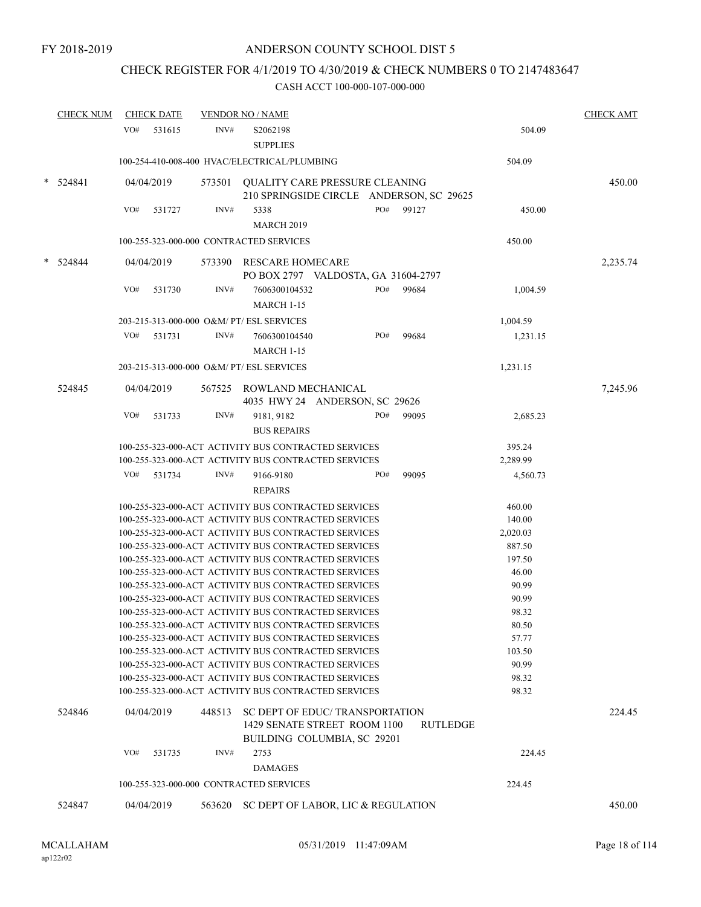FY 2018-2019

# ANDERSON COUNTY SCHOOL DIST 5

## CHECK REGISTER FOR 4/1/2019 TO 4/30/2019 & CHECK NUMBERS 0 TO 2147483647

### CASH ACCT 100-000-107-000-000

| CHECK NUM | CHECK DATE | VENDOR NO / NAME | | | CHECK AMT |
|---|---|---|---|---|---|
| | VO# 531615 | INV# S2062198 SUPPLIES | | 504.09 | |
| | 100-254-410-008-400 HVAC/ELECTRICAL/PLUMBING | | | 504.09 | |
| * 524841 | 04/04/2019 | 573501 QUALITY CARE PRESSURE CLEANING 210 SPRINGSIDE CIRCLE ANDERSON, SC 29625 | | | 450.00 |
| | VO# 531727 | INV# 5338 MARCH 2019 | PO# 99127 | 450.00 | |
| | 100-255-323-000-000 CONTRACTED SERVICES | | | 450.00 | |
| * 524844 | 04/04/2019 | 573390 RESCARE HOMECARE PO BOX 2797 VALDOSTA, GA 31604-2797 | | | 2,235.74 |
| | VO# 531730 | INV# 7606300104532 MARCH 1-15 | PO# 99684 | 1,004.59 | |
| | 203-215-313-000-000 O&M/ PT/ ESL SERVICES | | | 1,004.59 | |
| | VO# 531731 | INV# 7606300104540 MARCH 1-15 | PO# 99684 | 1,231.15 | |
| | 203-215-313-000-000 O&M/ PT/ ESL SERVICES | | | 1,231.15 | |
| 524845 | 04/04/2019 | 567525 ROWLAND MECHANICAL 4035 HWY 24 ANDERSON, SC 29626 | | | 7,245.96 |
| | VO# 531733 | INV# 9181, 9182 BUS REPAIRS | PO# 99095 | 2,685.23 | |
| | 100-255-323-000-ACT ACTIVITY BUS CONTRACTED SERVICES | | | 395.24 | |
| | 100-255-323-000-ACT ACTIVITY BUS CONTRACTED SERVICES | | | 2,289.99 | |
| | VO# 531734 | INV# 9166-9180 REPAIRS | PO# 99095 | 4,560.73 | |
| | 100-255-323-000-ACT ACTIVITY BUS CONTRACTED SERVICES | | | 460.00 | |
| | 100-255-323-000-ACT ACTIVITY BUS CONTRACTED SERVICES | | | 140.00 | |
| | 100-255-323-000-ACT ACTIVITY BUS CONTRACTED SERVICES | | | 2,020.03 | |
| | 100-255-323-000-ACT ACTIVITY BUS CONTRACTED SERVICES | | | 887.50 | |
| | 100-255-323-000-ACT ACTIVITY BUS CONTRACTED SERVICES | | | 197.50 | |
| | 100-255-323-000-ACT ACTIVITY BUS CONTRACTED SERVICES | | | 46.00 | |
| | 100-255-323-000-ACT ACTIVITY BUS CONTRACTED SERVICES | | | 90.99 | |
| | 100-255-323-000-ACT ACTIVITY BUS CONTRACTED SERVICES | | | 90.99 | |
| | 100-255-323-000-ACT ACTIVITY BUS CONTRACTED SERVICES | | | 98.32 | |
| | 100-255-323-000-ACT ACTIVITY BUS CONTRACTED SERVICES | | | 80.50 | |
| | 100-255-323-000-ACT ACTIVITY BUS CONTRACTED SERVICES | | | 57.77 | |
| | 100-255-323-000-ACT ACTIVITY BUS CONTRACTED SERVICES | | | 103.50 | |
| | 100-255-323-000-ACT ACTIVITY BUS CONTRACTED SERVICES | | | 90.99 | |
| | 100-255-323-000-ACT ACTIVITY BUS CONTRACTED SERVICES | | | 98.32 | |
| | 100-255-323-000-ACT ACTIVITY BUS CONTRACTED SERVICES | | | 98.32 | |
| 524846 | 04/04/2019 | 448513 SC DEPT OF EDUC/ TRANSPORTATION 1429 SENATE STREET ROOM 1100 RUTLEDGE BUILDING COLUMBIA, SC 29201 | | | 224.45 |
| | VO# 531735 | INV# 2753 DAMAGES | | 224.45 | |
| | 100-255-323-000-000 CONTRACTED SERVICES | | | 224.45 | |
| 524847 | 04/04/2019 | 563620 SC DEPT OF LABOR, LIC & REGULATION | | | 450.00 |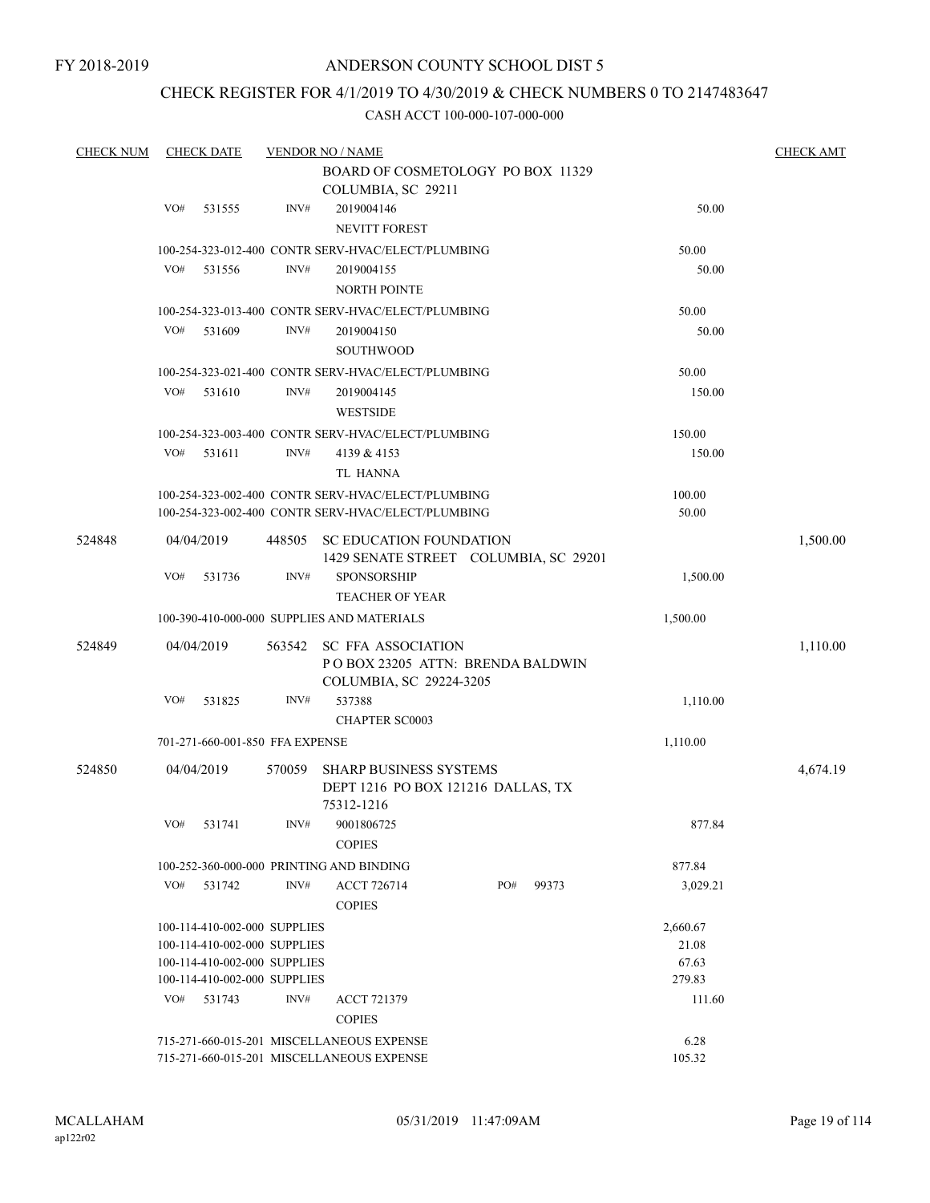FY 2018-2019

# ANDERSON COUNTY SCHOOL DIST 5

## CHECK REGISTER FOR 4/1/2019 TO 4/30/2019 & CHECK NUMBERS 0 TO 2147483647

### CASH ACCT 100-000-107-000-000

| CHECK NUM | CHECK DATE | VENDOR NO / NAME | | | CHECK AMT |
|---|---|---|---|---|---|
| | | | BOARD OF COSMETOLOGY PO BOX 11329 COLUMBIA, SC 29211 | | |
| | VO# 531555 | INV# | 2019004146 NEVITT FOREST | 50.00 | |
| | | 100-254-323-012-400 CONTR SERV-HVAC/ELECT/PLUMBING | | 50.00 | |
| | VO# 531556 | INV# | 2019004155 NORTH POINTE | 50.00 | |
| | | 100-254-323-013-400 CONTR SERV-HVAC/ELECT/PLUMBING | | 50.00 | |
| | VO# 531609 | INV# | 2019004150 SOUTHWOOD | 50.00 | |
| | | 100-254-323-021-400 CONTR SERV-HVAC/ELECT/PLUMBING | | 50.00 | |
| | VO# 531610 | INV# | 2019004145 WESTSIDE | 150.00 | |
| | | 100-254-323-003-400 CONTR SERV-HVAC/ELECT/PLUMBING | | 150.00 | |
| | VO# 531611 | INV# | 4139 & 4153 TL HANNA | 150.00 | |
| | | 100-254-323-002-400 CONTR SERV-HVAC/ELECT/PLUMBING | | 100.00 | |
| | | 100-254-323-002-400 CONTR SERV-HVAC/ELECT/PLUMBING | | 50.00 | |
| 524848 | 04/04/2019 | 448505 | SC EDUCATION FOUNDATION 1429 SENATE STREET COLUMBIA, SC 29201 | | 1,500.00 |
| | VO# 531736 | INV# | SPONSORSHIP TEACHER OF YEAR | 1,500.00 | |
| | | 100-390-410-000-000 SUPPLIES AND MATERIALS | | 1,500.00 | |
| 524849 | 04/04/2019 | 563542 | SC FFA ASSOCIATION P O BOX 23205 ATTN: BRENDA BALDWIN COLUMBIA, SC 29224-3205 | | 1,110.00 |
| | VO# 531825 | INV# | 537388 CHAPTER SC0003 | 1,110.00 | |
| | | 701-271-660-001-850 FFA EXPENSE | | 1,110.00 | |
| 524850 | 04/04/2019 | 570059 | SHARP BUSINESS SYSTEMS DEPT 1216 PO BOX 121216 DALLAS, TX 75312-1216 | | 4,674.19 |
| | VO# 531741 | INV# | 9001806725 COPIES | 877.84 | |
| | | 100-252-360-000-000 PRINTING AND BINDING | | 877.84 | |
| | VO# 531742 | INV# | ACCT 726714 PO# 99373 COPIES | 3,029.21 | |
| | | 100-114-410-002-000 SUPPLIES | | 2,660.67 | |
| | | 100-114-410-002-000 SUPPLIES | | 21.08 | |
| | | 100-114-410-002-000 SUPPLIES | | 67.63 | |
| | | 100-114-410-002-000 SUPPLIES | | 279.83 | |
| | VO# 531743 | INV# | ACCT 721379 COPIES | 111.60 | |
| | | 715-271-660-015-201 MISCELLANEOUS EXPENSE | | 6.28 | |
| | | 715-271-660-015-201 MISCELLANEOUS EXPENSE | | 105.32 | |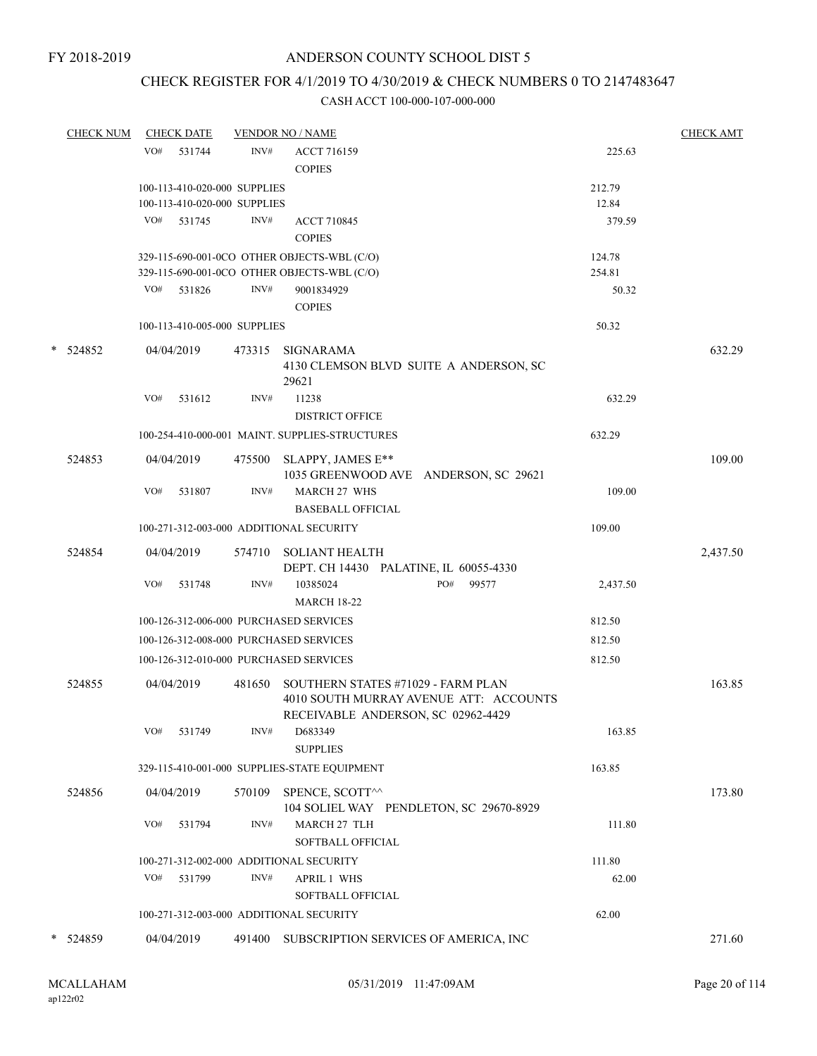FY 2018-2019

# ANDERSON COUNTY SCHOOL DIST 5

## CHECK REGISTER FOR 4/1/2019 TO 4/30/2019 & CHECK NUMBERS 0 TO 2147483647

### CASH ACCT 100-000-107-000-000

| CHECK NUM | CHECK DATE | VENDOR NO / NAME | | CHECK AMT |
|---|---|---|---|---|
| | VO# 531744 | INV# ACCT 716159 COPIES | 225.63 | |
| | 100-113-410-020-000 SUPPLIES | | 212.79 | |
| | 100-113-410-020-000 SUPPLIES | | 12.84 | |
| | VO# 531745 | INV# ACCT 710845 COPIES | 379.59 | |
| | 329-115-690-001-0CO OTHER OBJECTS-WBL (C/O) | | 124.78 | |
| | 329-115-690-001-0CO OTHER OBJECTS-WBL (C/O) | | 254.81 | |
| | VO# 531826 | INV# 9001834929 COPIES | 50.32 | |
| | 100-113-410-005-000 SUPPLIES | | 50.32 | |
| * 524852 | 04/04/2019 | 473315 SIGNARAMA 4130 CLEMSON BLVD SUITE A ANDERSON, SC 29621 | | 632.29 |
| | VO# 531612 | INV# 11238 DISTRICT OFFICE | 632.29 | |
| | 100-254-410-000-001 MAINT. SUPPLIES-STRUCTURES | | 632.29 | |
| 524853 | 04/04/2019 | 475500 SLAPPY, JAMES E** 1035 GREENWOOD AVE ANDERSON, SC 29621 | | 109.00 |
| | VO# 531807 | INV# MARCH 27 WHS BASEBALL OFFICIAL | 109.00 | |
| | 100-271-312-003-000 ADDITIONAL SECURITY | | 109.00 | |
| 524854 | 04/04/2019 | 574710 SOLIANT HEALTH DEPT. CH 14430 PALATINE, IL 60055-4330 | | 2,437.50 |
| | VO# 531748 | INV# 10385024 PO# 99577 MARCH 18-22 | 2,437.50 | |
| | 100-126-312-006-000 PURCHASED SERVICES | | 812.50 | |
| | 100-126-312-008-000 PURCHASED SERVICES | | 812.50 | |
| | 100-126-312-010-000 PURCHASED SERVICES | | 812.50 | |
| 524855 | 04/04/2019 | 481650 SOUTHERN STATES #71029 - FARM PLAN 4010 SOUTH MURRAY AVENUE ATT: ACCOUNTS RECEIVABLE ANDERSON, SC 02962-4429 | | 163.85 |
| | VO# 531749 | INV# D683349 SUPPLIES | 163.85 | |
| | 329-115-410-001-000 SUPPLIES-STATE EQUIPMENT | | 163.85 | |
| 524856 | 04/04/2019 | 570109 SPENCE, SCOTT^^ 104 SOLIEL WAY PENDLETON, SC 29670-8929 | | 173.80 |
| | VO# 531794 | INV# MARCH 27 TLH SOFTBALL OFFICIAL | 111.80 | |
| | 100-271-312-002-000 ADDITIONAL SECURITY | | 111.80 | |
| | VO# 531799 | INV# APRIL 1 WHS SOFTBALL OFFICIAL | 62.00 | |
| | 100-271-312-003-000 ADDITIONAL SECURITY | | 62.00 | |
| * 524859 | 04/04/2019 | 491400 SUBSCRIPTION SERVICES OF AMERICA, INC | | 271.60 |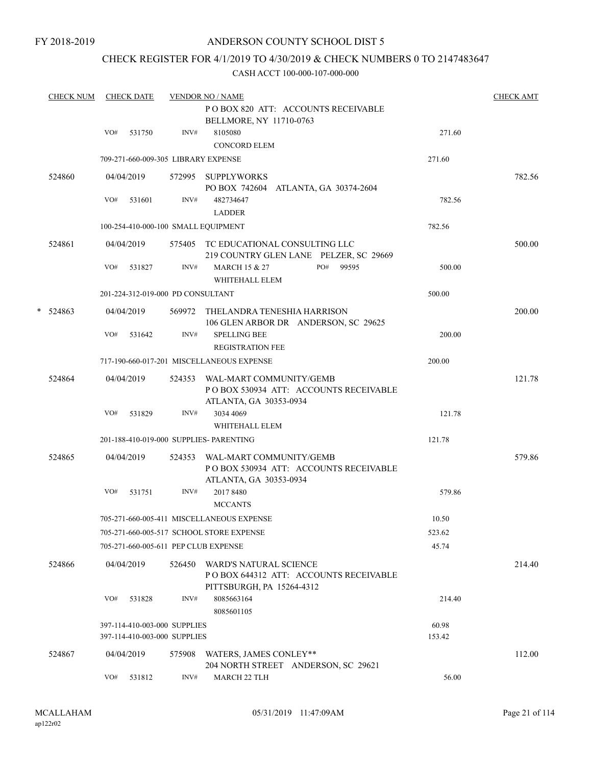FY 2018-2019

# ANDERSON COUNTY SCHOOL DIST 5

## CHECK REGISTER FOR 4/1/2019 TO 4/30/2019 & CHECK NUMBERS 0 TO 2147483647

### CASH ACCT 100-000-107-000-000

| CHECK NUM | CHECK DATE | VENDOR NO / NAME | | CHECK AMT |
|---|---|---|---|---|
| | | P O BOX 820 ATT: ACCOUNTS RECEIVABLE<br>BELLMORE, NY 11710-0763 | | |
| | VO# 531750 | INV# 8105080<br>CONCORD ELEM | 271.60 | |
| | 709-271-660-009-305 LIBRARY EXPENSE | | 271.60 | |
| 524860 | 04/04/2019 | 572995 SUPPLYWORKS<br>PO BOX 742604 ATLANTA, GA 30374-2604 | | 782.56 |
| | VO# 531601 | INV# 482734647<br>LADDER | 782.56 | |
| | 100-254-410-000-100 SMALL EQUIPMENT | | 782.56 | |
| 524861 | 04/04/2019 | 575405 TC EDUCATIONAL CONSULTING LLC<br>219 COUNTRY GLEN LANE PELZER, SC 29669 | | 500.00 |
| | VO# 531827 | INV# MARCH 15 & 27 PO# 99595<br>WHITEHALL ELEM | 500.00 | |
| | 201-224-312-019-000 PD CONSULTANT | | 500.00 | |
| * 524863 | 04/04/2019 | 569972 THELANDRA TENESHIA HARRISON<br>106 GLEN ARBOR DR ANDERSON, SC 29625 | | 200.00 |
| | VO# 531642 | INV# SPELLING BEE<br>REGISTRATION FEE | 200.00 | |
| | 717-190-660-017-201 MISCELLANEOUS EXPENSE | | 200.00 | |
| 524864 | 04/04/2019 | 524353 WAL-MART COMMUNITY/GEMB<br>P O BOX 530934 ATT: ACCOUNTS RECEIVABLE<br>ATLANTA, GA 30353-0934 | | 121.78 |
| | VO# 531829 | INV# 3034 4069<br>WHITEHALL ELEM | 121.78 | |
| | 201-188-410-019-000 SUPPLIES- PARENTING | | 121.78 | |
| 524865 | 04/04/2019 | 524353 WAL-MART COMMUNITY/GEMB<br>P O BOX 530934 ATT: ACCOUNTS RECEIVABLE<br>ATLANTA, GA 30353-0934 | | 579.86 |
| | VO# 531751 | INV# 2017 8480<br>MCCANTS | 579.86 | |
| | 705-271-660-005-411 MISCELLANEOUS EXPENSE | | 10.50 | |
| | 705-271-660-005-517 SCHOOL STORE EXPENSE | | 523.62 | |
| | 705-271-660-005-611 PEP CLUB EXPENSE | | 45.74 | |
| 524866 | 04/04/2019 | 526450 WARD'S NATURAL SCIENCE<br>P O BOX 644312 ATT: ACCOUNTS RECEIVABLE<br>PITTSBURGH, PA 15264-4312 | | 214.40 |
| | VO# 531828 | INV# 8085663164<br>8085601105 | 214.40 | |
| | 397-114-410-003-000 SUPPLIES | | 60.98 | |
| | 397-114-410-003-000 SUPPLIES | | 153.42 | |
| 524867 | 04/04/2019 | 575908 WATERS, JAMES CONLEY**<br>204 NORTH STREET ANDERSON, SC 29621 | | 112.00 |
| | VO# 531812 | INV# MARCH 22 TLH | 56.00 | |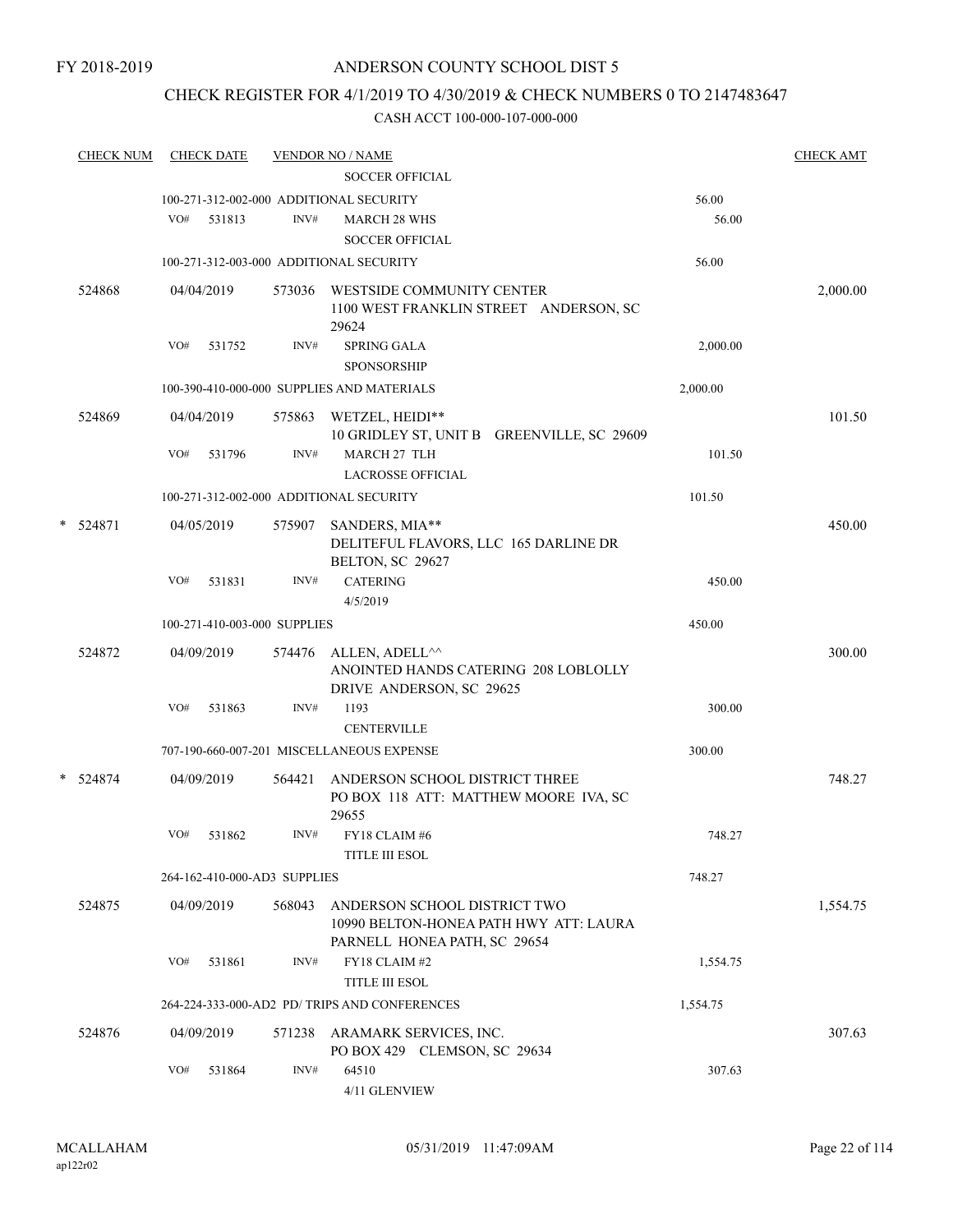FY 2018-2019

# ANDERSON COUNTY SCHOOL DIST 5

## CHECK REGISTER FOR 4/1/2019 TO 4/30/2019 & CHECK NUMBERS 0 TO 2147483647

### CASH ACCT 100-000-107-000-000

| CHECK NUM | CHECK DATE | VENDOR NO / NAME | | CHECK AMT |
|---|---|---|---|---|
| | | SOCCER OFFICIAL | | |
| | 100-271-312-002-000 ADDITIONAL SECURITY | | 56.00 | |
| | VO# 531813 | INV# MARCH 28 WHS SOCCER OFFICIAL | 56.00 | |
| | 100-271-312-003-000 ADDITIONAL SECURITY | | 56.00 | |
| 524868 | 04/04/2019 | 573036 WESTSIDE COMMUNITY CENTER 1100 WEST FRANKLIN STREET ANDERSON, SC 29624 | | 2,000.00 |
| | VO# 531752 | INV# SPRING GALA SPONSORSHIP | 2,000.00 | |
| | 100-390-410-000-000 SUPPLIES AND MATERIALS | | 2,000.00 | |
| 524869 | 04/04/2019 | 575863 WETZEL, HEIDI** 10 GRIDLEY ST, UNIT B GREENVILLE, SC 29609 | | 101.50 |
| | VO# 531796 | INV# MARCH 27 TLH LACROSSE OFFICIAL | 101.50 | |
| | 100-271-312-002-000 ADDITIONAL SECURITY | | 101.50 | |
| * 524871 | 04/05/2019 | 575907 SANDERS, MIA** DELITEFUL FLAVORS, LLC 165 DARLINE DR BELTON, SC 29627 | | 450.00 |
| | VO# 531831 | INV# CATERING 4/5/2019 | 450.00 | |
| | 100-271-410-003-000 SUPPLIES | | 450.00 | |
| 524872 | 04/09/2019 | 574476 ALLEN, ADELL^^ ANOINTED HANDS CATERING 208 LOBLOLLY DRIVE ANDERSON, SC 29625 | | 300.00 |
| | VO# 531863 | INV# 1193 CENTERVILLE | 300.00 | |
| | 707-190-660-007-201 MISCELLANEOUS EXPENSE | | 300.00 | |
| * 524874 | 04/09/2019 | 564421 ANDERSON SCHOOL DISTRICT THREE PO BOX 118 ATT: MATTHEW MOORE IVA, SC 29655 | | 748.27 |
| | VO# 531862 | INV# FY18 CLAIM #6 TITLE III ESOL | 748.27 | |
| | 264-162-410-000-AD3 SUPPLIES | | 748.27 | |
| 524875 | 04/09/2019 | 568043 ANDERSON SCHOOL DISTRICT TWO 10990 BELTON-HONEA PATH HWY ATT: LAURA PARNELL HONEA PATH, SC 29654 | | 1,554.75 |
| | VO# 531861 | INV# FY18 CLAIM #2 TITLE III ESOL | 1,554.75 | |
| | 264-224-333-000-AD2 PD/ TRIPS AND CONFERENCES | | 1,554.75 | |
| 524876 | 04/09/2019 | 571238 ARAMARK SERVICES, INC. PO BOX 429 CLEMSON, SC 29634 | | 307.63 |
| | VO# 531864 | INV# 64510 4/11 GLENVIEW | 307.63 | |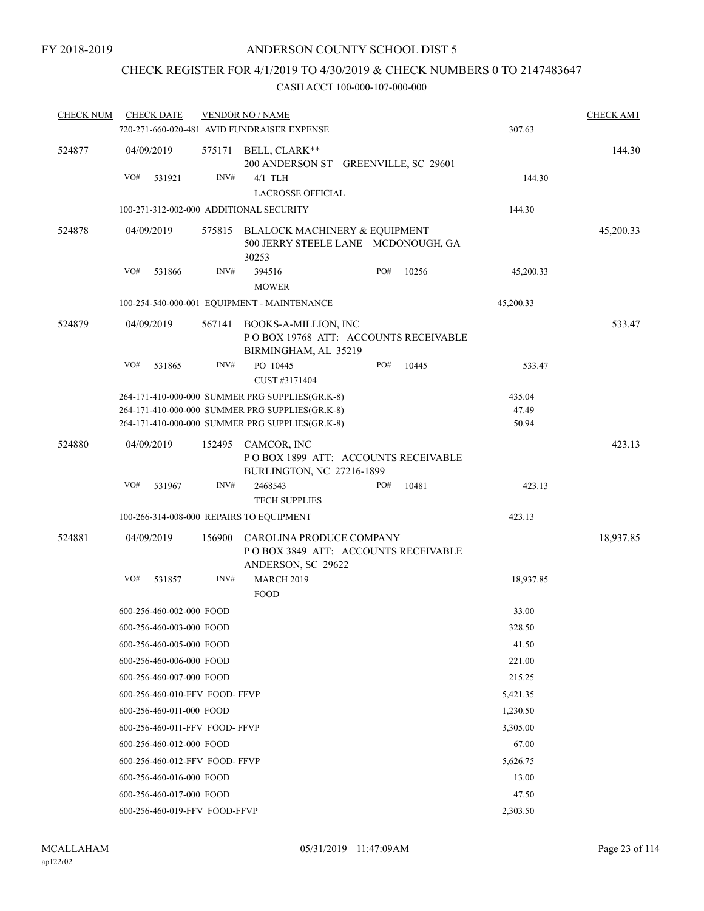FY 2018-2019

# ANDERSON COUNTY SCHOOL DIST 5

## CHECK REGISTER FOR 4/1/2019 TO 4/30/2019 & CHECK NUMBERS 0 TO 2147483647

### CASH ACCT 100-000-107-000-000

| CHECK NUM | CHECK DATE | VENDOR NO / NAME | | | CHECK AMT |
|---|---|---|---|---|---|
| | 720-271-660-020-481 AVID FUNDRAISER EXPENSE | | | 307.63 | |
| 524877 | 04/09/2019 | 575171 BELL, CLARK** 200 ANDERSON ST GREENVILLE, SC 29601 | | | 144.30 |
| | VO# 531921 | INV# 4/1 TLH LACROSSE OFFICIAL | | 144.30 | |
| | 100-271-312-002-000 ADDITIONAL SECURITY | | | 144.30 | |
| 524878 | 04/09/2019 | 575815 BLALOCK MACHINERY & EQUIPMENT 500 JERRY STEELE LANE MCDONOUGH, GA 30253 | | | 45,200.33 |
| | VO# 531866 | INV# 394516 MOWER | PO# 10256 | 45,200.33 | |
| | 100-254-540-000-001 EQUIPMENT - MAINTENANCE | | | 45,200.33 | |
| 524879 | 04/09/2019 | 567141 BOOKS-A-MILLION, INC P O BOX 19768 ATT: ACCOUNTS RECEIVABLE BIRMINGHAM, AL 35219 | | | 533.47 |
| | VO# 531865 | INV# PO 10445 CUST #3171404 | PO# 10445 | 533.47 | |
| | 264-171-410-000-000 SUMMER PRG SUPPLIES(GR.K-8) | | | 435.04 | |
| | 264-171-410-000-000 SUMMER PRG SUPPLIES(GR.K-8) | | | 47.49 | |
| | 264-171-410-000-000 SUMMER PRG SUPPLIES(GR.K-8) | | | 50.94 | |
| 524880 | 04/09/2019 | 152495 CAMCOR, INC P O BOX 1899 ATT: ACCOUNTS RECEIVABLE BURLINGTON, NC 27216-1899 | | | 423.13 |
| | VO# 531967 | INV# 2468543 TECH SUPPLIES | PO# 10481 | 423.13 | |
| | 100-266-314-008-000 REPAIRS TO EQUIPMENT | | | 423.13 | |
| 524881 | 04/09/2019 | 156900 CAROLINA PRODUCE COMPANY P O BOX 3849 ATT: ACCOUNTS RECEIVABLE ANDERSON, SC 29622 | | | 18,937.85 |
| | VO# 531857 | INV# MARCH 2019 FOOD | | 18,937.85 | |
| | 600-256-460-002-000 FOOD | | | 33.00 | |
| | 600-256-460-003-000 FOOD | | | 328.50 | |
| | 600-256-460-005-000 FOOD | | | 41.50 | |
| | 600-256-460-006-000 FOOD | | | 221.00 | |
| | 600-256-460-007-000 FOOD | | | 215.25 | |
| | 600-256-460-010-FFV FOOD- FFVP | | | 5,421.35 | |
| | 600-256-460-011-000 FOOD | | | 1,230.50 | |
| | 600-256-460-011-FFV FOOD- FFVP | | | 3,305.00 | |
| | 600-256-460-012-000 FOOD | | | 67.00 | |
| | 600-256-460-012-FFV FOOD- FFVP | | | 5,626.75 | |
| | 600-256-460-016-000 FOOD | | | 13.00 | |
| | 600-256-460-017-000 FOOD | | | 47.50 | |
| | 600-256-460-019-FFV FOOD-FFVP | | | 2,303.50 | |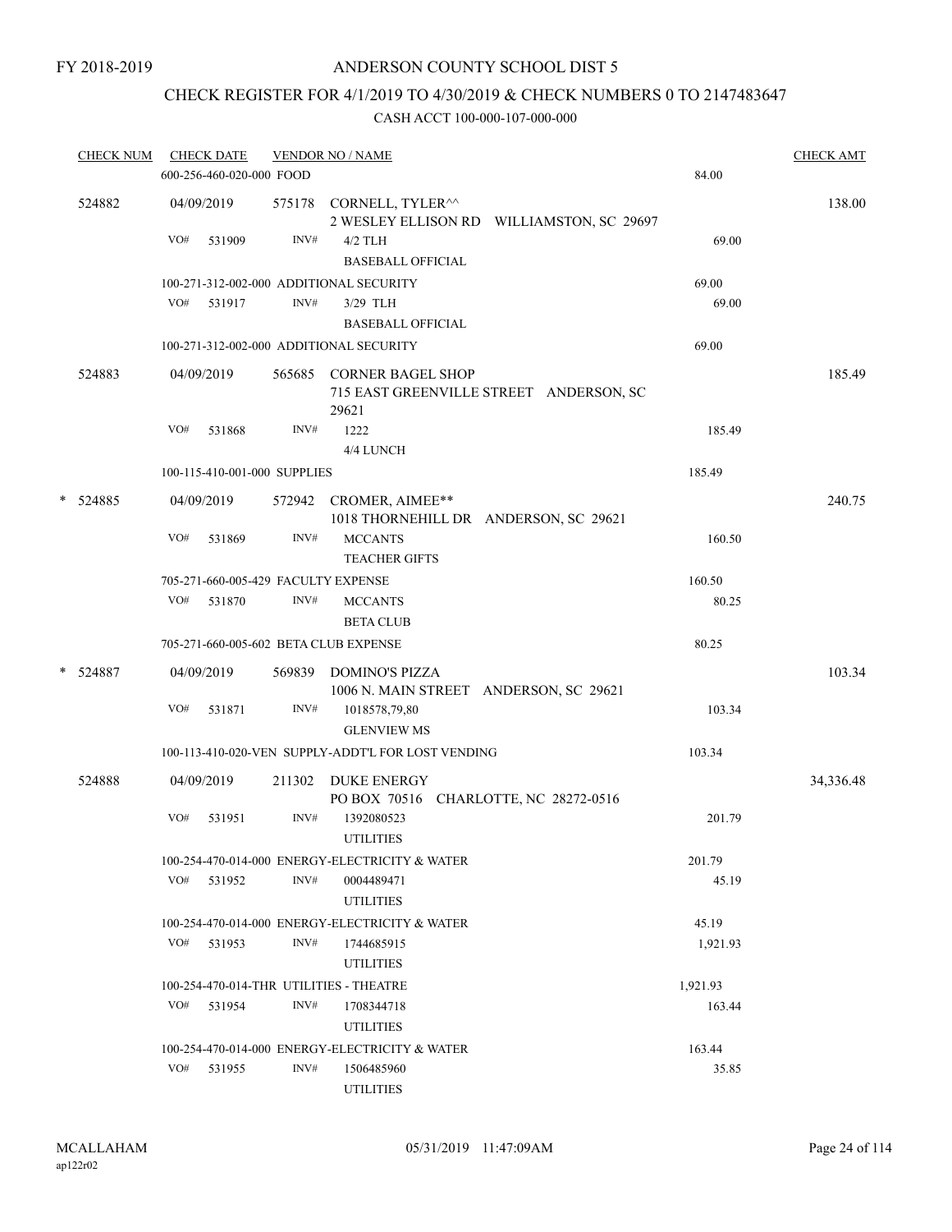FY 2018-2019

# ANDERSON COUNTY SCHOOL DIST 5

## CHECK REGISTER FOR 4/1/2019 TO 4/30/2019 & CHECK NUMBERS 0 TO 2147483647

CASH ACCT 100-000-107-000-000

| CHECK NUM | CHECK DATE | VENDOR NO / NAME | | CHECK AMT |
|---|---|---|---|---|
| | 600-256-460-020-000 FOOD | | 84.00 | |
| 524882 | 04/09/2019 | 575178 CORNELL, TYLER^^<br>2 WESLEY ELLISON RD WILLIAMSTON, SC 29697 | | 138.00 |
| | VO# 531909 | INV# 4/2 TLH<br>BASEBALL OFFICIAL | 69.00 | |
| | 100-271-312-002-000 ADDITIONAL SECURITY | | 69.00 | |
| | VO# 531917 | INV# 3/29 TLH<br>BASEBALL OFFICIAL | 69.00 | |
| | 100-271-312-002-000 ADDITIONAL SECURITY | | 69.00 | |
| 524883 | 04/09/2019 | 565685 CORNER BAGEL SHOP<br>715 EAST GREENVILLE STREET ANDERSON, SC 29621 | | 185.49 |
| | VO# 531868 | INV# 1222<br>4/4 LUNCH | 185.49 | |
| | 100-115-410-001-000 SUPPLIES | | 185.49 | |
| * 524885 | 04/09/2019 | 572942 CROMER, AIMEE**<br>1018 THORNEHILL DR ANDERSON, SC 29621 | | 240.75 |
| | VO# 531869 | INV# MCCANTS<br>TEACHER GIFTS | 160.50 | |
| | 705-271-660-005-429 FACULTY EXPENSE | | 160.50 | |
| | VO# 531870 | INV# MCCANTS<br>BETA CLUB | 80.25 | |
| | 705-271-660-005-602 BETA CLUB EXPENSE | | 80.25 | |
| * 524887 | 04/09/2019 | 569839 DOMINO'S PIZZA<br>1006 N. MAIN STREET ANDERSON, SC 29621 | | 103.34 |
| | VO# 531871 | INV# 1018578,79,80<br>GLENVIEW MS | 103.34 | |
| | 100-113-410-020-VEN SUPPLY-ADDT'L FOR LOST VENDING | | 103.34 | |
| 524888 | 04/09/2019 | 211302 DUKE ENERGY<br>PO BOX 70516 CHARLOTTE, NC 28272-0516 | | 34,336.48 |
| | VO# 531951 | INV# 1392080523<br>UTILITIES | 201.79 | |
| | 100-254-470-014-000 ENERGY-ELECTRICITY & WATER | | 201.79 | |
| | VO# 531952 | INV# 0004489471<br>UTILITIES | 45.19 | |
| | 100-254-470-014-000 ENERGY-ELECTRICITY & WATER | | 45.19 | |
| | VO# 531953 | INV# 1744685915<br>UTILITIES | 1,921.93 | |
| | 100-254-470-014-THR UTILITIES - THEATRE | | 1,921.93 | |
| | VO# 531954 | INV# 1708344718<br>UTILITIES | 163.44 | |
| | 100-254-470-014-000 ENERGY-ELECTRICITY & WATER | | 163.44 | |
| | VO# 531955 | INV# 1506485960<br>UTILITIES | 35.85 | |

MCALLAHAM
ap122r02

05/31/2019 11:47:09AM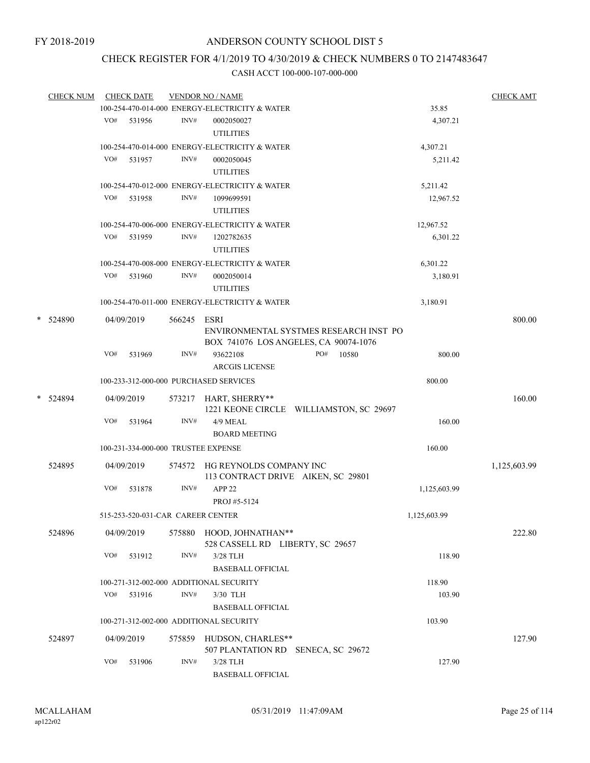FY 2018-2019

ANDERSON COUNTY SCHOOL DIST 5

CHECK REGISTER FOR 4/1/2019 TO 4/30/2019 & CHECK NUMBERS 0 TO 2147483647

CASH ACCT 100-000-107-000-000

| CHECK NUM | CHECK DATE | VENDOR NO / NAME | | CHECK AMT |
|---|---|---|---|---|
| | | 100-254-470-014-000 ENERGY-ELECTRICITY & WATER | 35.85 | |
| | VO# 531956 | INV# 0002050027 UTILITIES | 4,307.21 | |
| | | 100-254-470-014-000 ENERGY-ELECTRICITY & WATER | 4,307.21 | |
| | VO# 531957 | INV# 0002050045 UTILITIES | 5,211.42 | |
| | | 100-254-470-012-000 ENERGY-ELECTRICITY & WATER | 5,211.42 | |
| | VO# 531958 | INV# 1099699591 UTILITIES | 12,967.52 | |
| | | 100-254-470-006-000 ENERGY-ELECTRICITY & WATER | 12,967.52 | |
| | VO# 531959 | INV# 1202782635 UTILITIES | 6,301.22 | |
| | | 100-254-470-008-000 ENERGY-ELECTRICITY & WATER | 6,301.22 | |
| | VO# 531960 | INV# 0002050014 UTILITIES | 3,180.91 | |
| | | 100-254-470-011-000 ENERGY-ELECTRICITY & WATER | 3,180.91 | |
| * 524890 | 04/09/2019 | 566245 ESRI ENVIRONMENTAL SYSTMES RESEARCH INST PO BOX 741076 LOS ANGELES, CA 90074-1076 | | 800.00 |
| | VO# 531969 | INV# 93622108 PO# 10580 ARCGIS LICENSE | 800.00 | |
| | | 100-233-312-000-000 PURCHASED SERVICES | 800.00 | |
| * 524894 | 04/09/2019 | 573217 HART, SHERRY** 1221 KEONE CIRCLE WILLIAMSTON, SC 29697 | | 160.00 |
| | VO# 531964 | INV# 4/9 MEAL BOARD MEETING | 160.00 | |
| | | 100-231-334-000-000 TRUSTEE EXPENSE | 160.00 | |
| 524895 | 04/09/2019 | 574572 HG REYNOLDS COMPANY INC 113 CONTRACT DRIVE AIKEN, SC 29801 | | 1,125,603.99 |
| | VO# 531878 | INV# APP 22 PROJ #5-5124 | 1,125,603.99 | |
| | | 515-253-520-031-CAR CAREER CENTER | 1,125,603.99 | |
| 524896 | 04/09/2019 | 575880 HOOD, JOHNATHAN** 528 CASSELL RD LIBERTY, SC 29657 | | 222.80 |
| | VO# 531912 | INV# 3/28 TLH BASEBALL OFFICIAL | 118.90 | |
| | | 100-271-312-002-000 ADDITIONAL SECURITY | 118.90 | |
| | VO# 531916 | INV# 3/30 TLH BASEBALL OFFICIAL | 103.90 | |
| | | 100-271-312-002-000 ADDITIONAL SECURITY | 103.90 | |
| 524897 | 04/09/2019 | 575859 HUDSON, CHARLES** 507 PLANTATION RD SENECA, SC 29672 | | 127.90 |
| | VO# 531906 | INV# 3/28 TLH BASEBALL OFFICIAL | 127.90 | |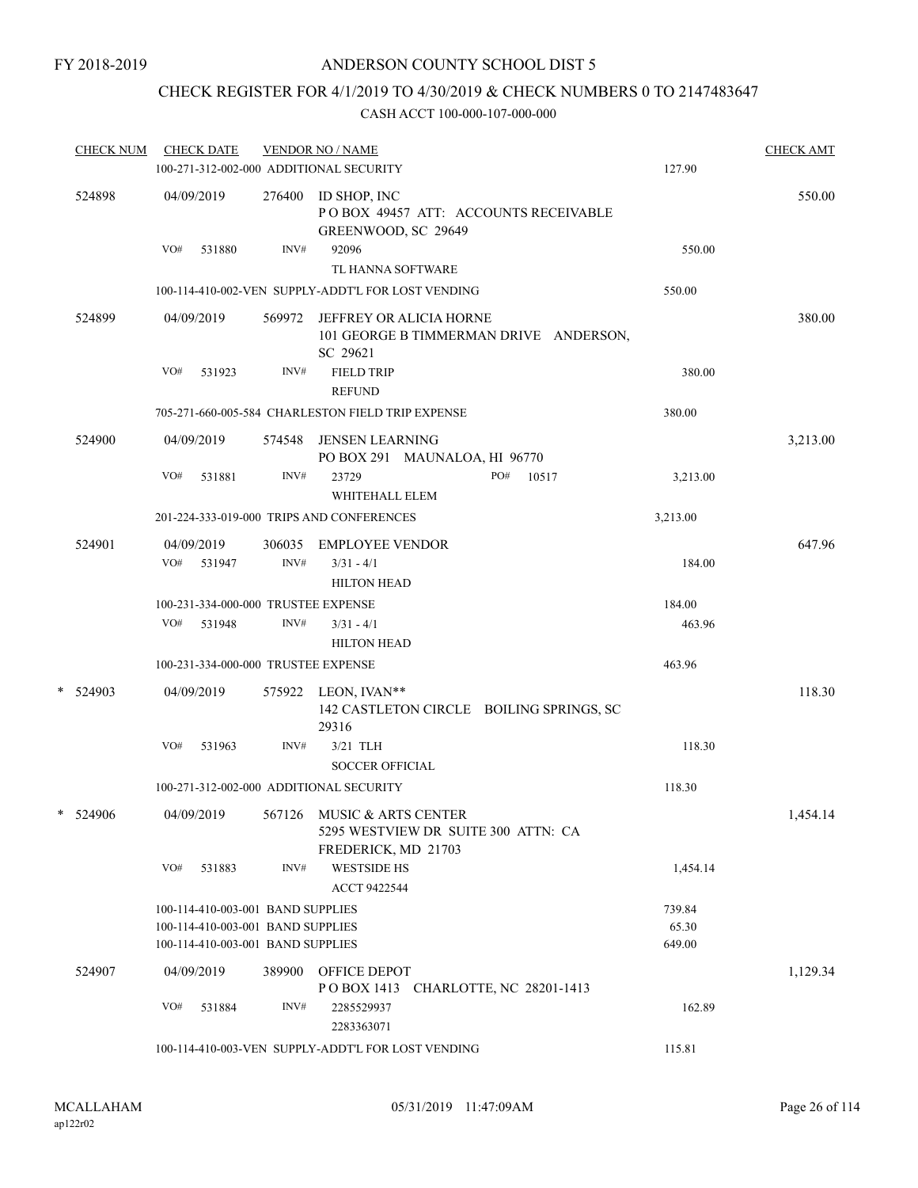FY 2018-2019

# ANDERSON COUNTY SCHOOL DIST 5

## CHECK REGISTER FOR 4/1/2019 TO 4/30/2019 & CHECK NUMBERS 0 TO 2147483647

CASH ACCT 100-000-107-000-000

| CHECK NUM | CHECK DATE | VENDOR NO / NAME | | CHECK AMT |
|---|---|---|---|---|
| | 100-271-312-002-000 ADDITIONAL SECURITY | | 127.90 | |
| 524898 | 04/09/2019 | 276400 ID SHOP, INC<br>P O BOX 49457 ATT: ACCOUNTS RECEIVABLE<br>GREENWOOD, SC 29649 | | 550.00 |
| | VO# 531880 | INV# 92096<br>TL HANNA SOFTWARE | 550.00 | |
| | 100-114-410-002-VEN SUPPLY-ADDT'L FOR LOST VENDING | | 550.00 | |
| 524899 | 04/09/2019 | 569972 JEFFREY OR ALICIA HORNE<br>101 GEORGE B TIMMERMAN DRIVE ANDERSON, SC 29621 | | 380.00 |
| | VO# 531923 | INV# FIELD TRIP<br>REFUND | 380.00 | |
| | 705-271-660-005-584 CHARLESTON FIELD TRIP EXPENSE | | 380.00 | |
| 524900 | 04/09/2019 | 574548 JENSEN LEARNING<br>PO BOX 291 MAUNALOA, HI 96770 | | 3,213.00 |
| | VO# 531881 | INV# 23729 PO# 10517<br>WHITEHALL ELEM | 3,213.00 | |
| | 201-224-333-019-000 TRIPS AND CONFERENCES | | 3,213.00 | |
| 524901 | 04/09/2019 | 306035 EMPLOYEE VENDOR | | 647.96 |
| | VO# 531947 | INV# 3/31 - 4/1<br>HILTON HEAD | 184.00 | |
| | 100-231-334-000-000 TRUSTEE EXPENSE | | 184.00 | |
| | VO# 531948 | INV# 3/31 - 4/1<br>HILTON HEAD | 463.96 | |
| | 100-231-334-000-000 TRUSTEE EXPENSE | | 463.96 | |
| * 524903 | 04/09/2019 | 575922 LEON, IVAN**<br>142 CASTLETON CIRCLE BOILING SPRINGS, SC 29316 | | 118.30 |
| | VO# 531963 | INV# 3/21 TLH<br>SOCCER OFFICIAL | 118.30 | |
| | 100-271-312-002-000 ADDITIONAL SECURITY | | 118.30 | |
| * 524906 | 04/09/2019 | 567126 MUSIC & ARTS CENTER<br>5295 WESTVIEW DR SUITE 300 ATTN: CA<br>FREDERICK, MD 21703 | | 1,454.14 |
| | VO# 531883 | INV# WESTSIDE HS<br>ACCT 9422544 | 1,454.14 | |
| | 100-114-410-003-001 BAND SUPPLIES | | 739.84 | |
| | 100-114-410-003-001 BAND SUPPLIES | | 65.30 | |
| | 100-114-410-003-001 BAND SUPPLIES | | 649.00 | |
| 524907 | 04/09/2019 | 389900 OFFICE DEPOT<br>P O BOX 1413 CHARLOTTE, NC 28201-1413 | | 1,129.34 |
| | VO# 531884 | INV# 2285529937<br>2283363071 | 162.89 | |
| | 100-114-410-003-VEN SUPPLY-ADDT'L FOR LOST VENDING | | 115.81 | |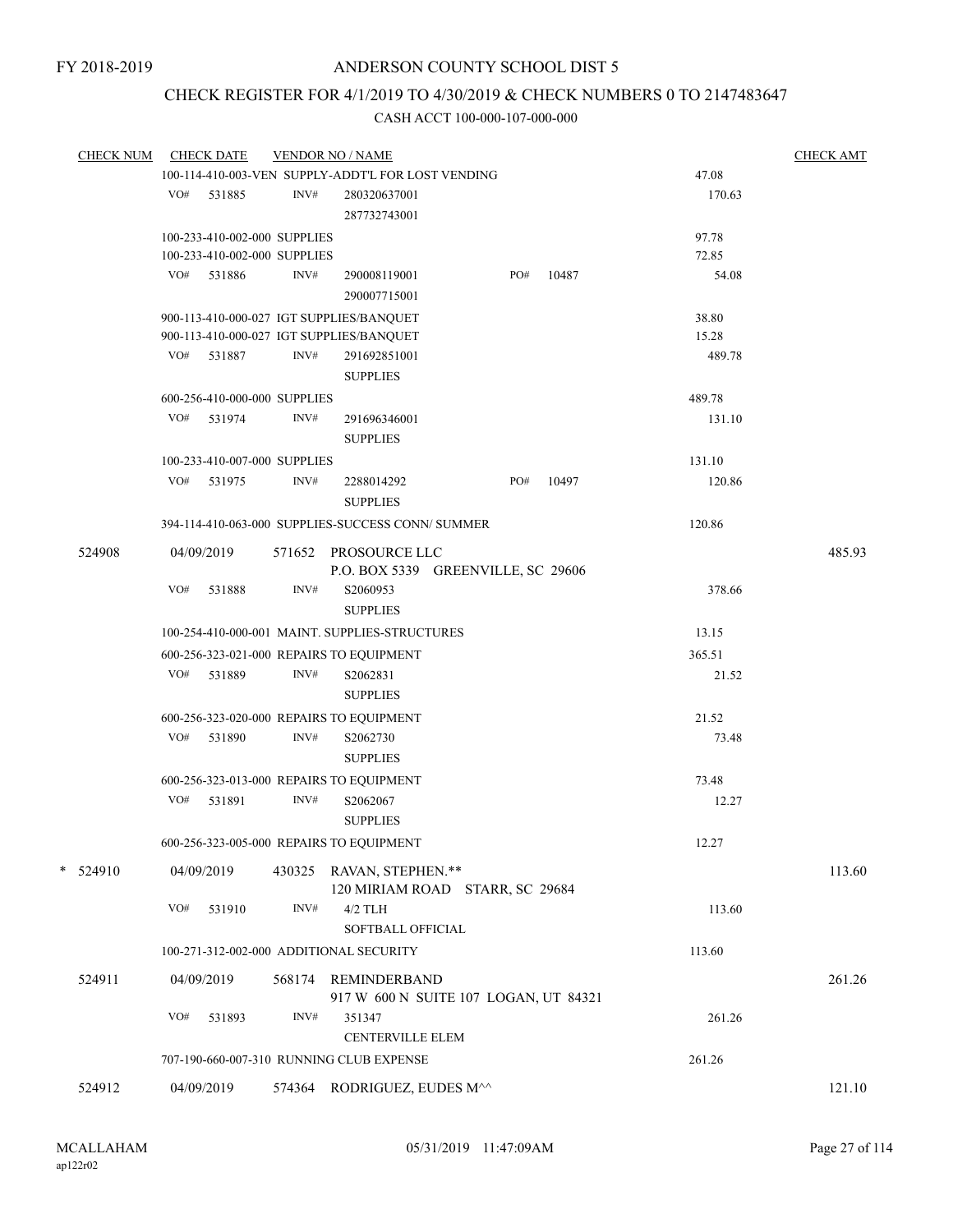FY 2018-2019

# ANDERSON COUNTY SCHOOL DIST 5

## CHECK REGISTER FOR 4/1/2019 TO 4/30/2019 & CHECK NUMBERS 0 TO 2147483647

### CASH ACCT 100-000-107-000-000

| CHECK NUM | CHECK DATE | VENDOR NO / NAME | | CHECK AMT |
|---|---|---|---|---|
| | 100-114-410-003-VEN SUPPLY-ADDT'L FOR LOST VENDING | | 47.08 | |
| | VO# 531885 INV# 280320637001 287732743001 | | 170.63 | |
| | 100-233-410-002-000 SUPPLIES | | 97.78 | |
| | 100-233-410-002-000 SUPPLIES | | 72.85 | |
| | VO# 531886 INV# 290008119001 290007715001 PO# 10487 | | 54.08 | |
| | 900-113-410-000-027 IGT SUPPLIES/BANQUET | | 38.80 | |
| | 900-113-410-000-027 IGT SUPPLIES/BANQUET | | 15.28 | |
| | VO# 531887 INV# 291692851001 SUPPLIES | | 489.78 | |
| | 600-256-410-000-000 SUPPLIES | | 489.78 | |
| | VO# 531974 INV# 291696346001 SUPPLIES | | 131.10 | |
| | 100-233-410-007-000 SUPPLIES | | 131.10 | |
| | VO# 531975 INV# 2288014292 SUPPLIES PO# 10497 | | 120.86 | |
| | 394-114-410-063-000 SUPPLIES-SUCCESS CONN/ SUMMER | | 120.86 | |
| 524908 | 04/09/2019 | 571652 PROSOURCE LLC P.O. BOX 5339 GREENVILLE, SC 29606 | | 485.93 |
| | VO# 531888 INV# S2060953 SUPPLIES | | 378.66 | |
| | 100-254-410-000-001 MAINT. SUPPLIES-STRUCTURES | | 13.15 | |
| | 600-256-323-021-000 REPAIRS TO EQUIPMENT | | 365.51 | |
| | VO# 531889 INV# S2062831 SUPPLIES | | 21.52 | |
| | 600-256-323-020-000 REPAIRS TO EQUIPMENT | | 21.52 | |
| | VO# 531890 INV# S2062730 SUPPLIES | | 73.48 | |
| | 600-256-323-013-000 REPAIRS TO EQUIPMENT | | 73.48 | |
| | VO# 531891 INV# S2062067 SUPPLIES | | 12.27 | |
| | 600-256-323-005-000 REPAIRS TO EQUIPMENT | | 12.27 | |
| * 524910 | 04/09/2019 | 430325 RAVAN, STEPHEN.** 120 MIRIAM ROAD STARR, SC 29684 | | 113.60 |
| | VO# 531910 INV# 4/2 TLH SOFTBALL OFFICIAL | | 113.60 | |
| | 100-271-312-002-000 ADDITIONAL SECURITY | | 113.60 | |
| 524911 | 04/09/2019 | 568174 REMINDERBAND 917 W 600 N SUITE 107 LOGAN, UT 84321 | | 261.26 |
| | VO# 531893 INV# 351347 CENTERVILLE ELEM | | 261.26 | |
| | 707-190-660-007-310 RUNNING CLUB EXPENSE | | 261.26 | |
| 524912 | 04/09/2019 | 574364 RODRIGUEZ, EUDES M^^ | | 121.10 |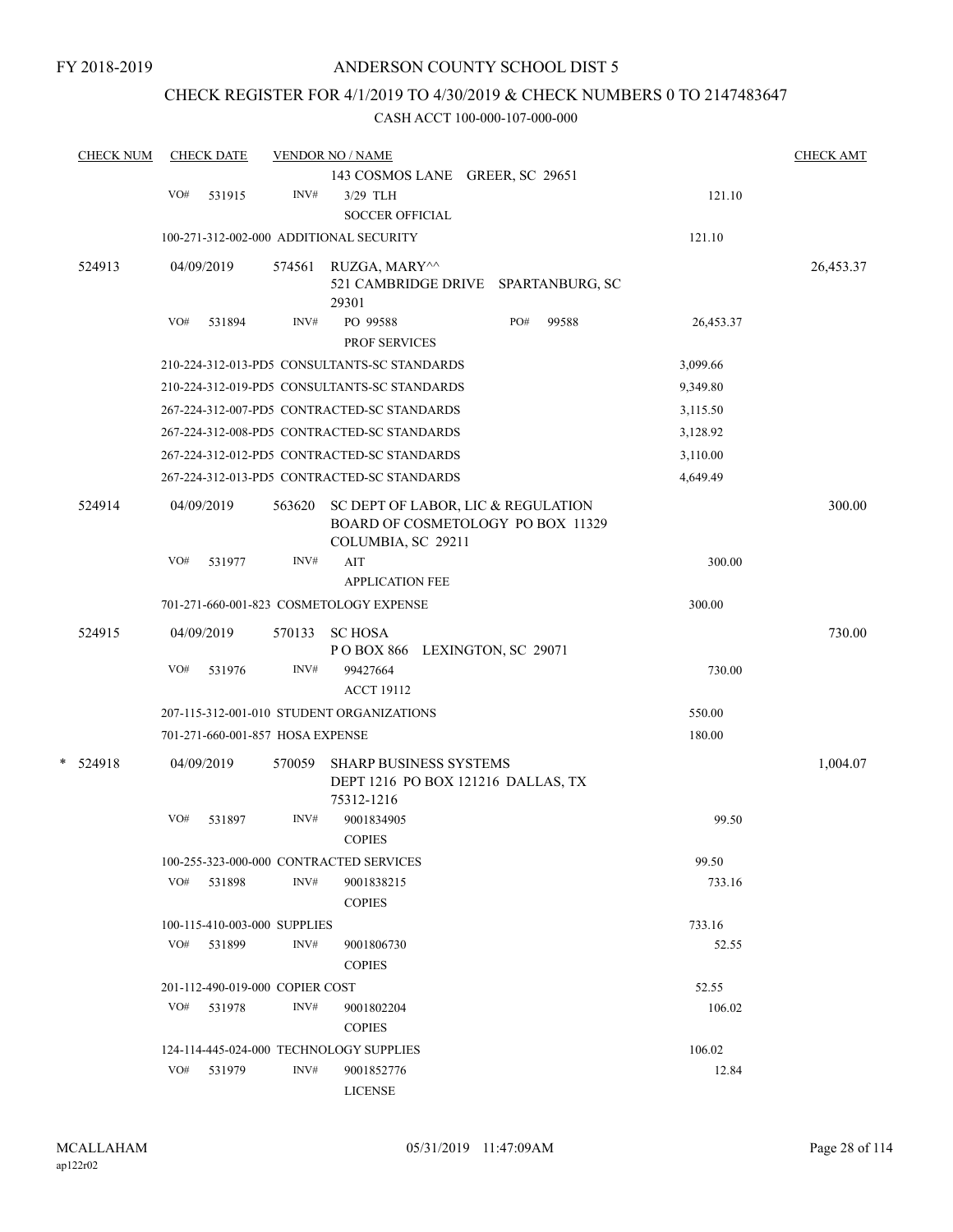FY 2018-2019

# ANDERSON COUNTY SCHOOL DIST 5

## CHECK REGISTER FOR 4/1/2019 TO 4/30/2019 & CHECK NUMBERS 0 TO 2147483647

### CASH ACCT 100-000-107-000-000

| CHECK NUM | CHECK DATE | VENDOR NO / NAME | | CHECK AMT |
|---|---|---|---|---|
| | | 143 COSMOS LANE GREER, SC 29651 | | |
| | VO# 531915 | INV# 3/29 TLH<br>SOCCER OFFICIAL | 121.10 | |
| | | 100-271-312-002-000 ADDITIONAL SECURITY | 121.10 | |
| 524913 | 04/09/2019 | 574561 RUZGA, MARY^^<br>521 CAMBRIDGE DRIVE SPARTANBURG, SC 29301 | | 26,453.37 |
| | VO# 531894 | INV# PO 99588 PO# 99588<br>PROF SERVICES | 26,453.37 | |
| | | 210-224-312-013-PD5 CONSULTANTS-SC STANDARDS | 3,099.66 | |
| | | 210-224-312-019-PD5 CONSULTANTS-SC STANDARDS | 9,349.80 | |
| | | 267-224-312-007-PD5 CONTRACTED-SC STANDARDS | 3,115.50 | |
| | | 267-224-312-008-PD5 CONTRACTED-SC STANDARDS | 3,128.92 | |
| | | 267-224-312-012-PD5 CONTRACTED-SC STANDARDS | 3,110.00 | |
| | | 267-224-312-013-PD5 CONTRACTED-SC STANDARDS | 4,649.49 | |
| 524914 | 04/09/2019 | 563620 SC DEPT OF LABOR, LIC & REGULATION<br>BOARD OF COSMETOLOGY PO BOX 11329<br>COLUMBIA, SC 29211 | | 300.00 |
| | VO# 531977 | INV# AIT<br>APPLICATION FEE | 300.00 | |
| | | 701-271-660-001-823 COSMETOLOGY EXPENSE | 300.00 | |
| 524915 | 04/09/2019 | 570133 SC HOSA<br>P O BOX 866 LEXINGTON, SC 29071 | | 730.00 |
| | VO# 531976 | INV# 99427664<br>ACCT 19112 | 730.00 | |
| | | 207-115-312-001-010 STUDENT ORGANIZATIONS | 550.00 | |
| | | 701-271-660-001-857 HOSA EXPENSE | 180.00 | |
| * 524918 | 04/09/2019 | 570059 SHARP BUSINESS SYSTEMS<br>DEPT 1216 PO BOX 121216 DALLAS, TX 75312-1216 | | 1,004.07 |
| | VO# 531897 | INV# 9001834905<br>COPIES | 99.50 | |
| | | 100-255-323-000-000 CONTRACTED SERVICES | 99.50 | |
| | VO# 531898 | INV# 9001838215<br>COPIES | 733.16 | |
| | | 100-115-410-003-000 SUPPLIES | 733.16 | |
| | VO# 531899 | INV# 9001806730<br>COPIES | 52.55 | |
| | | 201-112-490-019-000 COPIER COST | 52.55 | |
| | VO# 531978 | INV# 9001802204<br>COPIES | 106.02 | |
| | | 124-114-445-024-000 TECHNOLOGY SUPPLIES | 106.02 | |
| | VO# 531979 | INV# 9001852776<br>LICENSE | 12.84 | |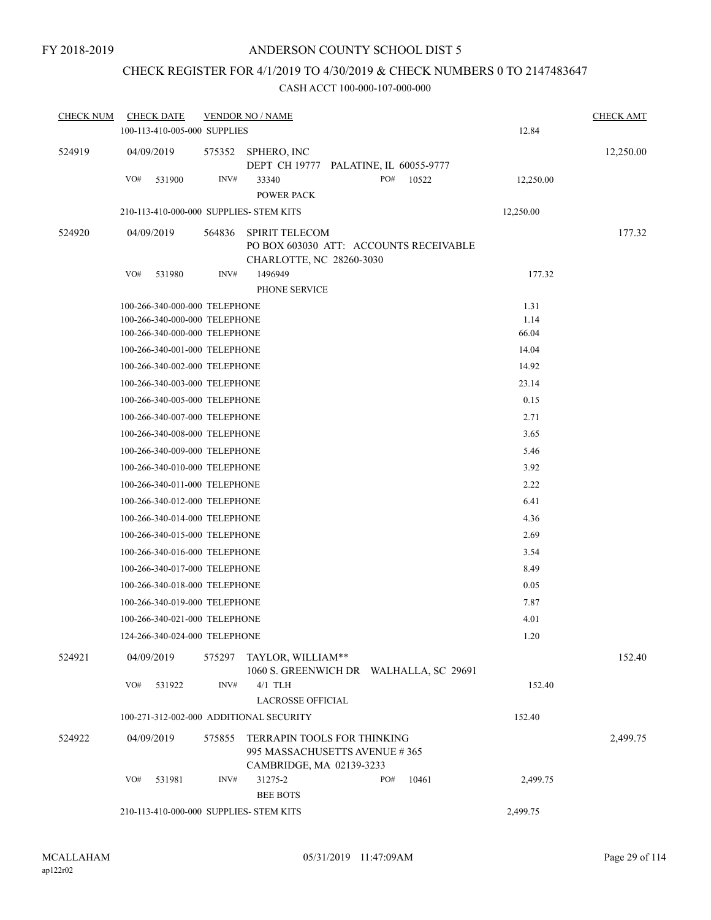FY 2018-2019

# ANDERSON COUNTY SCHOOL DIST 5

## CHECK REGISTER FOR 4/1/2019 TO 4/30/2019 & CHECK NUMBERS 0 TO 2147483647

### CASH ACCT 100-000-107-000-000

| CHECK NUM | CHECK DATE | VENDOR NO / NAME | | CHECK AMT |
|---|---|---|---|---|
| | 100-113-410-005-000 SUPPLIES | | 12.84 | |
| 524919 | 04/09/2019 | 575352 SPHERO, INC<br>DEPT CH 19777 PALATINE, IL 60055-9777 | | 12,250.00 |
| | VO# 531900 | INV# 33340 PO# 10522<br>POWER PACK | 12,250.00 | |
| | 210-113-410-000-000 SUPPLIES- STEM KITS | | 12,250.00 | |
| 524920 | 04/09/2019 | 564836 SPIRIT TELECOM<br>PO BOX 603030 ATT: ACCOUNTS RECEIVABLE<br>CHARLOTTE, NC 28260-3030 | | 177.32 |
| | VO# 531980 | INV# 1496949<br>PHONE SERVICE | 177.32 | |
| | 100-266-340-000-000 TELEPHONE | | 1.31 | |
| | 100-266-340-000-000 TELEPHONE | | 1.14 | |
| | 100-266-340-000-000 TELEPHONE | | 66.04 | |
| | 100-266-340-001-000 TELEPHONE | | 14.04 | |
| | 100-266-340-002-000 TELEPHONE | | 14.92 | |
| | 100-266-340-003-000 TELEPHONE | | 23.14 | |
| | 100-266-340-005-000 TELEPHONE | | 0.15 | |
| | 100-266-340-007-000 TELEPHONE | | 2.71 | |
| | 100-266-340-008-000 TELEPHONE | | 3.65 | |
| | 100-266-340-009-000 TELEPHONE | | 5.46 | |
| | 100-266-340-010-000 TELEPHONE | | 3.92 | |
| | 100-266-340-011-000 TELEPHONE | | 2.22 | |
| | 100-266-340-012-000 TELEPHONE | | 6.41 | |
| | 100-266-340-014-000 TELEPHONE | | 4.36 | |
| | 100-266-340-015-000 TELEPHONE | | 2.69 | |
| | 100-266-340-016-000 TELEPHONE | | 3.54 | |
| | 100-266-340-017-000 TELEPHONE | | 8.49 | |
| | 100-266-340-018-000 TELEPHONE | | 0.05 | |
| | 100-266-340-019-000 TELEPHONE | | 7.87 | |
| | 100-266-340-021-000 TELEPHONE | | 4.01 | |
| | 124-266-340-024-000 TELEPHONE | | 1.20 | |
| 524921 | 04/09/2019 | 575297 TAYLOR, WILLIAM**<br>1060 S. GREENWICH DR WALHALLA, SC 29691 | | 152.40 |
| | VO# 531922 | INV# 4/1 TLH<br>LACROSSE OFFICIAL | 152.40 | |
| | 100-271-312-002-000 ADDITIONAL SECURITY | | 152.40 | |
| 524922 | 04/09/2019 | 575855 TERRAPIN TOOLS FOR THINKING<br>995 MASSACHUSETTS AVENUE # 365<br>CAMBRIDGE, MA 02139-3233 | | 2,499.75 |
| | VO# 531981 | INV# 31275-2 PO# 10461<br>BEE BOTS | 2,499.75 | |
| | 210-113-410-000-000 SUPPLIES- STEM KITS | | 2,499.75 | |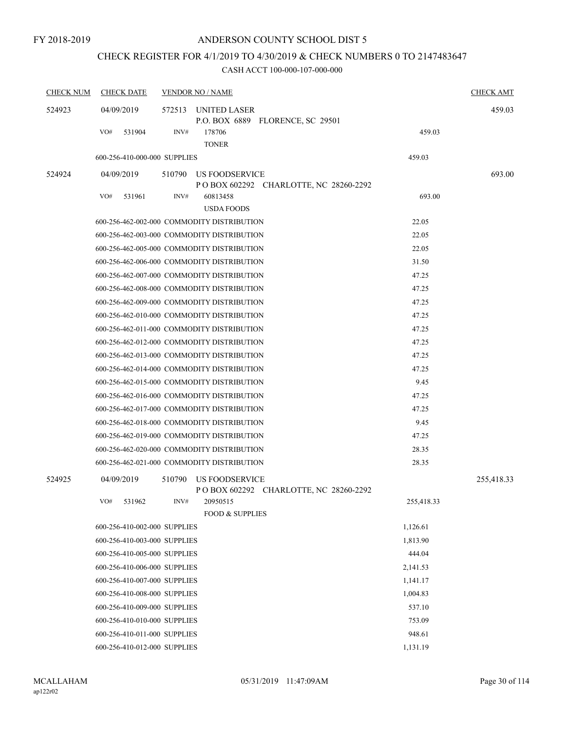FY 2018-2019

# ANDERSON COUNTY SCHOOL DIST 5

## CHECK REGISTER FOR 4/1/2019 TO 4/30/2019 & CHECK NUMBERS 0 TO 2147483647

### CASH ACCT 100-000-107-000-000

| CHECK NUM | CHECK DATE | VENDOR NO / NAME | | CHECK AMT |
|---|---|---|---|---|
| 524923 | 04/09/2019 | 572513 UNITED LASER<br>P.O. BOX 6889 FLORENCE, SC 29501 | | 459.03 |
| | VO# 531904 | INV# 178706<br>TONER | 459.03 | |
| | 600-256-410-000-000 SUPPLIES | | 459.03 | |
| 524924 | 04/09/2019 | 510790 US FOODSERVICE<br>P O BOX 602292 CHARLOTTE, NC 28260-2292 | | 693.00 |
| | VO# 531961 | INV# 60813458<br>USDA FOODS | 693.00 | |
| | 600-256-462-002-000 COMMODITY DISTRIBUTION | | 22.05 | |
| | 600-256-462-003-000 COMMODITY DISTRIBUTION | | 22.05 | |
| | 600-256-462-005-000 COMMODITY DISTRIBUTION | | 22.05 | |
| | 600-256-462-006-000 COMMODITY DISTRIBUTION | | 31.50 | |
| | 600-256-462-007-000 COMMODITY DISTRIBUTION | | 47.25 | |
| | 600-256-462-008-000 COMMODITY DISTRIBUTION | | 47.25 | |
| | 600-256-462-009-000 COMMODITY DISTRIBUTION | | 47.25 | |
| | 600-256-462-010-000 COMMODITY DISTRIBUTION | | 47.25 | |
| | 600-256-462-011-000 COMMODITY DISTRIBUTION | | 47.25 | |
| | 600-256-462-012-000 COMMODITY DISTRIBUTION | | 47.25 | |
| | 600-256-462-013-000 COMMODITY DISTRIBUTION | | 47.25 | |
| | 600-256-462-014-000 COMMODITY DISTRIBUTION | | 47.25 | |
| | 600-256-462-015-000 COMMODITY DISTRIBUTION | | 9.45 | |
| | 600-256-462-016-000 COMMODITY DISTRIBUTION | | 47.25 | |
| | 600-256-462-017-000 COMMODITY DISTRIBUTION | | 47.25 | |
| | 600-256-462-018-000 COMMODITY DISTRIBUTION | | 9.45 | |
| | 600-256-462-019-000 COMMODITY DISTRIBUTION | | 47.25 | |
| | 600-256-462-020-000 COMMODITY DISTRIBUTION | | 28.35 | |
| | 600-256-462-021-000 COMMODITY DISTRIBUTION | | 28.35 | |
| 524925 | 04/09/2019 | 510790 US FOODSERVICE<br>P O BOX 602292 CHARLOTTE, NC 28260-2292 | | 255,418.33 |
| | VO# 531962 | INV# 20950515<br>FOOD & SUPPLIES | 255,418.33 | |
| | 600-256-410-002-000 SUPPLIES | | 1,126.61 | |
| | 600-256-410-003-000 SUPPLIES | | 1,813.90 | |
| | 600-256-410-005-000 SUPPLIES | | 444.04 | |
| | 600-256-410-006-000 SUPPLIES | | 2,141.53 | |
| | 600-256-410-007-000 SUPPLIES | | 1,141.17 | |
| | 600-256-410-008-000 SUPPLIES | | 1,004.83 | |
| | 600-256-410-009-000 SUPPLIES | | 537.10 | |
| | 600-256-410-010-000 SUPPLIES | | 753.09 | |
| | 600-256-410-011-000 SUPPLIES | | 948.61 | |
| | 600-256-410-012-000 SUPPLIES | | 1,131.19 | |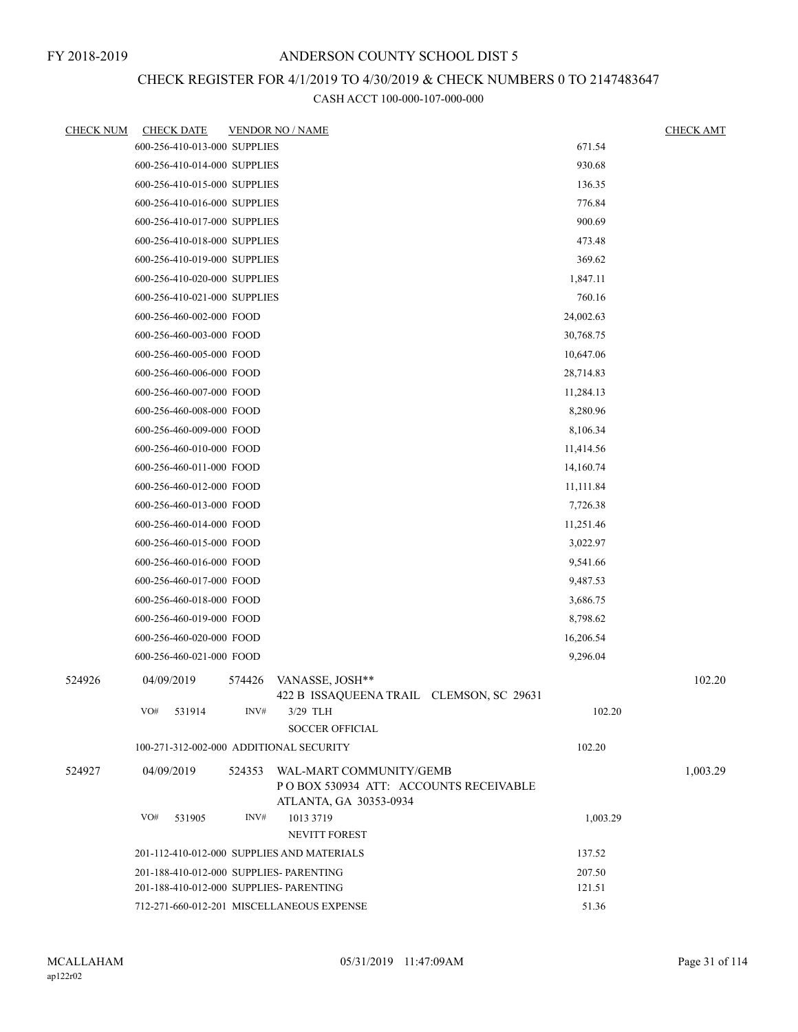FY 2018-2019

# ANDERSON COUNTY SCHOOL DIST 5

## CHECK REGISTER FOR 4/1/2019 TO 4/30/2019 & CHECK NUMBERS 0 TO 2147483647

### CASH ACCT 100-000-107-000-000

| CHECK NUM | CHECK DATE | VENDOR NO / NAME | | CHECK AMT |
|---|---|---|---|---|
| | 600-256-410-013-000 SUPPLIES | | 671.54 | |
| | 600-256-410-014-000 SUPPLIES | | 930.68 | |
| | 600-256-410-015-000 SUPPLIES | | 136.35 | |
| | 600-256-410-016-000 SUPPLIES | | 776.84 | |
| | 600-256-410-017-000 SUPPLIES | | 900.69 | |
| | 600-256-410-018-000 SUPPLIES | | 473.48 | |
| | 600-256-410-019-000 SUPPLIES | | 369.62 | |
| | 600-256-410-020-000 SUPPLIES | | 1,847.11 | |
| | 600-256-410-021-000 SUPPLIES | | 760.16 | |
| | 600-256-460-002-000 FOOD | | 24,002.63 | |
| | 600-256-460-003-000 FOOD | | 30,768.75 | |
| | 600-256-460-005-000 FOOD | | 10,647.06 | |
| | 600-256-460-006-000 FOOD | | 28,714.83 | |
| | 600-256-460-007-000 FOOD | | 11,284.13 | |
| | 600-256-460-008-000 FOOD | | 8,280.96 | |
| | 600-256-460-009-000 FOOD | | 8,106.34 | |
| | 600-256-460-010-000 FOOD | | 11,414.56 | |
| | 600-256-460-011-000 FOOD | | 14,160.74 | |
| | 600-256-460-012-000 FOOD | | 11,111.84 | |
| | 600-256-460-013-000 FOOD | | 7,726.38 | |
| | 600-256-460-014-000 FOOD | | 11,251.46 | |
| | 600-256-460-015-000 FOOD | | 3,022.97 | |
| | 600-256-460-016-000 FOOD | | 9,541.66 | |
| | 600-256-460-017-000 FOOD | | 9,487.53 | |
| | 600-256-460-018-000 FOOD | | 3,686.75 | |
| | 600-256-460-019-000 FOOD | | 8,798.62 | |
| | 600-256-460-020-000 FOOD | | 16,206.54 | |
| | 600-256-460-021-000 FOOD | | 9,296.04 | |
| 524926 | 04/09/2019 | 574426 VANASSE, JOSH** 422 B ISSAQUEENA TRAIL CLEMSON, SC 29631 | | 102.20 |
| | VO# 531914 | INV# 3/29 TLH SOCCER OFFICIAL | 102.20 | |
| | 100-271-312-002-000 ADDITIONAL SECURITY | | 102.20 | |
| 524927 | 04/09/2019 | 524353 WAL-MART COMMUNITY/GEMB P O BOX 530934 ATT: ACCOUNTS RECEIVABLE ATLANTA, GA 30353-0934 | | 1,003.29 |
| | VO# 531905 | INV# 1013 3719 NEVITT FOREST | 1,003.29 | |
| | 201-112-410-012-000 SUPPLIES AND MATERIALS | | 137.52 | |
| | 201-188-410-012-000 SUPPLIES- PARENTING | | 207.50 | |
| | 201-188-410-012-000 SUPPLIES- PARENTING | | 121.51 | |
| | 712-271-660-012-201 MISCELLANEOUS EXPENSE | | 51.36 | |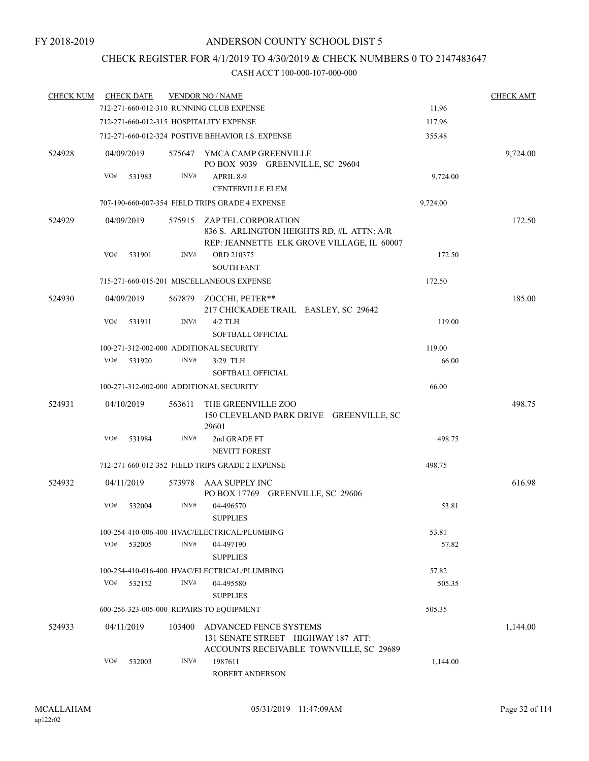FY 2018-2019

# ANDERSON COUNTY SCHOOL DIST 5

## CHECK REGISTER FOR 4/1/2019 TO 4/30/2019 & CHECK NUMBERS 0 TO 2147483647

### CASH ACCT 100-000-107-000-000

| CHECK NUM | CHECK DATE | VENDOR NO / NAME | | CHECK AMT |
|---|---|---|---|---|
| | 712-271-660-012-310 RUNNING CLUB EXPENSE | | 11.96 | |
| | 712-271-660-012-315 HOSPITALITY EXPENSE | | 117.96 | |
| | 712-271-660-012-324 POSTIVE BEHAVIOR I.S. EXPENSE | | 355.48 | |
| 524928 | 04/09/2019 | 575647 YMCA CAMP GREENVILLE<br>PO BOX 9039 GREENVILLE, SC 29604 | | 9,724.00 |
| | VO# 531983 | INV# APRIL 8-9<br>CENTERVILLE ELEM | 9,724.00 | |
| | 707-190-660-007-354 FIELD TRIPS GRADE 4 EXPENSE | | 9,724.00 | |
| 524929 | 04/09/2019 | 575915 ZAP TEL CORPORATION<br>836 S. ARLINGTON HEIGHTS RD, #L ATTN: A/R<br>REP: JEANNETTE ELK GROVE VILLAGE, IL 60007 | | 172.50 |
| | VO# 531901 | INV# ORD 210375<br>SOUTH FANT | 172.50 | |
| | 715-271-660-015-201 MISCELLANEOUS EXPENSE | | 172.50 | |
| 524930 | 04/09/2019 | 567879 ZOCCHI, PETER**<br>217 CHICKADEE TRAIL EASLEY, SC 29642 | | 185.00 |
| | VO# 531911 | INV# 4/2 TLH<br>SOFTBALL OFFICIAL | 119.00 | |
| | 100-271-312-002-000 ADDITIONAL SECURITY | | 119.00 | |
| | VO# 531920 | INV# 3/29 TLH<br>SOFTBALL OFFICIAL | 66.00 | |
| | 100-271-312-002-000 ADDITIONAL SECURITY | | 66.00 | |
| 524931 | 04/10/2019 | 563611 THE GREENVILLE ZOO<br>150 CLEVELAND PARK DRIVE GREENVILLE, SC 29601 | | 498.75 |
| | VO# 531984 | INV# 2nd GRADE FT<br>NEVITT FOREST | 498.75 | |
| | 712-271-660-012-352 FIELD TRIPS GRADE 2 EXPENSE | | 498.75 | |
| 524932 | 04/11/2019 | 573978 AAA SUPPLY INC<br>PO BOX 17769 GREENVILLE, SC 29606 | | 616.98 |
| | VO# 532004 | INV# 04-496570<br>SUPPLIES | 53.81 | |
| | 100-254-410-006-400 HVAC/ELECTRICAL/PLUMBING | | 53.81 | |
| | VO# 532005 | INV# 04-497190<br>SUPPLIES | 57.82 | |
| | 100-254-410-016-400 HVAC/ELECTRICAL/PLUMBING | | 57.82 | |
| | VO# 532152 | INV# 04-495580<br>SUPPLIES | 505.35 | |
| | 600-256-323-005-000 REPAIRS TO EQUIPMENT | | 505.35 | |
| 524933 | 04/11/2019 | 103400 ADVANCED FENCE SYSTEMS<br>131 SENATE STREET HIGHWAY 187 ATT:<br>ACCOUNTS RECEIVABLE TOWNVILLE, SC 29689 | | 1,144.00 |
| | VO# 532003 | INV# 1987611<br>ROBERT ANDERSON | 1,144.00 | |

MCALLAHAM
ap122r02

05/31/2019 11:47:09AM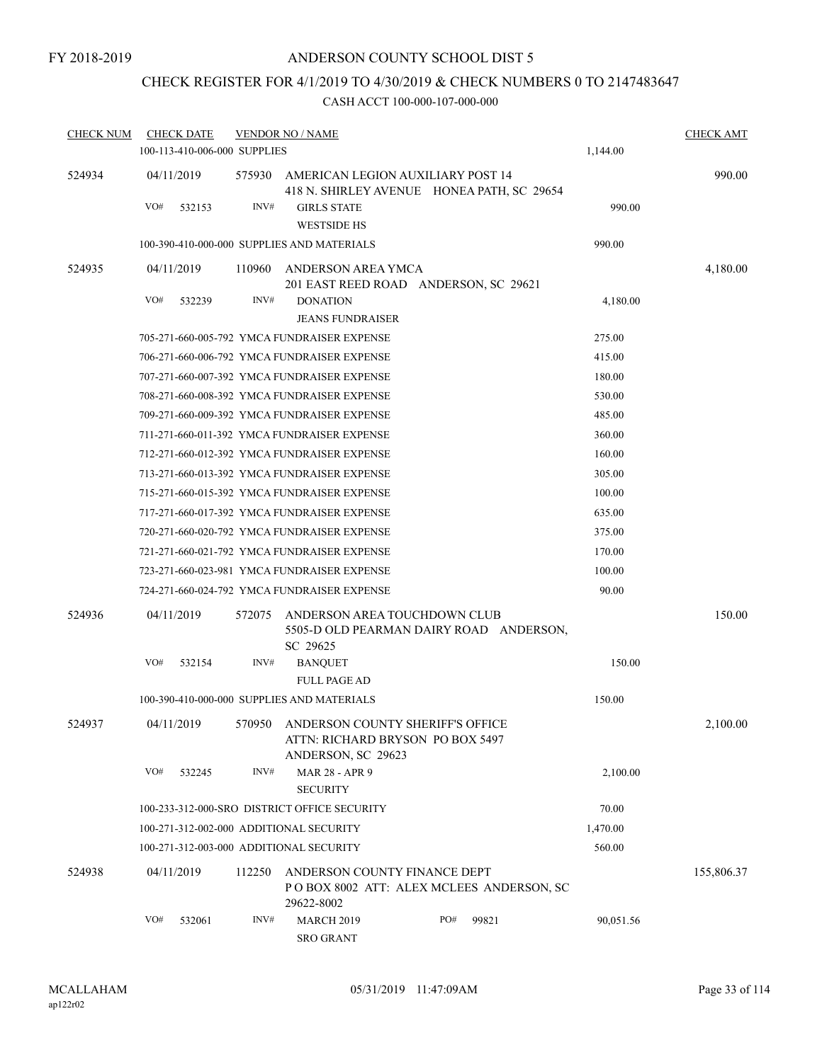FY 2018-2019

# ANDERSON COUNTY SCHOOL DIST 5

## CHECK REGISTER FOR 4/1/2019 TO 4/30/2019 & CHECK NUMBERS 0 TO 2147483647

### CASH ACCT 100-000-107-000-000

| CHECK NUM | CHECK DATE | VENDOR NO / NAME | | CHECK AMT |
|---|---|---|---|---|
| | 100-113-410-006-000 SUPPLIES | | 1,144.00 | |
| 524934 | 04/11/2019 | 575930 AMERICAN LEGION AUXILIARY POST 14<br>418 N. SHIRLEY AVENUE HONEA PATH, SC 29654 | | 990.00 |
| | VO# 532153 | INV# GIRLS STATE<br>WESTSIDE HS | 990.00 | |
| | 100-390-410-000-000 SUPPLIES AND MATERIALS | | 990.00 | |
| 524935 | 04/11/2019 | 110960 ANDERSON AREA YMCA<br>201 EAST REED ROAD ANDERSON, SC 29621 | | 4,180.00 |
| | VO# 532239 | INV# DONATION<br>JEANS FUNDRAISER | 4,180.00 | |
| | 705-271-660-005-792 YMCA FUNDRAISER EXPENSE | | 275.00 | |
| | 706-271-660-006-792 YMCA FUNDRAISER EXPENSE | | 415.00 | |
| | 707-271-660-007-392 YMCA FUNDRAISER EXPENSE | | 180.00 | |
| | 708-271-660-008-392 YMCA FUNDRAISER EXPENSE | | 530.00 | |
| | 709-271-660-009-392 YMCA FUNDRAISER EXPENSE | | 485.00 | |
| | 711-271-660-011-392 YMCA FUNDRAISER EXPENSE | | 360.00 | |
| | 712-271-660-012-392 YMCA FUNDRAISER EXPENSE | | 160.00 | |
| | 713-271-660-013-392 YMCA FUNDRAISER EXPENSE | | 305.00 | |
| | 715-271-660-015-392 YMCA FUNDRAISER EXPENSE | | 100.00 | |
| | 717-271-660-017-392 YMCA FUNDRAISER EXPENSE | | 635.00 | |
| | 720-271-660-020-792 YMCA FUNDRAISER EXPENSE | | 375.00 | |
| | 721-271-660-021-792 YMCA FUNDRAISER EXPENSE | | 170.00 | |
| | 723-271-660-023-981 YMCA FUNDRAISER EXPENSE | | 100.00 | |
| | 724-271-660-024-792 YMCA FUNDRAISER EXPENSE | | 90.00 | |
| 524936 | 04/11/2019 | 572075 ANDERSON AREA TOUCHDOWN CLUB<br>5505-D OLD PEARMAN DAIRY ROAD ANDERSON, SC 29625 | | 150.00 |
| | VO# 532154 | INV# BANQUET<br>FULL PAGE AD | 150.00 | |
| | 100-390-410-000-000 SUPPLIES AND MATERIALS | | 150.00 | |
| 524937 | 04/11/2019 | 570950 ANDERSON COUNTY SHERIFF'S OFFICE<br>ATTN: RICHARD BRYSON PO BOX 5497<br>ANDERSON, SC 29623 | | 2,100.00 |
| | VO# 532245 | INV# MAR 28 - APR 9<br>SECURITY | 2,100.00 | |
| | 100-233-312-000-SRO DISTRICT OFFICE SECURITY | | 70.00 | |
| | 100-271-312-002-000 ADDITIONAL SECURITY | | 1,470.00 | |
| | 100-271-312-003-000 ADDITIONAL SECURITY | | 560.00 | |
| 524938 | 04/11/2019 | 112250 ANDERSON COUNTY FINANCE DEPT<br>P O BOX 8002 ATT: ALEX MCLEES ANDERSON, SC 29622-8002 | | 155,806.37 |
| | VO# 532061 | INV# MARCH 2019 PO# 99821<br>SRO GRANT | 90,051.56 | |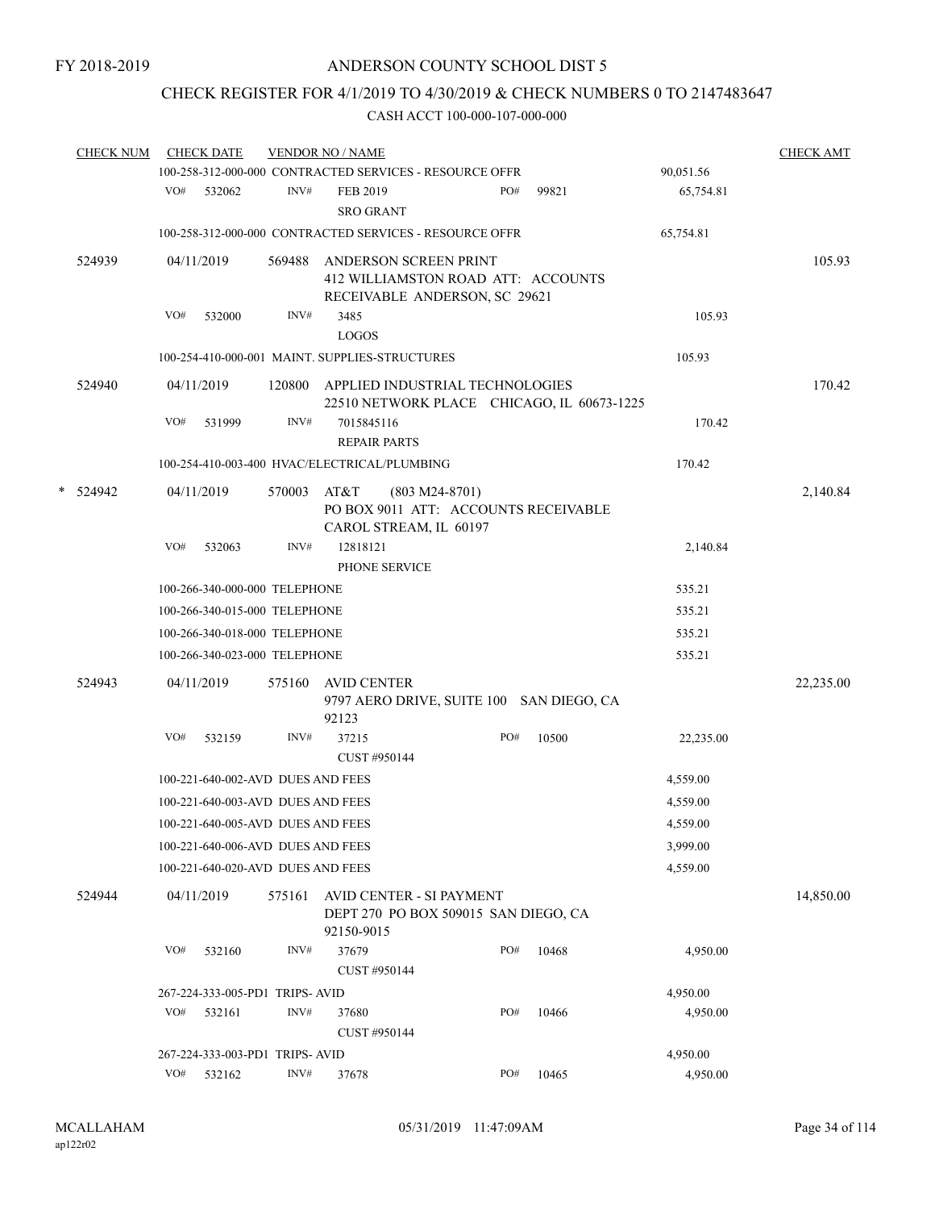FY 2018-2019

# ANDERSON COUNTY SCHOOL DIST 5

## CHECK REGISTER FOR 4/1/2019 TO 4/30/2019 & CHECK NUMBERS 0 TO 2147483647

CASH ACCT 100-000-107-000-000

| CHECK NUM | CHECK DATE | VENDOR NO / NAME | | | CHECK AMT |
|---|---|---|---|---|---|
| | | 100-258-312-000-000 CONTRACTED SERVICES - RESOURCE OFFR | | 90,051.56 | |
| | VO# 532062 | INV# FEB 2019 SRO GRANT | PO# 99821 | 65,754.81 | |
| | | 100-258-312-000-000 CONTRACTED SERVICES - RESOURCE OFFR | | 65,754.81 | |
| 524939 | 04/11/2019 | 569488 ANDERSON SCREEN PRINT 412 WILLIAMSTON ROAD ATT: ACCOUNTS RECEIVABLE ANDERSON, SC 29621 | | | 105.93 |
| | VO# 532000 | INV# 3485 LOGOS | | 105.93 | |
| | | 100-254-410-000-001 MAINT. SUPPLIES-STRUCTURES | | 105.93 | |
| 524940 | 04/11/2019 | 120800 APPLIED INDUSTRIAL TECHNOLOGIES 22510 NETWORK PLACE CHICAGO, IL 60673-1225 | | | 170.42 |
| | VO# 531999 | INV# 7015845116 REPAIR PARTS | | 170.42 | |
| | | 100-254-410-003-400 HVAC/ELECTRICAL/PLUMBING | | 170.42 | |
| * 524942 | 04/11/2019 | 570003 AT&T (803 M24-8701) PO BOX 9011 ATT: ACCOUNTS RECEIVABLE CAROL STREAM, IL 60197 | | | 2,140.84 |
| | VO# 532063 | INV# 12818121 PHONE SERVICE | | 2,140.84 | |
| | | 100-266-340-000-000 TELEPHONE | | 535.21 | |
| | | 100-266-340-015-000 TELEPHONE | | 535.21 | |
| | | 100-266-340-018-000 TELEPHONE | | 535.21 | |
| | | 100-266-340-023-000 TELEPHONE | | 535.21 | |
| 524943 | 04/11/2019 | 575160 AVID CENTER 9797 AERO DRIVE, SUITE 100 SAN DIEGO, CA 92123 | | | 22,235.00 |
| | VO# 532159 | INV# 37215 CUST #950144 | PO# 10500 | 22,235.00 | |
| | | 100-221-640-002-AVD DUES AND FEES | | 4,559.00 | |
| | | 100-221-640-003-AVD DUES AND FEES | | 4,559.00 | |
| | | 100-221-640-005-AVD DUES AND FEES | | 4,559.00 | |
| | | 100-221-640-006-AVD DUES AND FEES | | 3,999.00 | |
| | | 100-221-640-020-AVD DUES AND FEES | | 4,559.00 | |
| 524944 | 04/11/2019 | 575161 AVID CENTER - SI PAYMENT DEPT 270 PO BOX 509015 SAN DIEGO, CA 92150-9015 | | | 14,850.00 |
| | VO# 532160 | INV# 37679 CUST #950144 | PO# 10468 | 4,950.00 | |
| | | 267-224-333-005-PD1 TRIPS- AVID | | 4,950.00 | |
| | VO# 532161 | INV# 37680 CUST #950144 | PO# 10466 | 4,950.00 | |
| | | 267-224-333-003-PD1 TRIPS- AVID | | 4,950.00 | |
| | VO# 532162 | INV# 37678 | PO# 10465 | 4,950.00 | |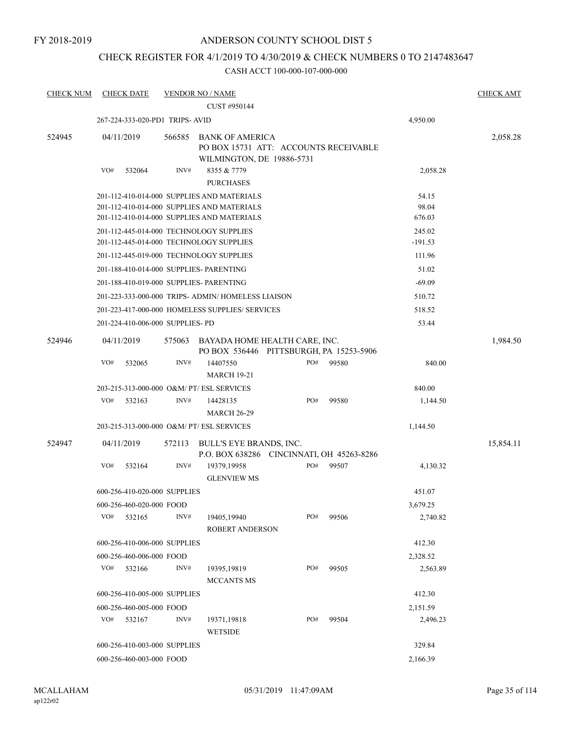FY 2018-2019

# ANDERSON COUNTY SCHOOL DIST 5

## CHECK REGISTER FOR 4/1/2019 TO 4/30/2019 & CHECK NUMBERS 0 TO 2147483647

### CASH ACCT 100-000-107-000-000

| CHECK NUM | CHECK DATE | VENDOR NO / NAME | | CHECK AMT |
|---|---|---|---|---|
| | | CUST #950144 | | |
| | 267-224-333-020-PD1 TRIPS- AVID | | 4,950.00 | |
| 524945 | 04/11/2019 | 566585 BANK OF AMERICA<br>PO BOX 15731 ATT: ACCOUNTS RECEIVABLE<br>WILMINGTON, DE 19886-5731 | | 2,058.28 |
| | VO# 532064 | INV# 8355 & 7779<br>PURCHASES | 2,058.28 | |
| | 201-112-410-014-000 SUPPLIES AND MATERIALS | | 54.15 | |
| | 201-112-410-014-000 SUPPLIES AND MATERIALS | | 98.04 | |
| | 201-112-410-014-000 SUPPLIES AND MATERIALS | | 676.03 | |
| | 201-112-445-014-000 TECHNOLOGY SUPPLIES | | 245.02 | |
| | 201-112-445-014-000 TECHNOLOGY SUPPLIES | | -191.53 | |
| | 201-112-445-019-000 TECHNOLOGY SUPPLIES | | 111.96 | |
| | 201-188-410-014-000 SUPPLIES- PARENTING | | 51.02 | |
| | 201-188-410-019-000 SUPPLIES- PARENTING | | -69.09 | |
| | 201-223-333-000-000 TRIPS- ADMIN/ HOMELESS LIAISON | | 510.72 | |
| | 201-223-417-000-000 HOMELESS SUPPLIES/ SERVICES | | 518.52 | |
| | 201-224-410-006-000 SUPPLIES- PD | | 53.44 | |
| 524946 | 04/11/2019 | 575063 BAYADA HOME HEALTH CARE, INC.<br>PO BOX 536446 PITTSBURGH, PA 15253-5906 | | 1,984.50 |
| | VO# 532065 | INV# 14407550 PO# 99580<br>MARCH 19-21 | 840.00 | |
| | 203-215-313-000-000 O&M/ PT/ ESL SERVICES | | 840.00 | |
| | VO# 532163 | INV# 14428135 PO# 99580<br>MARCH 26-29 | 1,144.50 | |
| | 203-215-313-000-000 O&M/ PT/ ESL SERVICES | | 1,144.50 | |
| 524947 | 04/11/2019 | 572113 BULL'S EYE BRANDS, INC.<br>P.O. BOX 638286 CINCINNATI, OH 45263-8286 | | 15,854.11 |
| | VO# 532164 | INV# 19379,19958 PO# 99507<br>GLENVIEW MS | 4,130.32 | |
| | 600-256-410-020-000 SUPPLIES | | 451.07 | |
| | 600-256-460-020-000 FOOD | | 3,679.25 | |
| | VO# 532165 | INV# 19405,19940 PO# 99506<br>ROBERT ANDERSON | 2,740.82 | |
| | 600-256-410-006-000 SUPPLIES | | 412.30 | |
| | 600-256-460-006-000 FOOD | | 2,328.52 | |
| | VO# 532166 | INV# 19395,19819 PO# 99505<br>MCCANTS MS | 2,563.89 | |
| | 600-256-410-005-000 SUPPLIES | | 412.30 | |
| | 600-256-460-005-000 FOOD | | 2,151.59 | |
| | VO# 532167 | INV# 19371,19818 PO# 99504<br>WETSIDE | 2,496.23 | |
| | 600-256-410-003-000 SUPPLIES | | 329.84 | |
| | 600-256-460-003-000 FOOD | | 2,166.39 | |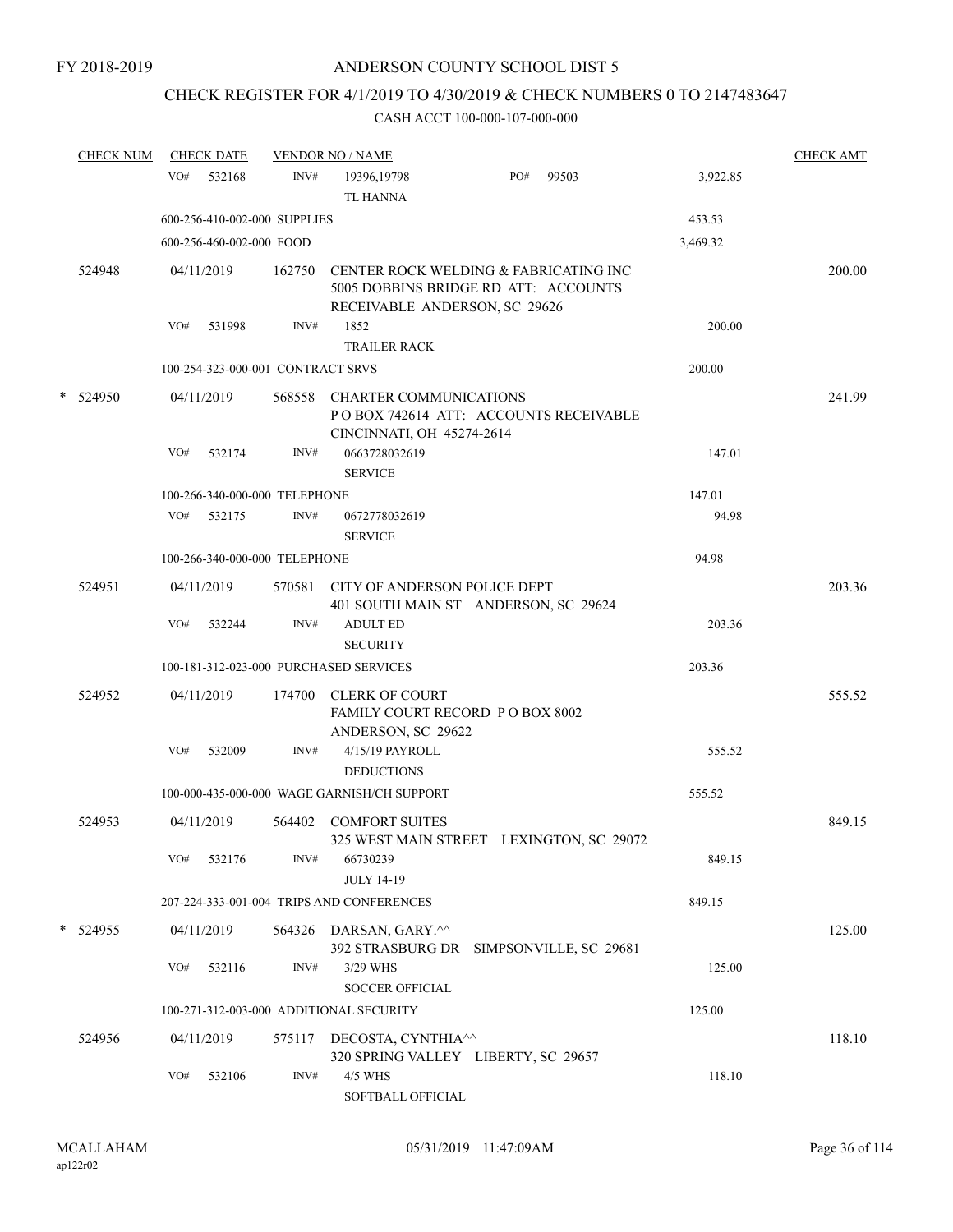FY 2018-2019

# ANDERSON COUNTY SCHOOL DIST 5

## CHECK REGISTER FOR 4/1/2019 TO 4/30/2019 & CHECK NUMBERS 0 TO 2147483647

### CASH ACCT 100-000-107-000-000

| CHECK NUM | CHECK DATE | VENDOR NO / NAME | | | CHECK AMT |
|---|---|---|---|---|---|
| | VO# 532168 | INV# 19396,19798 TL HANNA | PO# 99503 | 3,922.85 | |
| | 600-256-410-002-000 SUPPLIES | | | 453.53 | |
| | 600-256-460-002-000 FOOD | | | 3,469.32 | |
| 524948 | 04/11/2019 | 162750 CENTER ROCK WELDING & FABRICATING INC 5005 DOBBINS BRIDGE RD ATT: ACCOUNTS RECEIVABLE ANDERSON, SC 29626 | | | 200.00 |
| | VO# 531998 | INV# 1852 TRAILER RACK | | 200.00 | |
| | 100-254-323-000-001 CONTRACT SRVS | | | 200.00 | |
| * 524950 | 04/11/2019 | 568558 CHARTER COMMUNICATIONS P O BOX 742614 ATT: ACCOUNTS RECEIVABLE CINCINNATI, OH 45274-2614 | | | 241.99 |
| | VO# 532174 | INV# 0663728032619 SERVICE | | 147.01 | |
| | 100-266-340-000-000 TELEPHONE | | | 147.01 | |
| | VO# 532175 | INV# 0672778032619 SERVICE | | 94.98 | |
| | 100-266-340-000-000 TELEPHONE | | | 94.98 | |
| 524951 | 04/11/2019 | 570581 CITY OF ANDERSON POLICE DEPT 401 SOUTH MAIN ST ANDERSON, SC 29624 | | | 203.36 |
| | VO# 532244 | INV# ADULT ED SECURITY | | 203.36 | |
| | 100-181-312-023-000 PURCHASED SERVICES | | | 203.36 | |
| 524952 | 04/11/2019 | 174700 CLERK OF COURT FAMILY COURT RECORD P O BOX 8002 ANDERSON, SC 29622 | | | 555.52 |
| | VO# 532009 | INV# 4/15/19 PAYROLL DEDUCTIONS | | 555.52 | |
| | 100-000-435-000-000 WAGE GARNISH/CH SUPPORT | | | 555.52 | |
| 524953 | 04/11/2019 | 564402 COMFORT SUITES 325 WEST MAIN STREET LEXINGTON, SC 29072 | | | 849.15 |
| | VO# 532176 | INV# 66730239 JULY 14-19 | | 849.15 | |
| | 207-224-333-001-004 TRIPS AND CONFERENCES | | | 849.15 | |
| * 524955 | 04/11/2019 | 564326 DARSAN, GARY.^^ 392 STRASBURG DR SIMPSONVILLE, SC 29681 | | | 125.00 |
| | VO# 532116 | INV# 3/29 WHS SOCCER OFFICIAL | | 125.00 | |
| | 100-271-312-003-000 ADDITIONAL SECURITY | | | 125.00 | |
| 524956 | 04/11/2019 | 575117 DECOSTA, CYNTHIA^^ 320 SPRING VALLEY LIBERTY, SC 29657 | | | 118.10 |
| | VO# 532106 | INV# 4/5 WHS SOFTBALL OFFICIAL | | 118.10 | |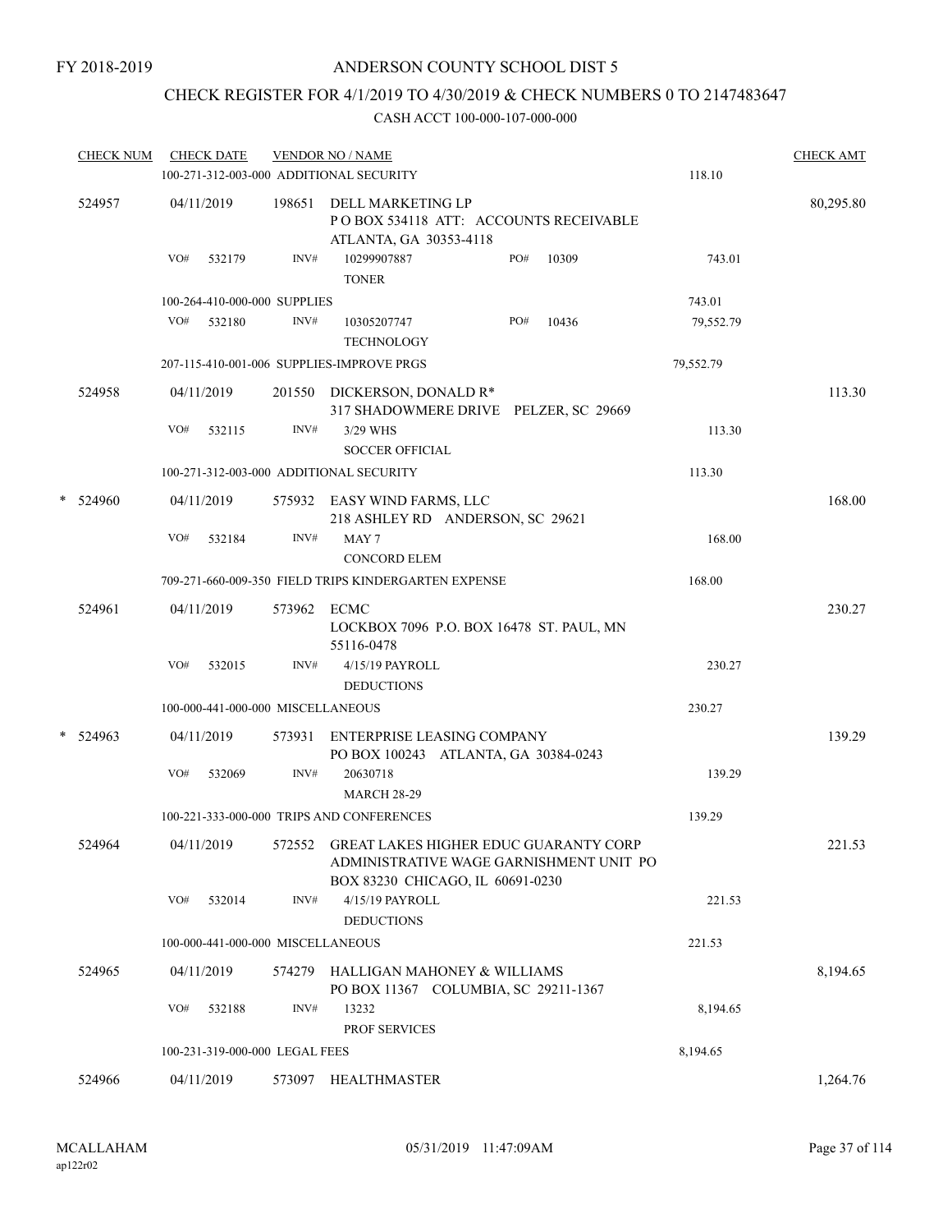FY 2018-2019

# ANDERSON COUNTY SCHOOL DIST 5

## CHECK REGISTER FOR 4/1/2019 TO 4/30/2019 & CHECK NUMBERS 0 TO 2147483647

### CASH ACCT 100-000-107-000-000

| CHECK NUM | CHECK DATE | VENDOR NO / NAME | | CHECK AMT |
|---|---|---|---|---|
| | 100-271-312-003-000 ADDITIONAL SECURITY | | 118.10 | |
| 524957 | 04/11/2019 | 198651 DELL MARKETING LP<br>P O BOX 534118 ATT: ACCOUNTS RECEIVABLE<br>ATLANTA, GA 30353-4118 | | 80,295.80 |
| | VO# 532179 | INV# 10299907887 PO# 10309<br>TONER | 743.01 | |
| | 100-264-410-000-000 SUPPLIES | | 743.01 | |
| | VO# 532180 | INV# 10305207747 PO# 10436<br>TECHNOLOGY | 79,552.79 | |
| | 207-115-410-001-006 SUPPLIES-IMPROVE PRGS | | 79,552.79 | |
| 524958 | 04/11/2019 | 201550 DICKERSON, DONALD R*<br>317 SHADOWMERE DRIVE PELZER, SC 29669 | | 113.30 |
| | VO# 532115 | INV# 3/29 WHS<br>SOCCER OFFICIAL | 113.30 | |
| | 100-271-312-003-000 ADDITIONAL SECURITY | | 113.30 | |
| * 524960 | 04/11/2019 | 575932 EASY WIND FARMS, LLC<br>218 ASHLEY RD ANDERSON, SC 29621 | | 168.00 |
| | VO# 532184 | INV# MAY 7<br>CONCORD ELEM | 168.00 | |
| | 709-271-660-009-350 FIELD TRIPS KINDERGARTEN EXPENSE | | 168.00 | |
| 524961 | 04/11/2019 | 573962 ECMC<br>LOCKBOX 7096 P.O. BOX 16478 ST. PAUL, MN 55116-0478 | | 230.27 |
| | VO# 532015 | INV# 4/15/19 PAYROLL<br>DEDUCTIONS | 230.27 | |
| | 100-000-441-000-000 MISCELLANEOUS | | 230.27 | |
| * 524963 | 04/11/2019 | 573931 ENTERPRISE LEASING COMPANY<br>PO BOX 100243 ATLANTA, GA 30384-0243 | | 139.29 |
| | VO# 532069 | INV# 20630718<br>MARCH 28-29 | 139.29 | |
| | 100-221-333-000-000 TRIPS AND CONFERENCES | | 139.29 | |
| 524964 | 04/11/2019 | 572552 GREAT LAKES HIGHER EDUC GUARANTY CORP<br>ADMINISTRATIVE WAGE GARNISHMENT UNIT PO BOX 83230 CHICAGO, IL 60691-0230 | | 221.53 |
| | VO# 532014 | INV# 4/15/19 PAYROLL<br>DEDUCTIONS | 221.53 | |
| | 100-000-441-000-000 MISCELLANEOUS | | 221.53 | |
| 524965 | 04/11/2019 | 574279 HALLIGAN MAHONEY & WILLIAMS<br>PO BOX 11367 COLUMBIA, SC 29211-1367 | | 8,194.65 |
| | VO# 532188 | INV# 13232<br>PROF SERVICES | 8,194.65 | |
| | 100-231-319-000-000 LEGAL FEES | | 8,194.65 | |
| 524966 | 04/11/2019 | 573097 HEALTHMASTER | | 1,264.76 |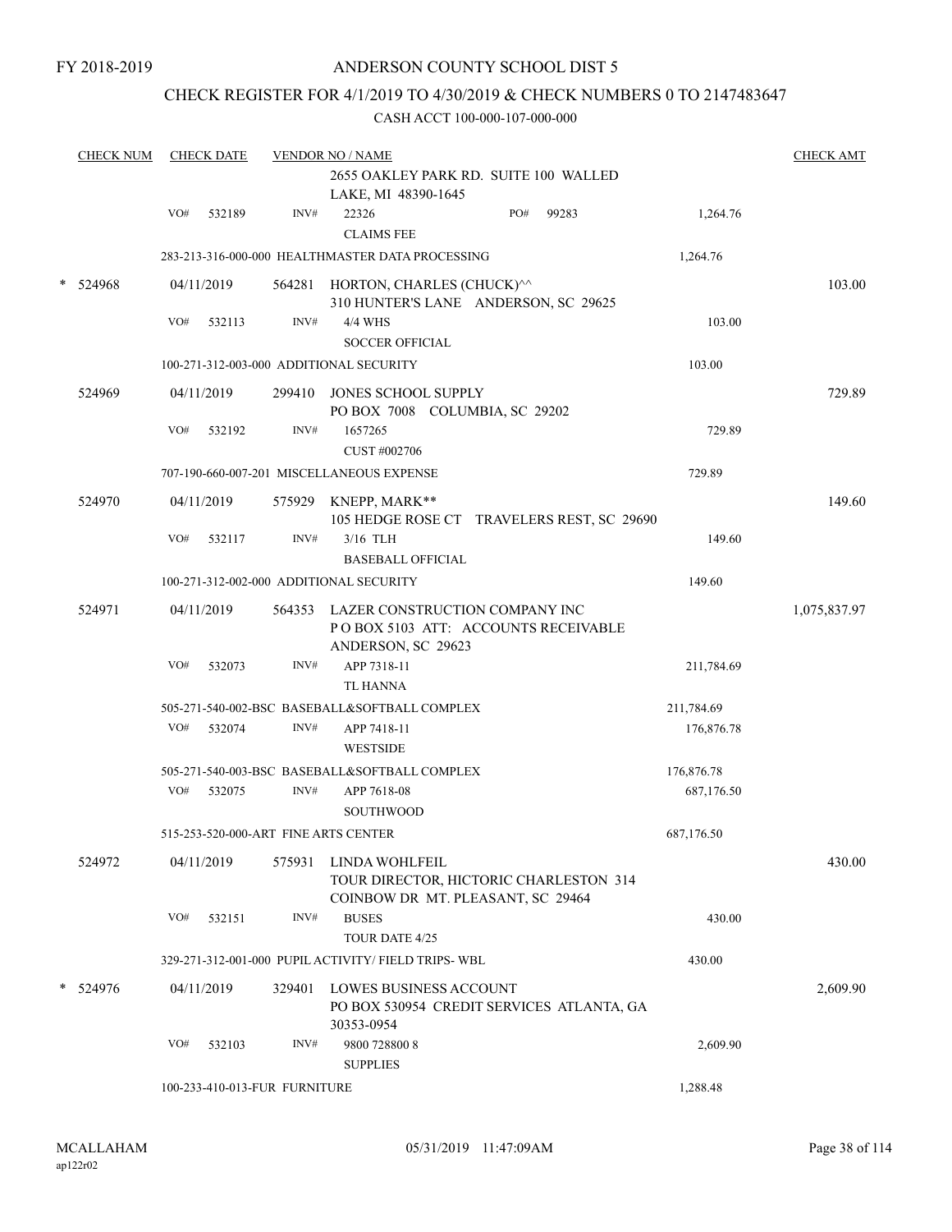FY 2018-2019

# ANDERSON COUNTY SCHOOL DIST 5

## CHECK REGISTER FOR 4/1/2019 TO 4/30/2019 & CHECK NUMBERS 0 TO 2147483647

CASH ACCT 100-000-107-000-000

| CHECK NUM | CHECK DATE | VENDOR NO / NAME | | CHECK AMT |
|---|---|---|---|---|
| | | 2655 OAKLEY PARK RD. SUITE 100 WALLED LAKE, MI 48390-1645 | | |
| | VO# 532189 | INV# 22326 PO# 99283 CLAIMS FEE | 1,264.76 | |
| | | 283-213-316-000-000 HEALTHMASTER DATA PROCESSING | 1,264.76 | |
| * 524968 | 04/11/2019 | 564281 HORTON, CHARLES (CHUCK)^^ 310 HUNTER'S LANE ANDERSON, SC 29625 | | 103.00 |
| | VO# 532113 | INV# 4/4 WHS SOCCER OFFICIAL | 103.00 | |
| | | 100-271-312-003-000 ADDITIONAL SECURITY | 103.00 | |
| 524969 | 04/11/2019 | 299410 JONES SCHOOL SUPPLY PO BOX 7008 COLUMBIA, SC 29202 | | 729.89 |
| | VO# 532192 | INV# 1657265 CUST #002706 | 729.89 | |
| | | 707-190-660-007-201 MISCELLANEOUS EXPENSE | 729.89 | |
| 524970 | 04/11/2019 | 575929 KNEPP, MARK** 105 HEDGE ROSE CT TRAVELERS REST, SC 29690 | | 149.60 |
| | VO# 532117 | INV# 3/16 TLH BASEBALL OFFICIAL | 149.60 | |
| | | 100-271-312-002-000 ADDITIONAL SECURITY | 149.60 | |
| 524971 | 04/11/2019 | 564353 LAZER CONSTRUCTION COMPANY INC P O BOX 5103 ATT: ACCOUNTS RECEIVABLE ANDERSON, SC 29623 | | 1,075,837.97 |
| | VO# 532073 | INV# APP 7318-11 TL HANNA | 211,784.69 | |
| | | 505-271-540-002-BSC BASEBALL&SOFTBALL COMPLEX | 211,784.69 | |
| | VO# 532074 | INV# APP 7418-11 WESTSIDE | 176,876.78 | |
| | | 505-271-540-003-BSC BASEBALL&SOFTBALL COMPLEX | 176,876.78 | |
| | VO# 532075 | INV# APP 7618-08 SOUTHWOOD | 687,176.50 | |
| | | 515-253-520-000-ART FINE ARTS CENTER | 687,176.50 | |
| 524972 | 04/11/2019 | 575931 LINDA WOHLFEIL TOUR DIRECTOR, HICTORIC CHARLESTON 314 COINBOW DR MT. PLEASANT, SC 29464 | | 430.00 |
| | VO# 532151 | INV# BUSES TOUR DATE 4/25 | 430.00 | |
| | | 329-271-312-001-000 PUPIL ACTIVITY/ FIELD TRIPS- WBL | 430.00 | |
| * 524976 | 04/11/2019 | 329401 LOWES BUSINESS ACCOUNT PO BOX 530954 CREDIT SERVICES ATLANTA, GA 30353-0954 | | 2,609.90 |
| | VO# 532103 | INV# 9800 728800 8 SUPPLIES | 2,609.90 | |
| | | 100-233-410-013-FUR FURNITURE | 1,288.48 | |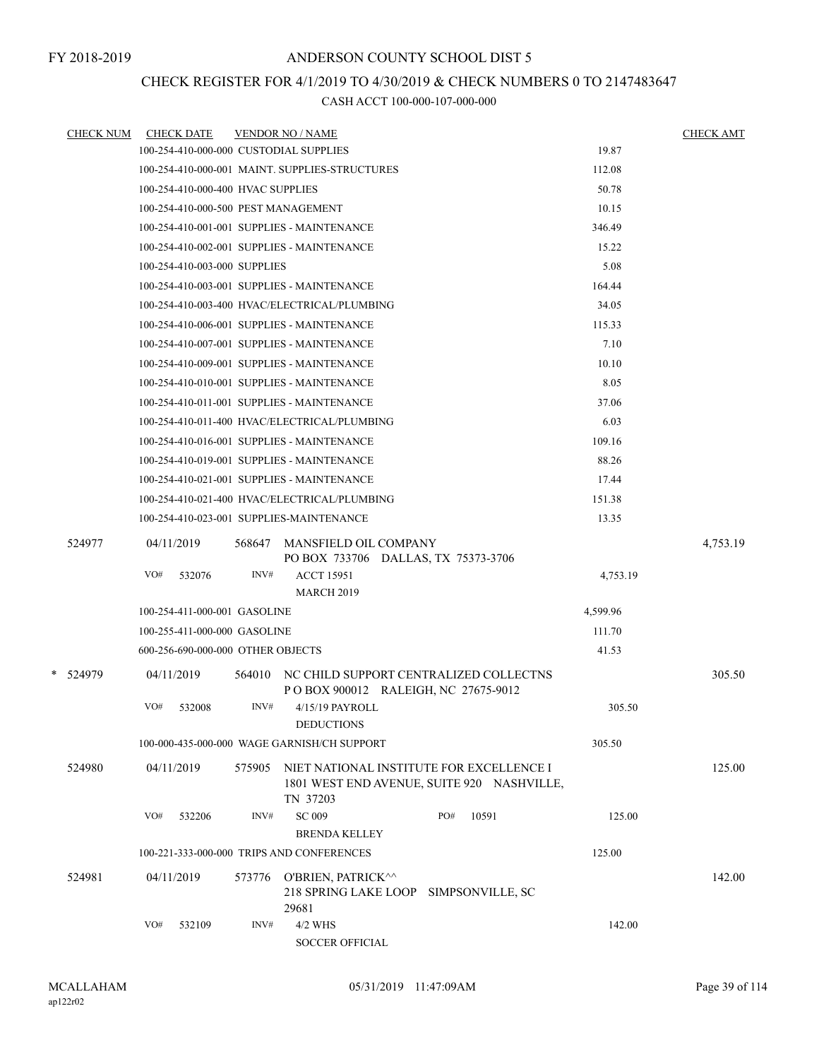FY 2018-2019

# ANDERSON COUNTY SCHOOL DIST 5

## CHECK REGISTER FOR 4/1/2019 TO 4/30/2019 & CHECK NUMBERS 0 TO 2147483647

CASH ACCT 100-000-107-000-000

| CHECK NUM | CHECK DATE | VENDOR NO / NAME | | CHECK AMT |
|---|---|---|---|---|
| | 100-254-410-000-000 CUSTODIAL SUPPLIES | | 19.87 | |
| | 100-254-410-000-001 MAINT. SUPPLIES-STRUCTURES | | 112.08 | |
| | 100-254-410-000-400 HVAC SUPPLIES | | 50.78 | |
| | 100-254-410-000-500 PEST MANAGEMENT | | 10.15 | |
| | 100-254-410-001-001 SUPPLIES - MAINTENANCE | | 346.49 | |
| | 100-254-410-002-001 SUPPLIES - MAINTENANCE | | 15.22 | |
| | 100-254-410-003-000 SUPPLIES | | 5.08 | |
| | 100-254-410-003-001 SUPPLIES - MAINTENANCE | | 164.44 | |
| | 100-254-410-003-400 HVAC/ELECTRICAL/PLUMBING | | 34.05 | |
| | 100-254-410-006-001 SUPPLIES - MAINTENANCE | | 115.33 | |
| | 100-254-410-007-001 SUPPLIES - MAINTENANCE | | 7.10 | |
| | 100-254-410-009-001 SUPPLIES - MAINTENANCE | | 10.10 | |
| | 100-254-410-010-001 SUPPLIES - MAINTENANCE | | 8.05 | |
| | 100-254-410-011-001 SUPPLIES - MAINTENANCE | | 37.06 | |
| | 100-254-410-011-400 HVAC/ELECTRICAL/PLUMBING | | 6.03 | |
| | 100-254-410-016-001 SUPPLIES - MAINTENANCE | | 109.16 | |
| | 100-254-410-019-001 SUPPLIES - MAINTENANCE | | 88.26 | |
| | 100-254-410-021-001 SUPPLIES - MAINTENANCE | | 17.44 | |
| | 100-254-410-021-400 HVAC/ELECTRICAL/PLUMBING | | 151.38 | |
| | 100-254-410-023-001 SUPPLIES-MAINTENANCE | | 13.35 | |
| 524977 | 04/11/2019 | 568647 MANSFIELD OIL COMPANY<br>PO BOX 733706 DALLAS, TX 75373-3706 | | 4,753.19 |
| | VO# 532076 | INV# ACCT 15951<br>MARCH 2019 | 4,753.19 | |
| | 100-254-411-000-001 GASOLINE | | 4,599.96 | |
| | 100-255-411-000-000 GASOLINE | | 111.70 | |
| | 600-256-690-000-000 OTHER OBJECTS | | 41.53 | |
| * 524979 | 04/11/2019 | 564010 NC CHILD SUPPORT CENTRALIZED COLLECTNS<br>P O BOX 900012 RALEIGH, NC 27675-9012 | | 305.50 |
| | VO# 532008 | INV# 4/15/19 PAYROLL<br>DEDUCTIONS | 305.50 | |
| | 100-000-435-000-000 WAGE GARNISH/CH SUPPORT | | 305.50 | |
| 524980 | 04/11/2019 | 575905 NIET NATIONAL INSTITUTE FOR EXCELLENCE I<br>1801 WEST END AVENUE, SUITE 920 NASHVILLE, TN 37203 | | 125.00 |
| | VO# 532206 | INV# SC 009 PO# 10591<br>BRENDA KELLEY | 125.00 | |
| | 100-221-333-000-000 TRIPS AND CONFERENCES | | 125.00 | |
| 524981 | 04/11/2019 | 573776 O'BRIEN, PATRICK^^<br>218 SPRING LAKE LOOP SIMPSONVILLE, SC 29681 | | 142.00 |
| | VO# 532109 | INV# 4/2 WHS<br>SOCCER OFFICIAL | 142.00 | |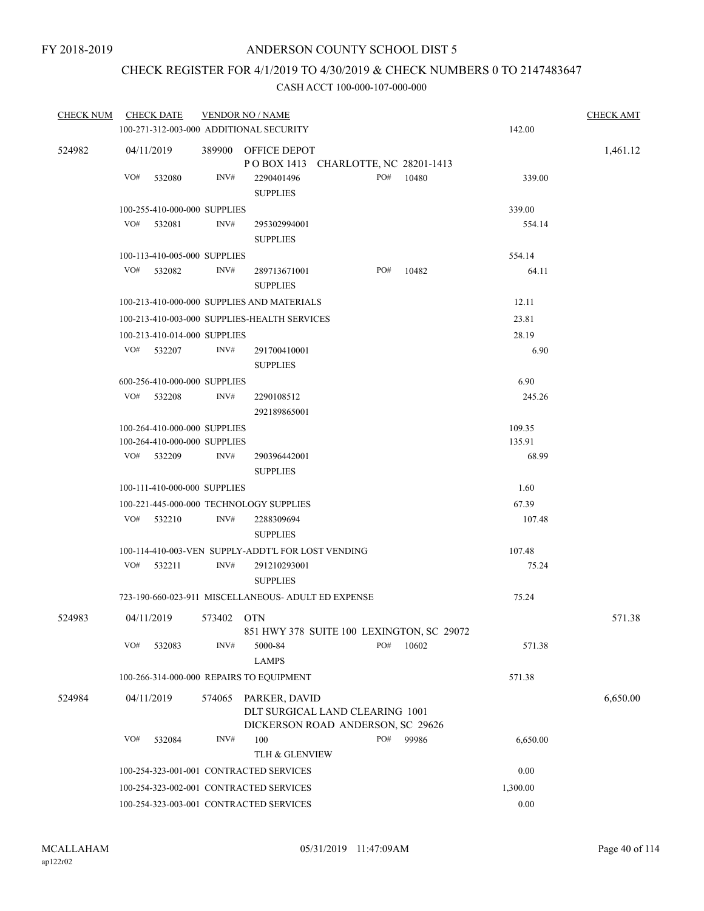FY 2018-2019

# ANDERSON COUNTY SCHOOL DIST 5

## CHECK REGISTER FOR 4/1/2019 TO 4/30/2019 & CHECK NUMBERS 0 TO 2147483647

### CASH ACCT 100-000-107-000-000

| CHECK NUM | CHECK DATE | VENDOR NO / NAME | | | | CHECK AMT |
|---|---|---|---|---|---|---|
| | 100-271-312-003-000 ADDITIONAL SECURITY | | | | 142.00 | |
| 524982 | 04/11/2019 | 389900 OFFICE DEPOT<br>P O BOX 1413 CHARLOTTE, NC 28201-1413 | | | | 1,461.12 |
| | VO# 532080 | INV# 2290401496<br>SUPPLIES | PO# 10480 | | 339.00 | |
| | 100-255-410-000-000 SUPPLIES | | | | 339.00 | |
| | VO# 532081 | INV# 295302994001<br>SUPPLIES | | | 554.14 | |
| | 100-113-410-005-000 SUPPLIES | | | | 554.14 | |
| | VO# 532082 | INV# 289713671001<br>SUPPLIES | PO# 10482 | | 64.11 | |
| | 100-213-410-000-000 SUPPLIES AND MATERIALS | | | | 12.11 | |
| | 100-213-410-003-000 SUPPLIES-HEALTH SERVICES | | | | 23.81 | |
| | 100-213-410-014-000 SUPPLIES | | | | 28.19 | |
| | VO# 532207 | INV# 291700410001<br>SUPPLIES | | | 6.90 | |
| | 600-256-410-000-000 SUPPLIES | | | | 6.90 | |
| | VO# 532208 | INV# 2290108512<br>292189865001 | | | 245.26 | |
| | 100-264-410-000-000 SUPPLIES | | | | 109.35 | |
| | 100-264-410-000-000 SUPPLIES | | | | 135.91 | |
| | VO# 532209 | INV# 290396442001<br>SUPPLIES | | | 68.99 | |
| | 100-111-410-000-000 SUPPLIES | | | | 1.60 | |
| | 100-221-445-000-000 TECHNOLOGY SUPPLIES | | | | 67.39 | |
| | VO# 532210 | INV# 2288309694<br>SUPPLIES | | | 107.48 | |
| | 100-114-410-003-VEN SUPPLY-ADDT'L FOR LOST VENDING | | | | 107.48 | |
| | VO# 532211 | INV# 291210293001<br>SUPPLIES | | | 75.24 | |
| | 723-190-660-023-911 MISCELLANEOUS- ADULT ED EXPENSE | | | | 75.24 | |
| 524983 | 04/11/2019 | 573402 OTN<br>851 HWY 378 SUITE 100 LEXINGTON, SC 29072 | | | | 571.38 |
| | VO# 532083 | INV# 5000-84<br>LAMPS | PO# 10602 | | 571.38 | |
| | 100-266-314-000-000 REPAIRS TO EQUIPMENT | | | | 571.38 | |
| 524984 | 04/11/2019 | 574065 PARKER, DAVID<br>DLT SURGICAL LAND CLEARING 1001<br>DICKERSON ROAD ANDERSON, SC 29626 | | | | 6,650.00 |
| | VO# 532084 | INV# 100<br>TLH & GLENVIEW | PO# 99986 | | 6,650.00 | |
| | 100-254-323-001-001 CONTRACTED SERVICES | | | | 0.00 | |
| | 100-254-323-002-001 CONTRACTED SERVICES | | | | 1,300.00 | |
| | 100-254-323-003-001 CONTRACTED SERVICES | | | | 0.00 | |

MCALLAHAM
ap122r02

05/31/2019 11:47:09AM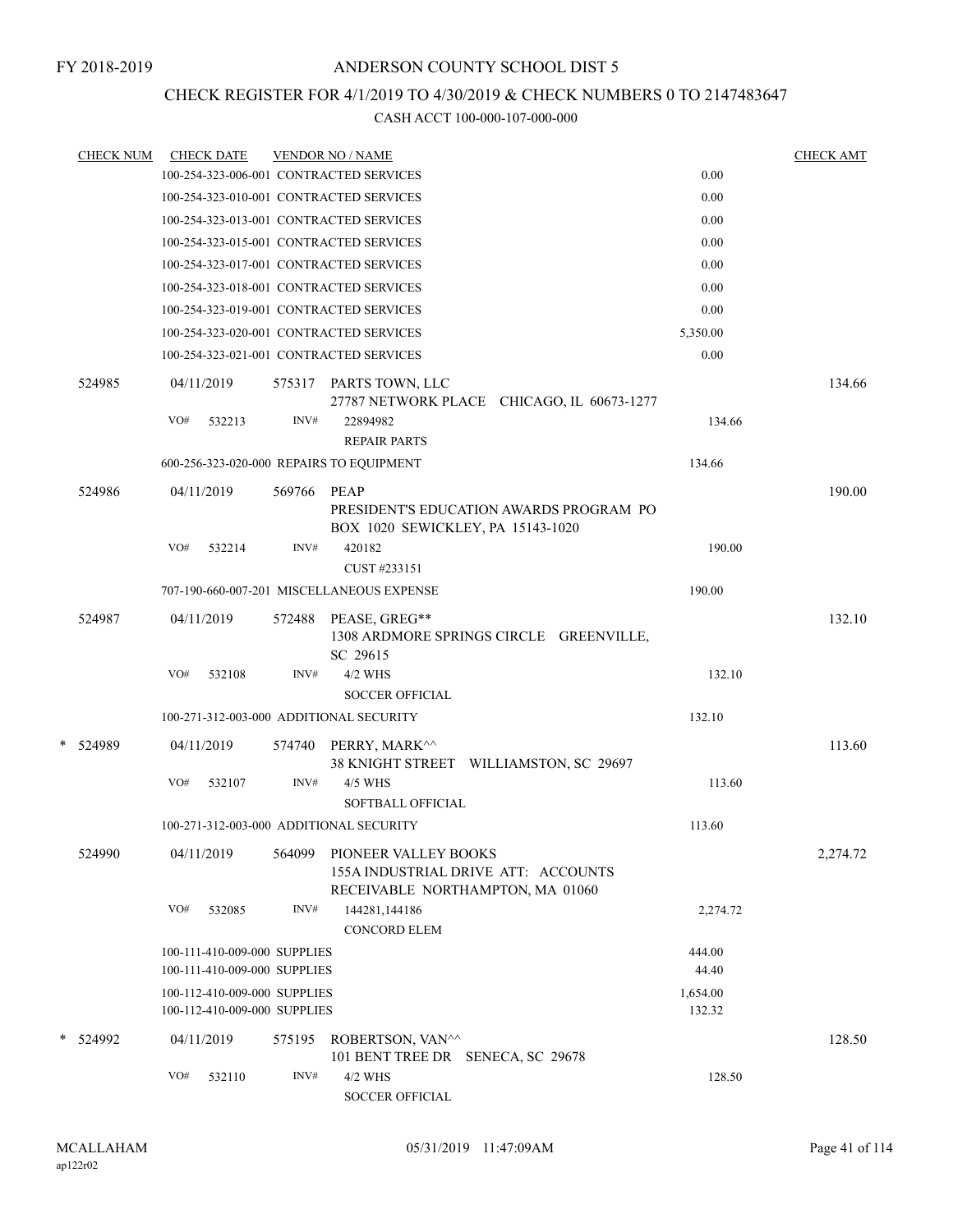FY 2018-2019

# ANDERSON COUNTY SCHOOL DIST 5

## CHECK REGISTER FOR 4/1/2019 TO 4/30/2019 & CHECK NUMBERS 0 TO 2147483647

### CASH ACCT 100-000-107-000-000

| CHECK NUM | CHECK DATE | VENDOR NO / NAME | | CHECK AMT |
|---|---|---|---|---|
| | 100-254-323-006-001 CONTRACTED SERVICES | | 0.00 | |
| | 100-254-323-010-001 CONTRACTED SERVICES | | 0.00 | |
| | 100-254-323-013-001 CONTRACTED SERVICES | | 0.00 | |
| | 100-254-323-015-001 CONTRACTED SERVICES | | 0.00 | |
| | 100-254-323-017-001 CONTRACTED SERVICES | | 0.00 | |
| | 100-254-323-018-001 CONTRACTED SERVICES | | 0.00 | |
| | 100-254-323-019-001 CONTRACTED SERVICES | | 0.00 | |
| | 100-254-323-020-001 CONTRACTED SERVICES | | 5,350.00 | |
| | 100-254-323-021-001 CONTRACTED SERVICES | | 0.00 | |
| 524985 | 04/11/2019 | 575317 PARTS TOWN, LLC<br>27787 NETWORK PLACE CHICAGO, IL 60673-1277 | | 134.66 |
| | VO# 532213 | INV# 22894982<br>REPAIR PARTS | 134.66 | |
| | 600-256-323-020-000 REPAIRS TO EQUIPMENT | | 134.66 | |
| 524986 | 04/11/2019 | 569766 PEAP<br>PRESIDENT'S EDUCATION AWARDS PROGRAM PO BOX 1020 SEWICKLEY, PA 15143-1020 | | 190.00 |
| | VO# 532214 | INV# 420182<br>CUST #233151 | 190.00 | |
| | 707-190-660-007-201 MISCELLANEOUS EXPENSE | | 190.00 | |
| 524987 | 04/11/2019 | 572488 PEASE, GREG**<br>1308 ARDMORE SPRINGS CIRCLE GREENVILLE, SC 29615 | | 132.10 |
| | VO# 532108 | INV# 4/2 WHS<br>SOCCER OFFICIAL | 132.10 | |
| | 100-271-312-003-000 ADDITIONAL SECURITY | | 132.10 | |
| * 524989 | 04/11/2019 | 574740 PERRY, MARK^^<br>38 KNIGHT STREET WILLIAMSTON, SC 29697 | | 113.60 |
| | VO# 532107 | INV# 4/5 WHS<br>SOFTBALL OFFICIAL | 113.60 | |
| | 100-271-312-003-000 ADDITIONAL SECURITY | | 113.60 | |
| 524990 | 04/11/2019 | 564099 PIONEER VALLEY BOOKS<br>155A INDUSTRIAL DRIVE ATT: ACCOUNTS RECEIVABLE NORTHAMPTON, MA 01060 | | 2,274.72 |
| | VO# 532085 | INV# 144281,144186<br>CONCORD ELEM | 2,274.72 | |
| | 100-111-410-009-000 SUPPLIES | | 444.00 | |
| | 100-111-410-009-000 SUPPLIES | | 44.40 | |
| | 100-112-410-009-000 SUPPLIES | | 1,654.00 | |
| | 100-112-410-009-000 SUPPLIES | | 132.32 | |
| * 524992 | 04/11/2019 | 575195 ROBERTSON, VAN^^<br>101 BENT TREE DR SENECA, SC 29678 | | 128.50 |
| | VO# 532110 | INV# 4/2 WHS<br>SOCCER OFFICIAL | 128.50 | |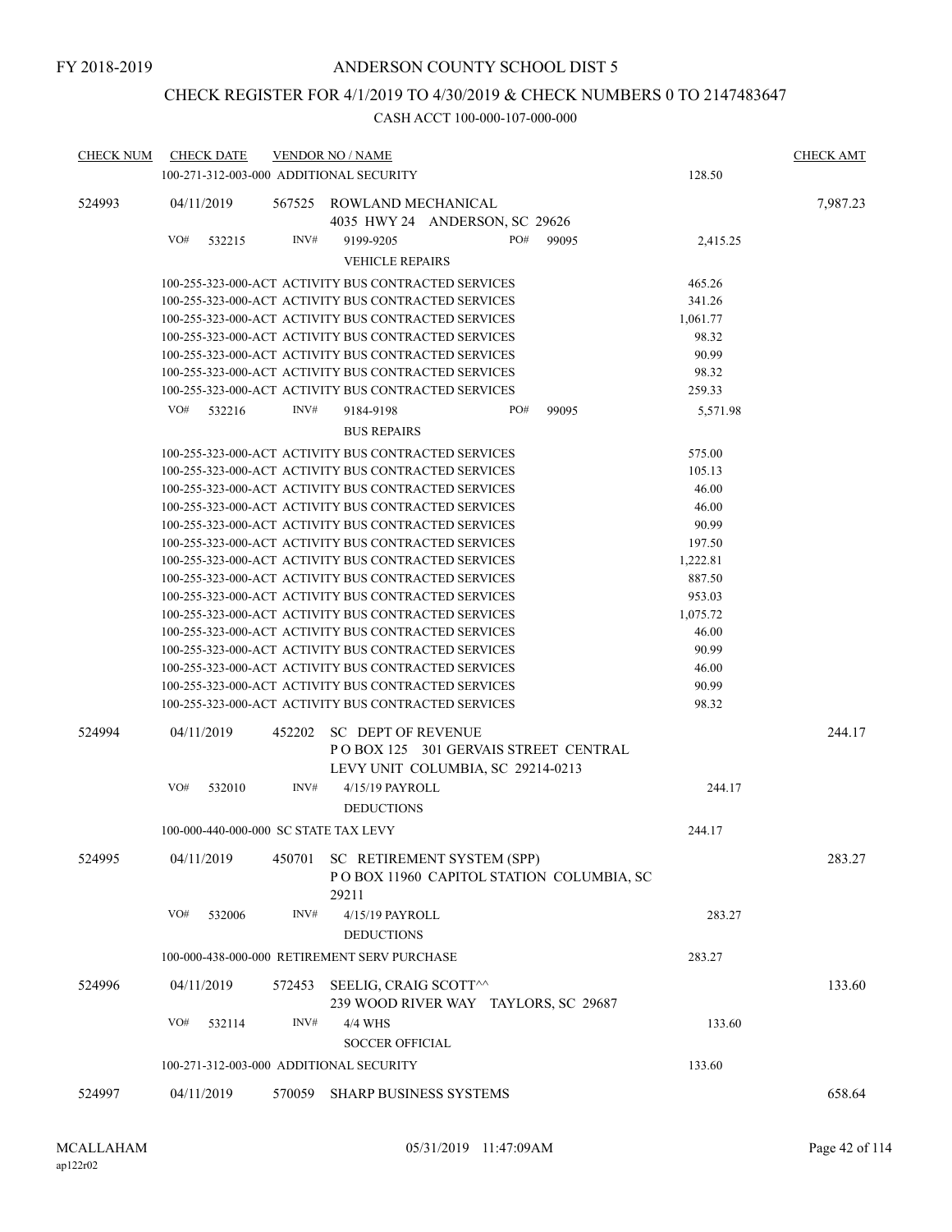FY 2018-2019

# ANDERSON COUNTY SCHOOL DIST 5

## CHECK REGISTER FOR 4/1/2019 TO 4/30/2019 & CHECK NUMBERS 0 TO 2147483647

### CASH ACCT 100-000-107-000-000

| CHECK NUM | CHECK DATE | VENDOR NO / NAME | | CHECK AMT |
|---|---|---|---|---|
| | 100-271-312-003-000 ADDITIONAL SECURITY | | 128.50 | |
| 524993 | 04/11/2019 | 567525 ROWLAND MECHANICAL<br>4035 HWY 24 ANDERSON, SC 29626 | | 7,987.23 |
| | VO# 532215 | INV# 9199-9205 PO# 99095<br>VEHICLE REPAIRS | 2,415.25 | |
| | 100-255-323-000-ACT ACTIVITY BUS CONTRACTED SERVICES | | 465.26 | |
| | 100-255-323-000-ACT ACTIVITY BUS CONTRACTED SERVICES | | 341.26 | |
| | 100-255-323-000-ACT ACTIVITY BUS CONTRACTED SERVICES | | 1,061.77 | |
| | 100-255-323-000-ACT ACTIVITY BUS CONTRACTED SERVICES | | 98.32 | |
| | 100-255-323-000-ACT ACTIVITY BUS CONTRACTED SERVICES | | 90.99 | |
| | 100-255-323-000-ACT ACTIVITY BUS CONTRACTED SERVICES | | 98.32 | |
| | 100-255-323-000-ACT ACTIVITY BUS CONTRACTED SERVICES | | 259.33 | |
| | VO# 532216 | INV# 9184-9198 PO# 99095<br>BUS REPAIRS | 5,571.98 | |
| | 100-255-323-000-ACT ACTIVITY BUS CONTRACTED SERVICES | | 575.00 | |
| | 100-255-323-000-ACT ACTIVITY BUS CONTRACTED SERVICES | | 105.13 | |
| | 100-255-323-000-ACT ACTIVITY BUS CONTRACTED SERVICES | | 46.00 | |
| | 100-255-323-000-ACT ACTIVITY BUS CONTRACTED SERVICES | | 46.00 | |
| | 100-255-323-000-ACT ACTIVITY BUS CONTRACTED SERVICES | | 90.99 | |
| | 100-255-323-000-ACT ACTIVITY BUS CONTRACTED SERVICES | | 197.50 | |
| | 100-255-323-000-ACT ACTIVITY BUS CONTRACTED SERVICES | | 1,222.81 | |
| | 100-255-323-000-ACT ACTIVITY BUS CONTRACTED SERVICES | | 887.50 | |
| | 100-255-323-000-ACT ACTIVITY BUS CONTRACTED SERVICES | | 953.03 | |
| | 100-255-323-000-ACT ACTIVITY BUS CONTRACTED SERVICES | | 1,075.72 | |
| | 100-255-323-000-ACT ACTIVITY BUS CONTRACTED SERVICES | | 46.00 | |
| | 100-255-323-000-ACT ACTIVITY BUS CONTRACTED SERVICES | | 90.99 | |
| | 100-255-323-000-ACT ACTIVITY BUS CONTRACTED SERVICES | | 46.00 | |
| | 100-255-323-000-ACT ACTIVITY BUS CONTRACTED SERVICES | | 90.99 | |
| | 100-255-323-000-ACT ACTIVITY BUS CONTRACTED SERVICES | | 98.32 | |
| 524994 | 04/11/2019 | 452202 SC DEPT OF REVENUE<br>P O BOX 125 301 GERVAIS STREET CENTRAL LEVY UNIT COLUMBIA, SC 29214-0213 | | 244.17 |
| | VO# 532010 | INV# 4/15/19 PAYROLL<br>DEDUCTIONS | 244.17 | |
| | 100-000-440-000-000 SC STATE TAX LEVY | | 244.17 | |
| 524995 | 04/11/2019 | 450701 SC RETIREMENT SYSTEM (SPP)<br>P O BOX 11960 CAPITOL STATION COLUMBIA, SC 29211 | | 283.27 |
| | VO# 532006 | INV# 4/15/19 PAYROLL<br>DEDUCTIONS | 283.27 | |
| | 100-000-438-000-000 RETIREMENT SERV PURCHASE | | 283.27 | |
| 524996 | 04/11/2019 | 572453 SEELIG, CRAIG SCOTT^^<br>239 WOOD RIVER WAY TAYLORS, SC 29687 | | 133.60 |
| | VO# 532114 | INV# 4/4 WHS<br>SOCCER OFFICIAL | 133.60 | |
| | 100-271-312-003-000 ADDITIONAL SECURITY | | 133.60 | |
| 524997 | 04/11/2019 | 570059 SHARP BUSINESS SYSTEMS | | 658.64 |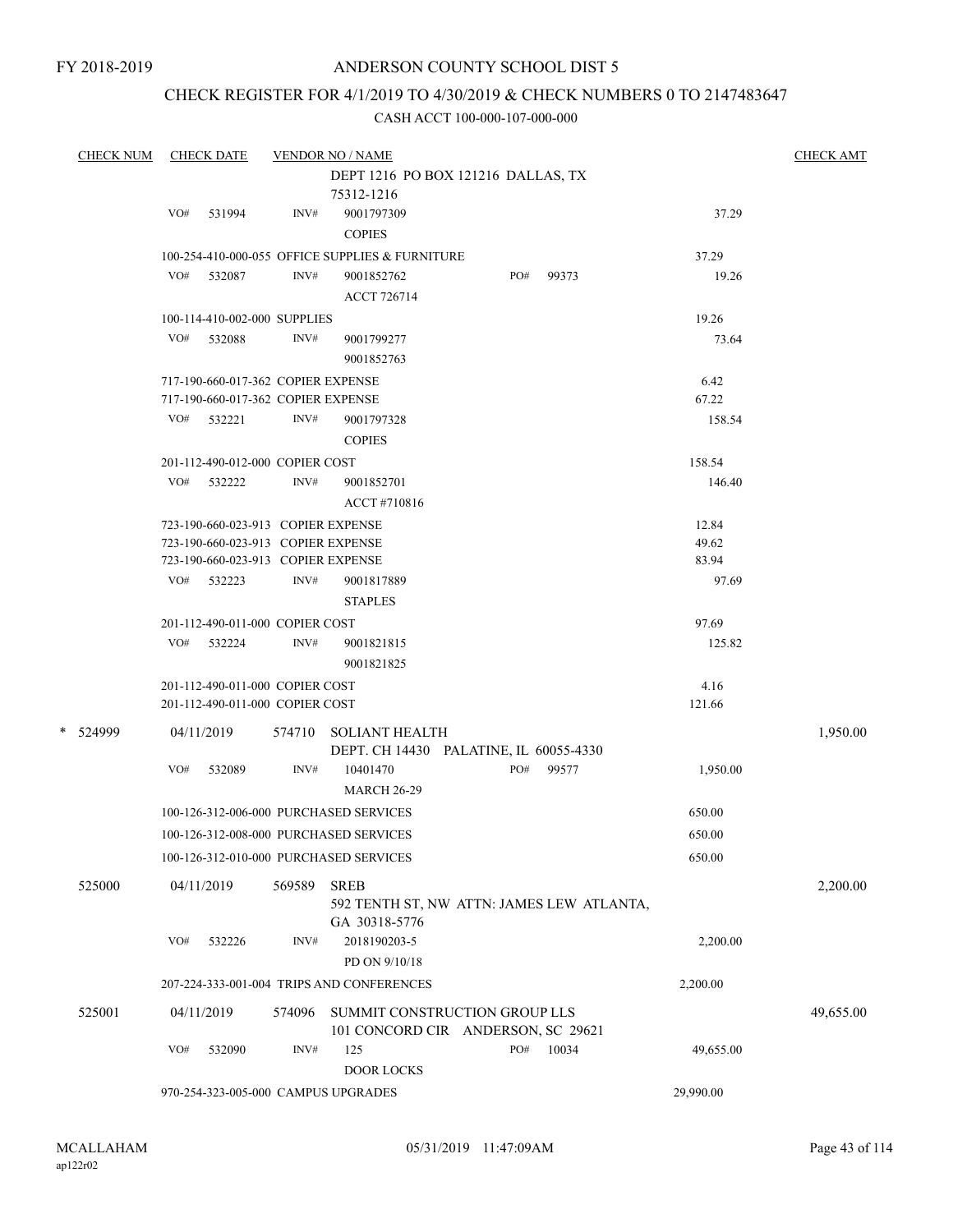FY 2018-2019

# ANDERSON COUNTY SCHOOL DIST 5

## CHECK REGISTER FOR 4/1/2019 TO 4/30/2019 & CHECK NUMBERS 0 TO 2147483647

### CASH ACCT 100-000-107-000-000

| CHECK NUM | CHECK DATE | VENDOR NO / NAME | | | CHECK AMT |
|---|---|---|---|---|---|
| | | | DEPT 1216 PO BOX 121216 DALLAS, TX 75312-1216 | | |
| | VO# 531994 | INV# | 9001797309<br>COPIES | 37.29 | |
| | 100-254-410-000-055 OFFICE SUPPLIES & FURNITURE | | | 37.29 | |
| | VO# 532087 | INV# | 9001852762 PO# 99373<br>ACCT 726714 | 19.26 | |
| | 100-114-410-002-000 SUPPLIES | | | 19.26 | |
| | VO# 532088 | INV# | 9001799277<br>9001852763 | 73.64 | |
| | 717-190-660-017-362 COPIER EXPENSE | | | 6.42 | |
| | 717-190-660-017-362 COPIER EXPENSE | | | 67.22 | |
| | VO# 532221 | INV# | 9001797328<br>COPIES | 158.54 | |
| | 201-112-490-012-000 COPIER COST | | | 158.54 | |
| | VO# 532222 | INV# | 9001852701<br>ACCT #710816 | 146.40 | |
| | 723-190-660-023-913 COPIER EXPENSE | | | 12.84 | |
| | 723-190-660-023-913 COPIER EXPENSE | | | 49.62 | |
| | 723-190-660-023-913 COPIER EXPENSE | | | 83.94 | |
| | VO# 532223 | INV# | 9001817889<br>STAPLES | 97.69 | |
| | 201-112-490-011-000 COPIER COST | | | 97.69 | |
| | VO# 532224 | INV# | 9001821815<br>9001821825 | 125.82 | |
| | 201-112-490-011-000 COPIER COST | | | 4.16 | |
| | 201-112-490-011-000 COPIER COST | | | 121.66 | |
| * 524999 | 04/11/2019 | 574710 | SOLIANT HEALTH<br>DEPT. CH 14430 PALATINE, IL 60055-4330 | | 1,950.00 |
| | VO# 532089 | INV# | 10401470 PO# 99577<br>MARCH 26-29 | 1,950.00 | |
| | 100-126-312-006-000 PURCHASED SERVICES | | | 650.00 | |
| | 100-126-312-008-000 PURCHASED SERVICES | | | 650.00 | |
| | 100-126-312-010-000 PURCHASED SERVICES | | | 650.00 | |
| 525000 | 04/11/2019 | 569589 | SREB<br>592 TENTH ST, NW ATTN: JAMES LEW ATLANTA, GA 30318-5776 | | 2,200.00 |
| | VO# 532226 | INV# | 2018190203-5<br>PD ON 9/10/18 | 2,200.00 | |
| | 207-224-333-001-004 TRIPS AND CONFERENCES | | | 2,200.00 | |
| 525001 | 04/11/2019 | 574096 | SUMMIT CONSTRUCTION GROUP LLS<br>101 CONCORD CIR ANDERSON, SC 29621 | | 49,655.00 |
| | VO# 532090 | INV# | 125 PO# 10034<br>DOOR LOCKS | 49,655.00 | |
| | 970-254-323-005-000 CAMPUS UPGRADES | | | 29,990.00 | |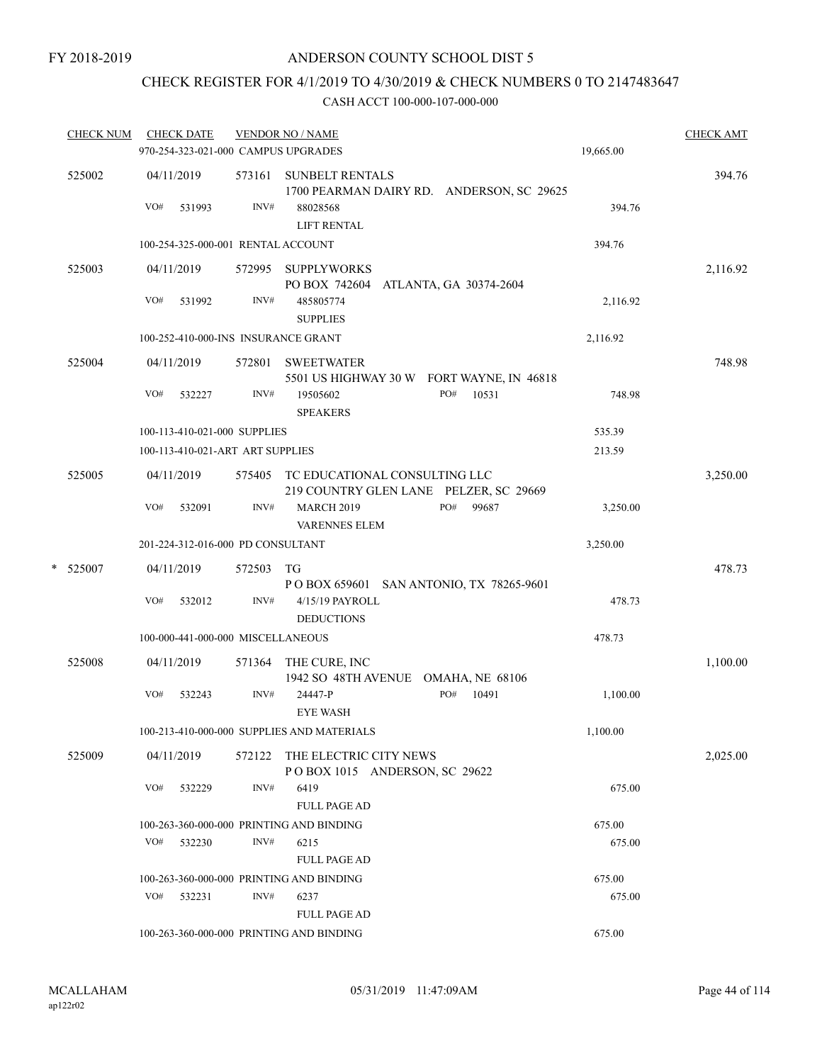FY 2018-2019

# ANDERSON COUNTY SCHOOL DIST 5

## CHECK REGISTER FOR 4/1/2019 TO 4/30/2019 & CHECK NUMBERS 0 TO 2147483647

### CASH ACCT 100-000-107-000-000

| CHECK NUM | CHECK DATE | VENDOR NO / NAME | | CHECK AMT |
|---|---|---|---|---|
| | 970-254-323-021-000 CAMPUS UPGRADES | | 19,665.00 | |
| 525002 | 04/11/2019 | 573161 SUNBELT RENTALS<br>1700 PEARMAN DAIRY RD. ANDERSON, SC 29625 | | 394.76 |
| | VO# 531993 | INV# 88028568<br>LIFT RENTAL | 394.76 | |
| | 100-254-325-000-001 RENTAL ACCOUNT | | 394.76 | |
| 525003 | 04/11/2019 | 572995 SUPPLYWORKS<br>PO BOX 742604 ATLANTA, GA 30374-2604 | | 2,116.92 |
| | VO# 531992 | INV# 485805774<br>SUPPLIES | 2,116.92 | |
| | 100-252-410-000-INS INSURANCE GRANT | | 2,116.92 | |
| 525004 | 04/11/2019 | 572801 SWEETWATER<br>5501 US HIGHWAY 30 W FORT WAYNE, IN 46818 | | 748.98 |
| | VO# 532227 | INV# 19505602 PO# 10531<br>SPEAKERS | 748.98 | |
| | 100-113-410-021-000 SUPPLIES | | 535.39 | |
| | 100-113-410-021-ART ART SUPPLIES | | 213.59 | |
| 525005 | 04/11/2019 | 575405 TC EDUCATIONAL CONSULTING LLC<br>219 COUNTRY GLEN LANE PELZER, SC 29669 | | 3,250.00 |
| | VO# 532091 | INV# MARCH 2019 PO# 99687<br>VARENNES ELEM | 3,250.00 | |
| | 201-224-312-016-000 PD CONSULTANT | | 3,250.00 | |
| * 525007 | 04/11/2019 | 572503 TG<br>P O BOX 659601 SAN ANTONIO, TX 78265-9601 | | 478.73 |
| | VO# 532012 | INV# 4/15/19 PAYROLL<br>DEDUCTIONS | 478.73 | |
| | 100-000-441-000-000 MISCELLANEOUS | | 478.73 | |
| 525008 | 04/11/2019 | 571364 THE CURE, INC<br>1942 SO 48TH AVENUE OMAHA, NE 68106 | | 1,100.00 |
| | VO# 532243 | INV# 24447-P PO# 10491<br>EYE WASH | 1,100.00 | |
| | 100-213-410-000-000 SUPPLIES AND MATERIALS | | 1,100.00 | |
| 525009 | 04/11/2019 | 572122 THE ELECTRIC CITY NEWS<br>P O BOX 1015 ANDERSON, SC 29622 | | 2,025.00 |
| | VO# 532229 | INV# 6419<br>FULL PAGE AD | 675.00 | |
| | 100-263-360-000-000 PRINTING AND BINDING | | 675.00 | |
| | VO# 532230 | INV# 6215<br>FULL PAGE AD | 675.00 | |
| | 100-263-360-000-000 PRINTING AND BINDING | | 675.00 | |
| | VO# 532231 | INV# 6237<br>FULL PAGE AD | 675.00 | |
| | 100-263-360-000-000 PRINTING AND BINDING | | 675.00 | |

MCALLAHAM
ap122r02

05/31/2019 11:47:09AM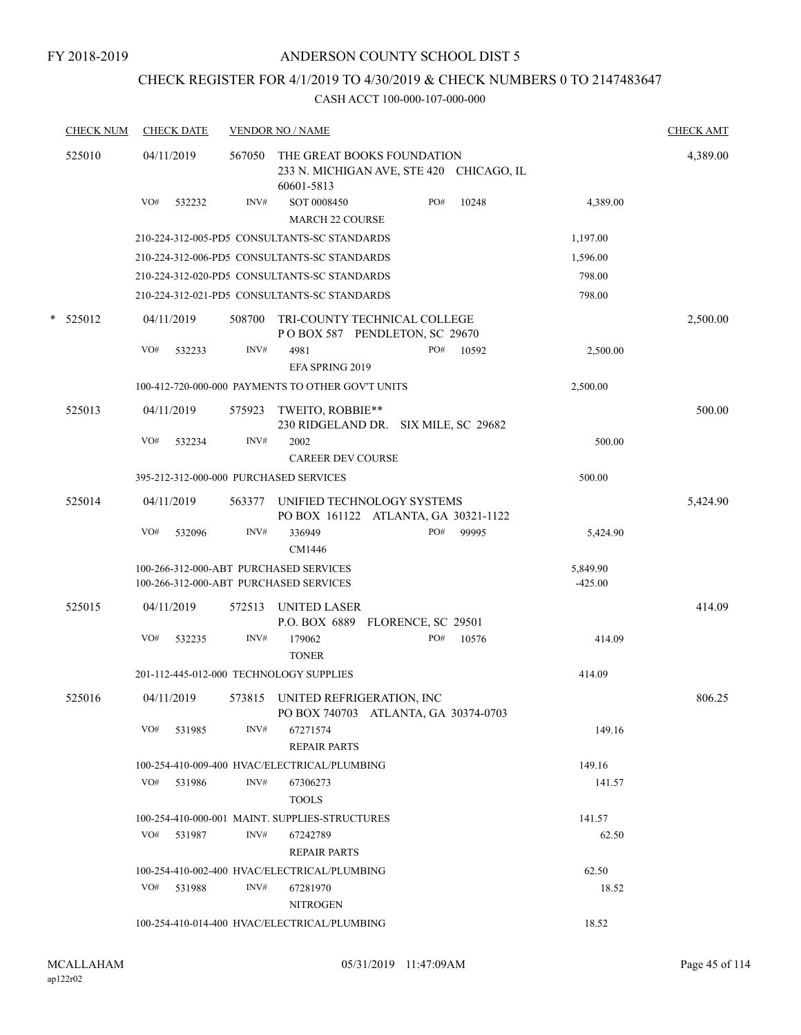FY 2018-2019

# ANDERSON COUNTY SCHOOL DIST 5

## CHECK REGISTER FOR 4/1/2019 TO 4/30/2019 & CHECK NUMBERS 0 TO 2147483647

### CASH ACCT 100-000-107-000-000

| CHECK NUM | CHECK DATE | VENDOR NO / NAME | | | CHECK AMT |
|---|---|---|---|---|---|
| 525010 | 04/11/2019 | 567050 THE GREAT BOOKS FOUNDATION<br>233 N. MICHIGAN AVE, STE 420 CHICAGO, IL 60601-5813 | | | 4,389.00 |
| | VO# 532232 | INV# SOT 0008450<br>MARCH 22 COURSE | PO# 10248 | 4,389.00 | |
| | 210-224-312-005-PD5 CONSULTANTS-SC STANDARDS | | | 1,197.00 | |
| | 210-224-312-006-PD5 CONSULTANTS-SC STANDARDS | | | 1,596.00 | |
| | 210-224-312-020-PD5 CONSULTANTS-SC STANDARDS | | | 798.00 | |
| | 210-224-312-021-PD5 CONSULTANTS-SC STANDARDS | | | 798.00 | |
| * 525012 | 04/11/2019 | 508700 TRI-COUNTY TECHNICAL COLLEGE<br>P O BOX 587 PENDLETON, SC 29670 | | | 2,500.00 |
| | VO# 532233 | INV# 4981<br>EFA SPRING 2019 | PO# 10592 | 2,500.00 | |
| | 100-412-720-000-000 PAYMENTS TO OTHER GOV'T UNITS | | | 2,500.00 | |
| 525013 | 04/11/2019 | 575923 TWEITO, ROBBIE**<br>230 RIDGELAND DR. SIX MILE, SC 29682 | | | 500.00 |
| | VO# 532234 | INV# 2002<br>CAREER DEV COURSE | | 500.00 | |
| | 395-212-312-000-000 PURCHASED SERVICES | | | 500.00 | |
| 525014 | 04/11/2019 | 563377 UNIFIED TECHNOLOGY SYSTEMS<br>PO BOX 161122 ATLANTA, GA 30321-1122 | | | 5,424.90 |
| | VO# 532096 | INV# 336949<br>CM1446 | PO# 99995 | 5,424.90 | |
| | 100-266-312-000-ABT PURCHASED SERVICES | | | 5,849.90 | |
| | 100-266-312-000-ABT PURCHASED SERVICES | | | -425.00 | |
| 525015 | 04/11/2019 | 572513 UNITED LASER<br>P.O. BOX 6889 FLORENCE, SC 29501 | | | 414.09 |
| | VO# 532235 | INV# 179062<br>TONER | PO# 10576 | 414.09 | |
| | 201-112-445-012-000 TECHNOLOGY SUPPLIES | | | 414.09 | |
| 525016 | 04/11/2019 | 573815 UNITED REFRIGERATION, INC<br>PO BOX 740703 ATLANTA, GA 30374-0703 | | | 806.25 |
| | VO# 531985 | INV# 67271574<br>REPAIR PARTS | | 149.16 | |
| | 100-254-410-009-400 HVAC/ELECTRICAL/PLUMBING | | | 149.16 | |
| | VO# 531986 | INV# 67306273<br>TOOLS | | 141.57 | |
| | 100-254-410-000-001 MAINT. SUPPLIES-STRUCTURES | | | 141.57 | |
| | VO# 531987 | INV# 67242789<br>REPAIR PARTS | | 62.50 | |
| | 100-254-410-002-400 HVAC/ELECTRICAL/PLUMBING | | | 62.50 | |
| | VO# 531988 | INV# 67281970<br>NITROGEN | | 18.52 | |
| | 100-254-410-014-400 HVAC/ELECTRICAL/PLUMBING | | | 18.52 | |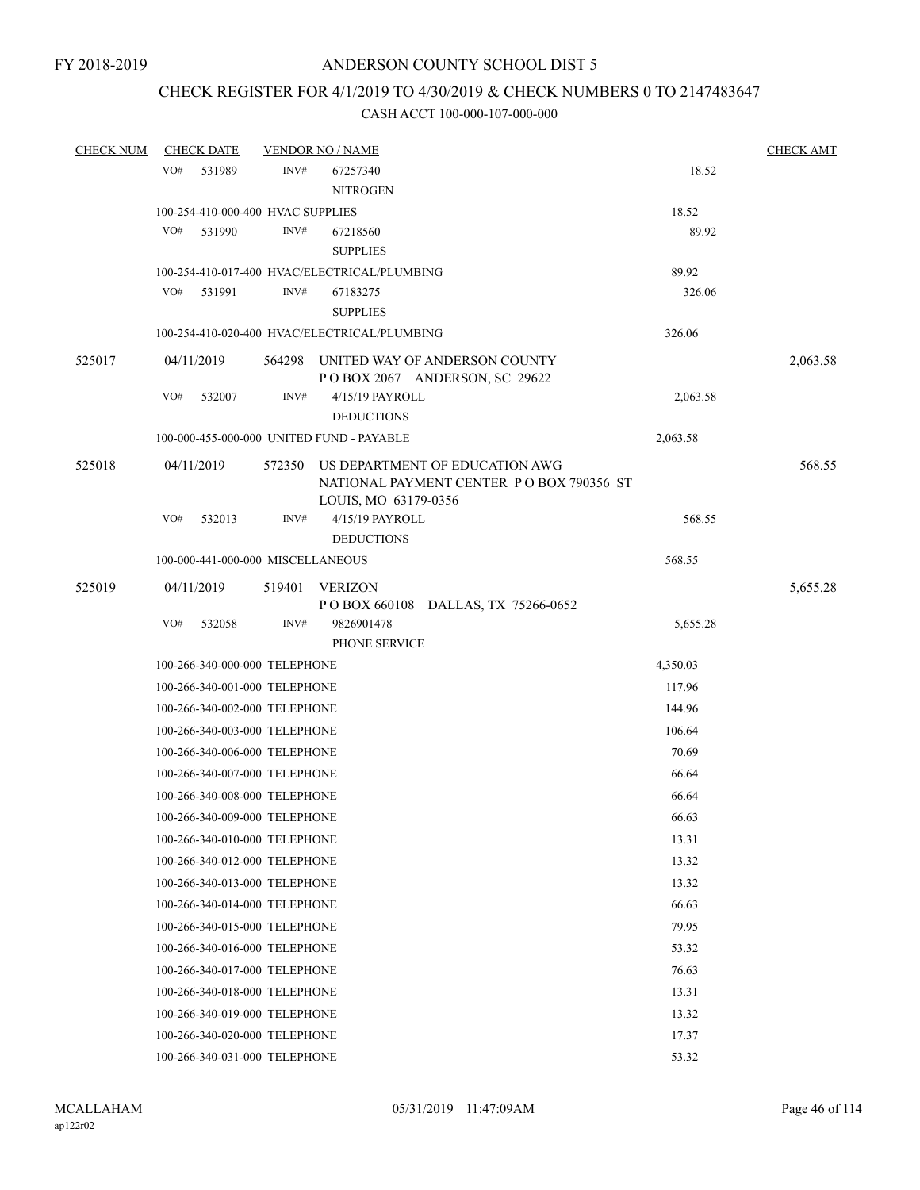FY 2018-2019

# ANDERSON COUNTY SCHOOL DIST 5

## CHECK REGISTER FOR 4/1/2019 TO 4/30/2019 & CHECK NUMBERS 0 TO 2147483647

### CASH ACCT 100-000-107-000-000

| CHECK NUM | CHECK DATE | VENDOR NO / NAME | | CHECK AMT |
|---|---|---|---|---|
| | VO# 531989 | INV# 67257340 NITROGEN | 18.52 | |
| | 100-254-410-000-400 HVAC SUPPLIES | | 18.52 | |
| | VO# 531990 | INV# 67218560 SUPPLIES | 89.92 | |
| | 100-254-410-017-400 HVAC/ELECTRICAL/PLUMBING | | 89.92 | |
| | VO# 531991 | INV# 67183275 SUPPLIES | 326.06 | |
| | 100-254-410-020-400 HVAC/ELECTRICAL/PLUMBING | | 326.06 | |
| 525017 | 04/11/2019 | 564298 UNITED WAY OF ANDERSON COUNTY P O BOX 2067 ANDERSON, SC 29622 | | 2,063.58 |
| | VO# 532007 | INV# 4/15/19 PAYROLL DEDUCTIONS | 2,063.58 | |
| | 100-000-455-000-000 UNITED FUND - PAYABLE | | 2,063.58 | |
| 525018 | 04/11/2019 | 572350 US DEPARTMENT OF EDUCATION AWG NATIONAL PAYMENT CENTER P O BOX 790356 ST LOUIS, MO 63179-0356 | | 568.55 |
| | VO# 532013 | INV# 4/15/19 PAYROLL DEDUCTIONS | 568.55 | |
| | 100-000-441-000-000 MISCELLANEOUS | | 568.55 | |
| 525019 | 04/11/2019 | 519401 VERIZON P O BOX 660108 DALLAS, TX 75266-0652 | | 5,655.28 |
| | VO# 532058 | INV# 9826901478 PHONE SERVICE | 5,655.28 | |
| | 100-266-340-000-000 TELEPHONE | | 4,350.03 | |
| | 100-266-340-001-000 TELEPHONE | | 117.96 | |
| | 100-266-340-002-000 TELEPHONE | | 144.96 | |
| | 100-266-340-003-000 TELEPHONE | | 106.64 | |
| | 100-266-340-006-000 TELEPHONE | | 70.69 | |
| | 100-266-340-007-000 TELEPHONE | | 66.64 | |
| | 100-266-340-008-000 TELEPHONE | | 66.64 | |
| | 100-266-340-009-000 TELEPHONE | | 66.63 | |
| | 100-266-340-010-000 TELEPHONE | | 13.31 | |
| | 100-266-340-012-000 TELEPHONE | | 13.32 | |
| | 100-266-340-013-000 TELEPHONE | | 13.32 | |
| | 100-266-340-014-000 TELEPHONE | | 66.63 | |
| | 100-266-340-015-000 TELEPHONE | | 79.95 | |
| | 100-266-340-016-000 TELEPHONE | | 53.32 | |
| | 100-266-340-017-000 TELEPHONE | | 76.63 | |
| | 100-266-340-018-000 TELEPHONE | | 13.31 | |
| | 100-266-340-019-000 TELEPHONE | | 13.32 | |
| | 100-266-340-020-000 TELEPHONE | | 17.37 | |
| | 100-266-340-031-000 TELEPHONE | | 53.32 | |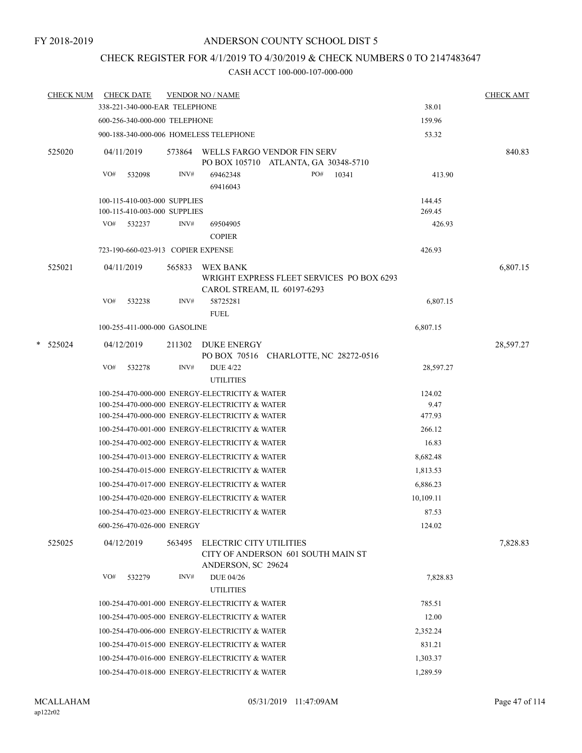FY 2018-2019

# ANDERSON COUNTY SCHOOL DIST 5

## CHECK REGISTER FOR 4/1/2019 TO 4/30/2019 & CHECK NUMBERS 0 TO 2147483647

### CASH ACCT 100-000-107-000-000

| CHECK NUM | CHECK DATE | VENDOR NO / NAME | | CHECK AMT |
|---|---|---|---|---|
| | 338-221-340-000-EAR TELEPHONE | | 38.01 | |
| | 600-256-340-000-000 TELEPHONE | | 159.96 | |
| | 900-188-340-000-006 HOMELESS TELEPHONE | | 53.32 | |
| 525020 | 04/11/2019 | 573864 WELLS FARGO VENDOR FIN SERV<br>PO BOX 105710 ATLANTA, GA 30348-5710 | | 840.83 |
| | VO# 532098 | INV# 69462348<br>69416043 PO# 10341 | 413.90 | |
| | 100-115-410-003-000 SUPPLIES | | 144.45 | |
| | 100-115-410-003-000 SUPPLIES | | 269.45 | |
| | VO# 532237 | INV# 69504905<br>COPIER | 426.93 | |
| | 723-190-660-023-913 COPIER EXPENSE | | 426.93 | |
| 525021 | 04/11/2019 | 565833 WEX BANK<br>WRIGHT EXPRESS FLEET SERVICES PO BOX 6293<br>CAROL STREAM, IL 60197-6293 | | 6,807.15 |
| | VO# 532238 | INV# 58725281<br>FUEL | 6,807.15 | |
| | 100-255-411-000-000 GASOLINE | | 6,807.15 | |
| * 525024 | 04/12/2019 | 211302 DUKE ENERGY<br>PO BOX 70516 CHARLOTTE, NC 28272-0516 | | 28,597.27 |
| | VO# 532278 | INV# DUE 4/22<br>UTILITIES | 28,597.27 | |
| | 100-254-470-000-000 ENERGY-ELECTRICITY & WATER | | 124.02 | |
| | 100-254-470-000-000 ENERGY-ELECTRICITY & WATER | | 9.47 | |
| | 100-254-470-000-000 ENERGY-ELECTRICITY & WATER | | 477.93 | |
| | 100-254-470-001-000 ENERGY-ELECTRICITY & WATER | | 266.12 | |
| | 100-254-470-002-000 ENERGY-ELECTRICITY & WATER | | 16.83 | |
| | 100-254-470-013-000 ENERGY-ELECTRICITY & WATER | | 8,682.48 | |
| | 100-254-470-015-000 ENERGY-ELECTRICITY & WATER | | 1,813.53 | |
| | 100-254-470-017-000 ENERGY-ELECTRICITY & WATER | | 6,886.23 | |
| | 100-254-470-020-000 ENERGY-ELECTRICITY & WATER | | 10,109.11 | |
| | 100-254-470-023-000 ENERGY-ELECTRICITY & WATER | | 87.53 | |
| | 600-256-470-026-000 ENERGY | | 124.02 | |
| 525025 | 04/12/2019 | 563495 ELECTRIC CITY UTILITIES<br>CITY OF ANDERSON 601 SOUTH MAIN ST<br>ANDERSON, SC 29624 | | 7,828.83 |
| | VO# 532279 | INV# DUE 04/26<br>UTILITIES | 7,828.83 | |
| | 100-254-470-001-000 ENERGY-ELECTRICITY & WATER | | 785.51 | |
| | 100-254-470-005-000 ENERGY-ELECTRICITY & WATER | | 12.00 | |
| | 100-254-470-006-000 ENERGY-ELECTRICITY & WATER | | 2,352.24 | |
| | 100-254-470-015-000 ENERGY-ELECTRICITY & WATER | | 831.21 | |
| | 100-254-470-016-000 ENERGY-ELECTRICITY & WATER | | 1,303.37 | |
| | 100-254-470-018-000 ENERGY-ELECTRICITY & WATER | | 1,289.59 | |

MCALLAHAM
ap122r02

05/31/2019 11:47:09AM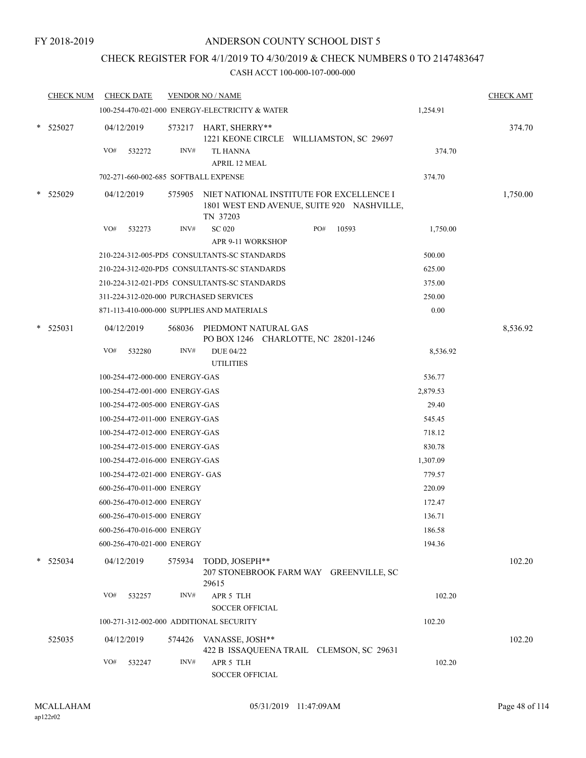FY 2018-2019

# ANDERSON COUNTY SCHOOL DIST 5

## CHECK REGISTER FOR 4/1/2019 TO 4/30/2019 & CHECK NUMBERS 0 TO 2147483647

### CASH ACCT 100-000-107-000-000

| CHECK NUM | CHECK DATE | VENDOR NO / NAME | | CHECK AMT |
|---|---|---|---|---|
| | | 100-254-470-021-000 ENERGY-ELECTRICITY & WATER | 1,254.91 | |
| * 525027 | 04/12/2019 | 573217 HART, SHERRY**<br>1221 KEONE CIRCLE WILLIAMSTON, SC 29697 | | 374.70 |
| | VO# 532272 | INV# TL HANNA<br>APRIL 12 MEAL | 374.70 | |
| | | 702-271-660-002-685 SOFTBALL EXPENSE | 374.70 | |
| * 525029 | 04/12/2019 | 575905 NIET NATIONAL INSTITUTE FOR EXCELLENCE I<br>1801 WEST END AVENUE, SUITE 920 NASHVILLE, TN 37203 | | 1,750.00 |
| | VO# 532273 | INV# SC 020 PO# 10593<br>APR 9-11 WORKSHOP | 1,750.00 | |
| | | 210-224-312-005-PD5 CONSULTANTS-SC STANDARDS | 500.00 | |
| | | 210-224-312-020-PD5 CONSULTANTS-SC STANDARDS | 625.00 | |
| | | 210-224-312-021-PD5 CONSULTANTS-SC STANDARDS | 375.00 | |
| | | 311-224-312-020-000 PURCHASED SERVICES | 250.00 | |
| | | 871-113-410-000-000 SUPPLIES AND MATERIALS | 0.00 | |
| * 525031 | 04/12/2019 | 568036 PIEDMONT NATURAL GAS<br>PO BOX 1246 CHARLOTTE, NC 28201-1246 | | 8,536.92 |
| | VO# 532280 | INV# DUE 04/22<br>UTILITIES | 8,536.92 | |
| | | 100-254-472-000-000 ENERGY-GAS | 536.77 | |
| | | 100-254-472-001-000 ENERGY-GAS | 2,879.53 | |
| | | 100-254-472-005-000 ENERGY-GAS | 29.40 | |
| | | 100-254-472-011-000 ENERGY-GAS | 545.45 | |
| | | 100-254-472-012-000 ENERGY-GAS | 718.12 | |
| | | 100-254-472-015-000 ENERGY-GAS | 830.78 | |
| | | 100-254-472-016-000 ENERGY-GAS | 1,307.09 | |
| | | 100-254-472-021-000 ENERGY- GAS | 779.57 | |
| | | 600-256-470-011-000 ENERGY | 220.09 | |
| | | 600-256-470-012-000 ENERGY | 172.47 | |
| | | 600-256-470-015-000 ENERGY | 136.71 | |
| | | 600-256-470-016-000 ENERGY | 186.58 | |
| | | 600-256-470-021-000 ENERGY | 194.36 | |
| * 525034 | 04/12/2019 | 575934 TODD, JOSEPH**<br>207 STONEBROOK FARM WAY GREENVILLE, SC 29615 | | 102.20 |
| | VO# 532257 | INV# APR 5 TLH<br>SOCCER OFFICIAL | 102.20 | |
| | | 100-271-312-002-000 ADDITIONAL SECURITY | 102.20 | |
| 525035 | 04/12/2019 | 574426 VANASSE, JOSH**<br>422 B ISSAQUEENA TRAIL CLEMSON, SC 29631 | | 102.20 |
| | VO# 532247 | INV# APR 5 TLH<br>SOCCER OFFICIAL | 102.20 | |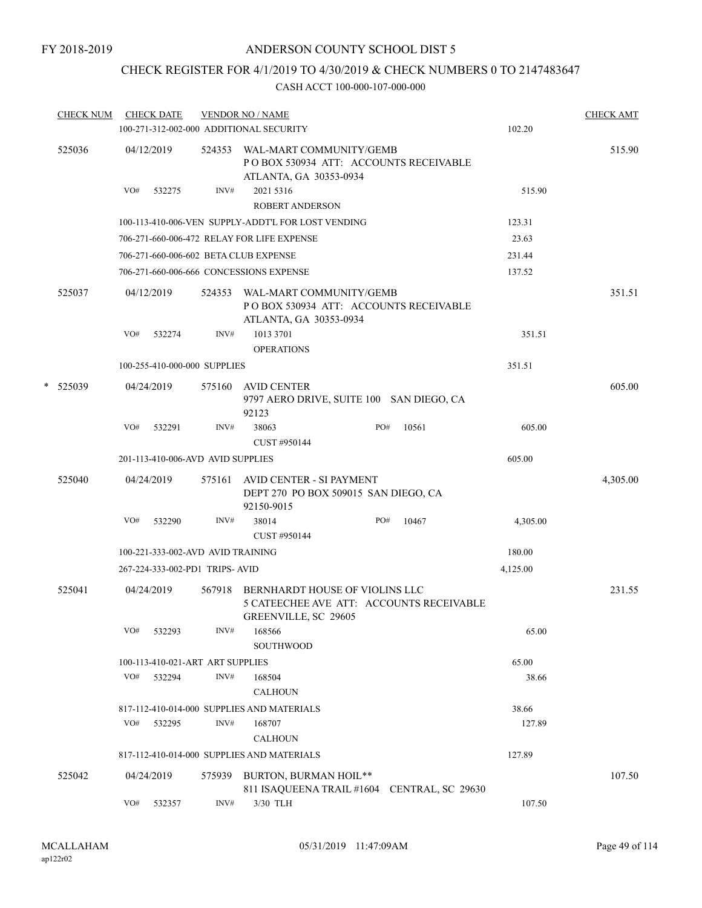FY 2018-2019

# ANDERSON COUNTY SCHOOL DIST 5

## CHECK REGISTER FOR 4/1/2019 TO 4/30/2019 & CHECK NUMBERS 0 TO 2147483647

### CASH ACCT 100-000-107-000-000

| CHECK NUM | CHECK DATE | VENDOR NO / NAME | | CHECK AMT |
|---|---|---|---|---|
| | 100-271-312-002-000 ADDITIONAL SECURITY | | 102.20 | |
| 525036 | 04/12/2019 | 524353 WAL-MART COMMUNITY/GEMB<br>P O BOX 530934 ATT: ACCOUNTS RECEIVABLE<br>ATLANTA, GA 30353-0934 | | 515.90 |
| | VO# 532275 | INV# 2021 5316<br>ROBERT ANDERSON | 515.90 | |
| | 100-113-410-006-VEN SUPPLY-ADDT'L FOR LOST VENDING | | 123.31 | |
| | 706-271-660-006-472 RELAY FOR LIFE EXPENSE | | 23.63 | |
| | 706-271-660-006-602 BETA CLUB EXPENSE | | 231.44 | |
| | 706-271-660-006-666 CONCESSIONS EXPENSE | | 137.52 | |
| 525037 | 04/12/2019 | 524353 WAL-MART COMMUNITY/GEMB<br>P O BOX 530934 ATT: ACCOUNTS RECEIVABLE<br>ATLANTA, GA 30353-0934 | | 351.51 |
| | VO# 532274 | INV# 1013 3701<br>OPERATIONS | 351.51 | |
| | 100-255-410-000-000 SUPPLIES | | 351.51 | |
| * 525039 | 04/24/2019 | 575160 AVID CENTER<br>9797 AERO DRIVE, SUITE 100 SAN DIEGO, CA 92123 | | 605.00 |
| | VO# 532291 | INV# 38063 PO# 10561<br>CUST #950144 | 605.00 | |
| | 201-113-410-006-AVD AVID SUPPLIES | | 605.00 | |
| 525040 | 04/24/2019 | 575161 AVID CENTER - SI PAYMENT<br>DEPT 270 PO BOX 509015 SAN DIEGO, CA 92150-9015 | | 4,305.00 |
| | VO# 532290 | INV# 38014 PO# 10467<br>CUST #950144 | 4,305.00 | |
| | 100-221-333-002-AVD AVID TRAINING | | 180.00 | |
| | 267-224-333-002-PD1 TRIPS- AVID | | 4,125.00 | |
| 525041 | 04/24/2019 | 567918 BERNHARDT HOUSE OF VIOLINS LLC<br>5 CATEECHEE AVE ATT: ACCOUNTS RECEIVABLE<br>GREENVILLE, SC 29605 | | 231.55 |
| | VO# 532293 | INV# 168566<br>SOUTHWOOD | 65.00 | |
| | 100-113-410-021-ART ART SUPPLIES | | 65.00 | |
| | VO# 532294 | INV# 168504<br>CALHOUN | 38.66 | |
| | 817-112-410-014-000 SUPPLIES AND MATERIALS | | 38.66 | |
| | VO# 532295 | INV# 168707<br>CALHOUN | 127.89 | |
| | 817-112-410-014-000 SUPPLIES AND MATERIALS | | 127.89 | |
| 525042 | 04/24/2019 | 575939 BURTON, BURMAN HOIL**<br>811 ISAQUEENA TRAIL #1604 CENTRAL, SC 29630 | | 107.50 |
| | VO# 532357 | INV# 3/30 TLH | 107.50 | |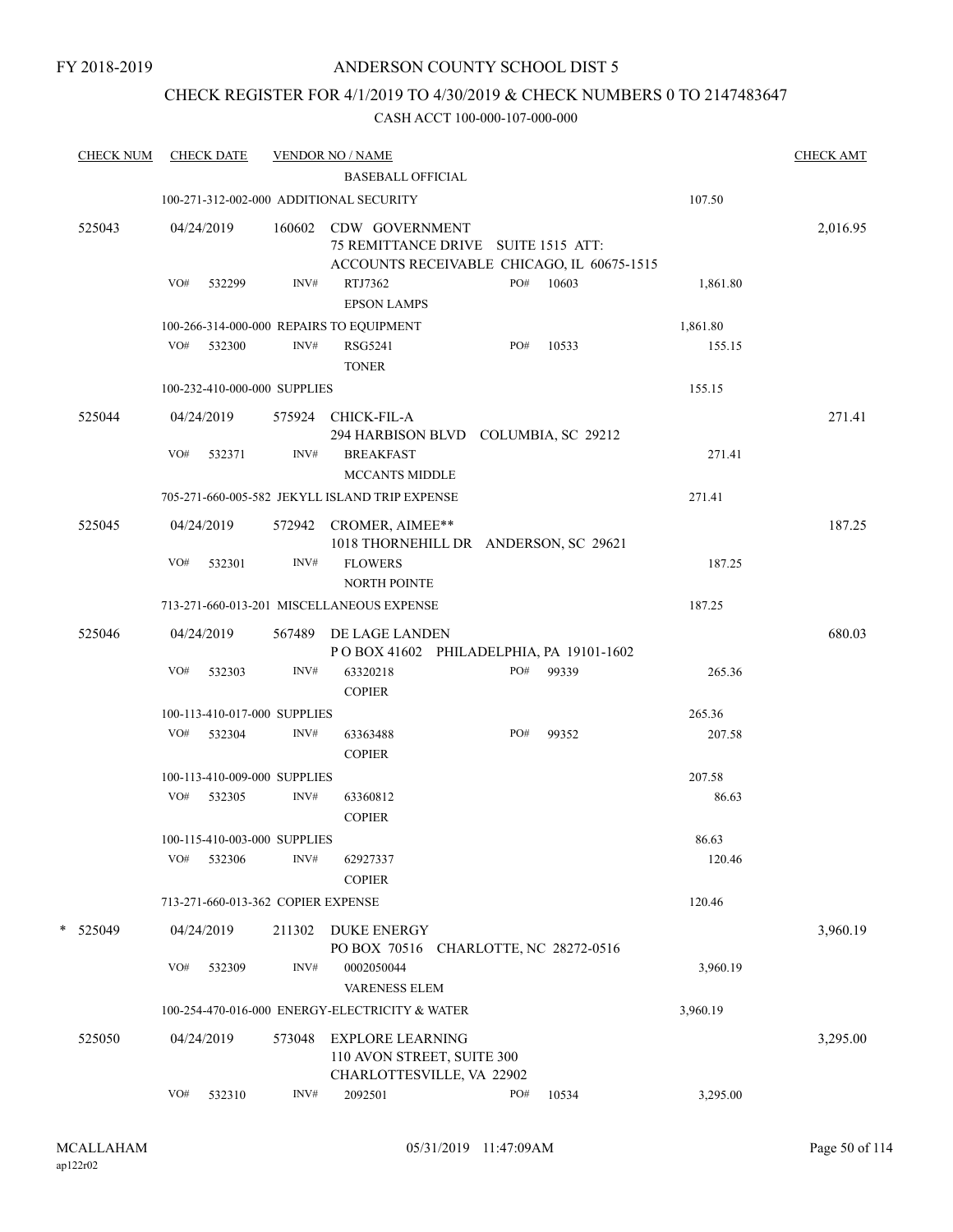FY 2018-2019

# ANDERSON COUNTY SCHOOL DIST 5

## CHECK REGISTER FOR 4/1/2019 TO 4/30/2019 & CHECK NUMBERS 0 TO 2147483647

CASH ACCT 100-000-107-000-000

| CHECK NUM | CHECK DATE | VENDOR NO / NAME | | | CHECK AMT |
|---|---|---|---|---|---|
| | | BASEBALL OFFICIAL | | | |
| | 100-271-312-002-000 ADDITIONAL SECURITY | | | 107.50 | |
| 525043 | 04/24/2019 | 160602 CDW GOVERNMENT<br>75 REMITTANCE DRIVE SUITE 1515 ATT:<br>ACCOUNTS RECEIVABLE CHICAGO, IL 60675-1515 | | | 2,016.95 |
| | VO# 532299 | INV# RTJ7362<br>EPSON LAMPS | PO# 10603 | 1,861.80 | |
| | 100-266-314-000-000 REPAIRS TO EQUIPMENT | | | 1,861.80 | |
| | VO# 532300 | INV# RSG5241<br>TONER | PO# 10533 | 155.15 | |
| | 100-232-410-000-000 SUPPLIES | | | 155.15 | |
| 525044 | 04/24/2019 | 575924 CHICK-FIL-A<br>294 HARBISON BLVD COLUMBIA, SC 29212 | | | 271.41 |
| | VO# 532371 | INV# BREAKFAST<br>MCCANTS MIDDLE | | 271.41 | |
| | 705-271-660-005-582 JEKYLL ISLAND TRIP EXPENSE | | | 271.41 | |
| 525045 | 04/24/2019 | 572942 CROMER, AIMEE**<br>1018 THORNEHILL DR ANDERSON, SC 29621 | | | 187.25 |
| | VO# 532301 | INV# FLOWERS<br>NORTH POINTE | | 187.25 | |
| | 713-271-660-013-201 MISCELLANEOUS EXPENSE | | | 187.25 | |
| 525046 | 04/24/2019 | 567489 DE LAGE LANDEN<br>P O BOX 41602 PHILADELPHIA, PA 19101-1602 | | | 680.03 |
| | VO# 532303 | INV# 63320218<br>COPIER | PO# 99339 | 265.36 | |
| | 100-113-410-017-000 SUPPLIES | | | 265.36 | |
| | VO# 532304 | INV# 63363488<br>COPIER | PO# 99352 | 207.58 | |
| | 100-113-410-009-000 SUPPLIES | | | 207.58 | |
| | VO# 532305 | INV# 63360812<br>COPIER | | 86.63 | |
| | 100-115-410-003-000 SUPPLIES | | | 86.63 | |
| | VO# 532306 | INV# 62927337<br>COPIER | | 120.46 | |
| | 713-271-660-013-362 COPIER EXPENSE | | | 120.46 | |
| * 525049 | 04/24/2019 | 211302 DUKE ENERGY<br>PO BOX 70516 CHARLOTTE, NC 28272-0516 | | | 3,960.19 |
| | VO# 532309 | INV# 0002050044<br>VARENESS ELEM | | 3,960.19 | |
| | 100-254-470-016-000 ENERGY-ELECTRICITY & WATER | | | 3,960.19 | |
| 525050 | 04/24/2019 | 573048 EXPLORE LEARNING<br>110 AVON STREET, SUITE 300<br>CHARLOTTESVILLE, VA 22902 | | | 3,295.00 |
| | VO# 532310 | INV# 2092501 | PO# 10534 | 3,295.00 | |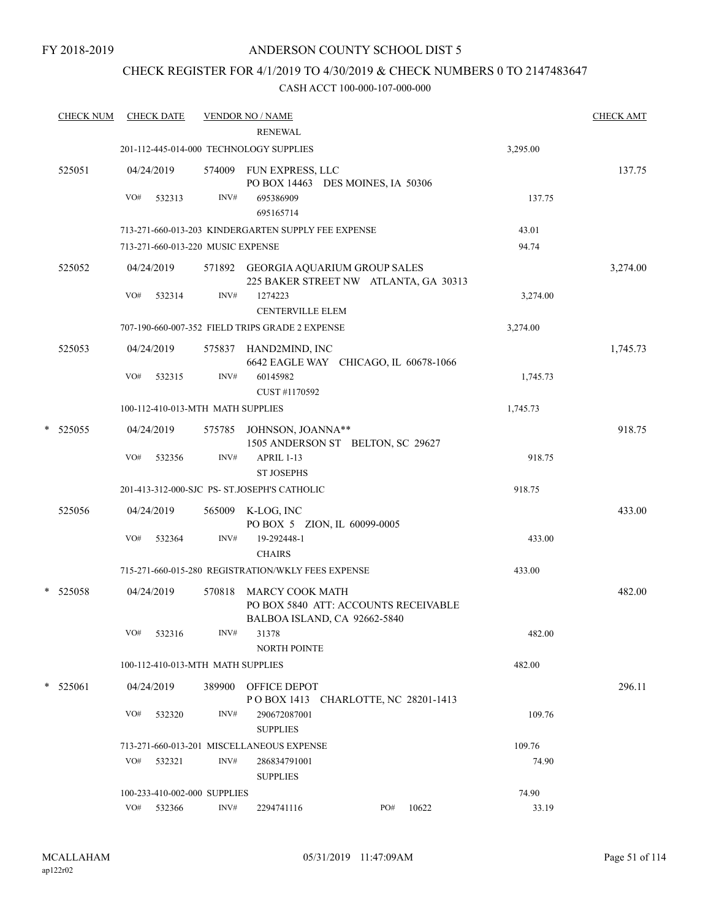FY 2018-2019

# ANDERSON COUNTY SCHOOL DIST 5

## CHECK REGISTER FOR 4/1/2019 TO 4/30/2019 & CHECK NUMBERS 0 TO 2147483647

### CASH ACCT 100-000-107-000-000

| CHECK NUM | CHECK DATE | VENDOR NO / NAME | | CHECK AMT |
|---|---|---|---|---|
| | | RENEWAL | | |
| | 201-112-445-014-000 TECHNOLOGY SUPPLIES | | 3,295.00 | |
| 525051 | 04/24/2019 | 574009 FUN EXPRESS, LLC<br>PO BOX 14463 DES MOINES, IA 50306 | | 137.75 |
| | VO# 532313 | INV# 695386909<br>695165714 | 137.75 | |
| | 713-271-660-013-203 KINDERGARTEN SUPPLY FEE EXPENSE | | 43.01 | |
| | 713-271-660-013-220 MUSIC EXPENSE | | 94.74 | |
| 525052 | 04/24/2019 | 571892 GEORGIA AQUARIUM GROUP SALES<br>225 BAKER STREET NW ATLANTA, GA 30313 | | 3,274.00 |
| | VO# 532314 | INV# 1274223<br>CENTERVILLE ELEM | 3,274.00 | |
| | 707-190-660-007-352 FIELD TRIPS GRADE 2 EXPENSE | | 3,274.00 | |
| 525053 | 04/24/2019 | 575837 HAND2MIND, INC<br>6642 EAGLE WAY CHICAGO, IL 60678-1066 | | 1,745.73 |
| | VO# 532315 | INV# 60145982<br>CUST #1170592 | 1,745.73 | |
| | 100-112-410-013-MTH MATH SUPPLIES | | 1,745.73 | |
| * 525055 | 04/24/2019 | 575785 JOHNSON, JOANNA**<br>1505 ANDERSON ST BELTON, SC 29627 | | 918.75 |
| | VO# 532356 | INV# APRIL 1-13<br>ST JOSEPHS | 918.75 | |
| | 201-413-312-000-SJC PS- ST.JOSEPH'S CATHOLIC | | 918.75 | |
| 525056 | 04/24/2019 | 565009 K-LOG, INC<br>PO BOX 5 ZION, IL 60099-0005 | | 433.00 |
| | VO# 532364 | INV# 19-292448-1<br>CHAIRS | 433.00 | |
| | 715-271-660-015-280 REGISTRATION/WKLY FEES EXPENSE | | 433.00 | |
| * 525058 | 04/24/2019 | 570818 MARCY COOK MATH<br>PO BOX 5840 ATT: ACCOUNTS RECEIVABLE<br>BALBOA ISLAND, CA 92662-5840 | | 482.00 |
| | VO# 532316 | INV# 31378<br>NORTH POINTE | 482.00 | |
| | 100-112-410-013-MTH MATH SUPPLIES | | 482.00 | |
| * 525061 | 04/24/2019 | 389900 OFFICE DEPOT<br>P O BOX 1413 CHARLOTTE, NC 28201-1413 | | 296.11 |
| | VO# 532320 | INV# 290672087001<br>SUPPLIES | 109.76 | |
| | 713-271-660-013-201 MISCELLANEOUS EXPENSE | | 109.76 | |
| | VO# 532321 | INV# 286834791001<br>SUPPLIES | 74.90 | |
| | 100-233-410-002-000 SUPPLIES | | 74.90 | |
| | VO# 532366 | INV# 2294741116 PO# 10622 | 33.19 | |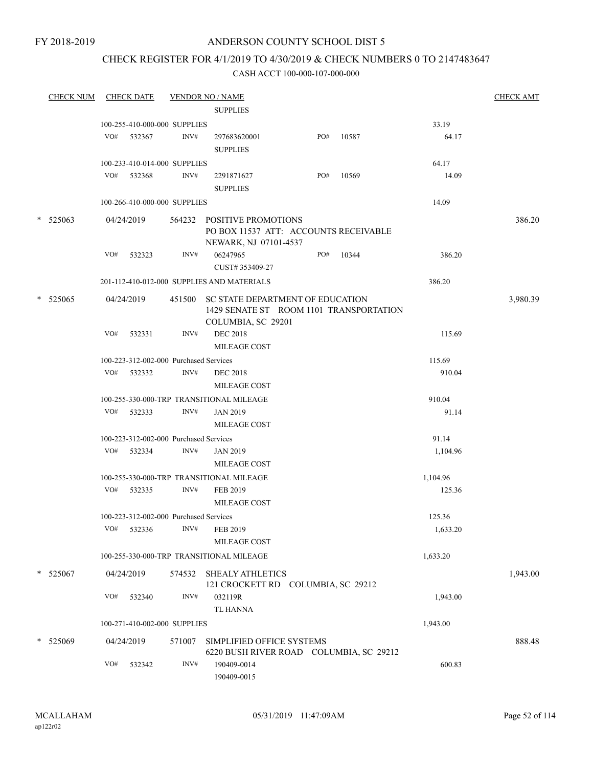FY 2018-2019

# ANDERSON COUNTY SCHOOL DIST 5

## CHECK REGISTER FOR 4/1/2019 TO 4/30/2019 & CHECK NUMBERS 0 TO 2147483647

### CASH ACCT 100-000-107-000-000

| CHECK NUM | CHECK DATE | VENDOR NO / NAME | | | | CHECK AMT |
|---|---|---|---|---|---|---|
| | | SUPPLIES | | | | |
| | 100-255-410-000-000 SUPPLIES | | | | 33.19 | |
| | VO# 532367 | INV# 297683620001 SUPPLIES | PO# 10587 | | 64.17 | |
| | 100-233-410-014-000 SUPPLIES | | | | 64.17 | |
| | VO# 532368 | INV# 2291871627 SUPPLIES | PO# 10569 | | 14.09 | |
| | 100-266-410-000-000 SUPPLIES | | | | 14.09 | |
| * 525063 | 04/24/2019 | 564232 POSITIVE PROMOTIONS PO BOX 11537 ATT: ACCOUNTS RECEIVABLE NEWARK, NJ 07101-4537 | | | | 386.20 |
| | VO# 532323 | INV# 06247965 CUST# 353409-27 | PO# 10344 | | 386.20 | |
| | 201-112-410-012-000 SUPPLIES AND MATERIALS | | | | 386.20 | |
| * 525065 | 04/24/2019 | 451500 SC STATE DEPARTMENT OF EDUCATION 1429 SENATE ST ROOM 1101 TRANSPORTATION COLUMBIA, SC 29201 | | | | 3,980.39 |
| | VO# 532331 | INV# DEC 2018 MILEAGE COST | | | 115.69 | |
| | 100-223-312-002-000 Purchased Services | | | | 115.69 | |
| | VO# 532332 | INV# DEC 2018 MILEAGE COST | | | 910.04 | |
| | 100-255-330-000-TRP TRANSITIONAL MILEAGE | | | | 910.04 | |
| | VO# 532333 | INV# JAN 2019 MILEAGE COST | | | 91.14 | |
| | 100-223-312-002-000 Purchased Services | | | | 91.14 | |
| | VO# 532334 | INV# JAN 2019 MILEAGE COST | | | 1,104.96 | |
| | 100-255-330-000-TRP TRANSITIONAL MILEAGE | | | | 1,104.96 | |
| | VO# 532335 | INV# FEB 2019 MILEAGE COST | | | 125.36 | |
| | 100-223-312-002-000 Purchased Services | | | | 125.36 | |
| | VO# 532336 | INV# FEB 2019 MILEAGE COST | | | 1,633.20 | |
| | 100-255-330-000-TRP TRANSITIONAL MILEAGE | | | | 1,633.20 | |
| * 525067 | 04/24/2019 | 574532 SHEALY ATHLETICS 121 CROCKETT RD COLUMBIA, SC 29212 | | | | 1,943.00 |
| | VO# 532340 | INV# 032119R TL HANNA | | | 1,943.00 | |
| | 100-271-410-002-000 SUPPLIES | | | | 1,943.00 | |
| * 525069 | 04/24/2019 | 571007 SIMPLIFIED OFFICE SYSTEMS 6220 BUSH RIVER ROAD COLUMBIA, SC 29212 | | | | 888.48 |
| | VO# 532342 | INV# 190409-0014 190409-0015 | | | 600.83 | |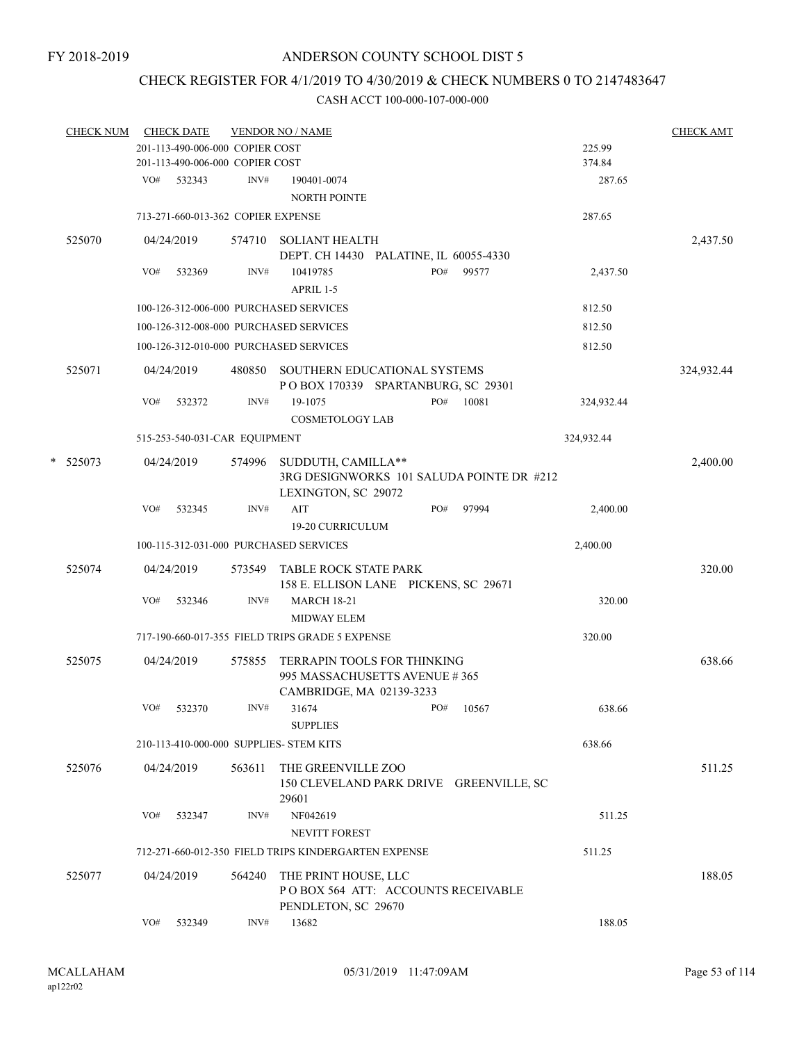FY 2018-2019

# ANDERSON COUNTY SCHOOL DIST 5

## CHECK REGISTER FOR 4/1/2019 TO 4/30/2019 & CHECK NUMBERS 0 TO 2147483647

CASH ACCT 100-000-107-000-000

| CHECK NUM | CHECK DATE | VENDOR NO / NAME | | | CHECK AMT |
|---|---|---|---|---|---|
| | 201-113-490-006-000 COPIER COST | | | 225.99 | |
| | 201-113-490-006-000 COPIER COST | | | 374.84 | |
| | VO# 532343 | INV# 190401-0074 NORTH POINTE | | 287.65 | |
| | 713-271-660-013-362 COPIER EXPENSE | | | 287.65 | |
| 525070 | 04/24/2019 | 574710 SOLIANT HEALTH DEPT. CH 14430 PALATINE, IL 60055-4330 | | | 2,437.50 |
| | VO# 532369 | INV# 10419785 APRIL 1-5 | PO# 99577 | 2,437.50 | |
| | 100-126-312-006-000 PURCHASED SERVICES | | | 812.50 | |
| | 100-126-312-008-000 PURCHASED SERVICES | | | 812.50 | |
| | 100-126-312-010-000 PURCHASED SERVICES | | | 812.50 | |
| 525071 | 04/24/2019 | 480850 SOUTHERN EDUCATIONAL SYSTEMS P O BOX 170339 SPARTANBURG, SC 29301 | | | 324,932.44 |
| | VO# 532372 | INV# 19-1075 COSMETOLOGY LAB | PO# 10081 | 324,932.44 | |
| | 515-253-540-031-CAR EQUIPMENT | | | 324,932.44 | |
| * 525073 | 04/24/2019 | 574996 SUDDUTH, CAMILLA** 3RG DESIGNWORKS 101 SALUDA POINTE DR #212 LEXINGTON, SC 29072 | | | 2,400.00 |
| | VO# 532345 | INV# AIT 19-20 CURRICULUM | PO# 97994 | 2,400.00 | |
| | 100-115-312-031-000 PURCHASED SERVICES | | | 2,400.00 | |
| 525074 | 04/24/2019 | 573549 TABLE ROCK STATE PARK 158 E. ELLISON LANE PICKENS, SC 29671 | | | 320.00 |
| | VO# 532346 | INV# MARCH 18-21 MIDWAY ELEM | | 320.00 | |
| | 717-190-660-017-355 FIELD TRIPS GRADE 5 EXPENSE | | | 320.00 | |
| 525075 | 04/24/2019 | 575855 TERRAPIN TOOLS FOR THINKING 995 MASSACHUSETTS AVENUE # 365 CAMBRIDGE, MA 02139-3233 | | | 638.66 |
| | VO# 532370 | INV# 31674 SUPPLIES | PO# 10567 | 638.66 | |
| | 210-113-410-000-000 SUPPLIES- STEM KITS | | | 638.66 | |
| 525076 | 04/24/2019 | 563611 THE GREENVILLE ZOO 150 CLEVELAND PARK DRIVE GREENVILLE, SC 29601 | | | 511.25 |
| | VO# 532347 | INV# NF042619 NEVITT FOREST | | 511.25 | |
| | 712-271-660-012-350 FIELD TRIPS KINDERGARTEN EXPENSE | | | 511.25 | |
| 525077 | 04/24/2019 | 564240 THE PRINT HOUSE, LLC P O BOX 564 ATT: ACCOUNTS RECEIVABLE PENDLETON, SC 29670 | | | 188.05 |
| | VO# 532349 | INV# 13682 | | 188.05 | |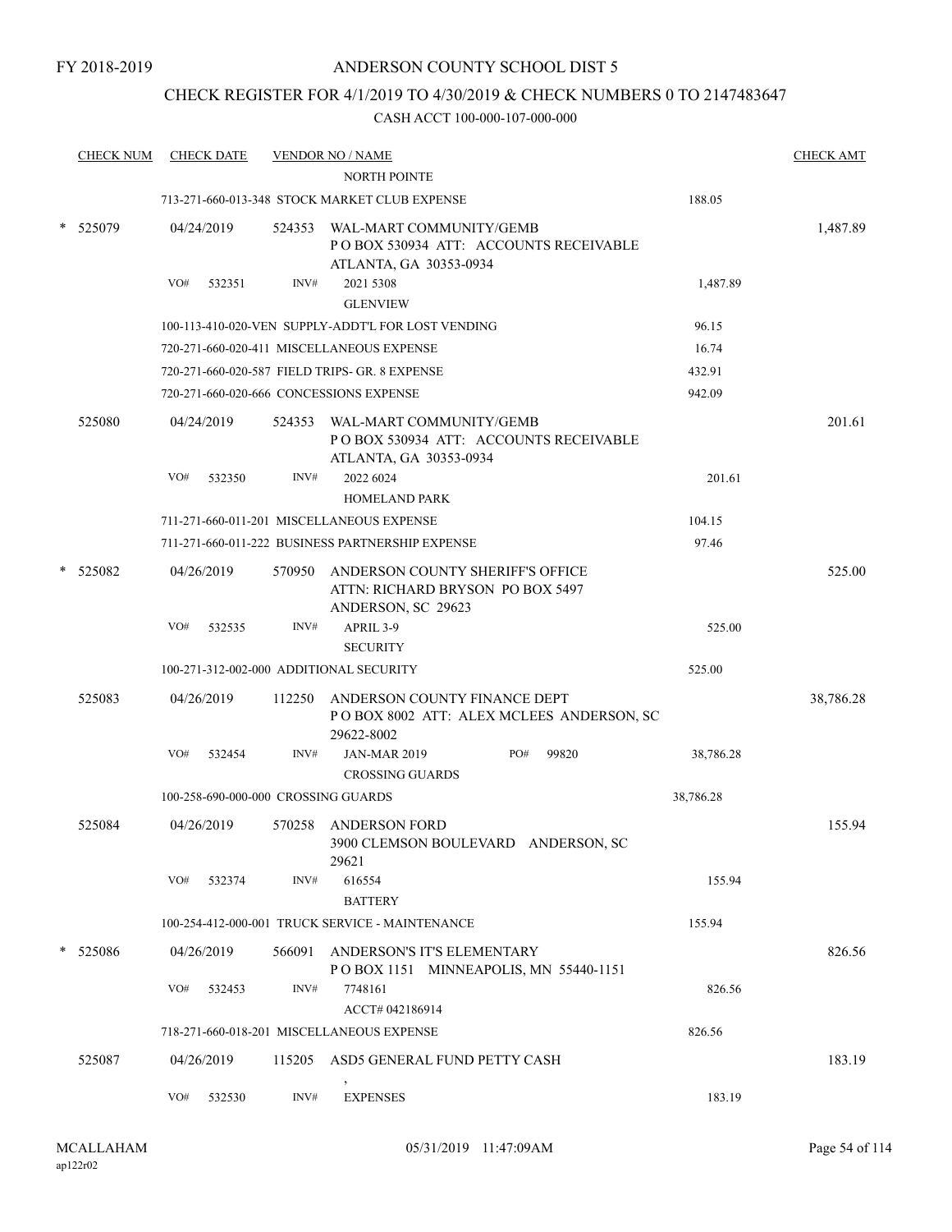FY 2018-2019

# ANDERSON COUNTY SCHOOL DIST 5

## CHECK REGISTER FOR 4/1/2019 TO 4/30/2019 & CHECK NUMBERS 0 TO 2147483647

### CASH ACCT 100-000-107-000-000

| CHECK NUM | CHECK DATE | VENDOR NO / NAME | | CHECK AMT |
|---|---|---|---|---|
| | | NORTH POINTE | | |
| | | 713-271-660-013-348 STOCK MARKET CLUB EXPENSE | 188.05 | |
| * 525079 | 04/24/2019 | 524353 WAL-MART COMMUNITY/GEMB<br>P O BOX 530934 ATT: ACCOUNTS RECEIVABLE<br>ATLANTA, GA 30353-0934 | | 1,487.89 |
| | VO# 532351 | INV# 2021 5308<br>GLENVIEW | 1,487.89 | |
| | | 100-113-410-020-VEN SUPPLY-ADDT'L FOR LOST VENDING | 96.15 | |
| | | 720-271-660-020-411 MISCELLANEOUS EXPENSE | 16.74 | |
| | | 720-271-660-020-587 FIELD TRIPS- GR. 8 EXPENSE | 432.91 | |
| | | 720-271-660-020-666 CONCESSIONS EXPENSE | 942.09 | |
| 525080 | 04/24/2019 | 524353 WAL-MART COMMUNITY/GEMB<br>P O BOX 530934 ATT: ACCOUNTS RECEIVABLE<br>ATLANTA, GA 30353-0934 | | 201.61 |
| | VO# 532350 | INV# 2022 6024<br>HOMELAND PARK | 201.61 | |
| | | 711-271-660-011-201 MISCELLANEOUS EXPENSE | 104.15 | |
| | | 711-271-660-011-222 BUSINESS PARTNERSHIP EXPENSE | 97.46 | |
| * 525082 | 04/26/2019 | 570950 ANDERSON COUNTY SHERIFF'S OFFICE<br>ATTN: RICHARD BRYSON PO BOX 5497<br>ANDERSON, SC 29623 | | 525.00 |
| | VO# 532535 | INV# APRIL 3-9<br>SECURITY | 525.00 | |
| | | 100-271-312-002-000 ADDITIONAL SECURITY | 525.00 | |
| 525083 | 04/26/2019 | 112250 ANDERSON COUNTY FINANCE DEPT<br>P O BOX 8002 ATT: ALEX MCLEES ANDERSON, SC<br>29622-8002 | | 38,786.28 |
| | VO# 532454 | INV# JAN-MAR 2019 PO# 99820<br>CROSSING GUARDS | 38,786.28 | |
| | | 100-258-690-000-000 CROSSING GUARDS | 38,786.28 | |
| 525084 | 04/26/2019 | 570258 ANDERSON FORD<br>3900 CLEMSON BOULEVARD ANDERSON, SC<br>29621 | | 155.94 |
| | VO# 532374 | INV# 616554<br>BATTERY | 155.94 | |
| | | 100-254-412-000-001 TRUCK SERVICE - MAINTENANCE | 155.94 | |
| * 525086 | 04/26/2019 | 566091 ANDERSON'S IT'S ELEMENTARY<br>P O BOX 1151 MINNEAPOLIS, MN 55440-1151 | | 826.56 |
| | VO# 532453 | INV# 7748161<br>ACCT# 042186914 | 826.56 | |
| | | 718-271-660-018-201 MISCELLANEOUS EXPENSE | 826.56 | |
| 525087 | 04/26/2019 | 115205 ASD5 GENERAL FUND PETTY CASH<br>, | | 183.19 |
| | VO# 532530 | INV# EXPENSES | 183.19 | |

MCALLAHAM
ap122r02

05/31/2019 11:47:09AM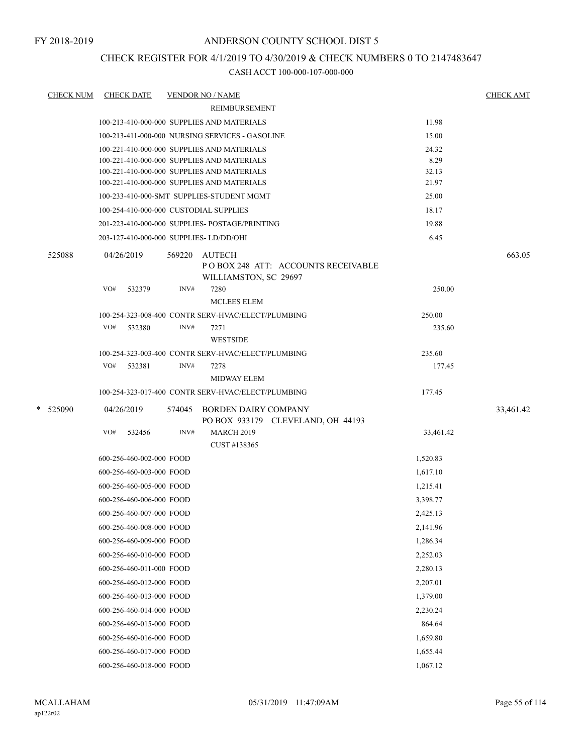FY 2018-2019

# ANDERSON COUNTY SCHOOL DIST 5

## CHECK REGISTER FOR 4/1/2019 TO 4/30/2019 & CHECK NUMBERS 0 TO 2147483647

### CASH ACCT 100-000-107-000-000

| CHECK NUM | CHECK DATE | VENDOR NO / NAME | | CHECK AMT |
|---|---|---|---|---|
| | | REIMBURSEMENT | | |
| | | 100-213-410-000-000 SUPPLIES AND MATERIALS | 11.98 | |
| | | 100-213-411-000-000 NURSING SERVICES - GASOLINE | 15.00 | |
| | | 100-221-410-000-000 SUPPLIES AND MATERIALS | 24.32 | |
| | | 100-221-410-000-000 SUPPLIES AND MATERIALS | 8.29 | |
| | | 100-221-410-000-000 SUPPLIES AND MATERIALS | 32.13 | |
| | | 100-221-410-000-000 SUPPLIES AND MATERIALS | 21.97 | |
| | | 100-233-410-000-SMT SUPPLIES-STUDENT MGMT | 25.00 | |
| | | 100-254-410-000-000 CUSTODIAL SUPPLIES | 18.17 | |
| | | 201-223-410-000-000 SUPPLIES- POSTAGE/PRINTING | 19.88 | |
| | | 203-127-410-000-000 SUPPLIES- LD/DD/OHI | 6.45 | |
| 525088 | 04/26/2019 | 569220 AUTECH<br>P O BOX 248 ATT: ACCOUNTS RECEIVABLE<br>WILLIAMSTON, SC 29697 | | 663.05 |
| | VO# 532379 | INV# 7280<br>MCLEES ELEM | 250.00 | |
| | | 100-254-323-008-400 CONTR SERV-HVAC/ELECT/PLUMBING | 250.00 | |
| | VO# 532380 | INV# 7271<br>WESTSIDE | 235.60 | |
| | | 100-254-323-003-400 CONTR SERV-HVAC/ELECT/PLUMBING | 235.60 | |
| | VO# 532381 | INV# 7278<br>MIDWAY ELEM | 177.45 | |
| | | 100-254-323-017-400 CONTR SERV-HVAC/ELECT/PLUMBING | 177.45 | |
| * 525090 | 04/26/2019 | 574045 BORDEN DAIRY COMPANY<br>PO BOX 933179 CLEVELAND, OH 44193 | | 33,461.42 |
| | VO# 532456 | INV# MARCH 2019<br>CUST #138365 | 33,461.42 | |
| | | 600-256-460-002-000 FOOD | 1,520.83 | |
| | | 600-256-460-003-000 FOOD | 1,617.10 | |
| | | 600-256-460-005-000 FOOD | 1,215.41 | |
| | | 600-256-460-006-000 FOOD | 3,398.77 | |
| | | 600-256-460-007-000 FOOD | 2,425.13 | |
| | | 600-256-460-008-000 FOOD | 2,141.96 | |
| | | 600-256-460-009-000 FOOD | 1,286.34 | |
| | | 600-256-460-010-000 FOOD | 2,252.03 | |
| | | 600-256-460-011-000 FOOD | 2,280.13 | |
| | | 600-256-460-012-000 FOOD | 2,207.01 | |
| | | 600-256-460-013-000 FOOD | 1,379.00 | |
| | | 600-256-460-014-000 FOOD | 2,230.24 | |
| | | 600-256-460-015-000 FOOD | 864.64 | |
| | | 600-256-460-016-000 FOOD | 1,659.80 | |
| | | 600-256-460-017-000 FOOD | 1,655.44 | |
| | | 600-256-460-018-000 FOOD | 1,067.12 | |

MCALLAHAM
ap122r02

05/31/2019 11:47:09AM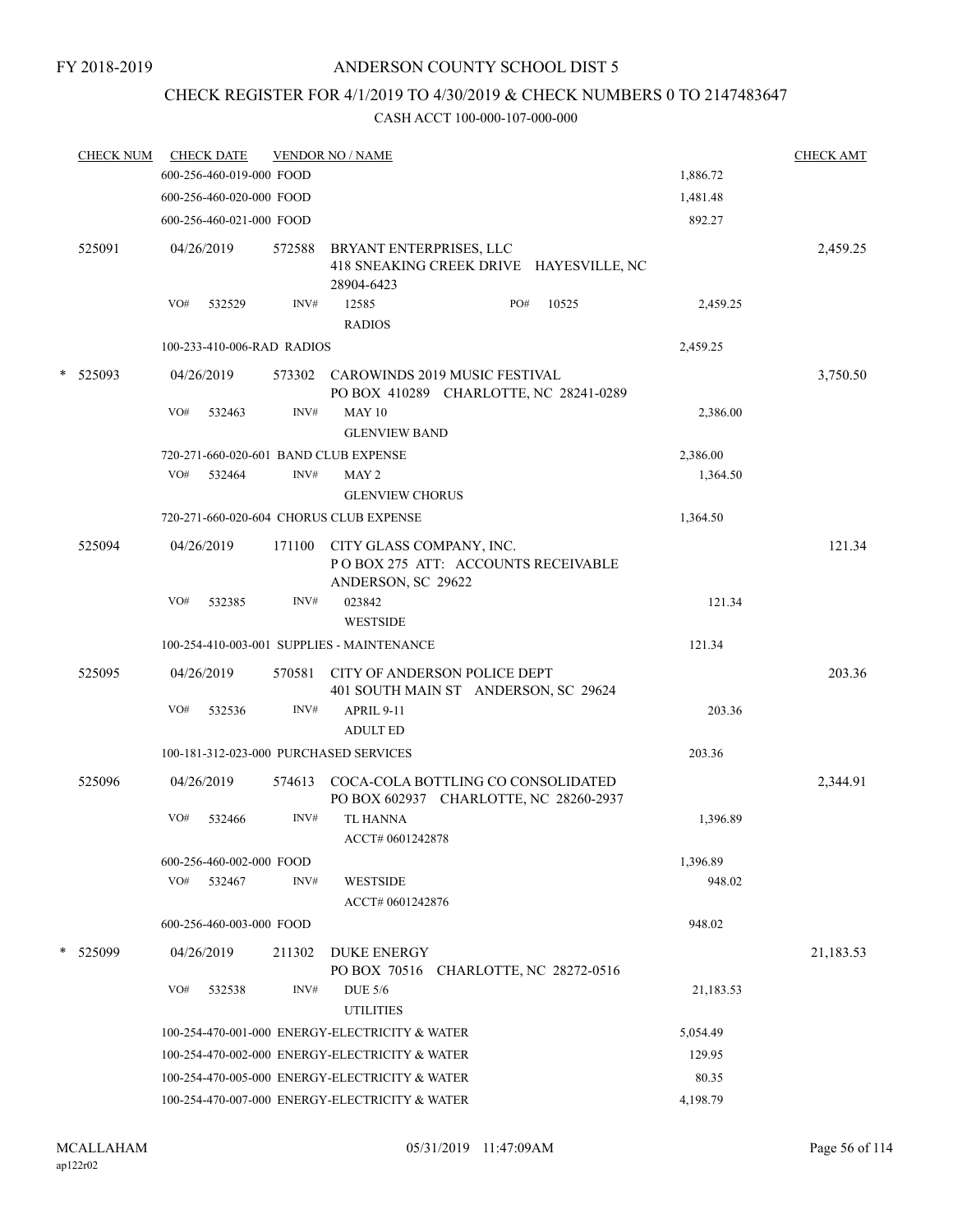FY 2018-2019

ANDERSON COUNTY SCHOOL DIST 5

CHECK REGISTER FOR 4/1/2019 TO 4/30/2019 & CHECK NUMBERS 0 TO 2147483647

CASH ACCT 100-000-107-000-000

| CHECK NUM | CHECK DATE | VENDOR NO / NAME | | CHECK AMT |
|---|---|---|---|---|
| | 600-256-460-019-000 FOOD | | 1,886.72 | |
| | 600-256-460-020-000 FOOD | | 1,481.48 | |
| | 600-256-460-021-000 FOOD | | 892.27 | |
| 525091 | 04/26/2019 | 572588 BRYANT ENTERPRISES, LLC 418 SNEAKING CREEK DRIVE HAYESVILLE, NC 28904-6423 | | 2,459.25 |
| | VO# 532529 | INV# 12585 RADIOS PO# 10525 | 2,459.25 | |
| | 100-233-410-006-RAD RADIOS | | 2,459.25 | |
| * 525093 | 04/26/2019 | 573302 CAROWINDS 2019 MUSIC FESTIVAL PO BOX 410289 CHARLOTTE, NC 28241-0289 | | 3,750.50 |
| | VO# 532463 | INV# MAY 10 GLENVIEW BAND | 2,386.00 | |
| | 720-271-660-020-601 BAND CLUB EXPENSE | | 2,386.00 | |
| | VO# 532464 | INV# MAY 2 GLENVIEW CHORUS | 1,364.50 | |
| | 720-271-660-020-604 CHORUS CLUB EXPENSE | | 1,364.50 | |
| 525094 | 04/26/2019 | 171100 CITY GLASS COMPANY, INC. P O BOX 275 ATT: ACCOUNTS RECEIVABLE ANDERSON, SC 29622 | | 121.34 |
| | VO# 532385 | INV# 023842 WESTSIDE | 121.34 | |
| | 100-254-410-003-001 SUPPLIES - MAINTENANCE | | 121.34 | |
| 525095 | 04/26/2019 | 570581 CITY OF ANDERSON POLICE DEPT 401 SOUTH MAIN ST ANDERSON, SC 29624 | | 203.36 |
| | VO# 532536 | INV# APRIL 9-11 ADULT ED | 203.36 | |
| | 100-181-312-023-000 PURCHASED SERVICES | | 203.36 | |
| 525096 | 04/26/2019 | 574613 COCA-COLA BOTTLING CO CONSOLIDATED PO BOX 602937 CHARLOTTE, NC 28260-2937 | | 2,344.91 |
| | VO# 532466 | INV# TL HANNA ACCT# 0601242878 | 1,396.89 | |
| | 600-256-460-002-000 FOOD | | 1,396.89 | |
| | VO# 532467 | INV# WESTSIDE ACCT# 0601242876 | 948.02 | |
| | 600-256-460-003-000 FOOD | | 948.02 | |
| * 525099 | 04/26/2019 | 211302 DUKE ENERGY PO BOX 70516 CHARLOTTE, NC 28272-0516 | | 21,183.53 |
| | VO# 532538 | INV# DUE 5/6 UTILITIES | 21,183.53 | |
| | 100-254-470-001-000 ENERGY-ELECTRICITY & WATER | | 5,054.49 | |
| | 100-254-470-002-000 ENERGY-ELECTRICITY & WATER | | 129.95 | |
| | 100-254-470-005-000 ENERGY-ELECTRICITY & WATER | | 80.35 | |
| | 100-254-470-007-000 ENERGY-ELECTRICITY & WATER | | 4,198.79 | |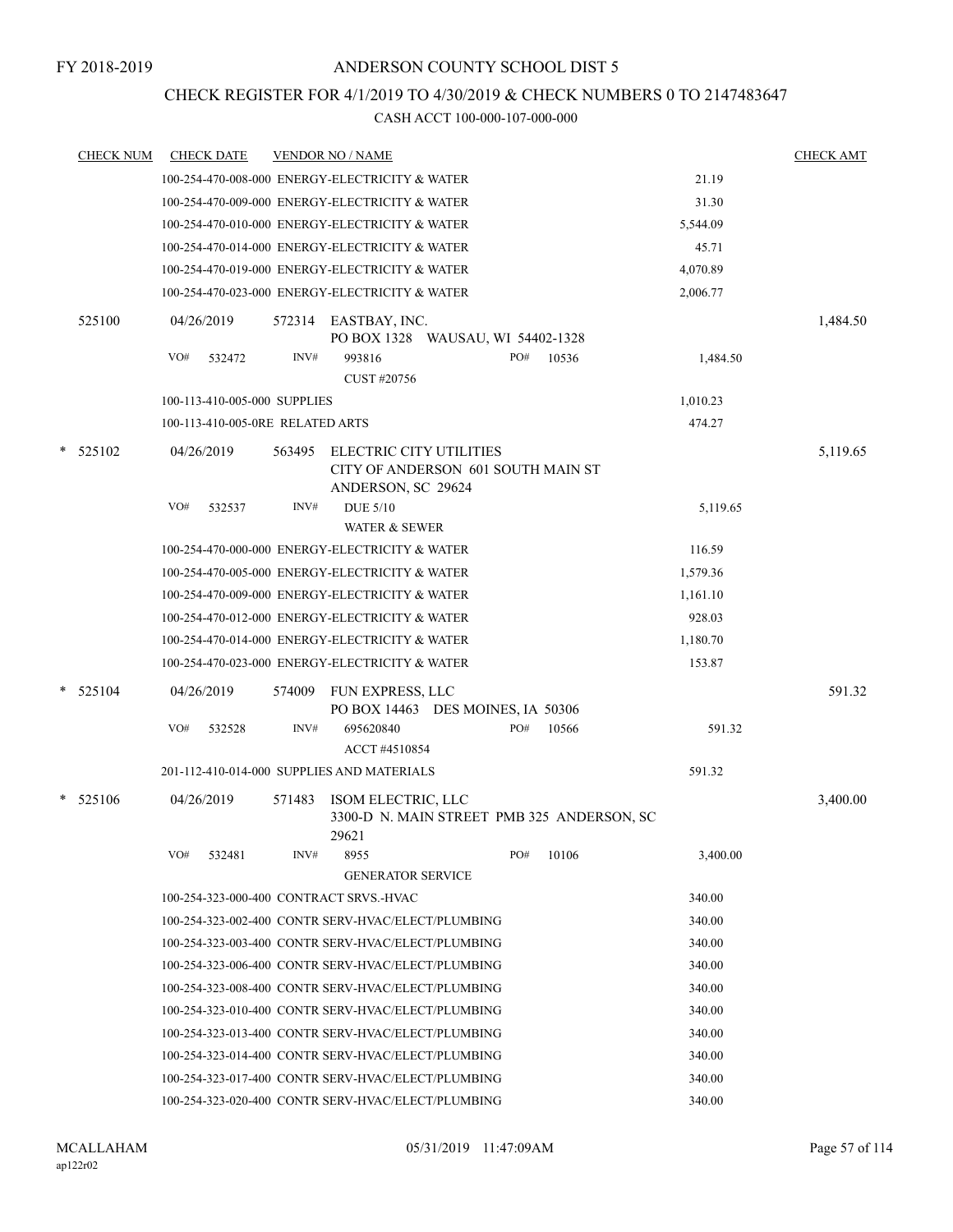FY 2018-2019

# ANDERSON COUNTY SCHOOL DIST 5

## CHECK REGISTER FOR 4/1/2019 TO 4/30/2019 & CHECK NUMBERS 0 TO 2147483647

CASH ACCT 100-000-107-000-000

| CHECK NUM | CHECK DATE | VENDOR NO / NAME | | CHECK AMT |
|---|---|---|---|---|
| | | 100-254-470-008-000 ENERGY-ELECTRICITY & WATER | 21.19 | |
| | | 100-254-470-009-000 ENERGY-ELECTRICITY & WATER | 31.30 | |
| | | 100-254-470-010-000 ENERGY-ELECTRICITY & WATER | 5,544.09 | |
| | | 100-254-470-014-000 ENERGY-ELECTRICITY & WATER | 45.71 | |
| | | 100-254-470-019-000 ENERGY-ELECTRICITY & WATER | 4,070.89 | |
| | | 100-254-470-023-000 ENERGY-ELECTRICITY & WATER | 2,006.77 | |
| 525100 | 04/26/2019 | 572314 EASTBAY, INC.<br>PO BOX 1328 WAUSAU, WI 54402-1328 | | 1,484.50 |
| | VO# 532472 | INV# 993816 PO# 10536<br>CUST #20756 | 1,484.50 | |
| | | 100-113-410-005-000 SUPPLIES | 1,010.23 | |
| | | 100-113-410-005-0RE RELATED ARTS | 474.27 | |
| * 525102 | 04/26/2019 | 563495 ELECTRIC CITY UTILITIES<br>CITY OF ANDERSON 601 SOUTH MAIN ST<br>ANDERSON, SC 29624 | | 5,119.65 |
| | VO# 532537 | INV# DUE 5/10<br>WATER & SEWER | 5,119.65 | |
| | | 100-254-470-000-000 ENERGY-ELECTRICITY & WATER | 116.59 | |
| | | 100-254-470-005-000 ENERGY-ELECTRICITY & WATER | 1,579.36 | |
| | | 100-254-470-009-000 ENERGY-ELECTRICITY & WATER | 1,161.10 | |
| | | 100-254-470-012-000 ENERGY-ELECTRICITY & WATER | 928.03 | |
| | | 100-254-470-014-000 ENERGY-ELECTRICITY & WATER | 1,180.70 | |
| | | 100-254-470-023-000 ENERGY-ELECTRICITY & WATER | 153.87 | |
| * 525104 | 04/26/2019 | 574009 FUN EXPRESS, LLC<br>PO BOX 14463 DES MOINES, IA 50306 | | 591.32 |
| | VO# 532528 | INV# 695620840 PO# 10566<br>ACCT #4510854 | 591.32 | |
| | | 201-112-410-014-000 SUPPLIES AND MATERIALS | 591.32 | |
| * 525106 | 04/26/2019 | 571483 ISOM ELECTRIC, LLC<br>3300-D N. MAIN STREET PMB 325 ANDERSON, SC 29621 | | 3,400.00 |
| | VO# 532481 | INV# 8955 PO# 10106<br>GENERATOR SERVICE | 3,400.00 | |
| | | 100-254-323-000-400 CONTRACT SRVS.-HVAC | 340.00 | |
| | | 100-254-323-002-400 CONTR SERV-HVAC/ELECT/PLUMBING | 340.00 | |
| | | 100-254-323-003-400 CONTR SERV-HVAC/ELECT/PLUMBING | 340.00 | |
| | | 100-254-323-006-400 CONTR SERV-HVAC/ELECT/PLUMBING | 340.00 | |
| | | 100-254-323-008-400 CONTR SERV-HVAC/ELECT/PLUMBING | 340.00 | |
| | | 100-254-323-010-400 CONTR SERV-HVAC/ELECT/PLUMBING | 340.00 | |
| | | 100-254-323-013-400 CONTR SERV-HVAC/ELECT/PLUMBING | 340.00 | |
| | | 100-254-323-014-400 CONTR SERV-HVAC/ELECT/PLUMBING | 340.00 | |
| | | 100-254-323-017-400 CONTR SERV-HVAC/ELECT/PLUMBING | 340.00 | |
| | | 100-254-323-020-400 CONTR SERV-HVAC/ELECT/PLUMBING | 340.00 | |

MCALLAHAM
ap122r02

05/31/2019 11:47:09AM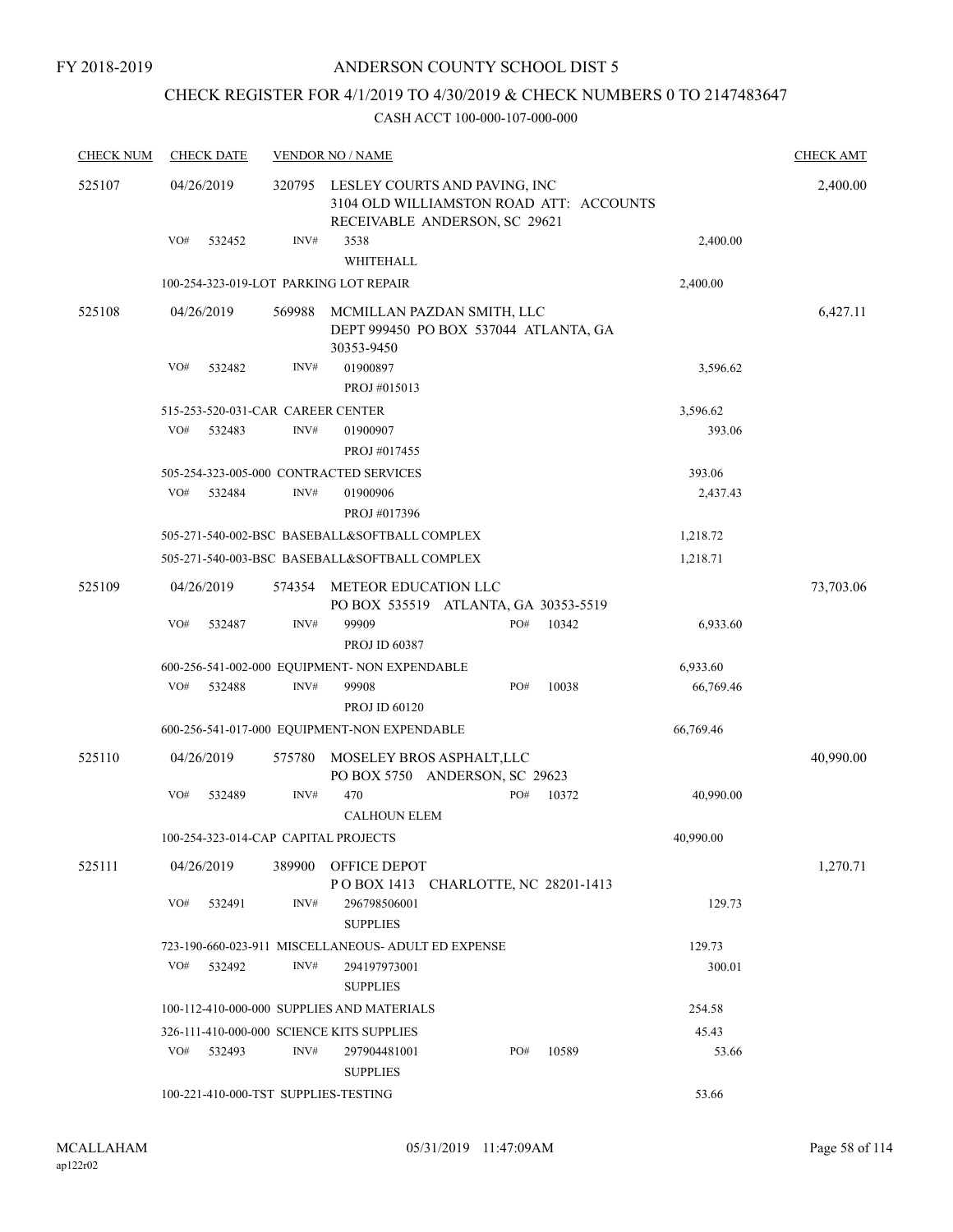FY 2018-2019

# ANDERSON COUNTY SCHOOL DIST 5

## CHECK REGISTER FOR 4/1/2019 TO 4/30/2019 & CHECK NUMBERS 0 TO 2147483647

CASH ACCT 100-000-107-000-000

| CHECK NUM | CHECK DATE | VENDOR NO / NAME | | | CHECK AMT |
|---|---|---|---|---|---|
| 525107 | 04/26/2019 | 320795 LESLEY COURTS AND PAVING, INC 3104 OLD WILLIAMSTON ROAD ATT: ACCOUNTS RECEIVABLE ANDERSON, SC 29621 | | | 2,400.00 |
| | VO# 532452 | INV# 3538 WHITEHALL | | 2,400.00 | |
| | 100-254-323-019-LOT PARKING LOT REPAIR | | | 2,400.00 | |
| 525108 | 04/26/2019 | 569988 MCMILLAN PAZDAN SMITH, LLC DEPT 999450 PO BOX 537044 ATLANTA, GA 30353-9450 | | | 6,427.11 |
| | VO# 532482 | INV# 01900897 PROJ #015013 | | 3,596.62 | |
| | 515-253-520-031-CAR CAREER CENTER | | | 3,596.62 | |
| | VO# 532483 | INV# 01900907 PROJ #017455 | | 393.06 | |
| | 505-254-323-005-000 CONTRACTED SERVICES | | | 393.06 | |
| | VO# 532484 | INV# 01900906 PROJ #017396 | | 2,437.43 | |
| | 505-271-540-002-BSC BASEBALL&SOFTBALL COMPLEX | | | 1,218.72 | |
| | 505-271-540-003-BSC BASEBALL&SOFTBALL COMPLEX | | | 1,218.71 | |
| 525109 | 04/26/2019 | 574354 METEOR EDUCATION LLC PO BOX 535519 ATLANTA, GA 30353-5519 | | | 73,703.06 |
| | VO# 532487 | INV# 99909 PROJ ID 60387 | PO# 10342 | 6,933.60 | |
| | 600-256-541-002-000 EQUIPMENT- NON EXPENDABLE | | | 6,933.60 | |
| | VO# 532488 | INV# 99908 PROJ ID 60120 | PO# 10038 | 66,769.46 | |
| | 600-256-541-017-000 EQUIPMENT-NON EXPENDABLE | | | 66,769.46 | |
| 525110 | 04/26/2019 | 575780 MOSELEY BROS ASPHALT,LLC PO BOX 5750 ANDERSON, SC 29623 | | | 40,990.00 |
| | VO# 532489 | INV# 470 CALHOUN ELEM | PO# 10372 | 40,990.00 | |
| | 100-254-323-014-CAP CAPITAL PROJECTS | | | 40,990.00 | |
| 525111 | 04/26/2019 | 389900 OFFICE DEPOT P O BOX 1413 CHARLOTTE, NC 28201-1413 | | | 1,270.71 |
| | VO# 532491 | INV# 296798506001 SUPPLIES | | 129.73 | |
| | 723-190-660-023-911 MISCELLANEOUS- ADULT ED EXPENSE | | | 129.73 | |
| | VO# 532492 | INV# 294197973001 SUPPLIES | | 300.01 | |
| | 100-112-410-000-000 SUPPLIES AND MATERIALS | | | 254.58 | |
| | 326-111-410-000-000 SCIENCE KITS SUPPLIES | | | 45.43 | |
| | VO# 532493 | INV# 297904481001 SUPPLIES | PO# 10589 | 53.66 | |
| | 100-221-410-000-TST SUPPLIES-TESTING | | | 53.66 | |

MCALLAHAM
ap122r02

05/31/2019 11:47:09AM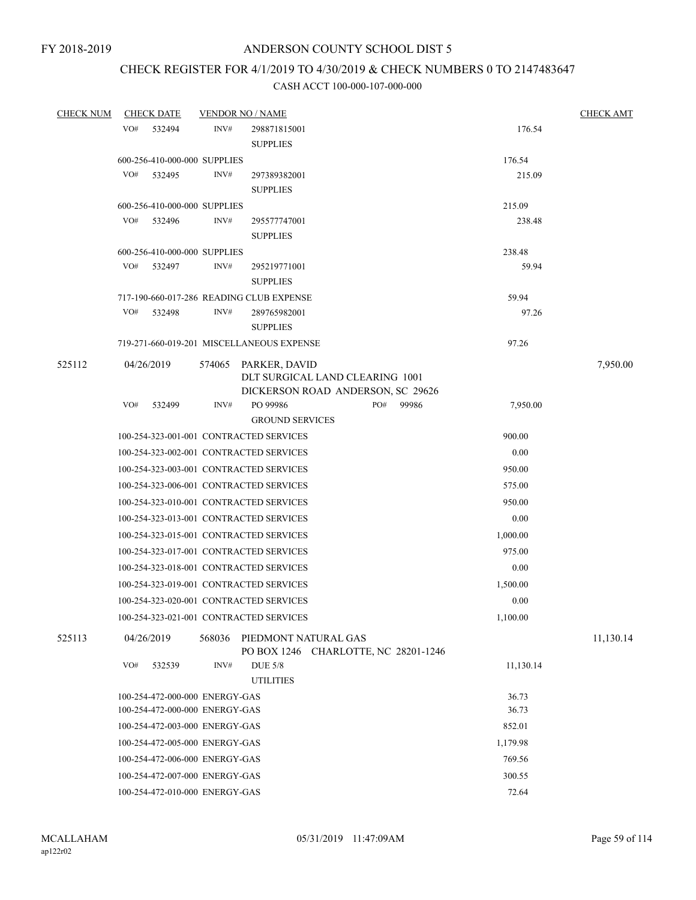FY 2018-2019

# ANDERSON COUNTY SCHOOL DIST 5

## CHECK REGISTER FOR 4/1/2019 TO 4/30/2019 & CHECK NUMBERS 0 TO 2147483647

### CASH ACCT 100-000-107-000-000

| CHECK NUM | CHECK DATE | VENDOR NO / NAME | | CHECK AMT |
|---|---|---|---|---|
| | VO# 532494 | INV# 298871815001 SUPPLIES | 176.54 | |
| | 600-256-410-000-000 SUPPLIES | | 176.54 | |
| | VO# 532495 | INV# 297389382001 SUPPLIES | 215.09 | |
| | 600-256-410-000-000 SUPPLIES | | 215.09 | |
| | VO# 532496 | INV# 295577747001 SUPPLIES | 238.48 | |
| | 600-256-410-000-000 SUPPLIES | | 238.48 | |
| | VO# 532497 | INV# 295219771001 SUPPLIES | 59.94 | |
| | 717-190-660-017-286 READING CLUB EXPENSE | | 59.94 | |
| | VO# 532498 | INV# 289765982001 SUPPLIES | 97.26 | |
| | 719-271-660-019-201 MISCELLANEOUS EXPENSE | | 97.26 | |
| 525112 | 04/26/2019 | 574065 PARKER, DAVID<br>DLT SURGICAL LAND CLEARING 1001<br>DICKERSON ROAD ANDERSON, SC 29626 | | 7,950.00 |
| | VO# 532499 | INV# PO 99986 PO# 99986<br>GROUND SERVICES | 7,950.00 | |
| | 100-254-323-001-001 CONTRACTED SERVICES | | 900.00 | |
| | 100-254-323-002-001 CONTRACTED SERVICES | | 0.00 | |
| | 100-254-323-003-001 CONTRACTED SERVICES | | 950.00 | |
| | 100-254-323-006-001 CONTRACTED SERVICES | | 575.00 | |
| | 100-254-323-010-001 CONTRACTED SERVICES | | 950.00 | |
| | 100-254-323-013-001 CONTRACTED SERVICES | | 0.00 | |
| | 100-254-323-015-001 CONTRACTED SERVICES | | 1,000.00 | |
| | 100-254-323-017-001 CONTRACTED SERVICES | | 975.00 | |
| | 100-254-323-018-001 CONTRACTED SERVICES | | 0.00 | |
| | 100-254-323-019-001 CONTRACTED SERVICES | | 1,500.00 | |
| | 100-254-323-020-001 CONTRACTED SERVICES | | 0.00 | |
| | 100-254-323-021-001 CONTRACTED SERVICES | | 1,100.00 | |
| 525113 | 04/26/2019 | 568036 PIEDMONT NATURAL GAS<br>PO BOX 1246 CHARLOTTE, NC 28201-1246 | | 11,130.14 |
| | VO# 532539 | INV# DUE 5/8<br>UTILITIES | 11,130.14 | |
| | 100-254-472-000-000 ENERGY-GAS | | 36.73 | |
| | 100-254-472-000-000 ENERGY-GAS | | 36.73 | |
| | 100-254-472-003-000 ENERGY-GAS | | 852.01 | |
| | 100-254-472-005-000 ENERGY-GAS | | 1,179.98 | |
| | 100-254-472-006-000 ENERGY-GAS | | 769.56 | |
| | 100-254-472-007-000 ENERGY-GAS | | 300.55 | |
| | 100-254-472-010-000 ENERGY-GAS | | 72.64 | |

MCALLAHAM
ap122r02

05/31/2019 11:47:09AM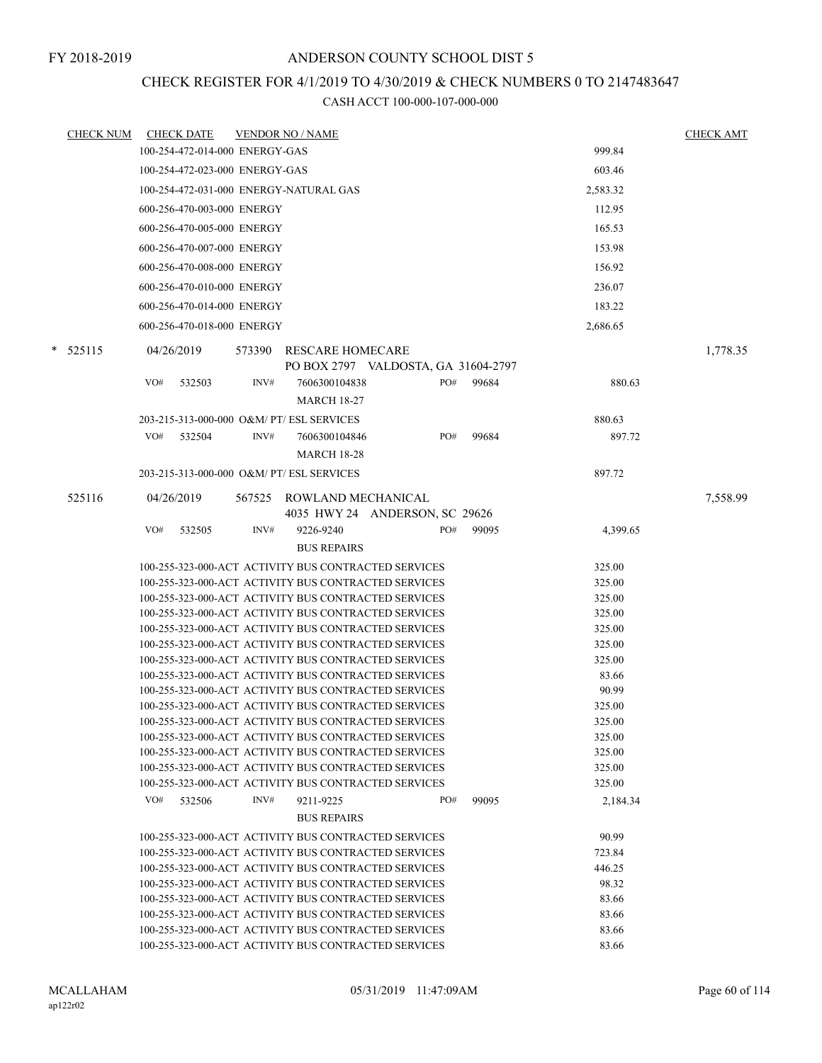FY 2018-2019

# ANDERSON COUNTY SCHOOL DIST 5

## CHECK REGISTER FOR 4/1/2019 TO 4/30/2019 & CHECK NUMBERS 0 TO 2147483647

### CASH ACCT 100-000-107-000-000

| CHECK NUM | CHECK DATE | VENDOR NO / NAME | | CHECK AMT |
|---|---|---|---|---|
| | | 100-254-472-014-000 ENERGY-GAS | 999.84 | |
| | | 100-254-472-023-000 ENERGY-GAS | 603.46 | |
| | | 100-254-472-031-000 ENERGY-NATURAL GAS | 2,583.32 | |
| | | 600-256-470-003-000 ENERGY | 112.95 | |
| | | 600-256-470-005-000 ENERGY | 165.53 | |
| | | 600-256-470-007-000 ENERGY | 153.98 | |
| | | 600-256-470-008-000 ENERGY | 156.92 | |
| | | 600-256-470-010-000 ENERGY | 236.07 | |
| | | 600-256-470-014-000 ENERGY | 183.22 | |
| | | 600-256-470-018-000 ENERGY | 2,686.65 | |
| * 525115 | 04/26/2019 | 573390 RESCARE HOMECARE<br>PO BOX 2797 VALDOSTA, GA 31604-2797 | | 1,778.35 |
| | | VO# 532503 INV# 7606300104838 PO# 99684<br>MARCH 18-27 | 880.63 | |
| | | 203-215-313-000-000 O&M/ PT/ ESL SERVICES | 880.63 | |
| | | VO# 532504 INV# 7606300104846 PO# 99684<br>MARCH 18-28 | 897.72 | |
| | | 203-215-313-000-000 O&M/ PT/ ESL SERVICES | 897.72 | |
| 525116 | 04/26/2019 | 567525 ROWLAND MECHANICAL<br>4035 HWY 24 ANDERSON, SC 29626 | | 7,558.99 |
| | | VO# 532505 INV# 9226-9240 PO# 99095<br>BUS REPAIRS | 4,399.65 | |
| | | 100-255-323-000-ACT ACTIVITY BUS CONTRACTED SERVICES | 325.00 | |
| | | 100-255-323-000-ACT ACTIVITY BUS CONTRACTED SERVICES | 325.00 | |
| | | 100-255-323-000-ACT ACTIVITY BUS CONTRACTED SERVICES | 325.00 | |
| | | 100-255-323-000-ACT ACTIVITY BUS CONTRACTED SERVICES | 325.00 | |
| | | 100-255-323-000-ACT ACTIVITY BUS CONTRACTED SERVICES | 325.00 | |
| | | 100-255-323-000-ACT ACTIVITY BUS CONTRACTED SERVICES | 325.00 | |
| | | 100-255-323-000-ACT ACTIVITY BUS CONTRACTED SERVICES | 325.00 | |
| | | 100-255-323-000-ACT ACTIVITY BUS CONTRACTED SERVICES | 83.66 | |
| | | 100-255-323-000-ACT ACTIVITY BUS CONTRACTED SERVICES | 90.99 | |
| | | 100-255-323-000-ACT ACTIVITY BUS CONTRACTED SERVICES | 325.00 | |
| | | 100-255-323-000-ACT ACTIVITY BUS CONTRACTED SERVICES | 325.00 | |
| | | 100-255-323-000-ACT ACTIVITY BUS CONTRACTED SERVICES | 325.00 | |
| | | 100-255-323-000-ACT ACTIVITY BUS CONTRACTED SERVICES | 325.00 | |
| | | 100-255-323-000-ACT ACTIVITY BUS CONTRACTED SERVICES | 325.00 | |
| | | 100-255-323-000-ACT ACTIVITY BUS CONTRACTED SERVICES | 325.00 | |
| | | VO# 532506 INV# 9211-9225 PO# 99095<br>BUS REPAIRS | 2,184.34 | |
| | | 100-255-323-000-ACT ACTIVITY BUS CONTRACTED SERVICES | 90.99 | |
| | | 100-255-323-000-ACT ACTIVITY BUS CONTRACTED SERVICES | 723.84 | |
| | | 100-255-323-000-ACT ACTIVITY BUS CONTRACTED SERVICES | 446.25 | |
| | | 100-255-323-000-ACT ACTIVITY BUS CONTRACTED SERVICES | 98.32 | |
| | | 100-255-323-000-ACT ACTIVITY BUS CONTRACTED SERVICES | 83.66 | |
| | | 100-255-323-000-ACT ACTIVITY BUS CONTRACTED SERVICES | 83.66 | |
| | | 100-255-323-000-ACT ACTIVITY BUS CONTRACTED SERVICES | 83.66 | |
| | | 100-255-323-000-ACT ACTIVITY BUS CONTRACTED SERVICES | 83.66 | |

MCALLAHAM
ap122r02

05/31/2019 11:47:09AM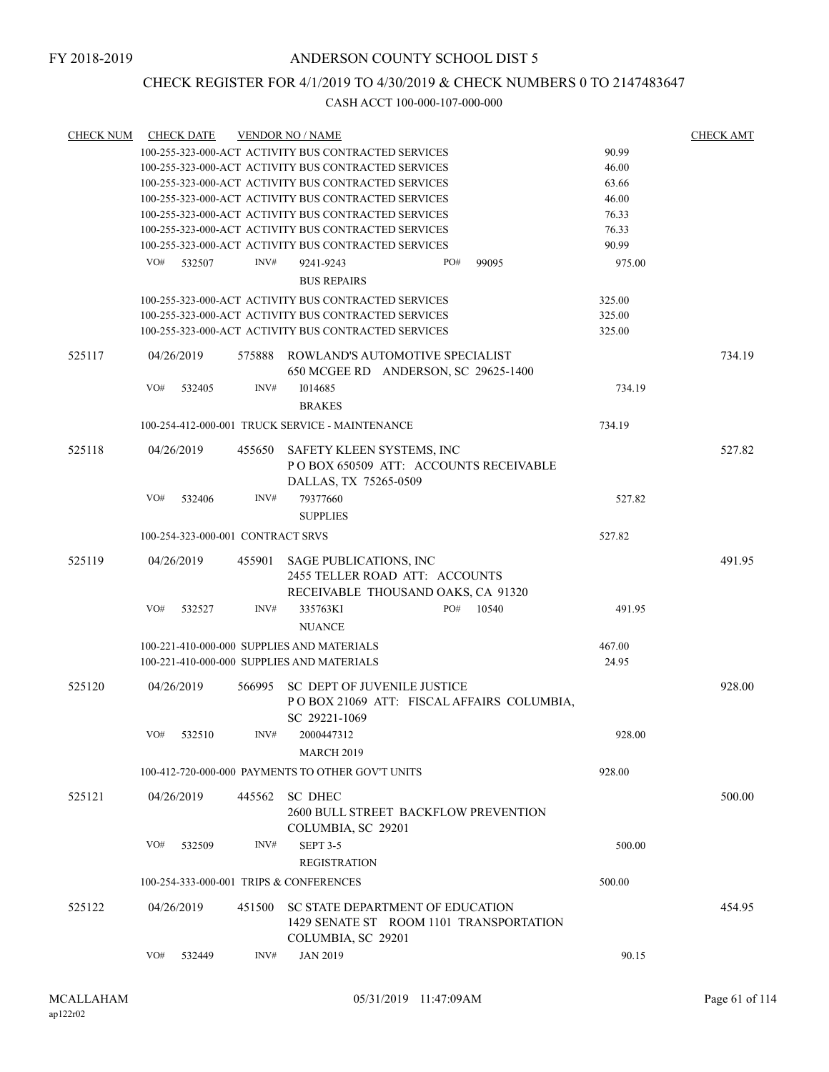FY 2018-2019

# ANDERSON COUNTY SCHOOL DIST 5

## CHECK REGISTER FOR 4/1/2019 TO 4/30/2019 & CHECK NUMBERS 0 TO 2147483647

CASH ACCT 100-000-107-000-000

| CHECK NUM | CHECK DATE | VENDOR NO / NAME | | CHECK AMT |
|---|---|---|---|---|
| | | 100-255-323-000-ACT ACTIVITY BUS CONTRACTED SERVICES | 90.99 | |
| | | 100-255-323-000-ACT ACTIVITY BUS CONTRACTED SERVICES | 46.00 | |
| | | 100-255-323-000-ACT ACTIVITY BUS CONTRACTED SERVICES | 63.66 | |
| | | 100-255-323-000-ACT ACTIVITY BUS CONTRACTED SERVICES | 46.00 | |
| | | 100-255-323-000-ACT ACTIVITY BUS CONTRACTED SERVICES | 76.33 | |
| | | 100-255-323-000-ACT ACTIVITY BUS CONTRACTED SERVICES | 76.33 | |
| | | 100-255-323-000-ACT ACTIVITY BUS CONTRACTED SERVICES | 90.99 | |
| | VO# 532507 | INV# 9241-9243 PO# 99095 BUS REPAIRS | 975.00 | |
| | | 100-255-323-000-ACT ACTIVITY BUS CONTRACTED SERVICES | 325.00 | |
| | | 100-255-323-000-ACT ACTIVITY BUS CONTRACTED SERVICES | 325.00 | |
| | | 100-255-323-000-ACT ACTIVITY BUS CONTRACTED SERVICES | 325.00 | |
| 525117 | 04/26/2019 | 575888 ROWLAND'S AUTOMOTIVE SPECIALIST 650 MCGEE RD ANDERSON, SC 29625-1400 | | 734.19 |
| | VO# 532405 | INV# I014685 BRAKES | 734.19 | |
| | | 100-254-412-000-001 TRUCK SERVICE - MAINTENANCE | 734.19 | |
| 525118 | 04/26/2019 | 455650 SAFETY KLEEN SYSTEMS, INC P O BOX 650509 ATT: ACCOUNTS RECEIVABLE DALLAS, TX 75265-0509 | | 527.82 |
| | VO# 532406 | INV# 79377660 SUPPLIES | 527.82 | |
| | | 100-254-323-000-001 CONTRACT SRVS | 527.82 | |
| 525119 | 04/26/2019 | 455901 SAGE PUBLICATIONS, INC 2455 TELLER ROAD ATT: ACCOUNTS RECEIVABLE THOUSAND OAKS, CA 91320 | | 491.95 |
| | VO# 532527 | INV# 335763KI PO# 10540 NUANCE | 491.95 | |
| | | 100-221-410-000-000 SUPPLIES AND MATERIALS | 467.00 | |
| | | 100-221-410-000-000 SUPPLIES AND MATERIALS | 24.95 | |
| 525120 | 04/26/2019 | 566995 SC DEPT OF JUVENILE JUSTICE P O BOX 21069 ATT: FISCAL AFFAIRS COLUMBIA, SC 29221-1069 | | 928.00 |
| | VO# 532510 | INV# 2000447312 MARCH 2019 | 928.00 | |
| | | 100-412-720-000-000 PAYMENTS TO OTHER GOV'T UNITS | 928.00 | |
| 525121 | 04/26/2019 | 445562 SC DHEC 2600 BULL STREET BACKFLOW PREVENTION COLUMBIA, SC 29201 | | 500.00 |
| | VO# 532509 | INV# SEPT 3-5 REGISTRATION | 500.00 | |
| | | 100-254-333-000-001 TRIPS & CONFERENCES | 500.00 | |
| 525122 | 04/26/2019 | 451500 SC STATE DEPARTMENT OF EDUCATION 1429 SENATE ST ROOM 1101 TRANSPORTATION COLUMBIA, SC 29201 | | 454.95 |
| | VO# 532449 | INV# JAN 2019 | 90.15 | |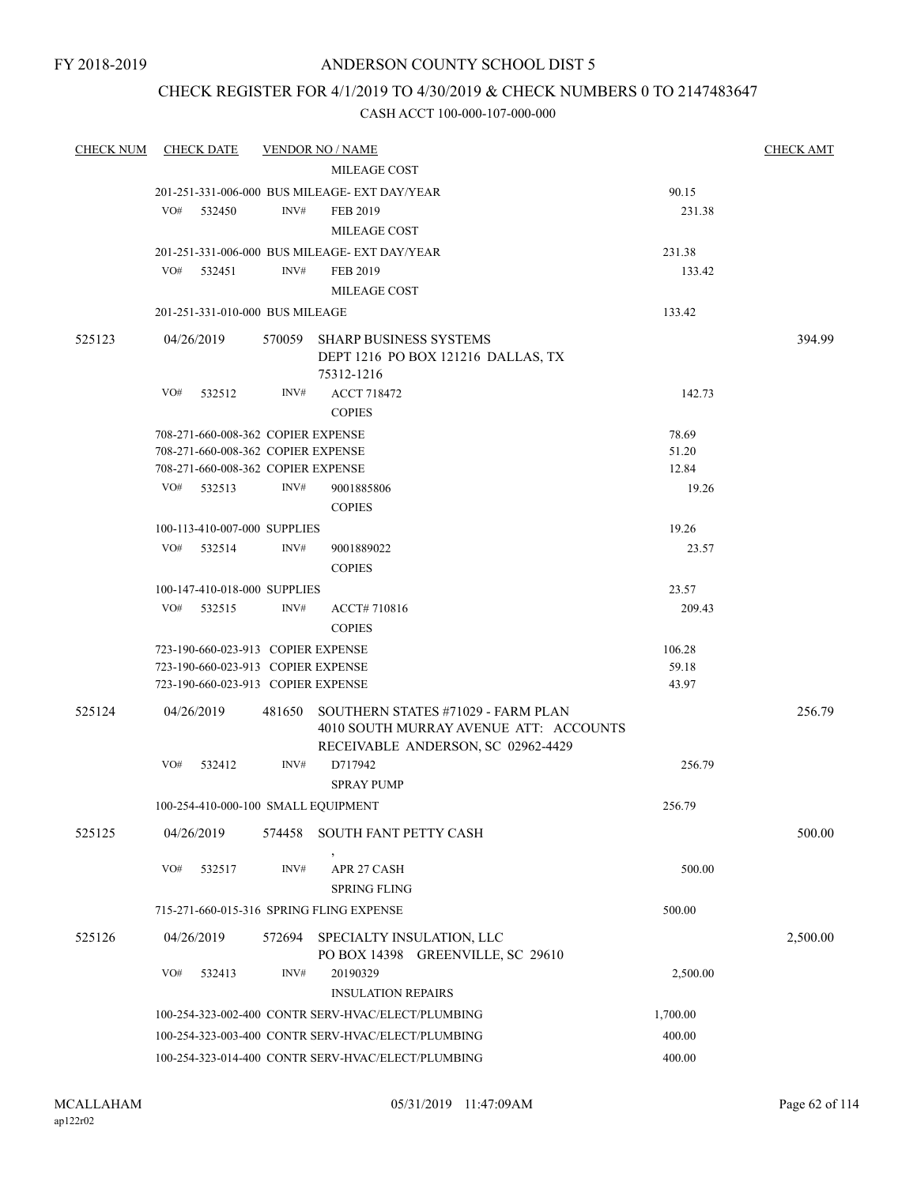# ANDERSON COUNTY SCHOOL DIST 5

FY 2018-2019

## CHECK REGISTER FOR 4/1/2019 TO 4/30/2019 & CHECK NUMBERS 0 TO 2147483647

### CASH ACCT 100-000-107-000-000

| CHECK NUM | CHECK DATE | VENDOR NO / NAME | | CHECK AMT |
|---|---|---|---|---|
| | | MILEAGE COST | | |
| | | 201-251-331-006-000 BUS MILEAGE- EXT DAY/YEAR | 90.15 | |
| | VO# 532450 | INV# FEB 2019 | 231.38 | |
| | | MILEAGE COST | | |
| | | 201-251-331-006-000 BUS MILEAGE- EXT DAY/YEAR | 231.38 | |
| | VO# 532451 | INV# FEB 2019 | 133.42 | |
| | | MILEAGE COST | | |
| | | 201-251-331-010-000 BUS MILEAGE | 133.42 | |
| 525123 | 04/26/2019 | 570059 SHARP BUSINESS SYSTEMS DEPT 1216 PO BOX 121216 DALLAS, TX 75312-1216 | | 394.99 |
| | VO# 532512 | INV# ACCT 718472 | 142.73 | |
| | | COPIES | | |
| | | 708-271-660-008-362 COPIER EXPENSE | 78.69 | |
| | | 708-271-660-008-362 COPIER EXPENSE | 51.20 | |
| | | 708-271-660-008-362 COPIER EXPENSE | 12.84 | |
| | VO# 532513 | INV# 9001885806 | 19.26 | |
| | | COPIES | | |
| | | 100-113-410-007-000 SUPPLIES | 19.26 | |
| | VO# 532514 | INV# 9001889022 | 23.57 | |
| | | COPIES | | |
| | | 100-147-410-018-000 SUPPLIES | 23.57 | |
| | VO# 532515 | INV# ACCT# 710816 | 209.43 | |
| | | COPIES | | |
| | | 723-190-660-023-913 COPIER EXPENSE | 106.28 | |
| | | 723-190-660-023-913 COPIER EXPENSE | 59.18 | |
| | | 723-190-660-023-913 COPIER EXPENSE | 43.97 | |
| 525124 | 04/26/2019 | 481650 SOUTHERN STATES #71029 - FARM PLAN 4010 SOUTH MURRAY AVENUE ATT: ACCOUNTS RECEIVABLE ANDERSON, SC 02962-4429 | | 256.79 |
| | VO# 532412 | INV# D717942 | 256.79 | |
| | | SPRAY PUMP | | |
| | | 100-254-410-000-100 SMALL EQUIPMENT | 256.79 | |
| 525125 | 04/26/2019 | 574458 SOUTH FANT PETTY CASH , | | 500.00 |
| | VO# 532517 | INV# APR 27 CASH | 500.00 | |
| | | SPRING FLING | | |
| | | 715-271-660-015-316 SPRING FLING EXPENSE | 500.00 | |
| 525126 | 04/26/2019 | 572694 SPECIALTY INSULATION, LLC PO BOX 14398 GREENVILLE, SC 29610 | | 2,500.00 |
| | VO# 532413 | INV# 20190329 | 2,500.00 | |
| | | INSULATION REPAIRS | | |
| | | 100-254-323-002-400 CONTR SERV-HVAC/ELECT/PLUMBING | 1,700.00 | |
| | | 100-254-323-003-400 CONTR SERV-HVAC/ELECT/PLUMBING | 400.00 | |
| | | 100-254-323-014-400 CONTR SERV-HVAC/ELECT/PLUMBING | 400.00 | |

MCALLAHAM ap122r02 05/31/2019 11:47:09AM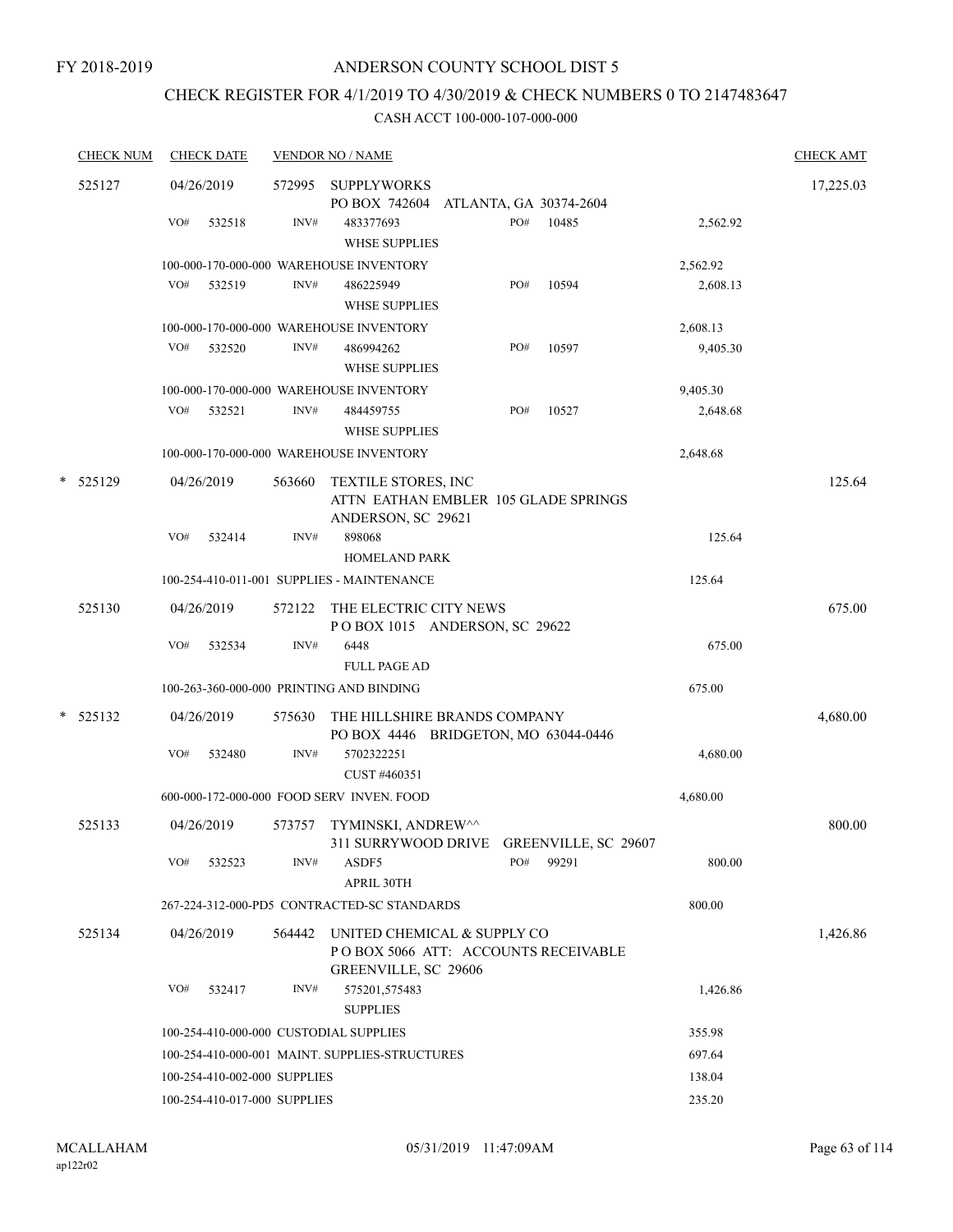FY 2018-2019

# ANDERSON COUNTY SCHOOL DIST 5

## CHECK REGISTER FOR 4/1/2019 TO 4/30/2019 & CHECK NUMBERS 0 TO 2147483647

CASH ACCT 100-000-107-000-000

| CHECK NUM | CHECK DATE | VENDOR NO / NAME | | CHECK AMT |
|---|---|---|---|---|
| 525127 | 04/26/2019 | 572995 SUPPLYWORKS<br>PO BOX 742604 ATLANTA, GA 30374-2604 | | 17,225.03 |
| | VO# 532518 | INV# 483377693 PO# 10485<br>WHSE SUPPLIES | 2,562.92 | |
| | | 100-000-170-000-000 WAREHOUSE INVENTORY | 2,562.92 | |
| | VO# 532519 | INV# 486225949 PO# 10594<br>WHSE SUPPLIES | 2,608.13 | |
| | | 100-000-170-000-000 WAREHOUSE INVENTORY | 2,608.13 | |
| | VO# 532520 | INV# 486994262 PO# 10597<br>WHSE SUPPLIES | 9,405.30 | |
| | | 100-000-170-000-000 WAREHOUSE INVENTORY | 9,405.30 | |
| | VO# 532521 | INV# 484459755 PO# 10527<br>WHSE SUPPLIES | 2,648.68 | |
| | | 100-000-170-000-000 WAREHOUSE INVENTORY | 2,648.68 | |
| * 525129 | 04/26/2019 | 563660 TEXTILE STORES, INC<br>ATTN EATHAN EMBLER 105 GLADE SPRINGS<br>ANDERSON, SC 29621 | | 125.64 |
| | VO# 532414 | INV# 898068<br>HOMELAND PARK | 125.64 | |
| | | 100-254-410-011-001 SUPPLIES - MAINTENANCE | 125.64 | |
| 525130 | 04/26/2019 | 572122 THE ELECTRIC CITY NEWS<br>P O BOX 1015 ANDERSON, SC 29622 | | 675.00 |
| | VO# 532534 | INV# 6448<br>FULL PAGE AD | 675.00 | |
| | | 100-263-360-000-000 PRINTING AND BINDING | 675.00 | |
| * 525132 | 04/26/2019 | 575630 THE HILLSHIRE BRANDS COMPANY<br>PO BOX 4446 BRIDGETON, MO 63044-0446 | | 4,680.00 |
| | VO# 532480 | INV# 5702322251<br>CUST #460351 | 4,680.00 | |
| | | 600-000-172-000-000 FOOD SERV INVEN. FOOD | 4,680.00 | |
| 525133 | 04/26/2019 | 573757 TYMINSKI, ANDREW^^<br>311 SURRYWOOD DRIVE GREENVILLE, SC 29607 | | 800.00 |
| | VO# 532523 | INV# ASDF5 PO# 99291<br>APRIL 30TH | 800.00 | |
| | | 267-224-312-000-PD5 CONTRACTED-SC STANDARDS | 800.00 | |
| 525134 | 04/26/2019 | 564442 UNITED CHEMICAL & SUPPLY CO<br>P O BOX 5066 ATT: ACCOUNTS RECEIVABLE<br>GREENVILLE, SC 29606 | | 1,426.86 |
| | VO# 532417 | INV# 575201,575483<br>SUPPLIES | 1,426.86 | |
| | | 100-254-410-000-000 CUSTODIAL SUPPLIES | 355.98 | |
| | | 100-254-410-000-001 MAINT. SUPPLIES-STRUCTURES | 697.64 | |
| | | 100-254-410-002-000 SUPPLIES | 138.04 | |
| | | 100-254-410-017-000 SUPPLIES | 235.20 | |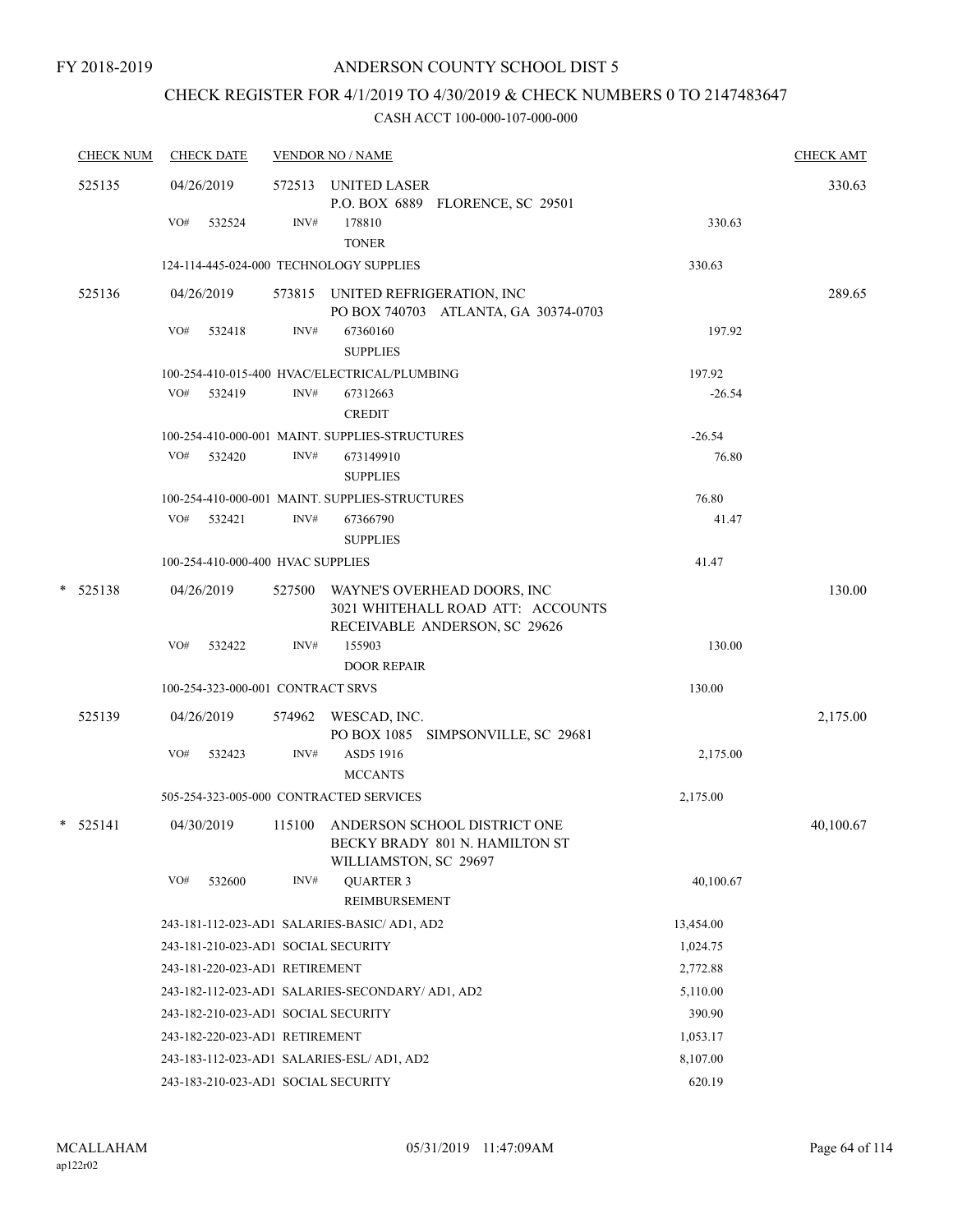FY 2018-2019

# ANDERSON COUNTY SCHOOL DIST 5

## CHECK REGISTER FOR 4/1/2019 TO 4/30/2019 & CHECK NUMBERS 0 TO 2147483647

### CASH ACCT 100-000-107-000-000

| CHECK NUM | CHECK DATE | VENDOR NO / NAME | | CHECK AMT |
|---|---|---|---|---|
| 525135 | 04/26/2019 | 572513 UNITED LASER<br>P.O. BOX 6889 FLORENCE, SC 29501 | | 330.63 |
| | VO# 532524 | INV# 178810<br>TONER | 330.63 | |
| | 124-114-445-024-000 TECHNOLOGY SUPPLIES | | 330.63 | |
| 525136 | 04/26/2019 | 573815 UNITED REFRIGERATION, INC<br>PO BOX 740703 ATLANTA, GA 30374-0703 | | 289.65 |
| | VO# 532418 | INV# 67360160<br>SUPPLIES | 197.92 | |
| | 100-254-410-015-400 HVAC/ELECTRICAL/PLUMBING | | 197.92 | |
| | VO# 532419 | INV# 67312663<br>CREDIT | -26.54 | |
| | 100-254-410-000-001 MAINT. SUPPLIES-STRUCTURES | | -26.54 | |
| | VO# 532420 | INV# 673149910<br>SUPPLIES | 76.80 | |
| | 100-254-410-000-001 MAINT. SUPPLIES-STRUCTURES | | 76.80 | |
| | VO# 532421 | INV# 67366790<br>SUPPLIES | 41.47 | |
| | 100-254-410-000-400 HVAC SUPPLIES | | 41.47 | |
| * 525138 | 04/26/2019 | 527500 WAYNE'S OVERHEAD DOORS, INC<br>3021 WHITEHALL ROAD ATT: ACCOUNTS<br>RECEIVABLE ANDERSON, SC 29626 | | 130.00 |
| | VO# 532422 | INV# 155903<br>DOOR REPAIR | 130.00 | |
| | 100-254-323-000-001 CONTRACT SRVS | | 130.00 | |
| 525139 | 04/26/2019 | 574962 WESCAD, INC.<br>PO BOX 1085 SIMPSONVILLE, SC 29681 | | 2,175.00 |
| | VO# 532423 | INV# ASD5 1916<br>MCCANTS | 2,175.00 | |
| | 505-254-323-005-000 CONTRACTED SERVICES | | 2,175.00 | |
| * 525141 | 04/30/2019 | 115100 ANDERSON SCHOOL DISTRICT ONE<br>BECKY BRADY 801 N. HAMILTON ST<br>WILLIAMSTON, SC 29697 | | 40,100.67 |
| | VO# 532600 | INV# QUARTER 3<br>REIMBURSEMENT | 40,100.67 | |
| | 243-181-112-023-AD1 SALARIES-BASIC/ AD1, AD2 | | 13,454.00 | |
| | 243-181-210-023-AD1 SOCIAL SECURITY | | 1,024.75 | |
| | 243-181-220-023-AD1 RETIREMENT | | 2,772.88 | |
| | 243-182-112-023-AD1 SALARIES-SECONDARY/ AD1, AD2 | | 5,110.00 | |
| | 243-182-210-023-AD1 SOCIAL SECURITY | | 390.90 | |
| | 243-182-220-023-AD1 RETIREMENT | | 1,053.17 | |
| | 243-183-112-023-AD1 SALARIES-ESL/ AD1, AD2 | | 8,107.00 | |
| | 243-183-210-023-AD1 SOCIAL SECURITY | | 620.19 | |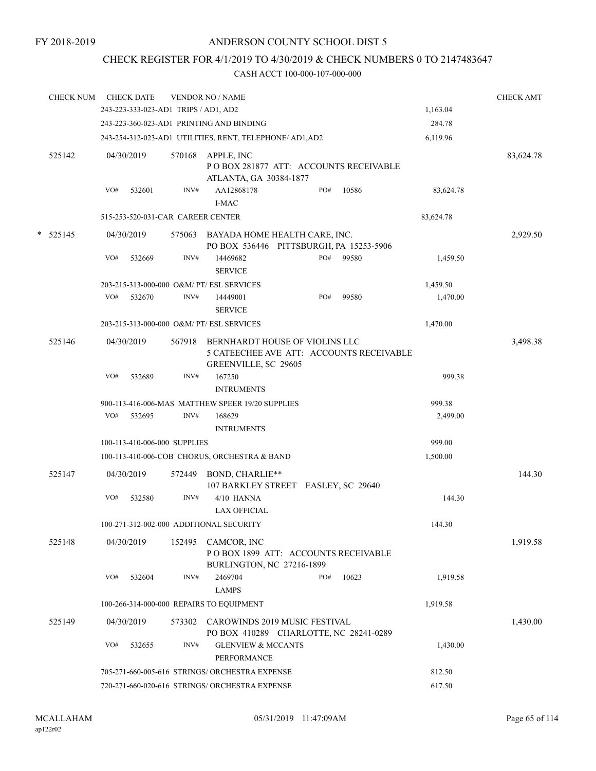FY 2018-2019

# ANDERSON COUNTY SCHOOL DIST 5

## CHECK REGISTER FOR 4/1/2019 TO 4/30/2019 & CHECK NUMBERS 0 TO 2147483647

### CASH ACCT 100-000-107-000-000

| CHECK NUM | CHECK DATE | VENDOR NO / NAME | | | CHECK AMT |
|---|---|---|---|---|---|
| | 243-223-333-023-AD1 TRIPS / AD1, AD2 | | | 1,163.04 | |
| | 243-223-360-023-AD1 PRINTING AND BINDING | | | 284.78 | |
| | 243-254-312-023-AD1 UTILITIES, RENT, TELEPHONE/ AD1,AD2 | | | 6,119.96 | |
| 525142 | 04/30/2019 | 570168 APPLE, INC<br>P O BOX 281877 ATT: ACCOUNTS RECEIVABLE<br>ATLANTA, GA 30384-1877 | | | 83,624.78 |
| | VO# 532601 | INV# AA12868178<br>I-MAC | PO# 10586 | 83,624.78 | |
| | 515-253-520-031-CAR CAREER CENTER | | | 83,624.78 | |
| * 525145 | 04/30/2019 | 575063 BAYADA HOME HEALTH CARE, INC.<br>PO BOX 536446 PITTSBURGH, PA 15253-5906 | | | 2,929.50 |
| | VO# 532669 | INV# 14469682<br>SERVICE | PO# 99580 | 1,459.50 | |
| | 203-215-313-000-000 O&M/ PT/ ESL SERVICES | | | 1,459.50 | |
| | VO# 532670 | INV# 14449001<br>SERVICE | PO# 99580 | 1,470.00 | |
| | 203-215-313-000-000 O&M/ PT/ ESL SERVICES | | | 1,470.00 | |
| 525146 | 04/30/2019 | 567918 BERNHARDT HOUSE OF VIOLINS LLC<br>5 CATEECHEE AVE ATT: ACCOUNTS RECEIVABLE<br>GREENVILLE, SC 29605 | | | 3,498.38 |
| | VO# 532689 | INV# 167250<br>INTRUMENTS | | 999.38 | |
| | 900-113-416-006-MAS MATTHEW SPEER 19/20 SUPPLIES | | | 999.38 | |
| | VO# 532695 | INV# 168629<br>INTRUMENTS | | 2,499.00 | |
| | 100-113-410-006-000 SUPPLIES | | | 999.00 | |
| | 100-113-410-006-COB CHORUS, ORCHESTRA & BAND | | | 1,500.00 | |
| 525147 | 04/30/2019 | 572449 BOND, CHARLIE**<br>107 BARKLEY STREET EASLEY, SC 29640 | | | 144.30 |
| | VO# 532580 | INV# 4/10 HANNA<br>LAX OFFICIAL | | 144.30 | |
| | 100-271-312-002-000 ADDITIONAL SECURITY | | | 144.30 | |
| 525148 | 04/30/2019 | 152495 CAMCOR, INC<br>P O BOX 1899 ATT: ACCOUNTS RECEIVABLE<br>BURLINGTON, NC 27216-1899 | | | 1,919.58 |
| | VO# 532604 | INV# 2469704<br>LAMPS | PO# 10623 | 1,919.58 | |
| | 100-266-314-000-000 REPAIRS TO EQUIPMENT | | | 1,919.58 | |
| 525149 | 04/30/2019 | 573302 CAROWINDS 2019 MUSIC FESTIVAL<br>PO BOX 410289 CHARLOTTE, NC 28241-0289 | | | 1,430.00 |
| | VO# 532655 | INV# GLENVIEW & MCCANTS<br>PERFORMANCE | | 1,430.00 | |
| | 705-271-660-005-616 STRINGS/ ORCHESTRA EXPENSE | | | 812.50 | |
| | 720-271-660-020-616 STRINGS/ ORCHESTRA EXPENSE | | | 617.50 | |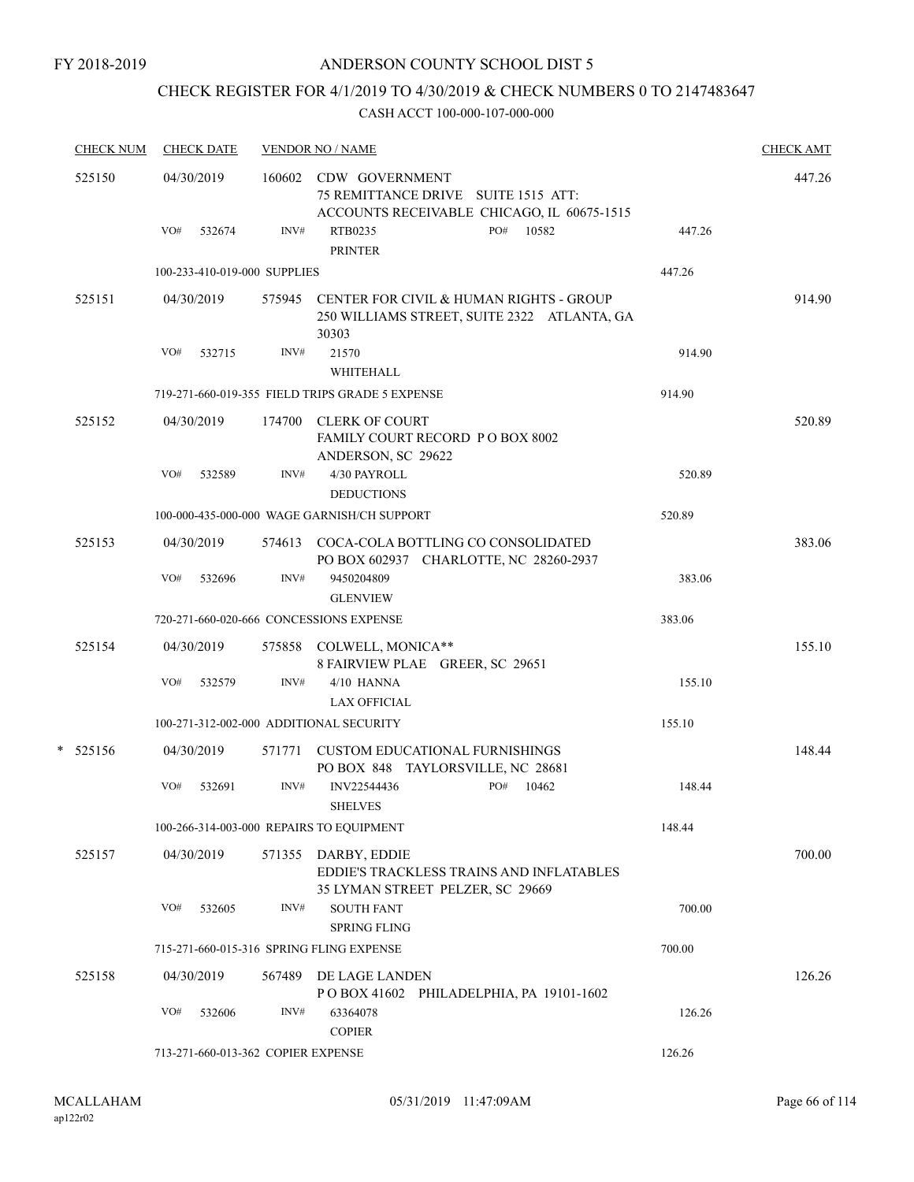FY 2018-2019

# ANDERSON COUNTY SCHOOL DIST 5

## CHECK REGISTER FOR 4/1/2019 TO 4/30/2019 & CHECK NUMBERS 0 TO 2147483647

### CASH ACCT 100-000-107-000-000

| CHECK NUM | CHECK DATE | VENDOR NO / NAME | | CHECK AMT |
|---|---|---|---|---|
| 525150 | 04/30/2019 | 160602 CDW GOVERNMENT<br>75 REMITTANCE DRIVE SUITE 1515 ATT:<br>ACCOUNTS RECEIVABLE CHICAGO, IL 60675-1515 | | 447.26 |
| | VO# 532674 | INV# RTB0235 PO# 10582<br>PRINTER | 447.26 | |
| | 100-233-410-019-000 SUPPLIES | | 447.26 | |
| 525151 | 04/30/2019 | 575945 CENTER FOR CIVIL & HUMAN RIGHTS - GROUP<br>250 WILLIAMS STREET, SUITE 2322 ATLANTA, GA 30303 | | 914.90 |
| | VO# 532715 | INV# 21570<br>WHITEHALL | 914.90 | |
| | 719-271-660-019-355 FIELD TRIPS GRADE 5 EXPENSE | | 914.90 | |
| 525152 | 04/30/2019 | 174700 CLERK OF COURT<br>FAMILY COURT RECORD P O BOX 8002<br>ANDERSON, SC 29622 | | 520.89 |
| | VO# 532589 | INV# 4/30 PAYROLL<br>DEDUCTIONS | 520.89 | |
| | 100-000-435-000-000 WAGE GARNISH/CH SUPPORT | | 520.89 | |
| 525153 | 04/30/2019 | 574613 COCA-COLA BOTTLING CO CONSOLIDATED<br>PO BOX 602937 CHARLOTTE, NC 28260-2937 | | 383.06 |
| | VO# 532696 | INV# 9450204809<br>GLENVIEW | 383.06 | |
| | 720-271-660-020-666 CONCESSIONS EXPENSE | | 383.06 | |
| 525154 | 04/30/2019 | 575858 COLWELL, MONICA**<br>8 FAIRVIEW PLAE GREER, SC 29651 | | 155.10 |
| | VO# 532579 | INV# 4/10 HANNA<br>LAX OFFICIAL | 155.10 | |
| | 100-271-312-002-000 ADDITIONAL SECURITY | | 155.10 | |
| * 525156 | 04/30/2019 | 571771 CUSTOM EDUCATIONAL FURNISHINGS<br>PO BOX 848 TAYLORSVILLE, NC 28681 | | 148.44 |
| | VO# 532691 | INV# INV22544436 PO# 10462<br>SHELVES | 148.44 | |
| | 100-266-314-003-000 REPAIRS TO EQUIPMENT | | 148.44 | |
| 525157 | 04/30/2019 | 571355 DARBY, EDDIE<br>EDDIE'S TRACKLESS TRAINS AND INFLATABLES<br>35 LYMAN STREET PELZER, SC 29669 | | 700.00 |
| | VO# 532605 | INV# SOUTH FANT<br>SPRING FLING | 700.00 | |
| | 715-271-660-015-316 SPRING FLING EXPENSE | | 700.00 | |
| 525158 | 04/30/2019 | 567489 DE LAGE LANDEN<br>P O BOX 41602 PHILADELPHIA, PA 19101-1602 | | 126.26 |
| | VO# 532606 | INV# 63364078<br>COPIER | 126.26 | |
| | 713-271-660-013-362 COPIER EXPENSE | | 126.26 | |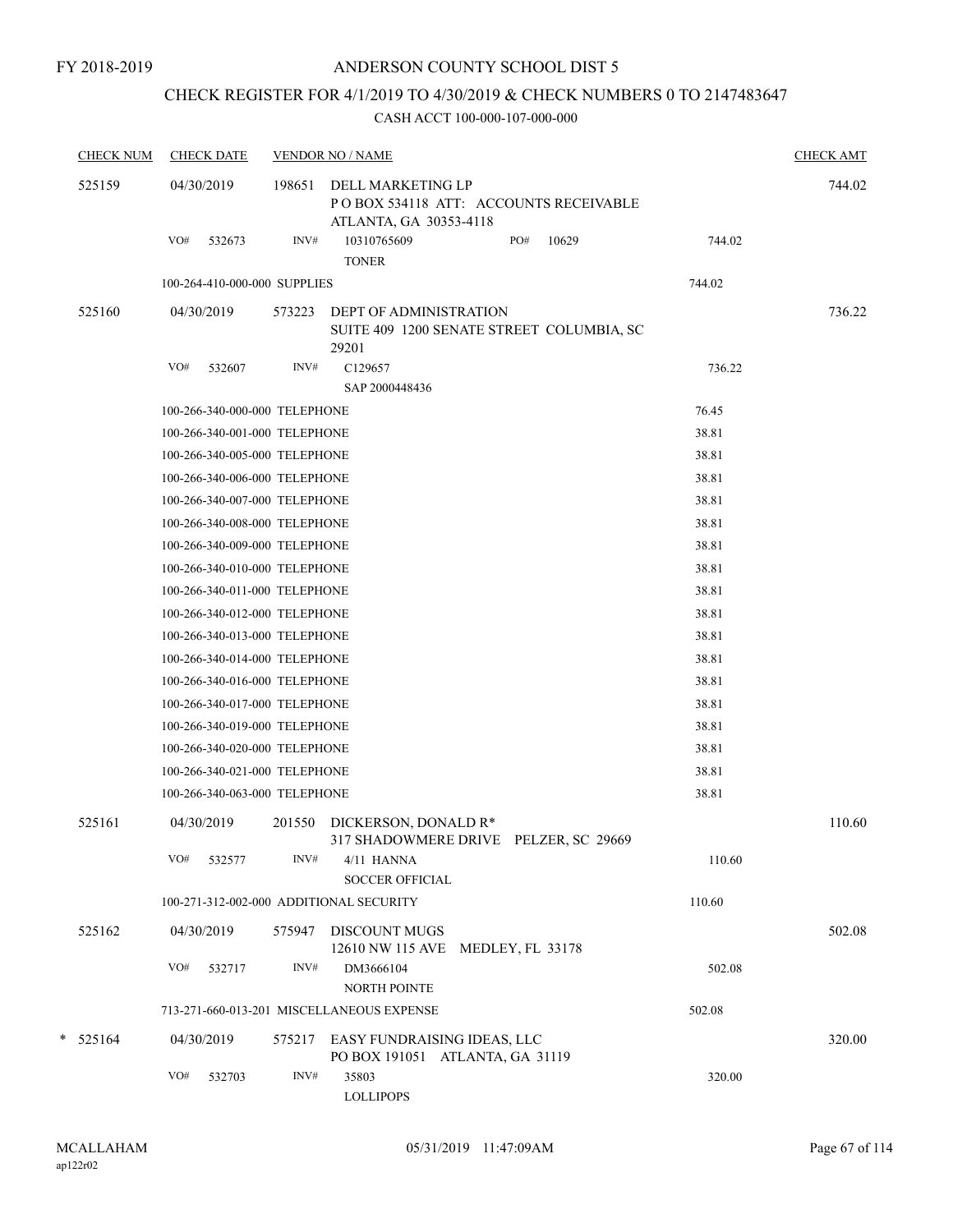FY 2018-2019

# ANDERSON COUNTY SCHOOL DIST 5

## CHECK REGISTER FOR 4/1/2019 TO 4/30/2019 & CHECK NUMBERS 0 TO 2147483647

### CASH ACCT 100-000-107-000-000

| CHECK NUM | CHECK DATE | VENDOR NO / NAME | | CHECK AMT |
|---|---|---|---|---|
| 525159 | 04/30/2019 | 198651 DELL MARKETING LP<br>P O BOX 534118 ATT: ACCOUNTS RECEIVABLE<br>ATLANTA, GA 30353-4118 | | 744.02 |
| | VO# 532673 | INV# 10310765609 PO# 10629<br>TONER | 744.02 | |
| | 100-264-410-000-000 SUPPLIES | | 744.02 | |
| 525160 | 04/30/2019 | 573223 DEPT OF ADMINISTRATION<br>SUITE 409 1200 SENATE STREET COLUMBIA, SC 29201 | | 736.22 |
| | VO# 532607 | INV# C129657<br>SAP 2000448436 | 736.22 | |
| | 100-266-340-000-000 TELEPHONE | | 76.45 | |
| | 100-266-340-001-000 TELEPHONE | | 38.81 | |
| | 100-266-340-005-000 TELEPHONE | | 38.81 | |
| | 100-266-340-006-000 TELEPHONE | | 38.81 | |
| | 100-266-340-007-000 TELEPHONE | | 38.81 | |
| | 100-266-340-008-000 TELEPHONE | | 38.81 | |
| | 100-266-340-009-000 TELEPHONE | | 38.81 | |
| | 100-266-340-010-000 TELEPHONE | | 38.81 | |
| | 100-266-340-011-000 TELEPHONE | | 38.81 | |
| | 100-266-340-012-000 TELEPHONE | | 38.81 | |
| | 100-266-340-013-000 TELEPHONE | | 38.81 | |
| | 100-266-340-014-000 TELEPHONE | | 38.81 | |
| | 100-266-340-016-000 TELEPHONE | | 38.81 | |
| | 100-266-340-017-000 TELEPHONE | | 38.81 | |
| | 100-266-340-019-000 TELEPHONE | | 38.81 | |
| | 100-266-340-020-000 TELEPHONE | | 38.81 | |
| | 100-266-340-021-000 TELEPHONE | | 38.81 | |
| | 100-266-340-063-000 TELEPHONE | | 38.81 | |
| 525161 | 04/30/2019 | 201550 DICKERSON, DONALD R*<br>317 SHADOWMERE DRIVE PELZER, SC 29669 | | 110.60 |
| | VO# 532577 | INV# 4/11 HANNA<br>SOCCER OFFICIAL | 110.60 | |
| | 100-271-312-002-000 ADDITIONAL SECURITY | | 110.60 | |
| 525162 | 04/30/2019 | 575947 DISCOUNT MUGS<br>12610 NW 115 AVE MEDLEY, FL 33178 | | 502.08 |
| | VO# 532717 | INV# DM3666104<br>NORTH POINTE | 502.08 | |
| | 713-271-660-013-201 MISCELLANEOUS EXPENSE | | 502.08 | |
| * 525164 | 04/30/2019 | 575217 EASY FUNDRAISING IDEAS, LLC<br>PO BOX 191051 ATLANTA, GA 31119 | | 320.00 |
| | VO# 532703 | INV# 35803<br>LOLLIPOPS | 320.00 | |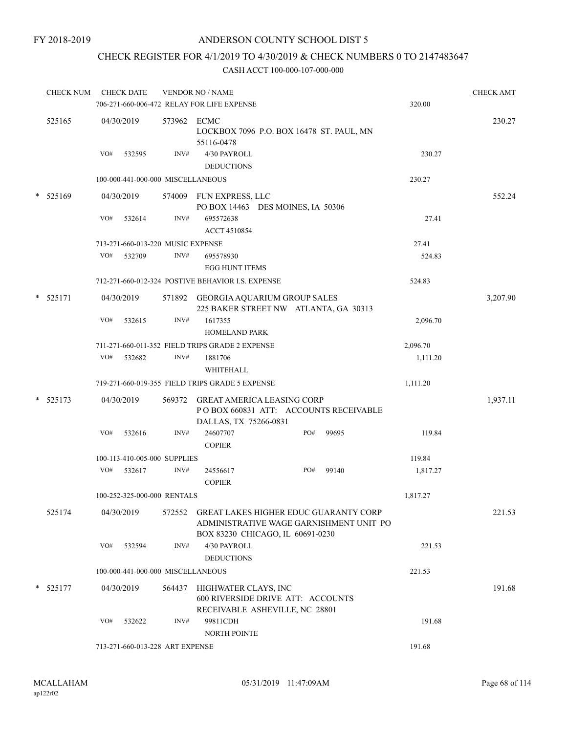FY 2018-2019

ANDERSON COUNTY SCHOOL DIST 5

CHECK REGISTER FOR 4/1/2019 TO 4/30/2019 & CHECK NUMBERS 0 TO 2147483647

CASH ACCT 100-000-107-000-000

| CHECK NUM | CHECK DATE | VENDOR NO / NAME | | CHECK AMT |
|---|---|---|---|---|
| | | 706-271-660-006-472 RELAY FOR LIFE EXPENSE | 320.00 | |
| 525165 | 04/30/2019 | 573962 ECMC<br>LOCKBOX 7096 P.O. BOX 16478 ST. PAUL, MN 55116-0478 | | 230.27 |
| | VO# 532595 | INV# 4/30 PAYROLL DEDUCTIONS | 230.27 | |
| | | 100-000-441-000-000 MISCELLANEOUS | 230.27 | |
| * 525169 | 04/30/2019 | 574009 FUN EXPRESS, LLC<br>PO BOX 14463 DES MOINES, IA 50306 | | 552.24 |
| | VO# 532614 | INV# 695572638 ACCT 4510854 | 27.41 | |
| | | 713-271-660-013-220 MUSIC EXPENSE | 27.41 | |
| | VO# 532709 | INV# 695578930 EGG HUNT ITEMS | 524.83 | |
| | | 712-271-660-012-324 POSTIVE BEHAVIOR I.S. EXPENSE | 524.83 | |
| * 525171 | 04/30/2019 | 571892 GEORGIA AQUARIUM GROUP SALES<br>225 BAKER STREET NW ATLANTA, GA 30313 | | 3,207.90 |
| | VO# 532615 | INV# 1617355 HOMELAND PARK | 2,096.70 | |
| | | 711-271-660-011-352 FIELD TRIPS GRADE 2 EXPENSE | 2,096.70 | |
| | VO# 532682 | INV# 1881706 WHITEHALL | 1,111.20 | |
| | | 719-271-660-019-355 FIELD TRIPS GRADE 5 EXPENSE | 1,111.20 | |
| * 525173 | 04/30/2019 | 569372 GREAT AMERICA LEASING CORP<br>P O BOX 660831 ATT: ACCOUNTS RECEIVABLE DALLAS, TX 75266-0831 | | 1,937.11 |
| | VO# 532616 | INV# 24607707 PO# 99695 COPIER | 119.84 | |
| | | 100-113-410-005-000 SUPPLIES | 119.84 | |
| | VO# 532617 | INV# 24556617 PO# 99140 COPIER | 1,817.27 | |
| | | 100-252-325-000-000 RENTALS | 1,817.27 | |
| 525174 | 04/30/2019 | 572552 GREAT LAKES HIGHER EDUC GUARANTY CORP<br>ADMINISTRATIVE WAGE GARNISHMENT UNIT PO BOX 83230 CHICAGO, IL 60691-0230 | | 221.53 |
| | VO# 532594 | INV# 4/30 PAYROLL DEDUCTIONS | 221.53 | |
| | | 100-000-441-000-000 MISCELLANEOUS | 221.53 | |
| * 525177 | 04/30/2019 | 564437 HIGHWATER CLAYS, INC<br>600 RIVERSIDE DRIVE ATT: ACCOUNTS RECEIVABLE ASHEVILLE, NC 28801 | | 191.68 |
| | VO# 532622 | INV# 99811CDH NORTH POINTE | 191.68 | |
| | | 713-271-660-013-228 ART EXPENSE | 191.68 | |

MCALLAHAM ap122r02 05/31/2019 11:47:09AM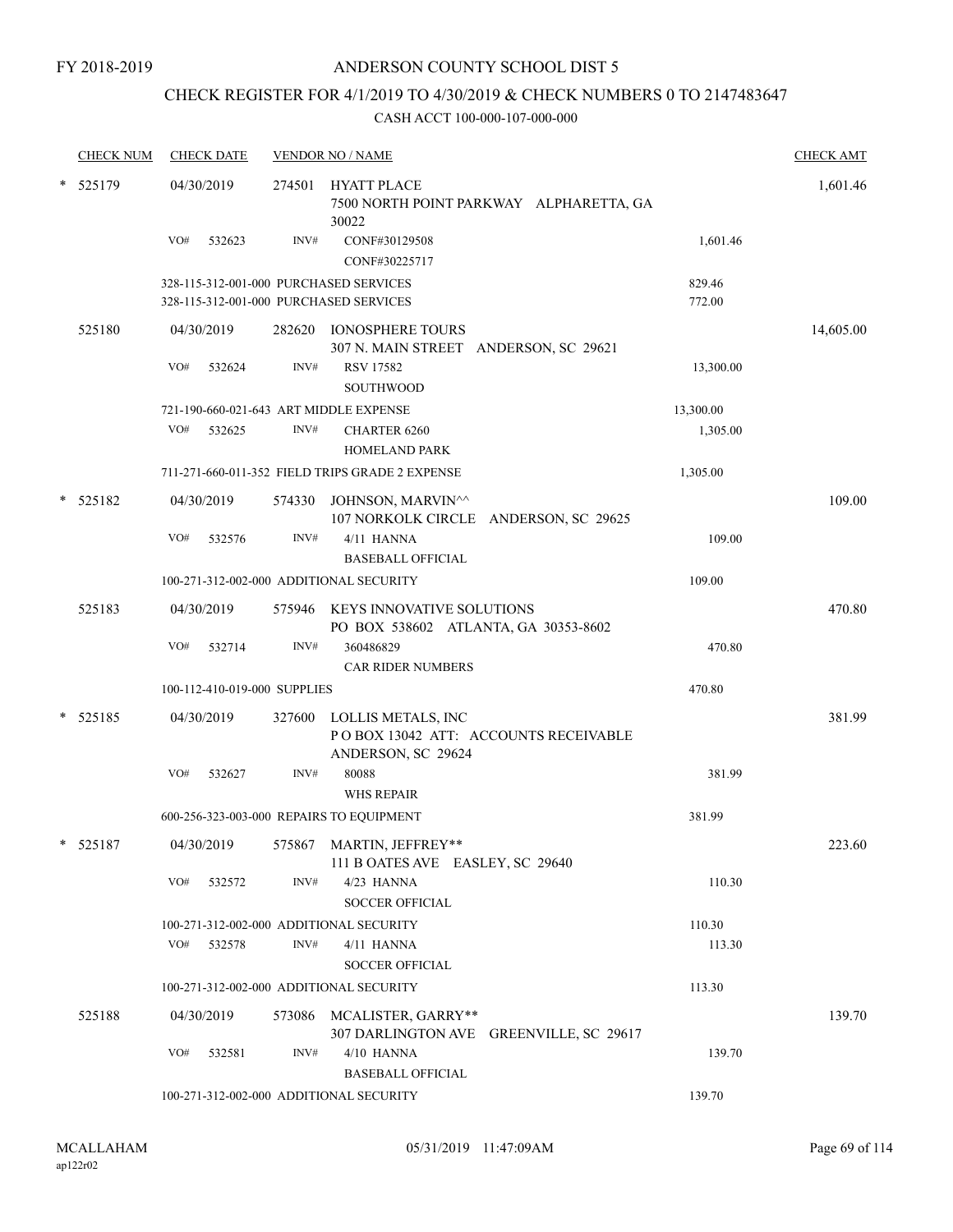FY 2018-2019

# ANDERSON COUNTY SCHOOL DIST 5

## CHECK REGISTER FOR 4/1/2019 TO 4/30/2019 & CHECK NUMBERS 0 TO 2147483647

### CASH ACCT 100-000-107-000-000

| CHECK NUM | CHECK DATE | VENDOR NO / NAME | | | CHECK AMT |
|---|---|---|---|---|---|
| * 525179 | 04/30/2019 | 274501 | HYATT PLACE<br>7500 NORTH POINT PARKWAY ALPHARETTA, GA 30022 | | 1,601.46 |
| | VO# 532623 | INV# | CONF#30129508<br>CONF#30225717 | 1,601.46 | |
| | 328-115-312-001-000 PURCHASED SERVICES | | | 829.46 | |
| | 328-115-312-001-000 PURCHASED SERVICES | | | 772.00 | |
| 525180 | 04/30/2019 | 282620 | IONOSPHERE TOURS<br>307 N. MAIN STREET ANDERSON, SC 29621 | | 14,605.00 |
| | VO# 532624 | INV# | RSV 17582<br>SOUTHWOOD | 13,300.00 | |
| | 721-190-660-021-643 ART MIDDLE EXPENSE | | | 13,300.00 | |
| | VO# 532625 | INV# | CHARTER 6260<br>HOMELAND PARK | 1,305.00 | |
| | 711-271-660-011-352 FIELD TRIPS GRADE 2 EXPENSE | | | 1,305.00 | |
| * 525182 | 04/30/2019 | 574330 | JOHNSON, MARVIN^^<br>107 NORKOLK CIRCLE ANDERSON, SC 29625 | | 109.00 |
| | VO# 532576 | INV# | 4/11 HANNA<br>BASEBALL OFFICIAL | 109.00 | |
| | 100-271-312-002-000 ADDITIONAL SECURITY | | | 109.00 | |
| 525183 | 04/30/2019 | 575946 | KEYS INNOVATIVE SOLUTIONS<br>PO BOX 538602 ATLANTA, GA 30353-8602 | | 470.80 |
| | VO# 532714 | INV# | 360486829<br>CAR RIDER NUMBERS | 470.80 | |
| | 100-112-410-019-000 SUPPLIES | | | 470.80 | |
| * 525185 | 04/30/2019 | 327600 | LOLLIS METALS, INC<br>P O BOX 13042 ATT: ACCOUNTS RECEIVABLE<br>ANDERSON, SC 29624 | | 381.99 |
| | VO# 532627 | INV# | 80088<br>WHS REPAIR | 381.99 | |
| | 600-256-323-003-000 REPAIRS TO EQUIPMENT | | | 381.99 | |
| * 525187 | 04/30/2019 | 575867 | MARTIN, JEFFREY**<br>111 B OATES AVE EASLEY, SC 29640 | | 223.60 |
| | VO# 532572 | INV# | 4/23 HANNA<br>SOCCER OFFICIAL | 110.30 | |
| | 100-271-312-002-000 ADDITIONAL SECURITY | | | 110.30 | |
| | VO# 532578 | INV# | 4/11 HANNA<br>SOCCER OFFICIAL | 113.30 | |
| | 100-271-312-002-000 ADDITIONAL SECURITY | | | 113.30 | |
| 525188 | 04/30/2019 | 573086 | MCALISTER, GARRY**<br>307 DARLINGTON AVE GREENVILLE, SC 29617 | | 139.70 |
| | VO# 532581 | INV# | 4/10 HANNA<br>BASEBALL OFFICIAL | 139.70 | |
| | 100-271-312-002-000 ADDITIONAL SECURITY | | | 139.70 | |

MCALLAHAM
ap122r02

05/31/2019 11:47:09AM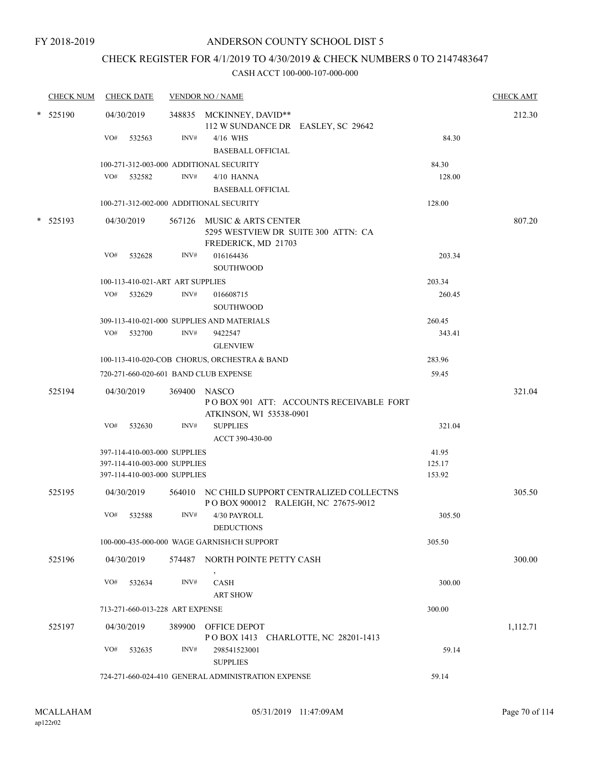FY 2018-2019

# ANDERSON COUNTY SCHOOL DIST 5

## CHECK REGISTER FOR 4/1/2019 TO 4/30/2019 & CHECK NUMBERS 0 TO 2147483647

### CASH ACCT 100-000-107-000-000

| CHECK NUM | CHECK DATE | VENDOR NO / NAME | | CHECK AMT |
|---|---|---|---|---|
| * 525190 | 04/30/2019 | 348835 MCKINNEY, DAVID** 112 W SUNDANCE DR EASLEY, SC 29642 | | 212.30 |
| | VO# 532563 | INV# 4/16 WHS BASEBALL OFFICIAL | 84.30 | |
| | 100-271-312-003-000 ADDITIONAL SECURITY | | 84.30 | |
| | VO# 532582 | INV# 4/10 HANNA BASEBALL OFFICIAL | 128.00 | |
| | 100-271-312-002-000 ADDITIONAL SECURITY | | 128.00 | |
| * 525193 | 04/30/2019 | 567126 MUSIC & ARTS CENTER 5295 WESTVIEW DR SUITE 300 ATTN: CA FREDERICK, MD 21703 | | 807.20 |
| | VO# 532628 | INV# 016164436 SOUTHWOOD | 203.34 | |
| | 100-113-410-021-ART ART SUPPLIES | | 203.34 | |
| | VO# 532629 | INV# 016608715 SOUTHWOOD | 260.45 | |
| | 309-113-410-021-000 SUPPLIES AND MATERIALS | | 260.45 | |
| | VO# 532700 | INV# 9422547 GLENVIEW | 343.41 | |
| | 100-113-410-020-COB CHORUS, ORCHESTRA & BAND | | 283.96 | |
| | 720-271-660-020-601 BAND CLUB EXPENSE | | 59.45 | |
| 525194 | 04/30/2019 | 369400 NASCO P O BOX 901 ATT: ACCOUNTS RECEIVABLE FORT ATKINSON, WI 53538-0901 | | 321.04 |
| | VO# 532630 | INV# SUPPLIES ACCT 390-430-00 | 321.04 | |
| | 397-114-410-003-000 SUPPLIES | | 41.95 | |
| | 397-114-410-003-000 SUPPLIES | | 125.17 | |
| | 397-114-410-003-000 SUPPLIES | | 153.92 | |
| 525195 | 04/30/2019 | 564010 NC CHILD SUPPORT CENTRALIZED COLLECTNS P O BOX 900012 RALEIGH, NC 27675-9012 | | 305.50 |
| | VO# 532588 | INV# 4/30 PAYROLL DEDUCTIONS | 305.50 | |
| | 100-000-435-000-000 WAGE GARNISH/CH SUPPORT | | 305.50 | |
| 525196 | 04/30/2019 | 574487 NORTH POINTE PETTY CASH , | | 300.00 |
| | VO# 532634 | INV# CASH ART SHOW | 300.00 | |
| | 713-271-660-013-228 ART EXPENSE | | 300.00 | |
| 525197 | 04/30/2019 | 389900 OFFICE DEPOT P O BOX 1413 CHARLOTTE, NC 28201-1413 | | 1,112.71 |
| | VO# 532635 | INV# 298541523001 SUPPLIES | 59.14 | |
| | 724-271-660-024-410 GENERAL ADMINISTRATION EXPENSE | | 59.14 | |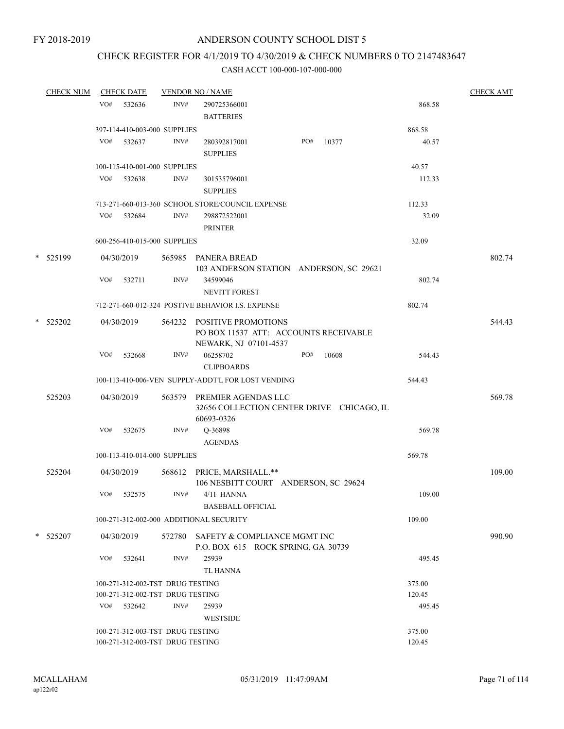FY 2018-2019

# ANDERSON COUNTY SCHOOL DIST 5

## CHECK REGISTER FOR 4/1/2019 TO 4/30/2019 & CHECK NUMBERS 0 TO 2147483647

### CASH ACCT 100-000-107-000-000

| CHECK NUM | CHECK DATE | VENDOR NO / NAME | | CHECK AMT |
|---|---|---|---|---|
| | VO# 532636 | INV# 290725366001<br>BATTERIES | 868.58 | |
| | 397-114-410-003-000 SUPPLIES | | 868.58 | |
| | VO# 532637 | INV# 280392817001 PO# 10377<br>SUPPLIES | 40.57 | |
| | 100-115-410-001-000 SUPPLIES | | 40.57 | |
| | VO# 532638 | INV# 301535796001<br>SUPPLIES | 112.33 | |
| | 713-271-660-013-360 SCHOOL STORE/COUNCIL EXPENSE | | 112.33 | |
| | VO# 532684 | INV# 298872522001<br>PRINTER | 32.09 | |
| | 600-256-410-015-000 SUPPLIES | | 32.09 | |
| * 525199 | 04/30/2019 | 565985 PANERA BREAD<br>103 ANDERSON STATION ANDERSON, SC 29621 | | 802.74 |
| | VO# 532711 | INV# 34599046<br>NEVITT FOREST | 802.74 | |
| | 712-271-660-012-324 POSTIVE BEHAVIOR I.S. EXPENSE | | 802.74 | |
| * 525202 | 04/30/2019 | 564232 POSITIVE PROMOTIONS<br>PO BOX 11537 ATT: ACCOUNTS RECEIVABLE<br>NEWARK, NJ 07101-4537 | | 544.43 |
| | VO# 532668 | INV# 06258702 PO# 10608<br>CLIPBOARDS | 544.43 | |
| | 100-113-410-006-VEN SUPPLY-ADDT'L FOR LOST VENDING | | 544.43 | |
| 525203 | 04/30/2019 | 563579 PREMIER AGENDAS LLC<br>32656 COLLECTION CENTER DRIVE CHICAGO, IL<br>60693-0326 | | 569.78 |
| | VO# 532675 | INV# Q-36898<br>AGENDAS | 569.78 | |
| | 100-113-410-014-000 SUPPLIES | | 569.78 | |
| 525204 | 04/30/2019 | 568612 PRICE, MARSHALL.**<br>106 NESBITT COURT ANDERSON, SC 29624 | | 109.00 |
| | VO# 532575 | INV# 4/11 HANNA<br>BASEBALL OFFICIAL | 109.00 | |
| | 100-271-312-002-000 ADDITIONAL SECURITY | | 109.00 | |
| * 525207 | 04/30/2019 | 572780 SAFETY & COMPLIANCE MGMT INC<br>P.O. BOX 615 ROCK SPRING, GA 30739 | | 990.90 |
| | VO# 532641 | INV# 25939<br>TL HANNA | 495.45 | |
| | 100-271-312-002-TST DRUG TESTING | | 375.00 | |
| | 100-271-312-002-TST DRUG TESTING | | 120.45 | |
| | VO# 532642 | INV# 25939<br>WESTSIDE | 495.45 | |
| | 100-271-312-003-TST DRUG TESTING | | 375.00 | |
| | 100-271-312-003-TST DRUG TESTING | | 120.45 | |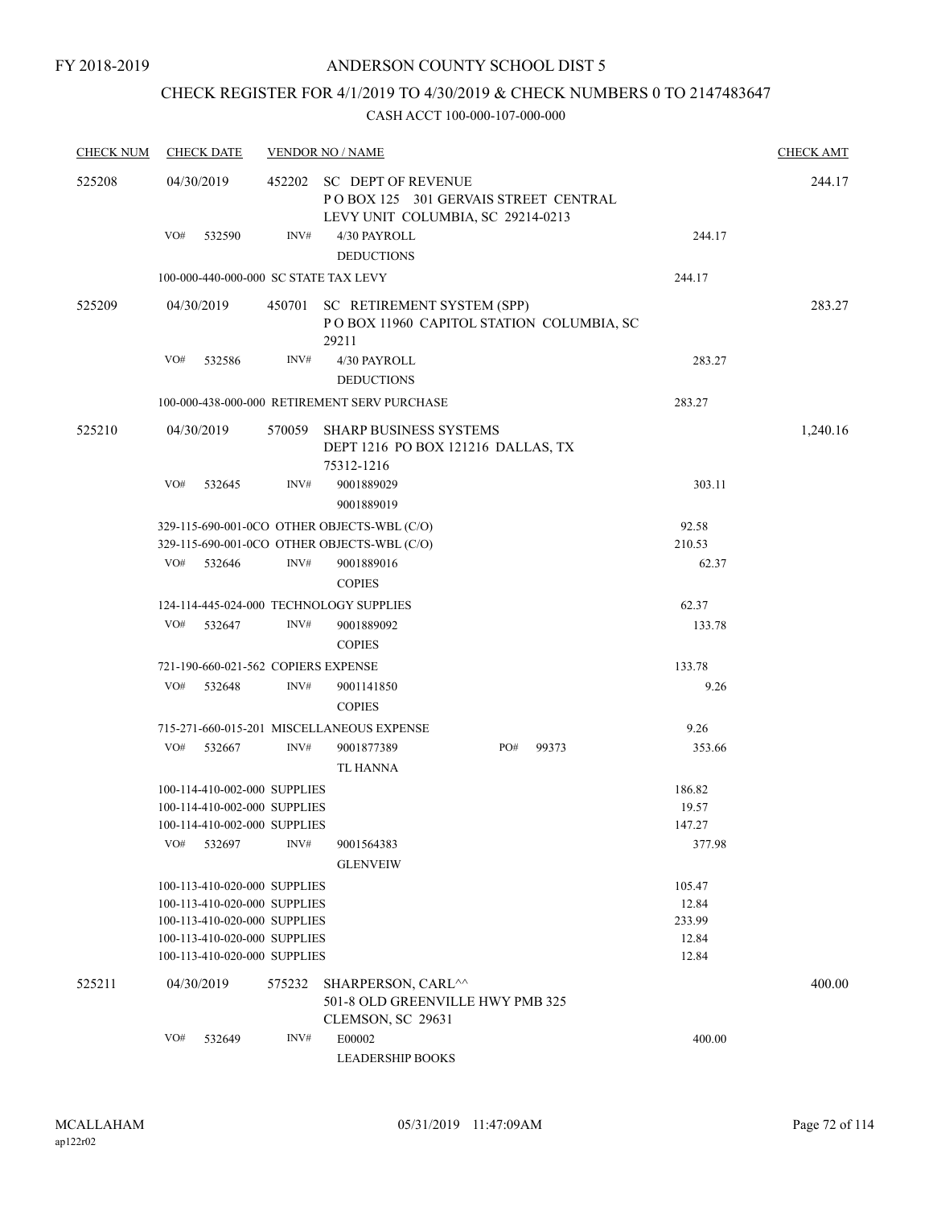FY 2018-2019

# ANDERSON COUNTY SCHOOL DIST 5

## CHECK REGISTER FOR 4/1/2019 TO 4/30/2019 & CHECK NUMBERS 0 TO 2147483647

### CASH ACCT 100-000-107-000-000

| CHECK NUM | CHECK DATE | VENDOR NO / NAME | | | CHECK AMT |
|---|---|---|---|---|---|
| 525208 | 04/30/2019 | 452202 SC DEPT OF REVENUE<br>P O BOX 125 301 GERVAIS STREET CENTRAL LEVY UNIT COLUMBIA, SC 29214-0213 | | | 244.17 |
| | VO# 532590 | INV# 4/30 PAYROLL DEDUCTIONS | | 244.17 | |
| | 100-000-440-000-000 SC STATE TAX LEVY | | | 244.17 | |
| 525209 | 04/30/2019 | 450701 SC RETIREMENT SYSTEM (SPP)<br>P O BOX 11960 CAPITOL STATION COLUMBIA, SC 29211 | | | 283.27 |
| | VO# 532586 | INV# 4/30 PAYROLL DEDUCTIONS | | 283.27 | |
| | 100-000-438-000-000 RETIREMENT SERV PURCHASE | | | 283.27 | |
| 525210 | 04/30/2019 | 570059 SHARP BUSINESS SYSTEMS<br>DEPT 1216 PO BOX 121216 DALLAS, TX 75312-1216 | | | 1,240.16 |
| | VO# 532645 | INV# 9001889029 9001889019 | | 303.11 | |
| | 329-115-690-001-0CO OTHER OBJECTS-WBL (C/O) | | | 92.58 | |
| | 329-115-690-001-0CO OTHER OBJECTS-WBL (C/O) | | | 210.53 | |
| | VO# 532646 | INV# 9001889016 COPIES | | 62.37 | |
| | 124-114-445-024-000 TECHNOLOGY SUPPLIES | | | 62.37 | |
| | VO# 532647 | INV# 9001889092 COPIES | | 133.78 | |
| | 721-190-660-021-562 COPIERS EXPENSE | | | 133.78 | |
| | VO# 532648 | INV# 9001141850 COPIES | | 9.26 | |
| | 715-271-660-015-201 MISCELLANEOUS EXPENSE | | | 9.26 | |
| | VO# 532667 | INV# 9001877389 TL HANNA | PO# 99373 | 353.66 | |
| | 100-114-410-002-000 SUPPLIES | | | 186.82 | |
| | 100-114-410-002-000 SUPPLIES | | | 19.57 | |
| | 100-114-410-002-000 SUPPLIES | | | 147.27 | |
| | VO# 532697 | INV# 9001564383 GLENVEIW | | 377.98 | |
| | 100-113-410-020-000 SUPPLIES | | | 105.47 | |
| | 100-113-410-020-000 SUPPLIES | | | 12.84 | |
| | 100-113-410-020-000 SUPPLIES | | | 233.99 | |
| | 100-113-410-020-000 SUPPLIES | | | 12.84 | |
| | 100-113-410-020-000 SUPPLIES | | | 12.84 | |
| 525211 | 04/30/2019 | 575232 SHARPERSON, CARL^^<br>501-8 OLD GREENVILLE HWY PMB 325 CLEMSON, SC 29631 | | | 400.00 |
| | VO# 532649 | INV# E00002 LEADERSHIP BOOKS | | 400.00 | |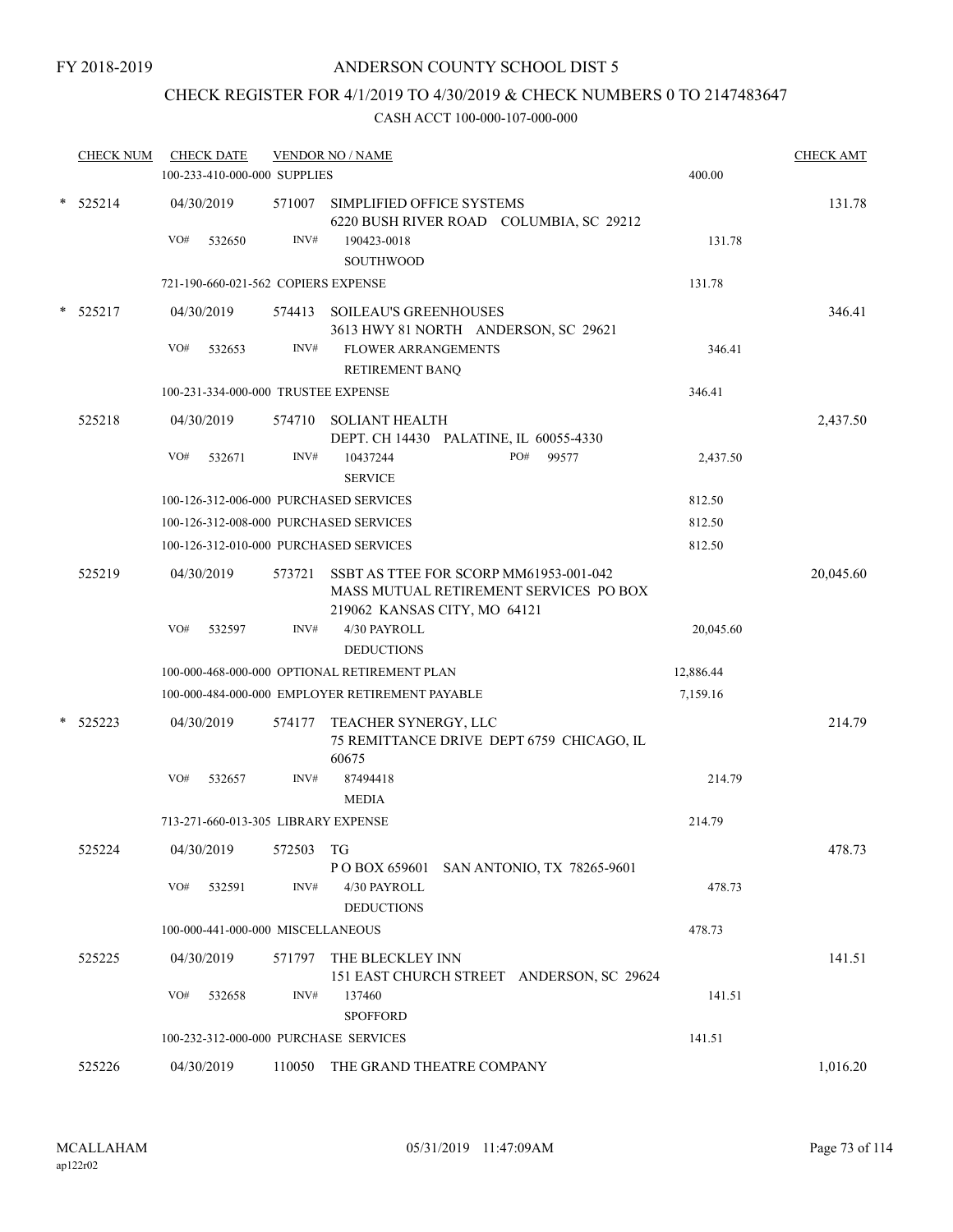FY 2018-2019

# ANDERSON COUNTY SCHOOL DIST 5

## CHECK REGISTER FOR 4/1/2019 TO 4/30/2019 & CHECK NUMBERS 0 TO 2147483647

CASH ACCT 100-000-107-000-000

| CHECK NUM | CHECK DATE | VENDOR NO / NAME | | CHECK AMT |
|---|---|---|---|---|
| | 100-233-410-000-000 SUPPLIES | | 400.00 | |
| * 525214 | 04/30/2019 | 571007 SIMPLIFIED OFFICE SYSTEMS<br>6220 BUSH RIVER ROAD COLUMBIA, SC 29212 | | 131.78 |
| | VO# 532650 | INV# 190423-0018<br>SOUTHWOOD | 131.78 | |
| | 721-190-660-021-562 COPIERS EXPENSE | | 131.78 | |
| * 525217 | 04/30/2019 | 574413 SOILEAU'S GREENHOUSES<br>3613 HWY 81 NORTH ANDERSON, SC 29621 | | 346.41 |
| | VO# 532653 | INV# FLOWER ARRANGEMENTS<br>RETIREMENT BANQ | 346.41 | |
| | 100-231-334-000-000 TRUSTEE EXPENSE | | 346.41 | |
| 525218 | 04/30/2019 | 574710 SOLIANT HEALTH<br>DEPT. CH 14430 PALATINE, IL 60055-4330 | | 2,437.50 |
| | VO# 532671 | INV# 10437244 PO# 99577<br>SERVICE | 2,437.50 | |
| | 100-126-312-006-000 PURCHASED SERVICES | | 812.50 | |
| | 100-126-312-008-000 PURCHASED SERVICES | | 812.50 | |
| | 100-126-312-010-000 PURCHASED SERVICES | | 812.50 | |
| 525219 | 04/30/2019 | 573721 SSBT AS TTEE FOR SCORP MM61953-001-042<br>MASS MUTUAL RETIREMENT SERVICES PO BOX<br>219062 KANSAS CITY, MO 64121 | | 20,045.60 |
| | VO# 532597 | INV# 4/30 PAYROLL<br>DEDUCTIONS | 20,045.60 | |
| | 100-000-468-000-000 OPTIONAL RETIREMENT PLAN | | 12,886.44 | |
| | 100-000-484-000-000 EMPLOYER RETIREMENT PAYABLE | | 7,159.16 | |
| * 525223 | 04/30/2019 | 574177 TEACHER SYNERGY, LLC<br>75 REMITTANCE DRIVE DEPT 6759 CHICAGO, IL<br>60675 | | 214.79 |
| | VO# 532657 | INV# 87494418<br>MEDIA | 214.79 | |
| | 713-271-660-013-305 LIBRARY EXPENSE | | 214.79 | |
| 525224 | 04/30/2019 | 572503 TG<br>P O BOX 659601 SAN ANTONIO, TX 78265-9601 | | 478.73 |
| | VO# 532591 | INV# 4/30 PAYROLL<br>DEDUCTIONS | 478.73 | |
| | 100-000-441-000-000 MISCELLANEOUS | | 478.73 | |
| 525225 | 04/30/2019 | 571797 THE BLECKLEY INN<br>151 EAST CHURCH STREET ANDERSON, SC 29624 | | 141.51 |
| | VO# 532658 | INV# 137460<br>SPOFFORD | 141.51 | |
| | 100-232-312-000-000 PURCHASE SERVICES | | 141.51 | |
| 525226 | 04/30/2019 | 110050 THE GRAND THEATRE COMPANY | | 1,016.20 |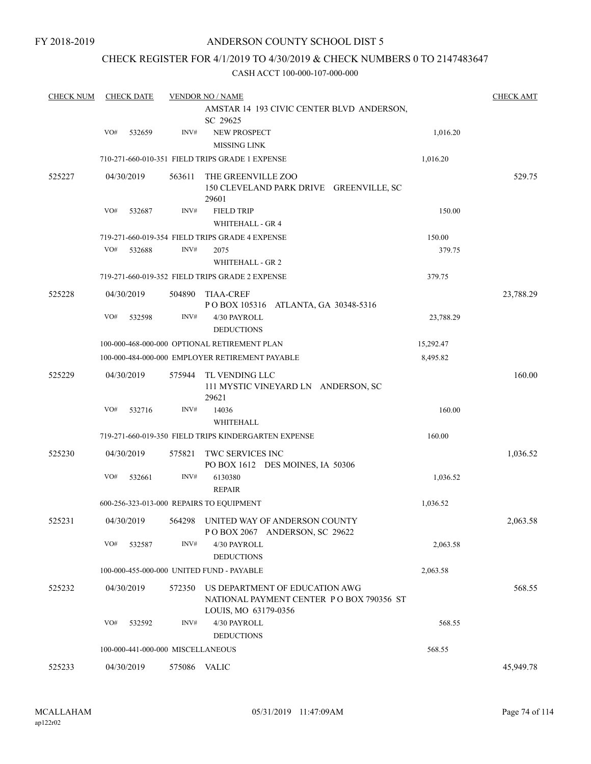FY 2018-2019

# ANDERSON COUNTY SCHOOL DIST 5

## CHECK REGISTER FOR 4/1/2019 TO 4/30/2019 & CHECK NUMBERS 0 TO 2147483647

CASH ACCT 100-000-107-000-000

| CHECK NUM | CHECK DATE | VENDOR NO / NAME | | CHECK AMT |
|---|---|---|---|---|
| | | AMSTAR 14 193 CIVIC CENTER BLVD ANDERSON, SC 29625 | | |
| | VO# 532659 | INV# NEW PROSPECT MISSING LINK | 1,016.20 | |
| | | 710-271-660-010-351 FIELD TRIPS GRADE 1 EXPENSE | 1,016.20 | |
| 525227 | 04/30/2019 | 563611 THE GREENVILLE ZOO 150 CLEVELAND PARK DRIVE GREENVILLE, SC 29601 | | 529.75 |
| | VO# 532687 | INV# FIELD TRIP WHITEHALL - GR 4 | 150.00 | |
| | | 719-271-660-019-354 FIELD TRIPS GRADE 4 EXPENSE | 150.00 | |
| | VO# 532688 | INV# 2075 WHITEHALL - GR 2 | 379.75 | |
| | | 719-271-660-019-352 FIELD TRIPS GRADE 2 EXPENSE | 379.75 | |
| 525228 | 04/30/2019 | 504890 TIAA-CREF P O BOX 105316 ATLANTA, GA 30348-5316 | | 23,788.29 |
| | VO# 532598 | INV# 4/30 PAYROLL DEDUCTIONS | 23,788.29 | |
| | | 100-000-468-000-000 OPTIONAL RETIREMENT PLAN | 15,292.47 | |
| | | 100-000-484-000-000 EMPLOYER RETIREMENT PAYABLE | 8,495.82 | |
| 525229 | 04/30/2019 | 575944 TL VENDING LLC 111 MYSTIC VINEYARD LN ANDERSON, SC 29621 | | 160.00 |
| | VO# 532716 | INV# 14036 WHITEHALL | 160.00 | |
| | | 719-271-660-019-350 FIELD TRIPS KINDERGARTEN EXPENSE | 160.00 | |
| 525230 | 04/30/2019 | 575821 TWC SERVICES INC PO BOX 1612 DES MOINES, IA 50306 | | 1,036.52 |
| | VO# 532661 | INV# 6130380 REPAIR | 1,036.52 | |
| | | 600-256-323-013-000 REPAIRS TO EQUIPMENT | 1,036.52 | |
| 525231 | 04/30/2019 | 564298 UNITED WAY OF ANDERSON COUNTY P O BOX 2067 ANDERSON, SC 29622 | | 2,063.58 |
| | VO# 532587 | INV# 4/30 PAYROLL DEDUCTIONS | 2,063.58 | |
| | | 100-000-455-000-000 UNITED FUND - PAYABLE | 2,063.58 | |
| 525232 | 04/30/2019 | 572350 US DEPARTMENT OF EDUCATION AWG NATIONAL PAYMENT CENTER P O BOX 790356 ST LOUIS, MO 63179-0356 | | 568.55 |
| | VO# 532592 | INV# 4/30 PAYROLL DEDUCTIONS | 568.55 | |
| | | 100-000-441-000-000 MISCELLANEOUS | 568.55 | |
| 525233 | 04/30/2019 | 575086 VALIC | | 45,949.78 |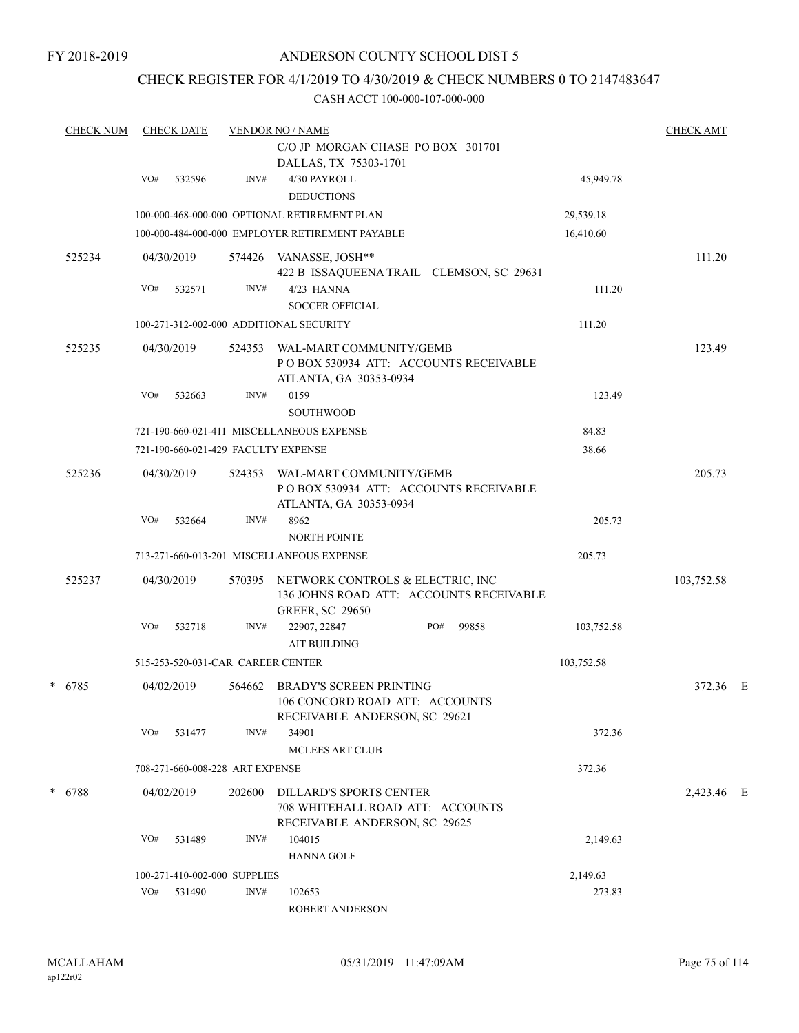FY 2018-2019

ANDERSON COUNTY SCHOOL DIST 5

CHECK REGISTER FOR 4/1/2019 TO 4/30/2019 & CHECK NUMBERS 0 TO 2147483647

CASH ACCT 100-000-107-000-000

| CHECK NUM | CHECK DATE | VENDOR NO / NAME | | CHECK AMT |
|---|---|---|---|---|
| | | C/O JP MORGAN CHASE PO BOX 301701<br>DALLAS, TX 75303-1701 | | |
| | VO# 532596 | INV# 4/30 PAYROLL<br>DEDUCTIONS | 45,949.78 | |
| | | 100-000-468-000-000 OPTIONAL RETIREMENT PLAN | 29,539.18 | |
| | | 100-000-484-000-000 EMPLOYER RETIREMENT PAYABLE | 16,410.60 | |
| 525234 | 04/30/2019 | 574426 VANASSE, JOSH**<br>422 B ISSAQUEENA TRAIL CLEMSON, SC 29631 | | 111.20 |
| | VO# 532571 | INV# 4/23 HANNA<br>SOCCER OFFICIAL | 111.20 | |
| | | 100-271-312-002-000 ADDITIONAL SECURITY | 111.20 | |
| 525235 | 04/30/2019 | 524353 WAL-MART COMMUNITY/GEMB<br>P O BOX 530934 ATT: ACCOUNTS RECEIVABLE<br>ATLANTA, GA 30353-0934 | | 123.49 |
| | VO# 532663 | INV# 0159<br>SOUTHWOOD | 123.49 | |
| | | 721-190-660-021-411 MISCELLANEOUS EXPENSE | 84.83 | |
| | | 721-190-660-021-429 FACULTY EXPENSE | 38.66 | |
| 525236 | 04/30/2019 | 524353 WAL-MART COMMUNITY/GEMB<br>P O BOX 530934 ATT: ACCOUNTS RECEIVABLE<br>ATLANTA, GA 30353-0934 | | 205.73 |
| | VO# 532664 | INV# 8962<br>NORTH POINTE | 205.73 | |
| | | 713-271-660-013-201 MISCELLANEOUS EXPENSE | 205.73 | |
| 525237 | 04/30/2019 | 570395 NETWORK CONTROLS & ELECTRIC, INC<br>136 JOHNS ROAD ATT: ACCOUNTS RECEIVABLE<br>GREER, SC 29650 | | 103,752.58 |
| | VO# 532718 | INV# 22907, 22847 PO# 99858<br>AIT BUILDING | 103,752.58 | |
| | | 515-253-520-031-CAR CAREER CENTER | 103,752.58 | |
| * 6785 | 04/02/2019 | 564662 BRADY'S SCREEN PRINTING<br>106 CONCORD ROAD ATT: ACCOUNTS<br>RECEIVABLE ANDERSON, SC 29621 | | 372.36 E |
| | VO# 531477 | INV# 34901<br>MCLEES ART CLUB | 372.36 | |
| | | 708-271-660-008-228 ART EXPENSE | 372.36 | |
| * 6788 | 04/02/2019 | 202600 DILLARD'S SPORTS CENTER<br>708 WHITEHALL ROAD ATT: ACCOUNTS<br>RECEIVABLE ANDERSON, SC 29625 | | 2,423.46 E |
| | VO# 531489 | INV# 104015<br>HANNA GOLF | 2,149.63 | |
| | | 100-271-410-002-000 SUPPLIES | 2,149.63 | |
| | VO# 531490 | INV# 102653<br>ROBERT ANDERSON | 273.83 | |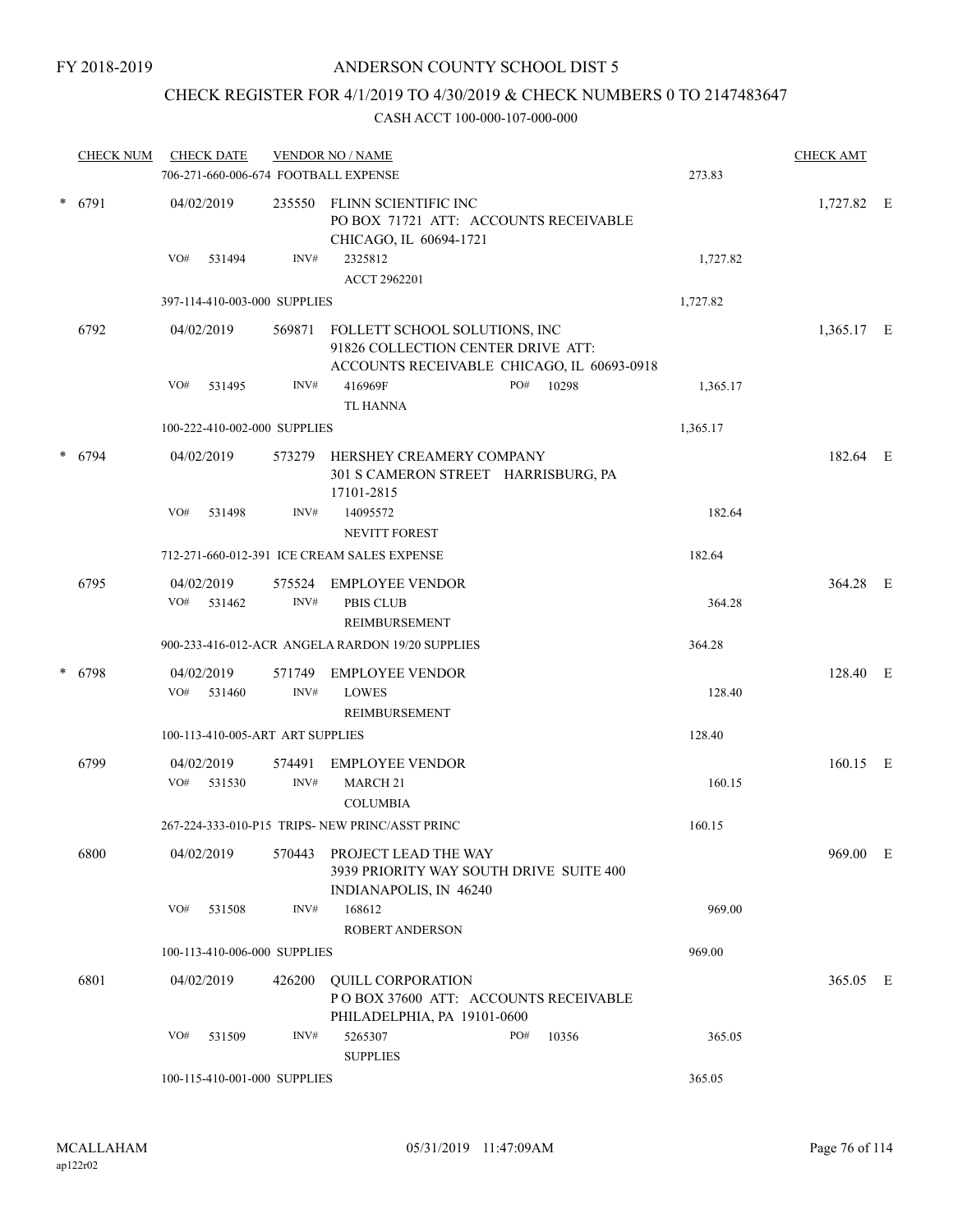FY 2018-2019

# ANDERSON COUNTY SCHOOL DIST 5

## CHECK REGISTER FOR 4/1/2019 TO 4/30/2019 & CHECK NUMBERS 0 TO 2147483647

### CASH ACCT 100-000-107-000-000

| CHECK NUM | CHECK DATE | VENDOR NO / NAME | | CHECK AMT | |
|---|---|---|---|---|---|
| | 706-271-660-006-674 FOOTBALL EXPENSE | | 273.83 | | |
| * 6791 | 04/02/2019 | 235550 FLINN SCIENTIFIC INC<br>PO BOX 71721 ATT: ACCOUNTS RECEIVABLE<br>CHICAGO, IL 60694-1721 | | 1,727.82 | E |
| | VO# 531494 | INV# 2325812<br>ACCT 2962201 | 1,727.82 | | |
| | 397-114-410-003-000 SUPPLIES | | 1,727.82 | | |
| 6792 | 04/02/2019 | 569871 FOLLETT SCHOOL SOLUTIONS, INC<br>91826 COLLECTION CENTER DRIVE ATT:<br>ACCOUNTS RECEIVABLE CHICAGO, IL 60693-0918 | | 1,365.17 | E |
| | VO# 531495 | INV# 416969F PO# 10298<br>TL HANNA | 1,365.17 | | |
| | 100-222-410-002-000 SUPPLIES | | 1,365.17 | | |
| * 6794 | 04/02/2019 | 573279 HERSHEY CREAMERY COMPANY<br>301 S CAMERON STREET HARRISBURG, PA<br>17101-2815 | | 182.64 | E |
| | VO# 531498 | INV# 14095572<br>NEVITT FOREST | 182.64 | | |
| | 712-271-660-012-391 ICE CREAM SALES EXPENSE | | 182.64 | | |
| 6795 | 04/02/2019 | 575524 EMPLOYEE VENDOR | | 364.28 | E |
| | VO# 531462 | INV# PBIS CLUB<br>REIMBURSEMENT | 364.28 | | |
| | 900-233-416-012-ACR ANGELA RARDON 19/20 SUPPLIES | | 364.28 | | |
| * 6798 | 04/02/2019 | 571749 EMPLOYEE VENDOR | | 128.40 | E |
| | VO# 531460 | INV# LOWES<br>REIMBURSEMENT | 128.40 | | |
| | 100-113-410-005-ART ART SUPPLIES | | 128.40 | | |
| 6799 | 04/02/2019 | 574491 EMPLOYEE VENDOR | | 160.15 | E |
| | VO# 531530 | INV# MARCH 21<br>COLUMBIA | 160.15 | | |
| | 267-224-333-010-P15 TRIPS- NEW PRINC/ASST PRINC | | 160.15 | | |
| 6800 | 04/02/2019 | 570443 PROJECT LEAD THE WAY<br>3939 PRIORITY WAY SOUTH DRIVE SUITE 400<br>INDIANAPOLIS, IN 46240 | | 969.00 | E |
| | VO# 531508 | INV# 168612<br>ROBERT ANDERSON | 969.00 | | |
| | 100-113-410-006-000 SUPPLIES | | 969.00 | | |
| 6801 | 04/02/2019 | 426200 QUILL CORPORATION<br>P O BOX 37600 ATT: ACCOUNTS RECEIVABLE<br>PHILADELPHIA, PA 19101-0600 | | 365.05 | E |
| | VO# 531509 | INV# 5265307 PO# 10356<br>SUPPLIES | 365.05 | | |
| | 100-115-410-001-000 SUPPLIES | | 365.05 | | |

MCALLAHAM
ap122r02

05/31/2019 11:47:09AM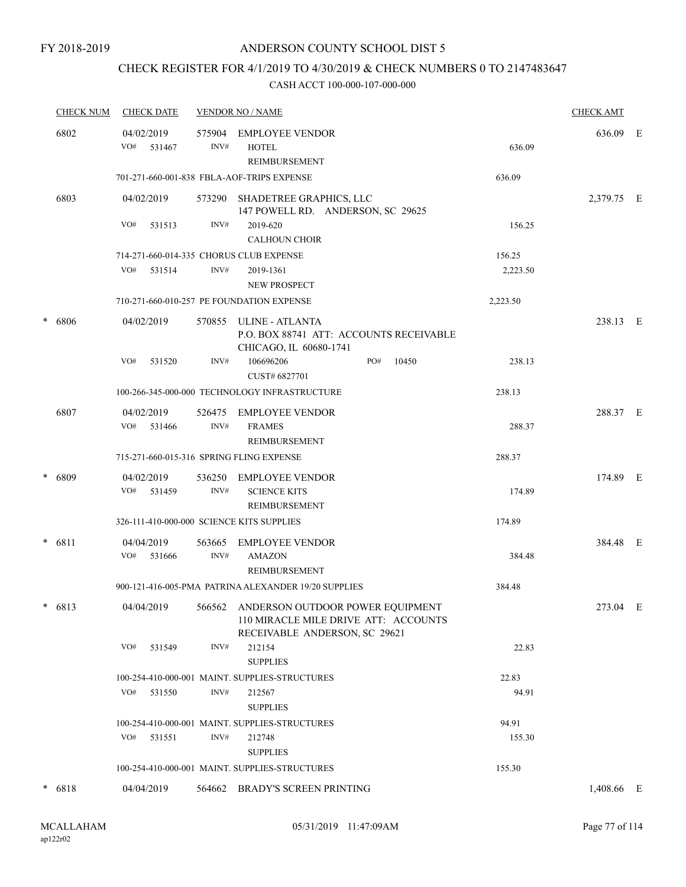FY 2018-2019

# ANDERSON COUNTY SCHOOL DIST 5

## CHECK REGISTER FOR 4/1/2019 TO 4/30/2019 & CHECK NUMBERS 0 TO 2147483647

### CASH ACCT 100-000-107-000-000

| CHECK NUM | CHECK DATE | VENDOR NO / NAME | | CHECK AMT | |
|---|---|---|---|---|---|
| 6802 | 04/02/2019 | 575904 EMPLOYEE VENDOR | | 636.09 | E |
| | VO# 531467 | INV# HOTEL REIMBURSEMENT | 636.09 | | |
| | 701-271-660-001-838 FBLA-AOF-TRIPS EXPENSE | | 636.09 | | |
| 6803 | 04/02/2019 | 573290 SHADETREE GRAPHICS, LLC 147 POWELL RD. ANDERSON, SC 29625 | | 2,379.75 | E |
| | VO# 531513 | INV# 2019-620 CALHOUN CHOIR | 156.25 | | |
| | 714-271-660-014-335 CHORUS CLUB EXPENSE | | 156.25 | | |
| | VO# 531514 | INV# 2019-1361 NEW PROSPECT | 2,223.50 | | |
| | 710-271-660-010-257 PE FOUNDATION EXPENSE | | 2,223.50 | | |
| * 6806 | 04/02/2019 | 570855 ULINE - ATLANTA P.O. BOX 88741 ATT: ACCOUNTS RECEIVABLE CHICAGO, IL 60680-1741 | | 238.13 | E |
| | VO# 531520 | INV# 106696206 PO# 10450 CUST# 6827701 | 238.13 | | |
| | 100-266-345-000-000 TECHNOLOGY INFRASTRUCTURE | | 238.13 | | |
| 6807 | 04/02/2019 | 526475 EMPLOYEE VENDOR | | 288.37 | E |
| | VO# 531466 | INV# FRAMES REIMBURSEMENT | 288.37 | | |
| | 715-271-660-015-316 SPRING FLING EXPENSE | | 288.37 | | |
| * 6809 | 04/02/2019 | 536250 EMPLOYEE VENDOR | | 174.89 | E |
| | VO# 531459 | INV# SCIENCE KITS REIMBURSEMENT | 174.89 | | |
| | 326-111-410-000-000 SCIENCE KITS SUPPLIES | | 174.89 | | |
| * 6811 | 04/04/2019 | 563665 EMPLOYEE VENDOR | | 384.48 | E |
| | VO# 531666 | INV# AMAZON REIMBURSEMENT | 384.48 | | |
| | 900-121-416-005-PMA PATRINA ALEXANDER 19/20 SUPPLIES | | 384.48 | | |
| * 6813 | 04/04/2019 | 566562 ANDERSON OUTDOOR POWER EQUIPMENT 110 MIRACLE MILE DRIVE ATT: ACCOUNTS RECEIVABLE ANDERSON, SC 29621 | | 273.04 | E |
| | VO# 531549 | INV# 212154 SUPPLIES | 22.83 | | |
| | 100-254-410-000-001 MAINT. SUPPLIES-STRUCTURES | | 22.83 | | |
| | VO# 531550 | INV# 212567 SUPPLIES | 94.91 | | |
| | 100-254-410-000-001 MAINT. SUPPLIES-STRUCTURES | | 94.91 | | |
| | VO# 531551 | INV# 212748 SUPPLIES | 155.30 | | |
| | 100-254-410-000-001 MAINT. SUPPLIES-STRUCTURES | | 155.30 | | |
| * 6818 | 04/04/2019 | 564662 BRADY'S SCREEN PRINTING | | 1,408.66 | E |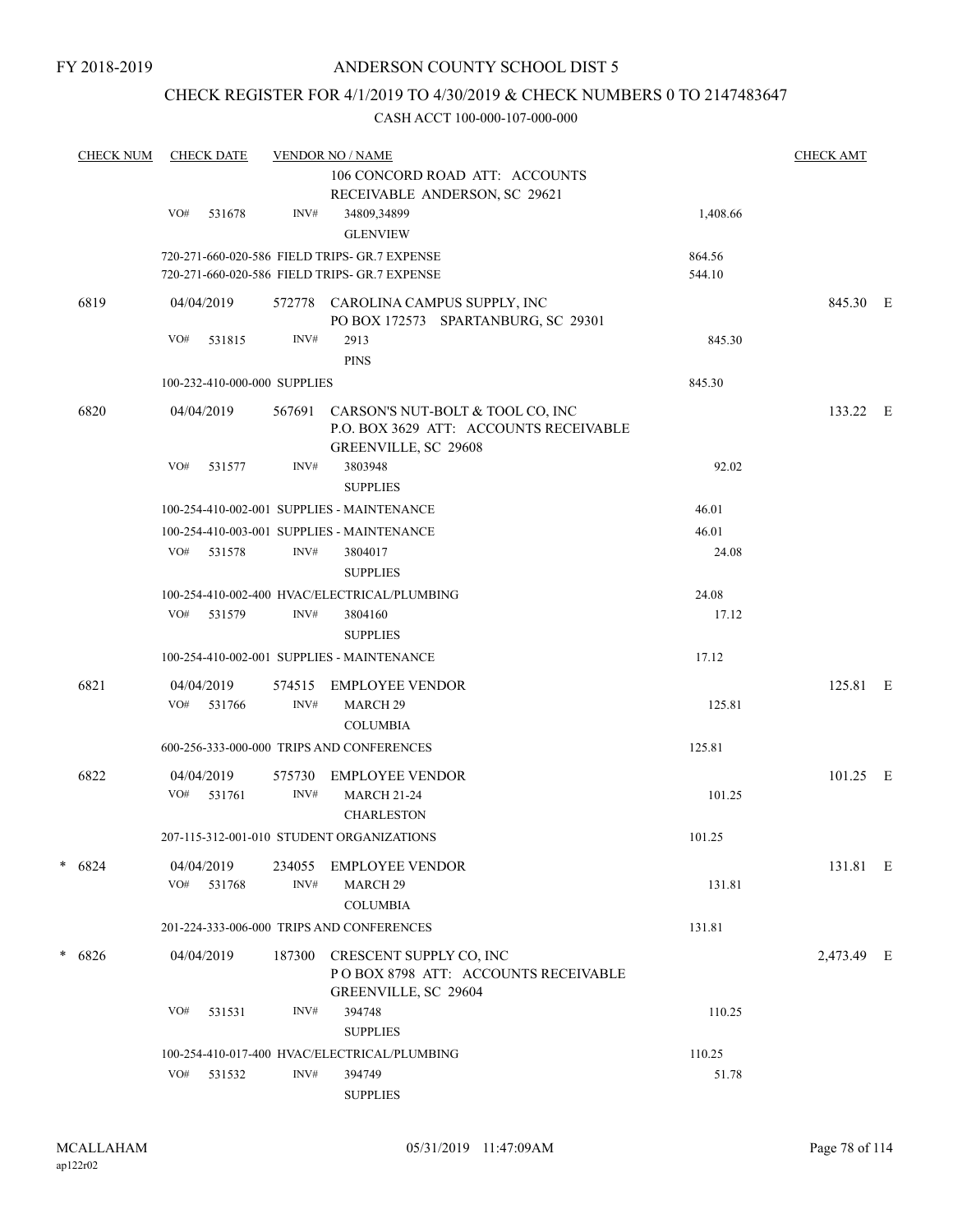FY 2018-2019

# ANDERSON COUNTY SCHOOL DIST 5

## CHECK REGISTER FOR 4/1/2019 TO 4/30/2019 & CHECK NUMBERS 0 TO 2147483647

CASH ACCT 100-000-107-000-000

| CHECK NUM | CHECK DATE | VENDOR NO / NAME | | CHECK AMT |
|---|---|---|---|---|
| | | 106 CONCORD ROAD ATT: ACCOUNTS RECEIVABLE ANDERSON, SC 29621 | | |
| | VO# 531678 | INV# 34809,34899 GLENVIEW | 1,408.66 | |
| | | 720-271-660-020-586 FIELD TRIPS- GR.7 EXPENSE | 864.56 | |
| | | 720-271-660-020-586 FIELD TRIPS- GR.7 EXPENSE | 544.10 | |
| 6819 | 04/04/2019 | 572778 CAROLINA CAMPUS SUPPLY, INC PO BOX 172573 SPARTANBURG, SC 29301 | | 845.30 E |
| | VO# 531815 | INV# 2913 PINS | 845.30 | |
| | | 100-232-410-000-000 SUPPLIES | 845.30 | |
| 6820 | 04/04/2019 | 567691 CARSON'S NUT-BOLT & TOOL CO, INC P.O. BOX 3629 ATT: ACCOUNTS RECEIVABLE GREENVILLE, SC 29608 | | 133.22 E |
| | VO# 531577 | INV# 3803948 SUPPLIES | 92.02 | |
| | | 100-254-410-002-001 SUPPLIES - MAINTENANCE | 46.01 | |
| | | 100-254-410-003-001 SUPPLIES - MAINTENANCE | 46.01 | |
| | VO# 531578 | INV# 3804017 SUPPLIES | 24.08 | |
| | | 100-254-410-002-400 HVAC/ELECTRICAL/PLUMBING | 24.08 | |
| | VO# 531579 | INV# 3804160 SUPPLIES | 17.12 | |
| | | 100-254-410-002-001 SUPPLIES - MAINTENANCE | 17.12 | |
| 6821 | 04/04/2019 | 574515 EMPLOYEE VENDOR | | 125.81 E |
| | VO# 531766 | INV# MARCH 29 COLUMBIA | 125.81 | |
| | | 600-256-333-000-000 TRIPS AND CONFERENCES | 125.81 | |
| 6822 | 04/04/2019 | 575730 EMPLOYEE VENDOR | | 101.25 E |
| | VO# 531761 | INV# MARCH 21-24 CHARLESTON | 101.25 | |
| | | 207-115-312-001-010 STUDENT ORGANIZATIONS | 101.25 | |
| * 6824 | 04/04/2019 | 234055 EMPLOYEE VENDOR | | 131.81 E |
| | VO# 531768 | INV# MARCH 29 COLUMBIA | 131.81 | |
| | | 201-224-333-006-000 TRIPS AND CONFERENCES | 131.81 | |
| * 6826 | 04/04/2019 | 187300 CRESCENT SUPPLY CO, INC P O BOX 8798 ATT: ACCOUNTS RECEIVABLE GREENVILLE, SC 29604 | | 2,473.49 E |
| | VO# 531531 | INV# 394748 SUPPLIES | 110.25 | |
| | | 100-254-410-017-400 HVAC/ELECTRICAL/PLUMBING | 110.25 | |
| | VO# 531532 | INV# 394749 SUPPLIES | 51.78 | |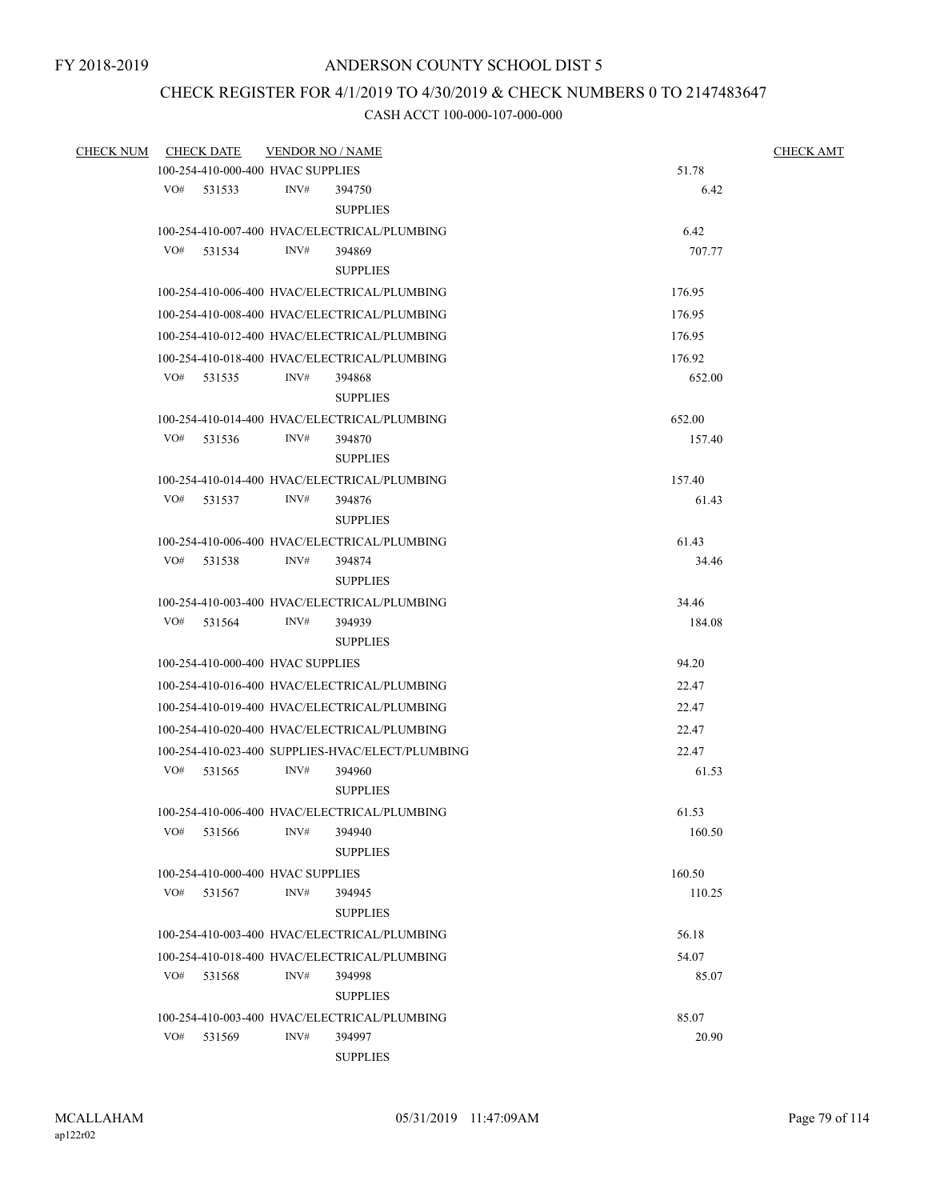FY 2018-2019

# ANDERSON COUNTY SCHOOL DIST 5

## CHECK REGISTER FOR 4/1/2019 TO 4/30/2019 & CHECK NUMBERS 0 TO 2147483647

### CASH ACCT 100-000-107-000-000

| CHECK NUM | CHECK DATE | VENDOR NO / NAME | | CHECK AMT |
|---|---|---|---|---|
| | 100-254-410-000-400 HVAC SUPPLIES | | 51.78 | |
| | VO# 531533 | INV# 394750 SUPPLIES | 6.42 | |
| | 100-254-410-007-400 HVAC/ELECTRICAL/PLUMBING | | 6.42 | |
| | VO# 531534 | INV# 394869 SUPPLIES | 707.77 | |
| | 100-254-410-006-400 HVAC/ELECTRICAL/PLUMBING | | 176.95 | |
| | 100-254-410-008-400 HVAC/ELECTRICAL/PLUMBING | | 176.95 | |
| | 100-254-410-012-400 HVAC/ELECTRICAL/PLUMBING | | 176.95 | |
| | 100-254-410-018-400 HVAC/ELECTRICAL/PLUMBING | | 176.92 | |
| | VO# 531535 | INV# 394868 SUPPLIES | 652.00 | |
| | 100-254-410-014-400 HVAC/ELECTRICAL/PLUMBING | | 652.00 | |
| | VO# 531536 | INV# 394870 SUPPLIES | 157.40 | |
| | 100-254-410-014-400 HVAC/ELECTRICAL/PLUMBING | | 157.40 | |
| | VO# 531537 | INV# 394876 SUPPLIES | 61.43 | |
| | 100-254-410-006-400 HVAC/ELECTRICAL/PLUMBING | | 61.43 | |
| | VO# 531538 | INV# 394874 SUPPLIES | 34.46 | |
| | 100-254-410-003-400 HVAC/ELECTRICAL/PLUMBING | | 34.46 | |
| | VO# 531564 | INV# 394939 SUPPLIES | 184.08 | |
| | 100-254-410-000-400 HVAC SUPPLIES | | 94.20 | |
| | 100-254-410-016-400 HVAC/ELECTRICAL/PLUMBING | | 22.47 | |
| | 100-254-410-019-400 HVAC/ELECTRICAL/PLUMBING | | 22.47 | |
| | 100-254-410-020-400 HVAC/ELECTRICAL/PLUMBING | | 22.47 | |
| | 100-254-410-023-400 SUPPLIES-HVAC/ELECT/PLUMBING | | 22.47 | |
| | VO# 531565 | INV# 394960 SUPPLIES | 61.53 | |
| | 100-254-410-006-400 HVAC/ELECTRICAL/PLUMBING | | 61.53 | |
| | VO# 531566 | INV# 394940 SUPPLIES | 160.50 | |
| | 100-254-410-000-400 HVAC SUPPLIES | | 160.50 | |
| | VO# 531567 | INV# 394945 SUPPLIES | 110.25 | |
| | 100-254-410-003-400 HVAC/ELECTRICAL/PLUMBING | | 56.18 | |
| | 100-254-410-018-400 HVAC/ELECTRICAL/PLUMBING | | 54.07 | |
| | VO# 531568 | INV# 394998 SUPPLIES | 85.07 | |
| | 100-254-410-003-400 HVAC/ELECTRICAL/PLUMBING | | 85.07 | |
| | VO# 531569 | INV# 394997 SUPPLIES | 20.90 | |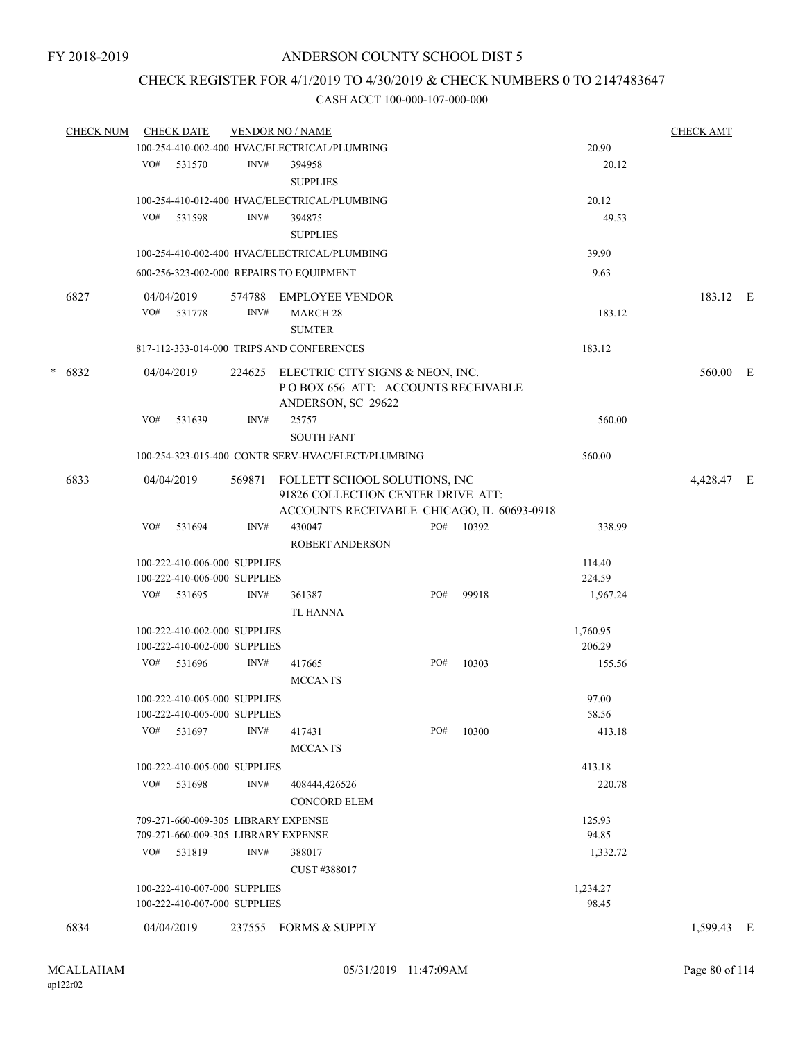FY 2018-2019

# ANDERSON COUNTY SCHOOL DIST 5

## CHECK REGISTER FOR 4/1/2019 TO 4/30/2019 & CHECK NUMBERS 0 TO 2147483647

### CASH ACCT 100-000-107-000-000

| CHECK NUM | CHECK DATE | VENDOR NO / NAME | | | CHECK AMT | |
|---|---|---|---|---|---|---|
| | 100-254-410-002-400 HVAC/ELECTRICAL/PLUMBING | | | 20.90 | | |
| | VO# 531570 | INV# 394958 | SUPPLIES | 20.12 | | |
| | 100-254-410-012-400 HVAC/ELECTRICAL/PLUMBING | | | 20.12 | | |
| | VO# 531598 | INV# 394875 | SUPPLIES | 49.53 | | |
| | 100-254-410-002-400 HVAC/ELECTRICAL/PLUMBING | | | 39.90 | | |
| | 600-256-323-002-000 REPAIRS TO EQUIPMENT | | | 9.63 | | |
| 6827 | 04/04/2019 | 574788 | EMPLOYEE VENDOR | | 183.12 | E |
| | VO# 531778 | INV# MARCH 28 | SUMTER | 183.12 | | |
| | 817-112-333-014-000 TRIPS AND CONFERENCES | | | 183.12 | | |
| * 6832 | 04/04/2019 | 224625 | ELECTRIC CITY SIGNS & NEON, INC. P O BOX 656 ATT: ACCOUNTS RECEIVABLE ANDERSON, SC 29622 | | 560.00 | E |
| | VO# 531639 | INV# 25757 | SOUTH FANT | 560.00 | | |
| | 100-254-323-015-400 CONTR SERV-HVAC/ELECT/PLUMBING | | | 560.00 | | |
| 6833 | 04/04/2019 | 569871 | FOLLETT SCHOOL SOLUTIONS, INC 91826 COLLECTION CENTER DRIVE ATT: ACCOUNTS RECEIVABLE CHICAGO, IL 60693-0918 | | 4,428.47 | E |
| | VO# 531694 | INV# 430047 PO# 10392 | ROBERT ANDERSON | 338.99 | | |
| | 100-222-410-006-000 SUPPLIES | | | 114.40 | | |
| | 100-222-410-006-000 SUPPLIES | | | 224.59 | | |
| | VO# 531695 | INV# 361387 PO# 99918 | TL HANNA | 1,967.24 | | |
| | 100-222-410-002-000 SUPPLIES | | | 1,760.95 | | |
| | 100-222-410-002-000 SUPPLIES | | | 206.29 | | |
| | VO# 531696 | INV# 417665 PO# 10303 | MCCANTS | 155.56 | | |
| | 100-222-410-005-000 SUPPLIES | | | 97.00 | | |
| | 100-222-410-005-000 SUPPLIES | | | 58.56 | | |
| | VO# 531697 | INV# 417431 PO# 10300 | MCCANTS | 413.18 | | |
| | 100-222-410-005-000 SUPPLIES | | | 413.18 | | |
| | VO# 531698 | INV# 408444,426526 | CONCORD ELEM | 220.78 | | |
| | 709-271-660-009-305 LIBRARY EXPENSE | | | 125.93 | | |
| | 709-271-660-009-305 LIBRARY EXPENSE | | | 94.85 | | |
| | VO# 531819 | INV# 388017 | CUST #388017 | 1,332.72 | | |
| | 100-222-410-007-000 SUPPLIES | | | 1,234.27 | | |
| | 100-222-410-007-000 SUPPLIES | | | 98.45 | | |
| 6834 | 04/04/2019 | 237555 | FORMS & SUPPLY | | 1,599.43 | E |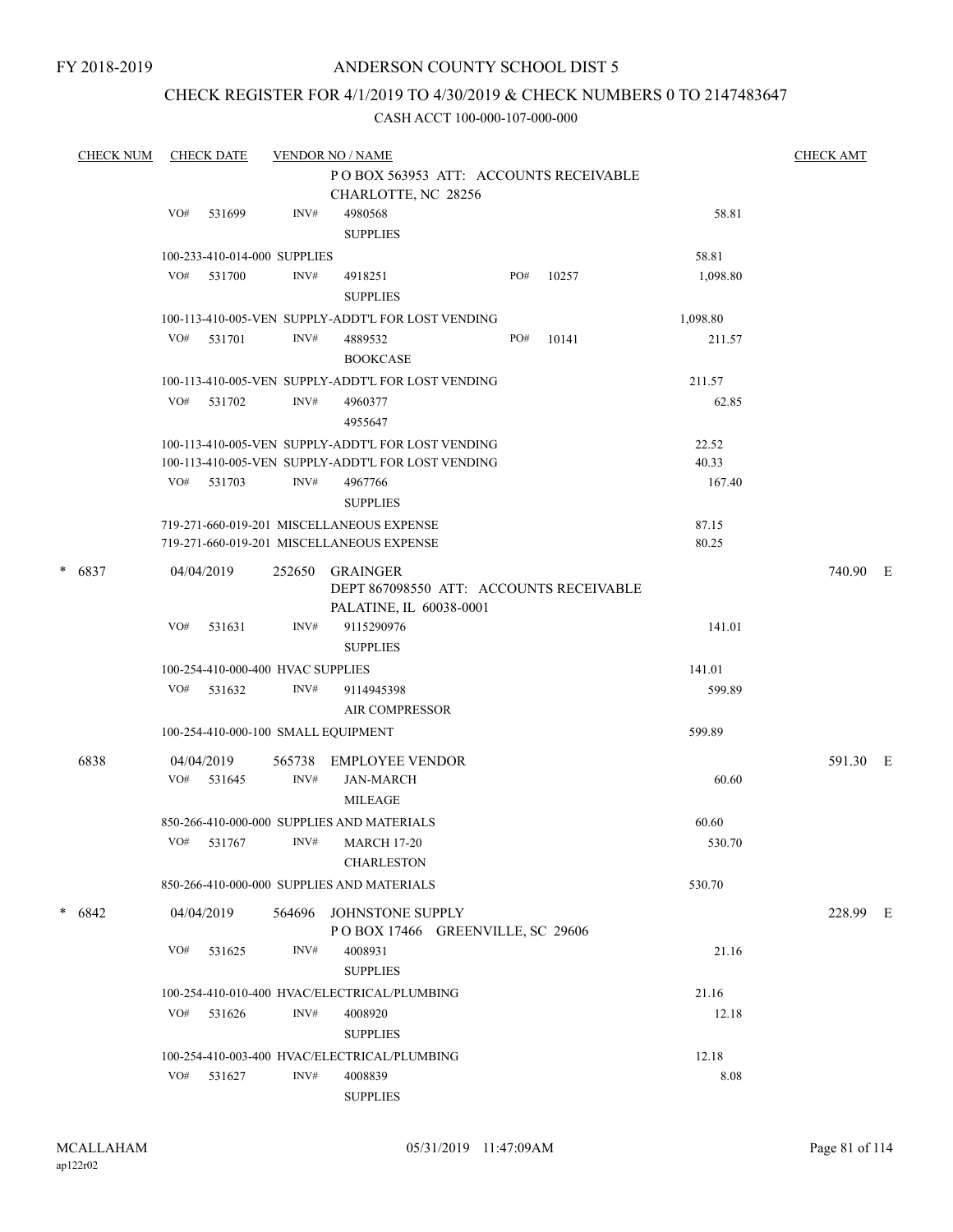FY 2018-2019

# ANDERSON COUNTY SCHOOL DIST 5

## CHECK REGISTER FOR 4/1/2019 TO 4/30/2019 & CHECK NUMBERS 0 TO 2147483647

### CASH ACCT 100-000-107-000-000

| CHECK NUM | CHECK DATE | VENDOR NO / NAME | | CHECK AMT |
|---|---|---|---|---|
| | | P O BOX 563953 ATT: ACCOUNTS RECEIVABLE<br>CHARLOTTE, NC 28256 | | |
| | VO# 531699 | INV# 4980568<br>SUPPLIES | 58.81 | |
| | 100-233-410-014-000 SUPPLIES | | 58.81 | |
| | VO# 531700 | INV# 4918251 PO# 10257<br>SUPPLIES | 1,098.80 | |
| | 100-113-410-005-VEN SUPPLY-ADDT'L FOR LOST VENDING | | 1,098.80 | |
| | VO# 531701 | INV# 4889532 PO# 10141<br>BOOKCASE | 211.57 | |
| | 100-113-410-005-VEN SUPPLY-ADDT'L FOR LOST VENDING | | 211.57 | |
| | VO# 531702 | INV# 4960377<br>4955647 | 62.85 | |
| | 100-113-410-005-VEN SUPPLY-ADDT'L FOR LOST VENDING | | 22.52 | |
| | 100-113-410-005-VEN SUPPLY-ADDT'L FOR LOST VENDING | | 40.33 | |
| | VO# 531703 | INV# 4967766<br>SUPPLIES | 167.40 | |
| | 719-271-660-019-201 MISCELLANEOUS EXPENSE | | 87.15 | |
| | 719-271-660-019-201 MISCELLANEOUS EXPENSE | | 80.25 | |
| * 6837 | 04/04/2019 | 252650 GRAINGER<br>DEPT 867098550 ATT: ACCOUNTS RECEIVABLE<br>PALATINE, IL 60038-0001 | | 740.90 E |
| | VO# 531631 | INV# 9115290976<br>SUPPLIES | 141.01 | |
| | 100-254-410-000-400 HVAC SUPPLIES | | 141.01 | |
| | VO# 531632 | INV# 9114945398<br>AIR COMPRESSOR | 599.89 | |
| | 100-254-410-000-100 SMALL EQUIPMENT | | 599.89 | |
| 6838 | 04/04/2019 | 565738 EMPLOYEE VENDOR | | 591.30 E |
| | VO# 531645 | INV# JAN-MARCH<br>MILEAGE | 60.60 | |
| | 850-266-410-000-000 SUPPLIES AND MATERIALS | | 60.60 | |
| | VO# 531767 | INV# MARCH 17-20<br>CHARLESTON | 530.70 | |
| | 850-266-410-000-000 SUPPLIES AND MATERIALS | | 530.70 | |
| * 6842 | 04/04/2019 | 564696 JOHNSTONE SUPPLY<br>P O BOX 17466 GREENVILLE, SC 29606 | | 228.99 E |
| | VO# 531625 | INV# 4008931<br>SUPPLIES | 21.16 | |
| | 100-254-410-010-400 HVAC/ELECTRICAL/PLUMBING | | 21.16 | |
| | VO# 531626 | INV# 4008920<br>SUPPLIES | 12.18 | |
| | 100-254-410-003-400 HVAC/ELECTRICAL/PLUMBING | | 12.18 | |
| | VO# 531627 | INV# 4008839<br>SUPPLIES | 8.08 | |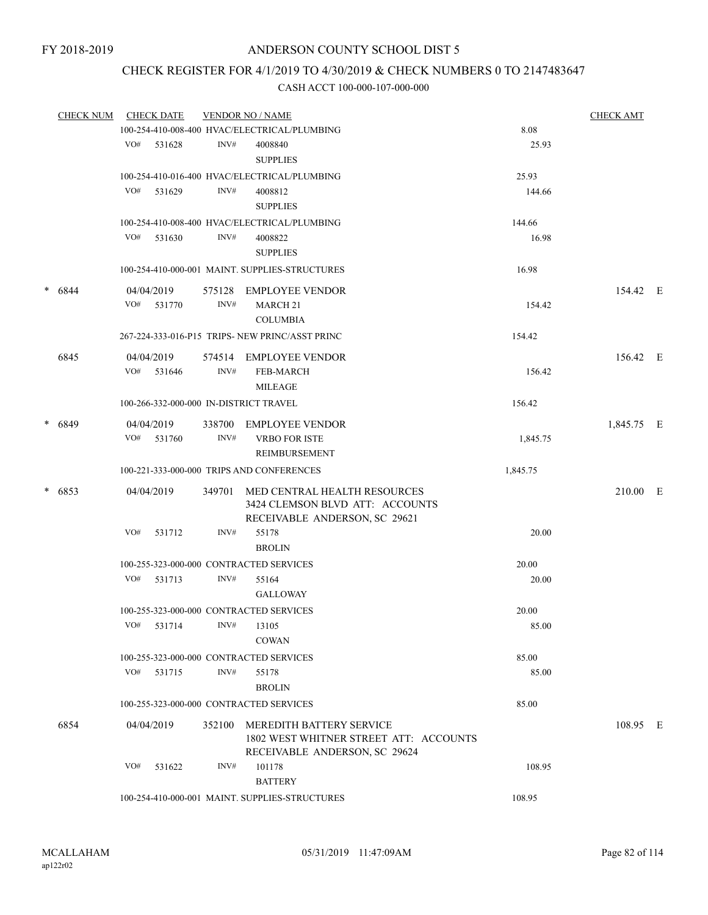FY 2018-2019

# ANDERSON COUNTY SCHOOL DIST 5

## CHECK REGISTER FOR 4/1/2019 TO 4/30/2019 & CHECK NUMBERS 0 TO 2147483647

### CASH ACCT 100-000-107-000-000

| CHECK NUM | CHECK DATE | VENDOR NO / NAME | | CHECK AMT | |
|---|---|---|---|---|---|
| | 100-254-410-008-400 HVAC/ELECTRICAL/PLUMBING | | 8.08 | | |
| | VO# 531628 | INV# 4008840 SUPPLIES | 25.93 | | |
| | 100-254-410-016-400 HVAC/ELECTRICAL/PLUMBING | | 25.93 | | |
| | VO# 531629 | INV# 4008812 SUPPLIES | 144.66 | | |
| | 100-254-410-008-400 HVAC/ELECTRICAL/PLUMBING | | 144.66 | | |
| | VO# 531630 | INV# 4008822 SUPPLIES | 16.98 | | |
| | 100-254-410-000-001 MAINT. SUPPLIES-STRUCTURES | | 16.98 | | |
| * 6844 | 04/04/2019 | 575128 EMPLOYEE VENDOR | | 154.42 | E |
| | VO# 531770 | INV# MARCH 21 COLUMBIA | 154.42 | | |
| | 267-224-333-016-P15 TRIPS- NEW PRINC/ASST PRINC | | 154.42 | | |
| 6845 | 04/04/2019 | 574514 EMPLOYEE VENDOR | | 156.42 | E |
| | VO# 531646 | INV# FEB-MARCH MILEAGE | 156.42 | | |
| | 100-266-332-000-000 IN-DISTRICT TRAVEL | | 156.42 | | |
| * 6849 | 04/04/2019 | 338700 EMPLOYEE VENDOR | | 1,845.75 | E |
| | VO# 531760 | INV# VRBO FOR ISTE REIMBURSEMENT | 1,845.75 | | |
| | 100-221-333-000-000 TRIPS AND CONFERENCES | | 1,845.75 | | |
| * 6853 | 04/04/2019 | 349701 MED CENTRAL HEALTH RESOURCES 3424 CLEMSON BLVD ATT: ACCOUNTS RECEIVABLE ANDERSON, SC 29621 | | 210.00 | E |
| | VO# 531712 | INV# 55178 BROLIN | 20.00 | | |
| | 100-255-323-000-000 CONTRACTED SERVICES | | 20.00 | | |
| | VO# 531713 | INV# 55164 GALLOWAY | 20.00 | | |
| | 100-255-323-000-000 CONTRACTED SERVICES | | 20.00 | | |
| | VO# 531714 | INV# 13105 COWAN | 85.00 | | |
| | 100-255-323-000-000 CONTRACTED SERVICES | | 85.00 | | |
| | VO# 531715 | INV# 55178 BROLIN | 85.00 | | |
| | 100-255-323-000-000 CONTRACTED SERVICES | | 85.00 | | |
| 6854 | 04/04/2019 | 352100 MEREDITH BATTERY SERVICE 1802 WEST WHITNER STREET ATT: ACCOUNTS RECEIVABLE ANDERSON, SC 29624 | | 108.95 | E |
| | VO# 531622 | INV# 101178 BATTERY | 108.95 | | |
| | 100-254-410-000-001 MAINT. SUPPLIES-STRUCTURES | | 108.95 | | |

MCALLAHAM
ap122r02

05/31/2019 11:47:09AM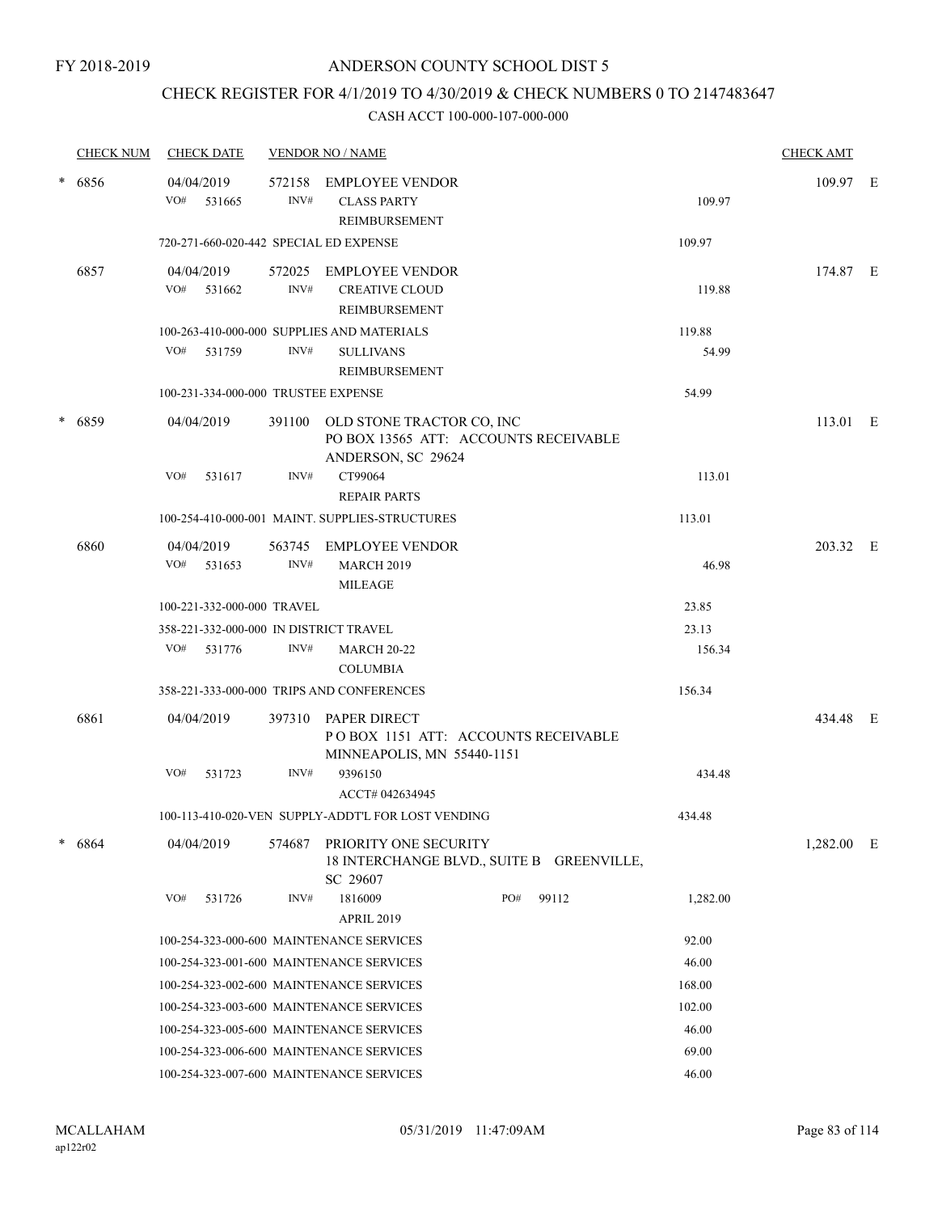FY 2018-2019

# ANDERSON COUNTY SCHOOL DIST 5

## CHECK REGISTER FOR 4/1/2019 TO 4/30/2019 & CHECK NUMBERS 0 TO 2147483647

CASH ACCT 100-000-107-000-000

| CHECK NUM | CHECK DATE | VENDOR NO / NAME | | CHECK AMT | |
|---|---|---|---|---|---|
| * 6856 | 04/04/2019 | 572158 EMPLOYEE VENDOR | | 109.97 | E |
| | VO# 531665 | INV# CLASS PARTY REIMBURSEMENT | 109.97 | | |
| | 720-271-660-020-442 SPECIAL ED EXPENSE | | 109.97 | | |
| 6857 | 04/04/2019 | 572025 EMPLOYEE VENDOR | | 174.87 | E |
| | VO# 531662 | INV# CREATIVE CLOUD REIMBURSEMENT | 119.88 | | |
| | 100-263-410-000-000 SUPPLIES AND MATERIALS | | 119.88 | | |
| | VO# 531759 | INV# SULLIVANS REIMBURSEMENT | 54.99 | | |
| | 100-231-334-000-000 TRUSTEE EXPENSE | | 54.99 | | |
| * 6859 | 04/04/2019 | 391100 OLD STONE TRACTOR CO, INC<br>PO BOX 13565 ATT: ACCOUNTS RECEIVABLE<br>ANDERSON, SC 29624 | | 113.01 | E |
| | VO# 531617 | INV# CT99064 REPAIR PARTS | 113.01 | | |
| | 100-254-410-000-001 MAINT. SUPPLIES-STRUCTURES | | 113.01 | | |
| 6860 | 04/04/2019 | 563745 EMPLOYEE VENDOR | | 203.32 | E |
| | VO# 531653 | INV# MARCH 2019 MILEAGE | 46.98 | | |
| | 100-221-332-000-000 TRAVEL | | 23.85 | | |
| | 358-221-332-000-000 IN DISTRICT TRAVEL | | 23.13 | | |
| | VO# 531776 | INV# MARCH 20-22 COLUMBIA | 156.34 | | |
| | 358-221-333-000-000 TRIPS AND CONFERENCES | | 156.34 | | |
| 6861 | 04/04/2019 | 397310 PAPER DIRECT<br>P O BOX 1151 ATT: ACCOUNTS RECEIVABLE<br>MINNEAPOLIS, MN 55440-1151 | | 434.48 | E |
| | VO# 531723 | INV# 9396150 ACCT# 042634945 | 434.48 | | |
| | 100-113-410-020-VEN SUPPLY-ADDT'L FOR LOST VENDING | | 434.48 | | |
| * 6864 | 04/04/2019 | 574687 PRIORITY ONE SECURITY<br>18 INTERCHANGE BLVD., SUITE B GREENVILLE, SC 29607 | | 1,282.00 | E |
| | VO# 531726 | INV# 1816009 APRIL 2019 PO# 99112 | 1,282.00 | | |
| | 100-254-323-000-600 MAINTENANCE SERVICES | | 92.00 | | |
| | 100-254-323-001-600 MAINTENANCE SERVICES | | 46.00 | | |
| | 100-254-323-002-600 MAINTENANCE SERVICES | | 168.00 | | |
| | 100-254-323-003-600 MAINTENANCE SERVICES | | 102.00 | | |
| | 100-254-323-005-600 MAINTENANCE SERVICES | | 46.00 | | |
| | 100-254-323-006-600 MAINTENANCE SERVICES | | 69.00 | | |
| | 100-254-323-007-600 MAINTENANCE SERVICES | | 46.00 | | |

MCALLAHAM
ap122r02

05/31/2019 11:47:09AM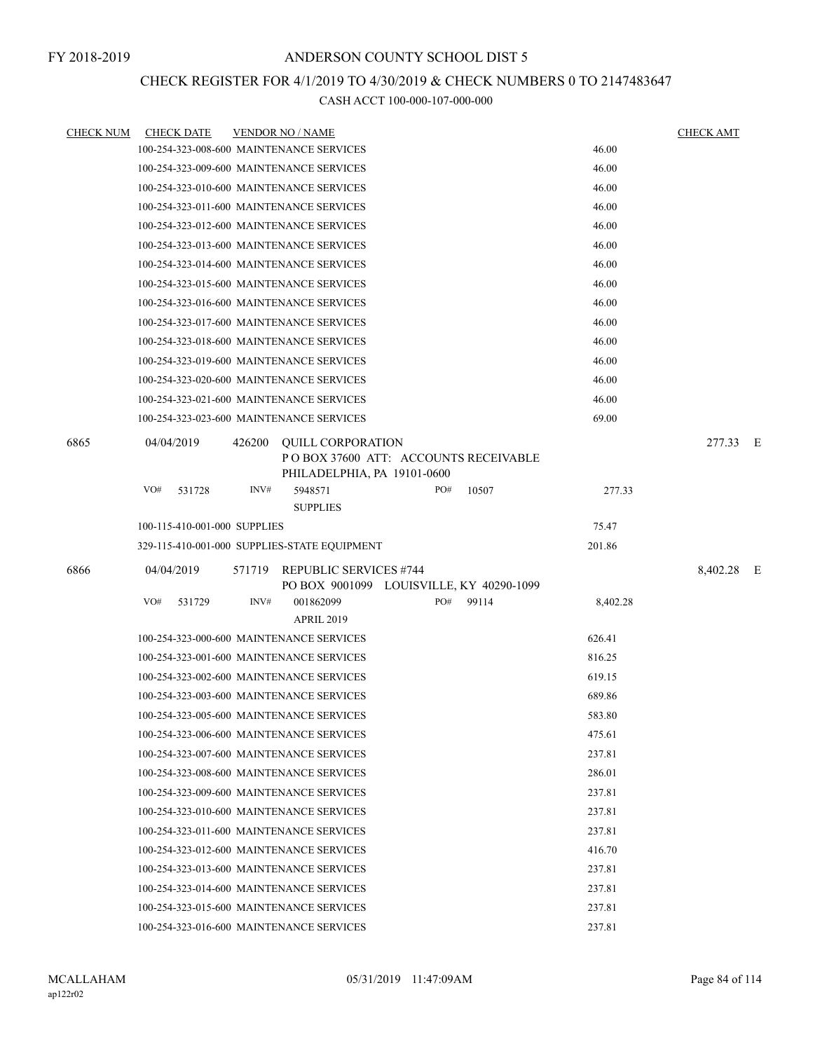FY 2018-2019

# ANDERSON COUNTY SCHOOL DIST 5

## CHECK REGISTER FOR 4/1/2019 TO 4/30/2019 & CHECK NUMBERS 0 TO 2147483647

CASH ACCT 100-000-107-000-000

| CHECK NUM | CHECK DATE | VENDOR NO / NAME | | CHECK AMT | |
|---|---|---|---|---|---|
| | | 100-254-323-008-600 MAINTENANCE SERVICES | 46.00 | | |
| | | 100-254-323-009-600 MAINTENANCE SERVICES | 46.00 | | |
| | | 100-254-323-010-600 MAINTENANCE SERVICES | 46.00 | | |
| | | 100-254-323-011-600 MAINTENANCE SERVICES | 46.00 | | |
| | | 100-254-323-012-600 MAINTENANCE SERVICES | 46.00 | | |
| | | 100-254-323-013-600 MAINTENANCE SERVICES | 46.00 | | |
| | | 100-254-323-014-600 MAINTENANCE SERVICES | 46.00 | | |
| | | 100-254-323-015-600 MAINTENANCE SERVICES | 46.00 | | |
| | | 100-254-323-016-600 MAINTENANCE SERVICES | 46.00 | | |
| | | 100-254-323-017-600 MAINTENANCE SERVICES | 46.00 | | |
| | | 100-254-323-018-600 MAINTENANCE SERVICES | 46.00 | | |
| | | 100-254-323-019-600 MAINTENANCE SERVICES | 46.00 | | |
| | | 100-254-323-020-600 MAINTENANCE SERVICES | 46.00 | | |
| | | 100-254-323-021-600 MAINTENANCE SERVICES | 46.00 | | |
| | | 100-254-323-023-600 MAINTENANCE SERVICES | 69.00 | | |
| 6865 | 04/04/2019 | 426200 QUILL CORPORATION<br>P O BOX 37600 ATT: ACCOUNTS RECEIVABLE<br>PHILADELPHIA, PA 19101-0600 | | 277.33 | E |
| | | VO# 531728 INV# 5948571 PO# 10507<br>SUPPLIES | 277.33 | | |
| | | 100-115-410-001-000 SUPPLIES | 75.47 | | |
| | | 329-115-410-001-000 SUPPLIES-STATE EQUIPMENT | 201.86 | | |
| 6866 | 04/04/2019 | 571719 REPUBLIC SERVICES #744<br>PO BOX 9001099 LOUISVILLE, KY 40290-1099 | | 8,402.28 | E |
| | | VO# 531729 INV# 001862099 PO# 99114<br>APRIL 2019 | 8,402.28 | | |
| | | 100-254-323-000-600 MAINTENANCE SERVICES | 626.41 | | |
| | | 100-254-323-001-600 MAINTENANCE SERVICES | 816.25 | | |
| | | 100-254-323-002-600 MAINTENANCE SERVICES | 619.15 | | |
| | | 100-254-323-003-600 MAINTENANCE SERVICES | 689.86 | | |
| | | 100-254-323-005-600 MAINTENANCE SERVICES | 583.80 | | |
| | | 100-254-323-006-600 MAINTENANCE SERVICES | 475.61 | | |
| | | 100-254-323-007-600 MAINTENANCE SERVICES | 237.81 | | |
| | | 100-254-323-008-600 MAINTENANCE SERVICES | 286.01 | | |
| | | 100-254-323-009-600 MAINTENANCE SERVICES | 237.81 | | |
| | | 100-254-323-010-600 MAINTENANCE SERVICES | 237.81 | | |
| | | 100-254-323-011-600 MAINTENANCE SERVICES | 237.81 | | |
| | | 100-254-323-012-600 MAINTENANCE SERVICES | 416.70 | | |
| | | 100-254-323-013-600 MAINTENANCE SERVICES | 237.81 | | |
| | | 100-254-323-014-600 MAINTENANCE SERVICES | 237.81 | | |
| | | 100-254-323-015-600 MAINTENANCE SERVICES | 237.81 | | |
| | | 100-254-323-016-600 MAINTENANCE SERVICES | 237.81 | | |

MCALLAHAM
ap122r02

05/31/2019 11:47:09AM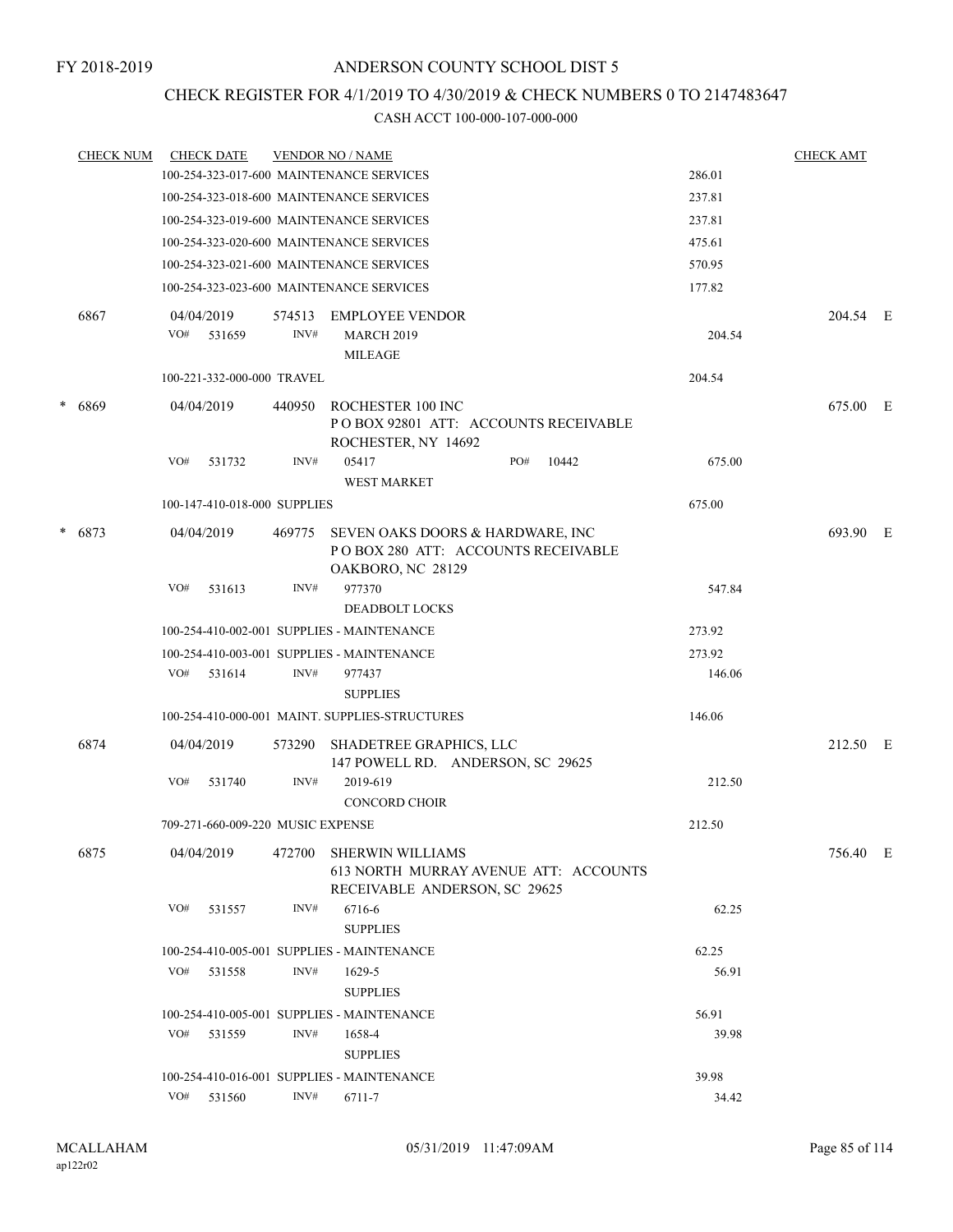FY 2018-2019

# ANDERSON COUNTY SCHOOL DIST 5

## CHECK REGISTER FOR 4/1/2019 TO 4/30/2019 & CHECK NUMBERS 0 TO 2147483647

CASH ACCT 100-000-107-000-000

| CHECK NUM | CHECK DATE | VENDOR NO / NAME | | CHECK AMT | |
|---|---|---|---|---|---|
| | 100-254-323-017-600 MAINTENANCE SERVICES | | 286.01 | | |
| | 100-254-323-018-600 MAINTENANCE SERVICES | | 237.81 | | |
| | 100-254-323-019-600 MAINTENANCE SERVICES | | 237.81 | | |
| | 100-254-323-020-600 MAINTENANCE SERVICES | | 475.61 | | |
| | 100-254-323-021-600 MAINTENANCE SERVICES | | 570.95 | | |
| | 100-254-323-023-600 MAINTENANCE SERVICES | | 177.82 | | |
| 6867 | 04/04/2019 | 574513 EMPLOYEE VENDOR | | 204.54 | E |
| | VO# 531659 | INV# MARCH 2019 MILEAGE | 204.54 | | |
| | 100-221-332-000-000 TRAVEL | | 204.54 | | |
| * 6869 | 04/04/2019 | 440950 ROCHESTER 100 INC P O BOX 92801 ATT: ACCOUNTS RECEIVABLE ROCHESTER, NY 14692 | | 675.00 | E |
| | VO# 531732 | INV# 05417 PO# 10442 WEST MARKET | 675.00 | | |
| | 100-147-410-018-000 SUPPLIES | | 675.00 | | |
| * 6873 | 04/04/2019 | 469775 SEVEN OAKS DOORS & HARDWARE, INC P O BOX 280 ATT: ACCOUNTS RECEIVABLE OAKBORO, NC 28129 | | 693.90 | E |
| | VO# 531613 | INV# 977370 DEADBOLT LOCKS | 547.84 | | |
| | 100-254-410-002-001 SUPPLIES - MAINTENANCE | | 273.92 | | |
| | 100-254-410-003-001 SUPPLIES - MAINTENANCE | | 273.92 | | |
| | VO# 531614 | INV# 977437 SUPPLIES | 146.06 | | |
| | 100-254-410-000-001 MAINT. SUPPLIES-STRUCTURES | | 146.06 | | |
| 6874 | 04/04/2019 | 573290 SHADETREE GRAPHICS, LLC 147 POWELL RD. ANDERSON, SC 29625 | | 212.50 | E |
| | VO# 531740 | INV# 2019-619 CONCORD CHOIR | 212.50 | | |
| | 709-271-660-009-220 MUSIC EXPENSE | | 212.50 | | |
| 6875 | 04/04/2019 | 472700 SHERWIN WILLIAMS 613 NORTH MURRAY AVENUE ATT: ACCOUNTS RECEIVABLE ANDERSON, SC 29625 | | 756.40 | E |
| | VO# 531557 | INV# 6716-6 SUPPLIES | 62.25 | | |
| | 100-254-410-005-001 SUPPLIES - MAINTENANCE | | 62.25 | | |
| | VO# 531558 | INV# 1629-5 SUPPLIES | 56.91 | | |
| | 100-254-410-005-001 SUPPLIES - MAINTENANCE | | 56.91 | | |
| | VO# 531559 | INV# 1658-4 SUPPLIES | 39.98 | | |
| | 100-254-410-016-001 SUPPLIES - MAINTENANCE | | 39.98 | | |
| | VO# 531560 | INV# 6711-7 | 34.42 | | |

MCALLAHAM
ap122r02

05/31/2019 11:47:09AM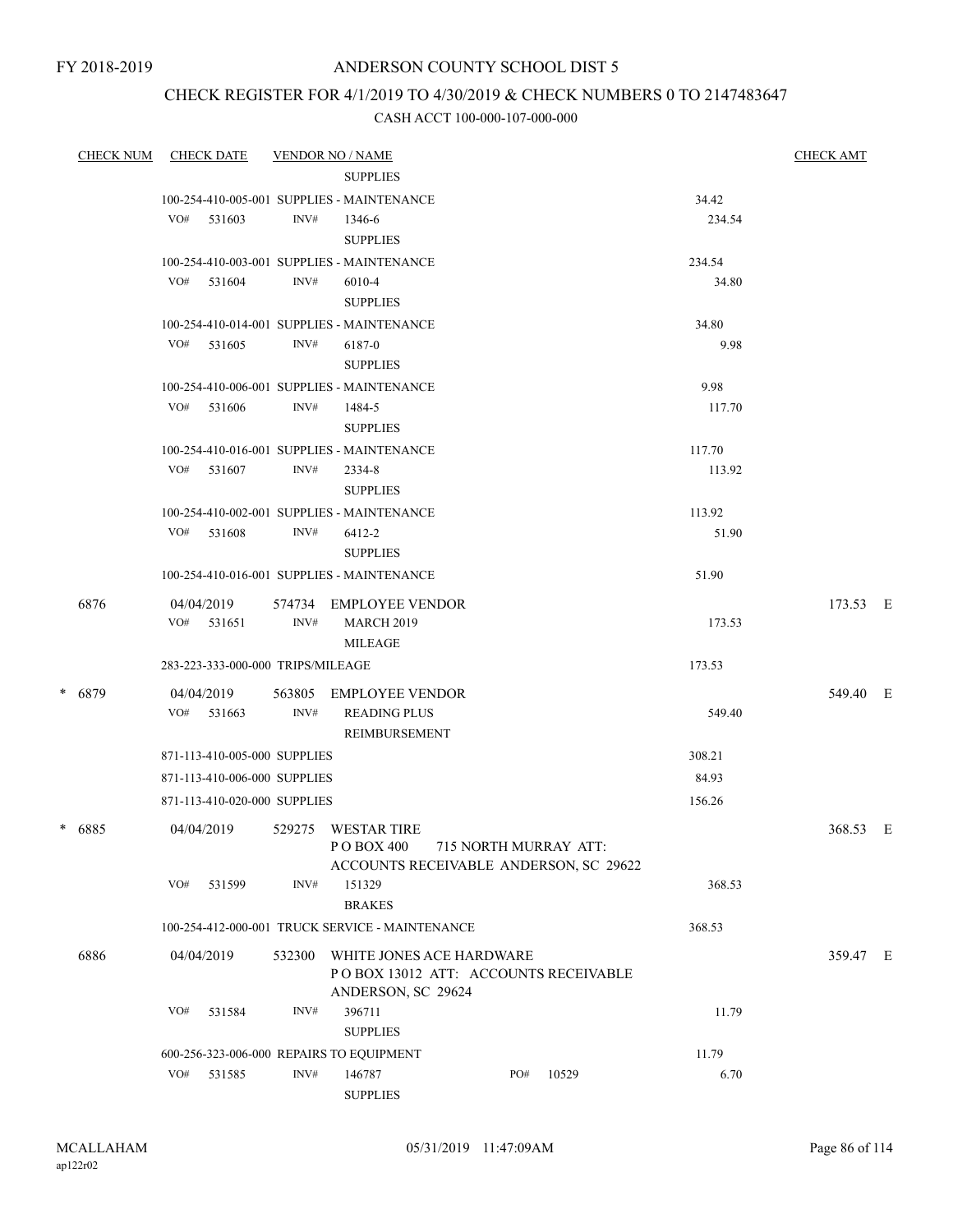FY 2018-2019

# ANDERSON COUNTY SCHOOL DIST 5

## CHECK REGISTER FOR 4/1/2019 TO 4/30/2019 & CHECK NUMBERS 0 TO 2147483647

### CASH ACCT 100-000-107-000-000

| CHECK NUM | CHECK DATE | VENDOR NO / NAME | | CHECK AMT |
|---|---|---|---|---|
| | | SUPPLIES | | |
| | 100-254-410-005-001 SUPPLIES - MAINTENANCE | | 34.42 | |
| | VO# 531603 | INV# 1346-6 SUPPLIES | 234.54 | |
| | 100-254-410-003-001 SUPPLIES - MAINTENANCE | | 234.54 | |
| | VO# 531604 | INV# 6010-4 SUPPLIES | 34.80 | |
| | 100-254-410-014-001 SUPPLIES - MAINTENANCE | | 34.80 | |
| | VO# 531605 | INV# 6187-0 SUPPLIES | 9.98 | |
| | 100-254-410-006-001 SUPPLIES - MAINTENANCE | | 9.98 | |
| | VO# 531606 | INV# 1484-5 SUPPLIES | 117.70 | |
| | 100-254-410-016-001 SUPPLIES - MAINTENANCE | | 117.70 | |
| | VO# 531607 | INV# 2334-8 SUPPLIES | 113.92 | |
| | 100-254-410-002-001 SUPPLIES - MAINTENANCE | | 113.92 | |
| | VO# 531608 | INV# 6412-2 SUPPLIES | 51.90 | |
| | 100-254-410-016-001 SUPPLIES - MAINTENANCE | | 51.90 | |
| 6876 | 04/04/2019 | 574734 EMPLOYEE VENDOR | | 173.53 E |
| | VO# 531651 | INV# MARCH 2019 MILEAGE | 173.53 | |
| | 283-223-333-000-000 TRIPS/MILEAGE | | 173.53 | |
| * 6879 | 04/04/2019 | 563805 EMPLOYEE VENDOR | | 549.40 E |
| | VO# 531663 | INV# READING PLUS REIMBURSEMENT | 549.40 | |
| | 871-113-410-005-000 SUPPLIES | | 308.21 | |
| | 871-113-410-006-000 SUPPLIES | | 84.93 | |
| | 871-113-410-020-000 SUPPLIES | | 156.26 | |
| * 6885 | 04/04/2019 | 529275 WESTAR TIRE P O BOX 400 715 NORTH MURRAY ATT: ACCOUNTS RECEIVABLE ANDERSON, SC 29622 | | 368.53 E |
| | VO# 531599 | INV# 151329 BRAKES | 368.53 | |
| | 100-254-412-000-001 TRUCK SERVICE - MAINTENANCE | | 368.53 | |
| 6886 | 04/04/2019 | 532300 WHITE JONES ACE HARDWARE P O BOX 13012 ATT: ACCOUNTS RECEIVABLE ANDERSON, SC 29624 | | 359.47 E |
| | VO# 531584 | INV# 396711 SUPPLIES | 11.79 | |
| | 600-256-323-006-000 REPAIRS TO EQUIPMENT | | 11.79 | |
| | VO# 531585 | INV# 146787 PO# 10529 SUPPLIES | 6.70 | |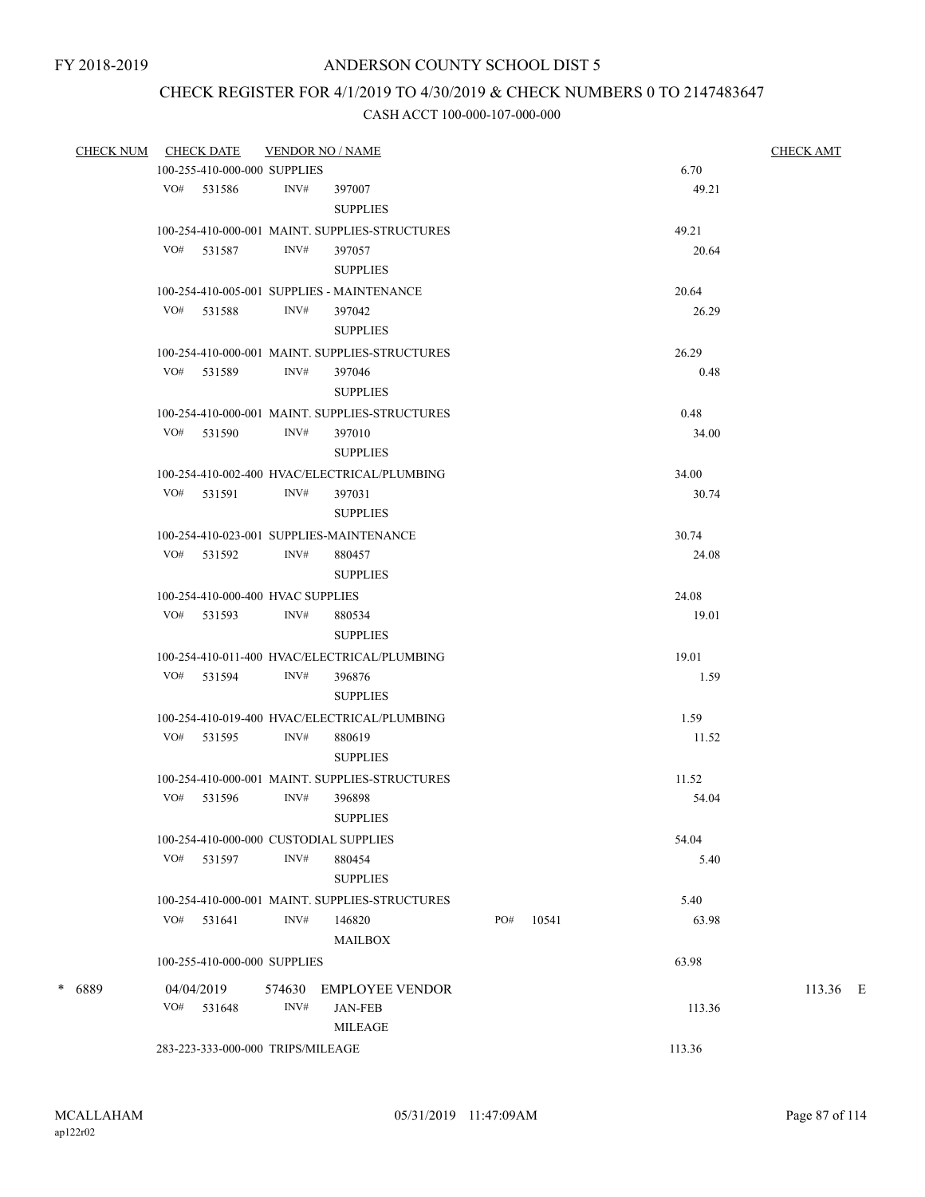FY 2018-2019

# ANDERSON COUNTY SCHOOL DIST 5

## CHECK REGISTER FOR 4/1/2019 TO 4/30/2019 & CHECK NUMBERS 0 TO 2147483647

### CASH ACCT 100-000-107-000-000

| CHECK NUM | CHECK DATE | VENDOR NO / NAME | | CHECK AMT |
|---|---|---|---|---|
| | 100-255-410-000-000 SUPPLIES | | 6.70 | |
| | VO# 531586 | INV# 397007 SUPPLIES | 49.21 | |
| | 100-254-410-000-001 MAINT. SUPPLIES-STRUCTURES | | 49.21 | |
| | VO# 531587 | INV# 397057 SUPPLIES | 20.64 | |
| | 100-254-410-005-001 SUPPLIES - MAINTENANCE | | 20.64 | |
| | VO# 531588 | INV# 397042 SUPPLIES | 26.29 | |
| | 100-254-410-000-001 MAINT. SUPPLIES-STRUCTURES | | 26.29 | |
| | VO# 531589 | INV# 397046 SUPPLIES | 0.48 | |
| | 100-254-410-000-001 MAINT. SUPPLIES-STRUCTURES | | 0.48 | |
| | VO# 531590 | INV# 397010 SUPPLIES | 34.00 | |
| | 100-254-410-002-400 HVAC/ELECTRICAL/PLUMBING | | 34.00 | |
| | VO# 531591 | INV# 397031 SUPPLIES | 30.74 | |
| | 100-254-410-023-001 SUPPLIES-MAINTENANCE | | 30.74 | |
| | VO# 531592 | INV# 880457 SUPPLIES | 24.08 | |
| | 100-254-410-000-400 HVAC SUPPLIES | | 24.08 | |
| | VO# 531593 | INV# 880534 SUPPLIES | 19.01 | |
| | 100-254-410-011-400 HVAC/ELECTRICAL/PLUMBING | | 19.01 | |
| | VO# 531594 | INV# 396876 SUPPLIES | 1.59 | |
| | 100-254-410-019-400 HVAC/ELECTRICAL/PLUMBING | | 1.59 | |
| | VO# 531595 | INV# 880619 SUPPLIES | 11.52 | |
| | 100-254-410-000-001 MAINT. SUPPLIES-STRUCTURES | | 11.52 | |
| | VO# 531596 | INV# 396898 SUPPLIES | 54.04 | |
| | 100-254-410-000-000 CUSTODIAL SUPPLIES | | 54.04 | |
| | VO# 531597 | INV# 880454 SUPPLIES | 5.40 | |
| | 100-254-410-000-001 MAINT. SUPPLIES-STRUCTURES | | 5.40 | |
| | VO# 531641 | INV# 146820 MAILBOX PO# 10541 | 63.98 | |
| | 100-255-410-000-000 SUPPLIES | | 63.98 | |
| * 6889 | 04/04/2019 | 574630 EMPLOYEE VENDOR | | 113.36 E |
| | VO# 531648 | INV# JAN-FEB MILEAGE | 113.36 | |
| | 283-223-333-000-000 TRIPS/MILEAGE | | 113.36 | |

MCALLAHAM
ap122r02

05/31/2019 11:47:09AM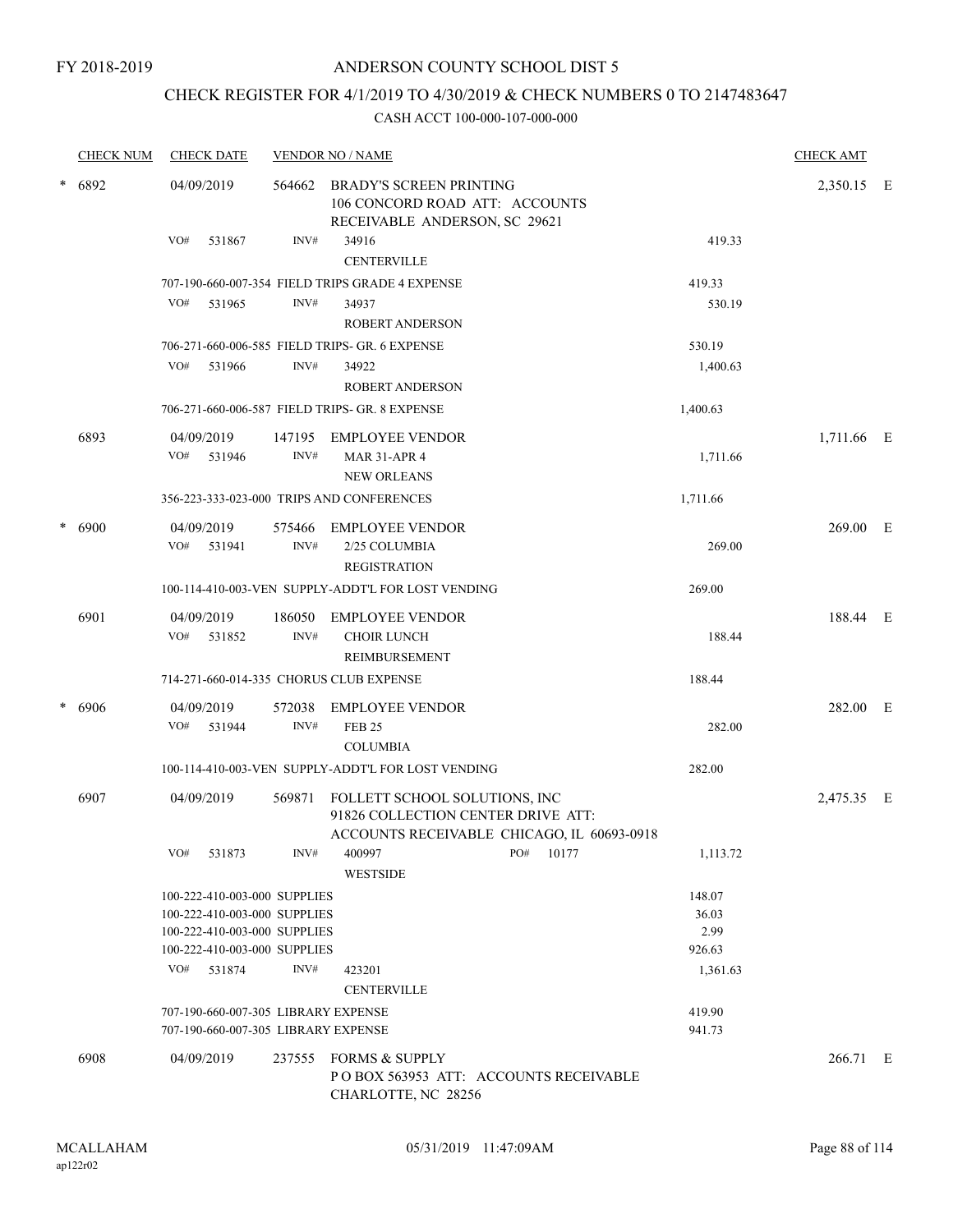FY 2018-2019

# ANDERSON COUNTY SCHOOL DIST 5

## CHECK REGISTER FOR 4/1/2019 TO 4/30/2019 & CHECK NUMBERS 0 TO 2147483647

### CASH ACCT 100-000-107-000-000

| CHECK NUM | CHECK DATE | VENDOR NO / NAME | | CHECK AMT | |
|---|---|---|---|---|---|
| * 6892 | 04/09/2019 | 564662 BRADY'S SCREEN PRINTING<br>106 CONCORD ROAD ATT: ACCOUNTS<br>RECEIVABLE ANDERSON, SC 29621 | | 2,350.15 | E |
| | VO# 531867 | INV# 34916<br>CENTERVILLE | 419.33 | | |
| | 707-190-660-007-354 FIELD TRIPS GRADE 4 EXPENSE | | 419.33 | | |
| | VO# 531965 | INV# 34937<br>ROBERT ANDERSON | 530.19 | | |
| | 706-271-660-006-585 FIELD TRIPS- GR. 6 EXPENSE | | 530.19 | | |
| | VO# 531966 | INV# 34922<br>ROBERT ANDERSON | 1,400.63 | | |
| | 706-271-660-006-587 FIELD TRIPS- GR. 8 EXPENSE | | 1,400.63 | | |
| 6893 | 04/09/2019 | 147195 EMPLOYEE VENDOR | | 1,711.66 | E |
| | VO# 531946 | INV# MAR 31-APR 4<br>NEW ORLEANS | 1,711.66 | | |
| | 356-223-333-023-000 TRIPS AND CONFERENCES | | 1,711.66 | | |
| * 6900 | 04/09/2019 | 575466 EMPLOYEE VENDOR | | 269.00 | E |
| | VO# 531941 | INV# 2/25 COLUMBIA<br>REGISTRATION | 269.00 | | |
| | 100-114-410-003-VEN SUPPLY-ADDT'L FOR LOST VENDING | | 269.00 | | |
| 6901 | 04/09/2019 | 186050 EMPLOYEE VENDOR | | 188.44 | E |
| | VO# 531852 | INV# CHOIR LUNCH<br>REIMBURSEMENT | 188.44 | | |
| | 714-271-660-014-335 CHORUS CLUB EXPENSE | | 188.44 | | |
| * 6906 | 04/09/2019 | 572038 EMPLOYEE VENDOR | | 282.00 | E |
| | VO# 531944 | INV# FEB 25<br>COLUMBIA | 282.00 | | |
| | 100-114-410-003-VEN SUPPLY-ADDT'L FOR LOST VENDING | | 282.00 | | |
| 6907 | 04/09/2019 | 569871 FOLLETT SCHOOL SOLUTIONS, INC<br>91826 COLLECTION CENTER DRIVE ATT:<br>ACCOUNTS RECEIVABLE CHICAGO, IL 60693-0918 | | 2,475.35 | E |
| | VO# 531873 | INV# 400997 PO# 10177<br>WESTSIDE | 1,113.72 | | |
| | 100-222-410-003-000 SUPPLIES | | 148.07 | | |
| | 100-222-410-003-000 SUPPLIES | | 36.03 | | |
| | 100-222-410-003-000 SUPPLIES | | 2.99 | | |
| | 100-222-410-003-000 SUPPLIES | | 926.63 | | |
| | VO# 531874 | INV# 423201<br>CENTERVILLE | 1,361.63 | | |
| | 707-190-660-007-305 LIBRARY EXPENSE | | 419.90 | | |
| | 707-190-660-007-305 LIBRARY EXPENSE | | 941.73 | | |
| 6908 | 04/09/2019 | 237555 FORMS & SUPPLY<br>P O BOX 563953 ATT: ACCOUNTS RECEIVABLE<br>CHARLOTTE, NC 28256 | | 266.71 | E |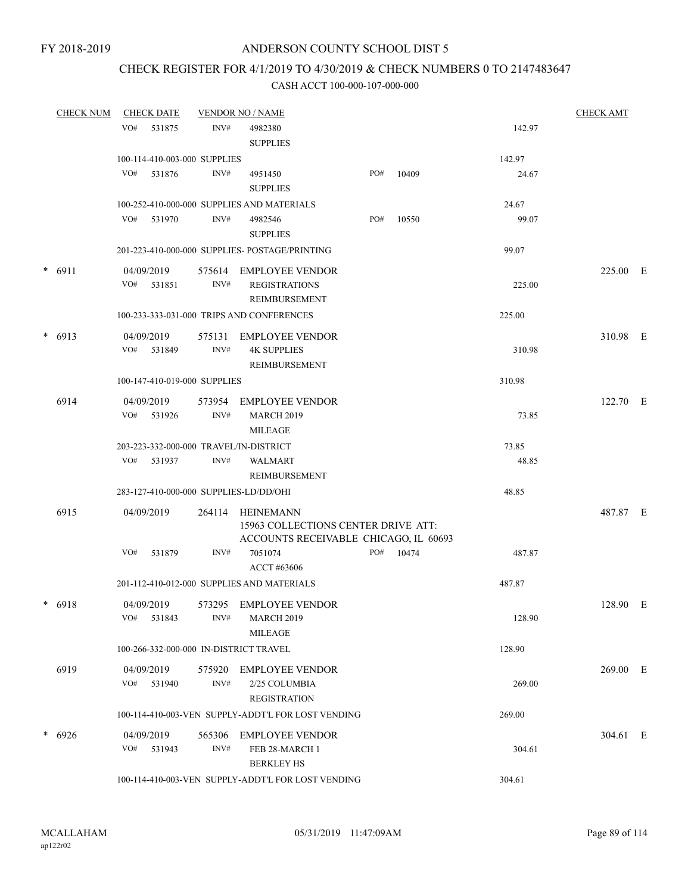FY 2018-2019

# ANDERSON COUNTY SCHOOL DIST 5

## CHECK REGISTER FOR 4/1/2019 TO 4/30/2019 & CHECK NUMBERS 0 TO 2147483647

### CASH ACCT 100-000-107-000-000

| CHECK NUM | CHECK DATE | VENDOR NO / NAME | | | CHECK AMT |
|---|---|---|---|---|---|
| | VO# 531875 | INV# 4982380 SUPPLIES | | 142.97 | |
| | 100-114-410-003-000 SUPPLIES | | | 142.97 | |
| | VO# 531876 | INV# 4951450 SUPPLIES | PO# 10409 | 24.67 | |
| | 100-252-410-000-000 SUPPLIES AND MATERIALS | | | 24.67 | |
| | VO# 531970 | INV# 4982546 SUPPLIES | PO# 10550 | 99.07 | |
| | 201-223-410-000-000 SUPPLIES- POSTAGE/PRINTING | | | 99.07 | |
| * 6911 | 04/09/2019 | 575614 EMPLOYEE VENDOR | | | 225.00 E |
| | VO# 531851 | INV# REGISTRATIONS REIMBURSEMENT | | 225.00 | |
| | 100-233-333-031-000 TRIPS AND CONFERENCES | | | 225.00 | |
| * 6913 | 04/09/2019 | 575131 EMPLOYEE VENDOR | | | 310.98 E |
| | VO# 531849 | INV# 4K SUPPLIES REIMBURSEMENT | | 310.98 | |
| | 100-147-410-019-000 SUPPLIES | | | 310.98 | |
| 6914 | 04/09/2019 | 573954 EMPLOYEE VENDOR | | | 122.70 E |
| | VO# 531926 | INV# MARCH 2019 MILEAGE | | 73.85 | |
| | 203-223-332-000-000 TRAVEL/IN-DISTRICT | | | 73.85 | |
| | VO# 531937 | INV# WALMART REIMBURSEMENT | | 48.85 | |
| | 283-127-410-000-000 SUPPLIES-LD/DD/OHI | | | 48.85 | |
| 6915 | 04/09/2019 | 264114 HEINEMANN 15963 COLLECTIONS CENTER DRIVE ATT: ACCOUNTS RECEIVABLE CHICAGO, IL 60693 | | | 487.87 E |
| | VO# 531879 | INV# 7051074 ACCT #63606 | PO# 10474 | 487.87 | |
| | 201-112-410-012-000 SUPPLIES AND MATERIALS | | | 487.87 | |
| * 6918 | 04/09/2019 | 573295 EMPLOYEE VENDOR | | | 128.90 E |
| | VO# 531843 | INV# MARCH 2019 MILEAGE | | 128.90 | |
| | 100-266-332-000-000 IN-DISTRICT TRAVEL | | | 128.90 | |
| 6919 | 04/09/2019 | 575920 EMPLOYEE VENDOR | | | 269.00 E |
| | VO# 531940 | INV# 2/25 COLUMBIA REGISTRATION | | 269.00 | |
| | 100-114-410-003-VEN SUPPLY-ADDT'L FOR LOST VENDING | | | 269.00 | |
| * 6926 | 04/09/2019 | 565306 EMPLOYEE VENDOR | | | 304.61 E |
| | VO# 531943 | INV# FEB 28-MARCH 1 BERKLEY HS | | 304.61 | |
| | 100-114-410-003-VEN SUPPLY-ADDT'L FOR LOST VENDING | | | 304.61 | |

MCALLAHAM
ap122r02

05/31/2019 11:47:09AM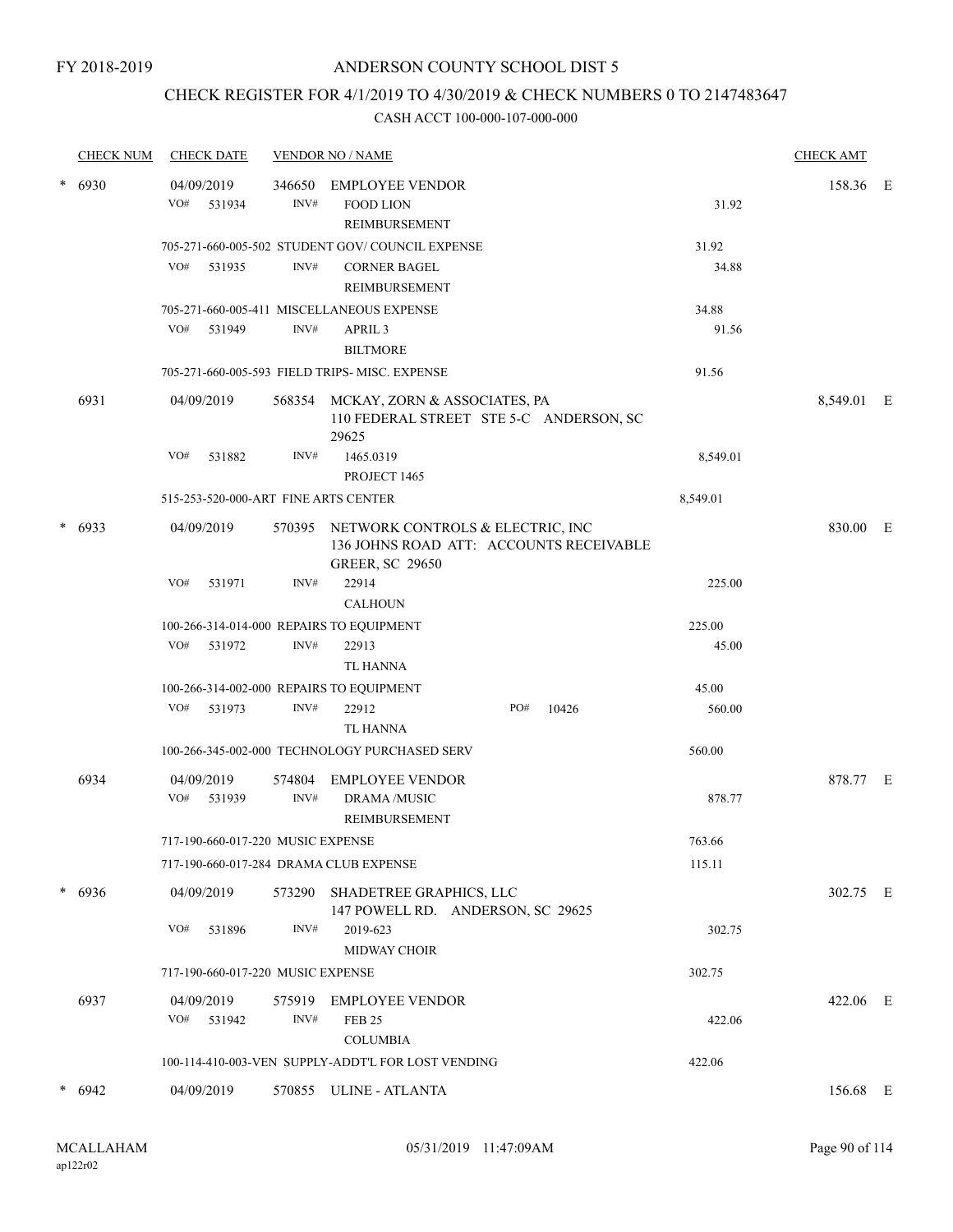FY 2018-2019

# ANDERSON COUNTY SCHOOL DIST 5

## CHECK REGISTER FOR 4/1/2019 TO 4/30/2019 & CHECK NUMBERS 0 TO 2147483647

### CASH ACCT 100-000-107-000-000

| CHECK NUM | CHECK DATE | VENDOR NO / NAME | | CHECK AMT | |
|---|---|---|---|---|---|
| * 6930 | 04/09/2019 | 346650 EMPLOYEE VENDOR | | 158.36 | E |
| | VO# 531934 | INV# FOOD LION REIMBURSEMENT | 31.92 | | |
| | | 705-271-660-005-502 STUDENT GOV/ COUNCIL EXPENSE | 31.92 | | |
| | VO# 531935 | INV# CORNER BAGEL REIMBURSEMENT | 34.88 | | |
| | | 705-271-660-005-411 MISCELLANEOUS EXPENSE | 34.88 | | |
| | VO# 531949 | INV# APRIL 3 BILTMORE | 91.56 | | |
| | | 705-271-660-005-593 FIELD TRIPS- MISC. EXPENSE | 91.56 | | |
| 6931 | 04/09/2019 | 568354 MCKAY, ZORN & ASSOCIATES, PA 110 FEDERAL STREET STE 5-C ANDERSON, SC 29625 | | 8,549.01 | E |
| | VO# 531882 | INV# 1465.0319 PROJECT 1465 | 8,549.01 | | |
| | | 515-253-520-000-ART FINE ARTS CENTER | 8,549.01 | | |
| * 6933 | 04/09/2019 | 570395 NETWORK CONTROLS & ELECTRIC, INC 136 JOHNS ROAD ATT: ACCOUNTS RECEIVABLE GREER, SC 29650 | | 830.00 | E |
| | VO# 531971 | INV# 22914 CALHOUN | 225.00 | | |
| | | 100-266-314-014-000 REPAIRS TO EQUIPMENT | 225.00 | | |
| | VO# 531972 | INV# 22913 TL HANNA | 45.00 | | |
| | | 100-266-314-002-000 REPAIRS TO EQUIPMENT | 45.00 | | |
| | VO# 531973 | INV# 22912 PO# 10426 TL HANNA | 560.00 | | |
| | | 100-266-345-002-000 TECHNOLOGY PURCHASED SERV | 560.00 | | |
| 6934 | 04/09/2019 | 574804 EMPLOYEE VENDOR | | 878.77 | E |
| | VO# 531939 | INV# DRAMA /MUSIC REIMBURSEMENT | 878.77 | | |
| | | 717-190-660-017-220 MUSIC EXPENSE | 763.66 | | |
| | | 717-190-660-017-284 DRAMA CLUB EXPENSE | 115.11 | | |
| * 6936 | 04/09/2019 | 573290 SHADETREE GRAPHICS, LLC 147 POWELL RD. ANDERSON, SC 29625 | | 302.75 | E |
| | VO# 531896 | INV# 2019-623 MIDWAY CHOIR | 302.75 | | |
| | | 717-190-660-017-220 MUSIC EXPENSE | 302.75 | | |
| 6937 | 04/09/2019 | 575919 EMPLOYEE VENDOR | | 422.06 | E |
| | VO# 531942 | INV# FEB 25 COLUMBIA | 422.06 | | |
| | | 100-114-410-003-VEN SUPPLY-ADDT'L FOR LOST VENDING | 422.06 | | |
| * 6942 | 04/09/2019 | 570855 ULINE - ATLANTA | | 156.68 | E |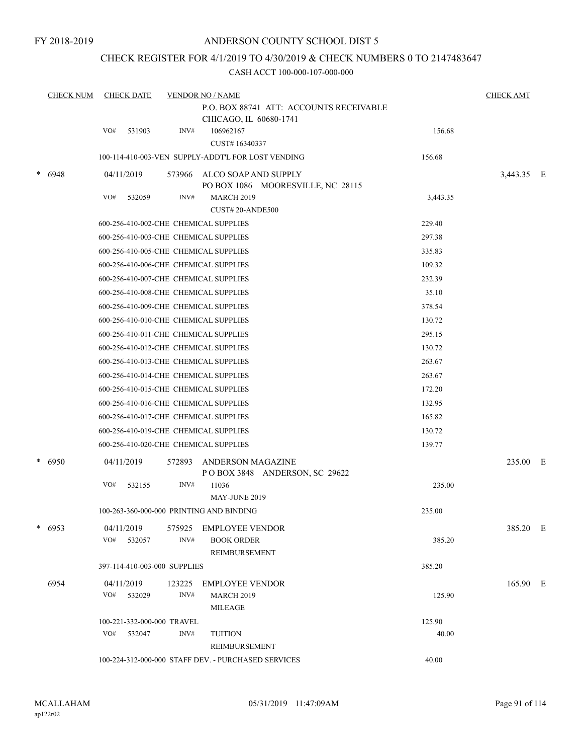FY 2018-2019

# ANDERSON COUNTY SCHOOL DIST 5

## CHECK REGISTER FOR 4/1/2019 TO 4/30/2019 & CHECK NUMBERS 0 TO 2147483647

CASH ACCT 100-000-107-000-000

| CHECK NUM | CHECK DATE | VENDOR NO / NAME | | CHECK AMT |
|---|---|---|---|---|
| | | P.O. BOX 88741 ATT: ACCOUNTS RECEIVABLE CHICAGO, IL 60680-1741 | | |
| | VO# 531903 | INV# 106962167 CUST# 16340337 | 156.68 | |
| | | 100-114-410-003-VEN SUPPLY-ADDT'L FOR LOST VENDING | 156.68 | |
| * 6948 | 04/11/2019 | 573966 ALCO SOAP AND SUPPLY PO BOX 1086 MOORESVILLE, NC 28115 | | 3,443.35 E |
| | VO# 532059 | INV# MARCH 2019 CUST# 20-ANDE500 | 3,443.35 | |
| | | 600-256-410-002-CHE CHEMICAL SUPPLIES | 229.40 | |
| | | 600-256-410-003-CHE CHEMICAL SUPPLIES | 297.38 | |
| | | 600-256-410-005-CHE CHEMICAL SUPPLIES | 335.83 | |
| | | 600-256-410-006-CHE CHEMICAL SUPPLIES | 109.32 | |
| | | 600-256-410-007-CHE CHEMICAL SUPPLIES | 232.39 | |
| | | 600-256-410-008-CHE CHEMICAL SUPPLIES | 35.10 | |
| | | 600-256-410-009-CHE CHEMICAL SUPPLIES | 378.54 | |
| | | 600-256-410-010-CHE CHEMICAL SUPPLIES | 130.72 | |
| | | 600-256-410-011-CHE CHEMICAL SUPPLIES | 295.15 | |
| | | 600-256-410-012-CHE CHEMICAL SUPPLIES | 130.72 | |
| | | 600-256-410-013-CHE CHEMICAL SUPPLIES | 263.67 | |
| | | 600-256-410-014-CHE CHEMICAL SUPPLIES | 263.67 | |
| | | 600-256-410-015-CHE CHEMICAL SUPPLIES | 172.20 | |
| | | 600-256-410-016-CHE CHEMICAL SUPPLIES | 132.95 | |
| | | 600-256-410-017-CHE CHEMICAL SUPPLIES | 165.82 | |
| | | 600-256-410-019-CHE CHEMICAL SUPPLIES | 130.72 | |
| | | 600-256-410-020-CHE CHEMICAL SUPPLIES | 139.77 | |
| * 6950 | 04/11/2019 | 572893 ANDERSON MAGAZINE P O BOX 3848 ANDERSON, SC 29622 | | 235.00 E |
| | VO# 532155 | INV# 11036 MAY-JUNE 2019 | 235.00 | |
| | | 100-263-360-000-000 PRINTING AND BINDING | 235.00 | |
| * 6953 | 04/11/2019 | 575925 EMPLOYEE VENDOR | | 385.20 E |
| | VO# 532057 | INV# BOOK ORDER REIMBURSEMENT | 385.20 | |
| | | 397-114-410-003-000 SUPPLIES | 385.20 | |
| 6954 | 04/11/2019 | 123225 EMPLOYEE VENDOR | | 165.90 E |
| | VO# 532029 | INV# MARCH 2019 MILEAGE | 125.90 | |
| | | 100-221-332-000-000 TRAVEL | 125.90 | |
| | VO# 532047 | INV# TUITION REIMBURSEMENT | 40.00 | |
| | | 100-224-312-000-000 STAFF DEV. - PURCHASED SERVICES | 40.00 | |

MCALLAHAM ap122r02 05/31/2019 11:47:09AM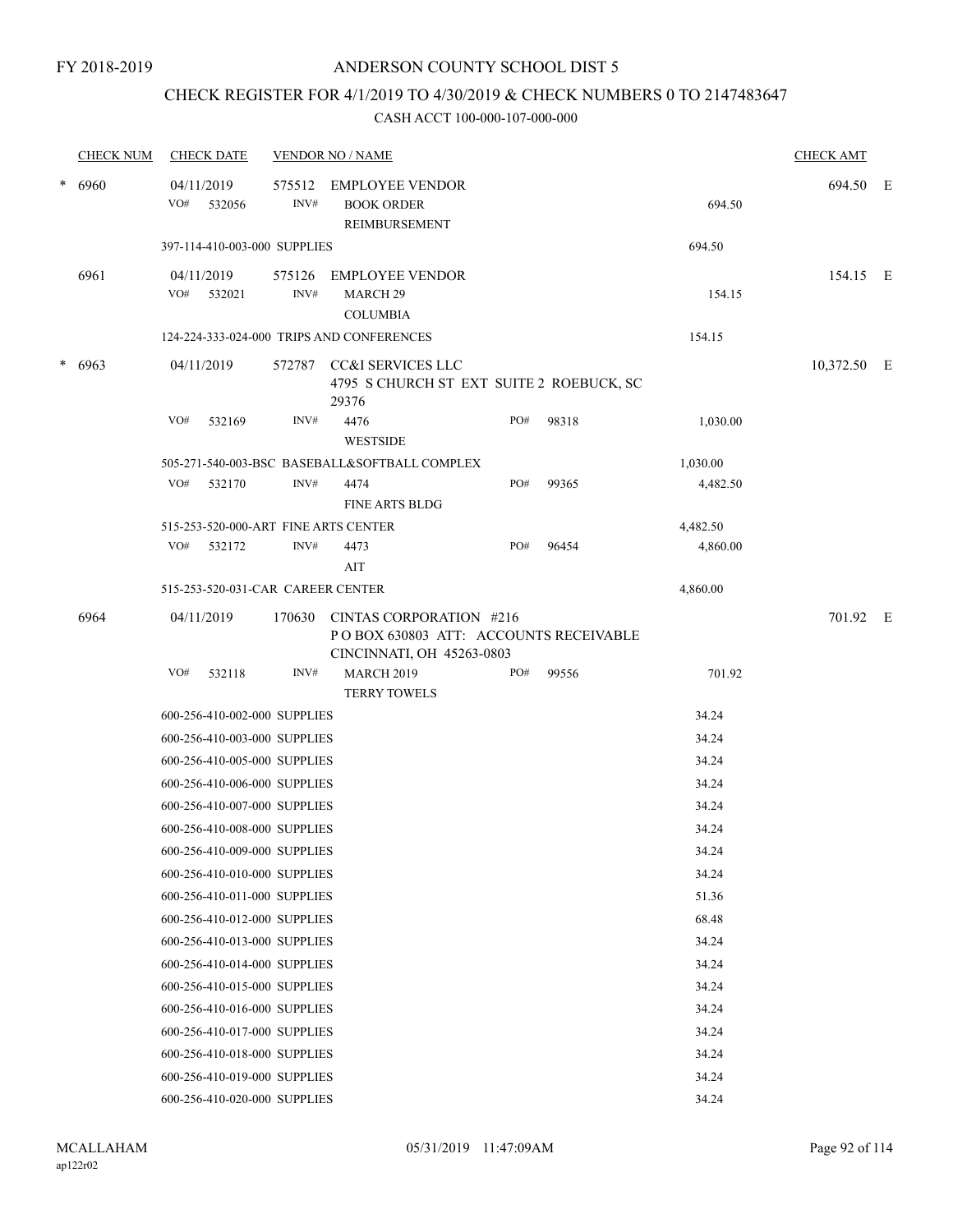FY 2018-2019

# ANDERSON COUNTY SCHOOL DIST 5

## CHECK REGISTER FOR 4/1/2019 TO 4/30/2019 & CHECK NUMBERS 0 TO 2147483647

### CASH ACCT 100-000-107-000-000

| CHECK NUM | CHECK DATE | VENDOR NO / NAME | | | | CHECK AMT | |
|---|---|---|---|---|---|---|---|
| * 6960 | 04/11/2019 | 575512 EMPLOYEE VENDOR | | | | 694.50 | E |
| | VO# 532056 | INV# BOOK ORDER REIMBURSEMENT | | | 694.50 | | |
| | 397-114-410-003-000 SUPPLIES | | | | 694.50 | | |
| 6961 | 04/11/2019 | 575126 EMPLOYEE VENDOR | | | | 154.15 | E |
| | VO# 532021 | INV# MARCH 29 COLUMBIA | | | 154.15 | | |
| | 124-224-333-024-000 TRIPS AND CONFERENCES | | | | 154.15 | | |
| * 6963 | 04/11/2019 | 572787 CC&I SERVICES LLC 4795 S CHURCH ST EXT SUITE 2 ROEBUCK, SC 29376 | | | | 10,372.50 | E |
| | VO# 532169 | INV# 4476 WESTSIDE | PO# | 98318 | 1,030.00 | | |
| | 505-271-540-003-BSC BASEBALL&SOFTBALL COMPLEX | | | | 1,030.00 | | |
| | VO# 532170 | INV# 4474 FINE ARTS BLDG | PO# | 99365 | 4,482.50 | | |
| | 515-253-520-000-ART FINE ARTS CENTER | | | | 4,482.50 | | |
| | VO# 532172 | INV# 4473 AIT | PO# | 96454 | 4,860.00 | | |
| | 515-253-520-031-CAR CAREER CENTER | | | | 4,860.00 | | |
| 6964 | 04/11/2019 | 170630 CINTAS CORPORATION #216 P O BOX 630803 ATT: ACCOUNTS RECEIVABLE CINCINNATI, OH 45263-0803 | | | | 701.92 | E |
| | VO# 532118 | INV# MARCH 2019 TERRY TOWELS | PO# | 99556 | 701.92 | | |
| | 600-256-410-002-000 SUPPLIES | | | | 34.24 | | |
| | 600-256-410-003-000 SUPPLIES | | | | 34.24 | | |
| | 600-256-410-005-000 SUPPLIES | | | | 34.24 | | |
| | 600-256-410-006-000 SUPPLIES | | | | 34.24 | | |
| | 600-256-410-007-000 SUPPLIES | | | | 34.24 | | |
| | 600-256-410-008-000 SUPPLIES | | | | 34.24 | | |
| | 600-256-410-009-000 SUPPLIES | | | | 34.24 | | |
| | 600-256-410-010-000 SUPPLIES | | | | 34.24 | | |
| | 600-256-410-011-000 SUPPLIES | | | | 51.36 | | |
| | 600-256-410-012-000 SUPPLIES | | | | 68.48 | | |
| | 600-256-410-013-000 SUPPLIES | | | | 34.24 | | |
| | 600-256-410-014-000 SUPPLIES | | | | 34.24 | | |
| | 600-256-410-015-000 SUPPLIES | | | | 34.24 | | |
| | 600-256-410-016-000 SUPPLIES | | | | 34.24 | | |
| | 600-256-410-017-000 SUPPLIES | | | | 34.24 | | |
| | 600-256-410-018-000 SUPPLIES | | | | 34.24 | | |
| | 600-256-410-019-000 SUPPLIES | | | | 34.24 | | |
| | 600-256-410-020-000 SUPPLIES | | | | 34.24 | | |

MCALLAHAM
ap122r02

05/31/2019 11:47:09AM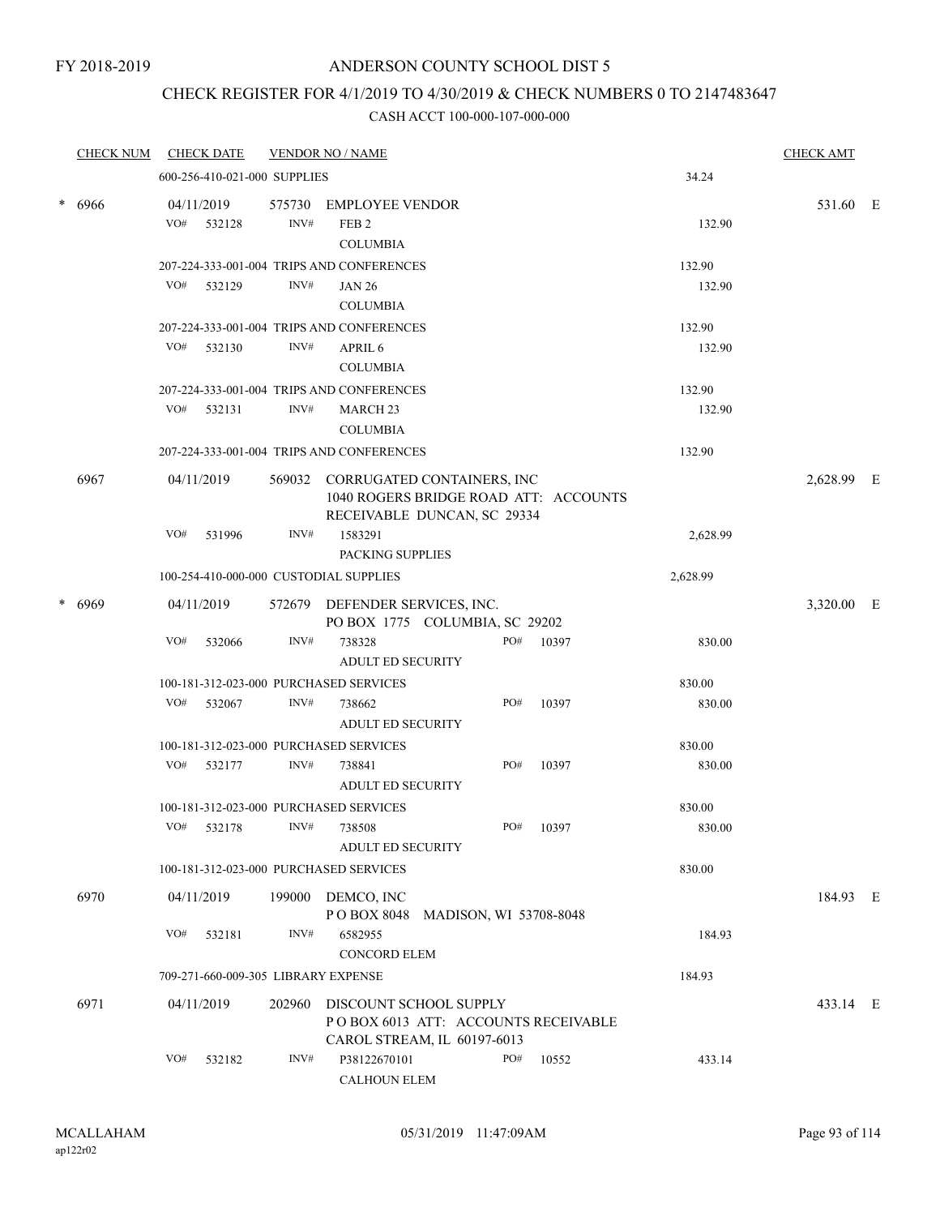FY 2018-2019

# ANDERSON COUNTY SCHOOL DIST 5

## CHECK REGISTER FOR 4/1/2019 TO 4/30/2019 & CHECK NUMBERS 0 TO 2147483647

### CASH ACCT 100-000-107-000-000

| CHECK NUM | CHECK DATE | VENDOR NO / NAME | | CHECK AMT |
|---|---|---|---|---|
| | 600-256-410-021-000 SUPPLIES | | 34.24 | |
| * 6966 | 04/11/2019 | 575730 EMPLOYEE VENDOR | | 531.60 E |
| | VO# 532128 | INV# FEB 2 COLUMBIA | 132.90 | |
| | 207-224-333-001-004 TRIPS AND CONFERENCES | | 132.90 | |
| | VO# 532129 | INV# JAN 26 COLUMBIA | 132.90 | |
| | 207-224-333-001-004 TRIPS AND CONFERENCES | | 132.90 | |
| | VO# 532130 | INV# APRIL 6 COLUMBIA | 132.90 | |
| | 207-224-333-001-004 TRIPS AND CONFERENCES | | 132.90 | |
| | VO# 532131 | INV# MARCH 23 COLUMBIA | 132.90 | |
| | 207-224-333-001-004 TRIPS AND CONFERENCES | | 132.90 | |
| 6967 | 04/11/2019 | 569032 CORRUGATED CONTAINERS, INC 1040 ROGERS BRIDGE ROAD ATT: ACCOUNTS RECEIVABLE DUNCAN, SC 29334 | | 2,628.99 E |
| | VO# 531996 | INV# 1583291 PACKING SUPPLIES | 2,628.99 | |
| | 100-254-410-000-000 CUSTODIAL SUPPLIES | | 2,628.99 | |
| * 6969 | 04/11/2019 | 572679 DEFENDER SERVICES, INC. PO BOX 1775 COLUMBIA, SC 29202 | | 3,320.00 E |
| | VO# 532066 | INV# 738328 PO# 10397 ADULT ED SECURITY | 830.00 | |
| | 100-181-312-023-000 PURCHASED SERVICES | | 830.00 | |
| | VO# 532067 | INV# 738662 PO# 10397 ADULT ED SECURITY | 830.00 | |
| | 100-181-312-023-000 PURCHASED SERVICES | | 830.00 | |
| | VO# 532177 | INV# 738841 PO# 10397 ADULT ED SECURITY | 830.00 | |
| | 100-181-312-023-000 PURCHASED SERVICES | | 830.00 | |
| | VO# 532178 | INV# 738508 PO# 10397 ADULT ED SECURITY | 830.00 | |
| | 100-181-312-023-000 PURCHASED SERVICES | | 830.00 | |
| 6970 | 04/11/2019 | 199000 DEMCO, INC P O BOX 8048 MADISON, WI 53708-8048 | | 184.93 E |
| | VO# 532181 | INV# 6582955 CONCORD ELEM | 184.93 | |
| | 709-271-660-009-305 LIBRARY EXPENSE | | 184.93 | |
| 6971 | 04/11/2019 | 202960 DISCOUNT SCHOOL SUPPLY P O BOX 6013 ATT: ACCOUNTS RECEIVABLE CAROL STREAM, IL 60197-6013 | | 433.14 E |
| | VO# 532182 | INV# P38122670101 PO# 10552 CALHOUN ELEM | 433.14 | |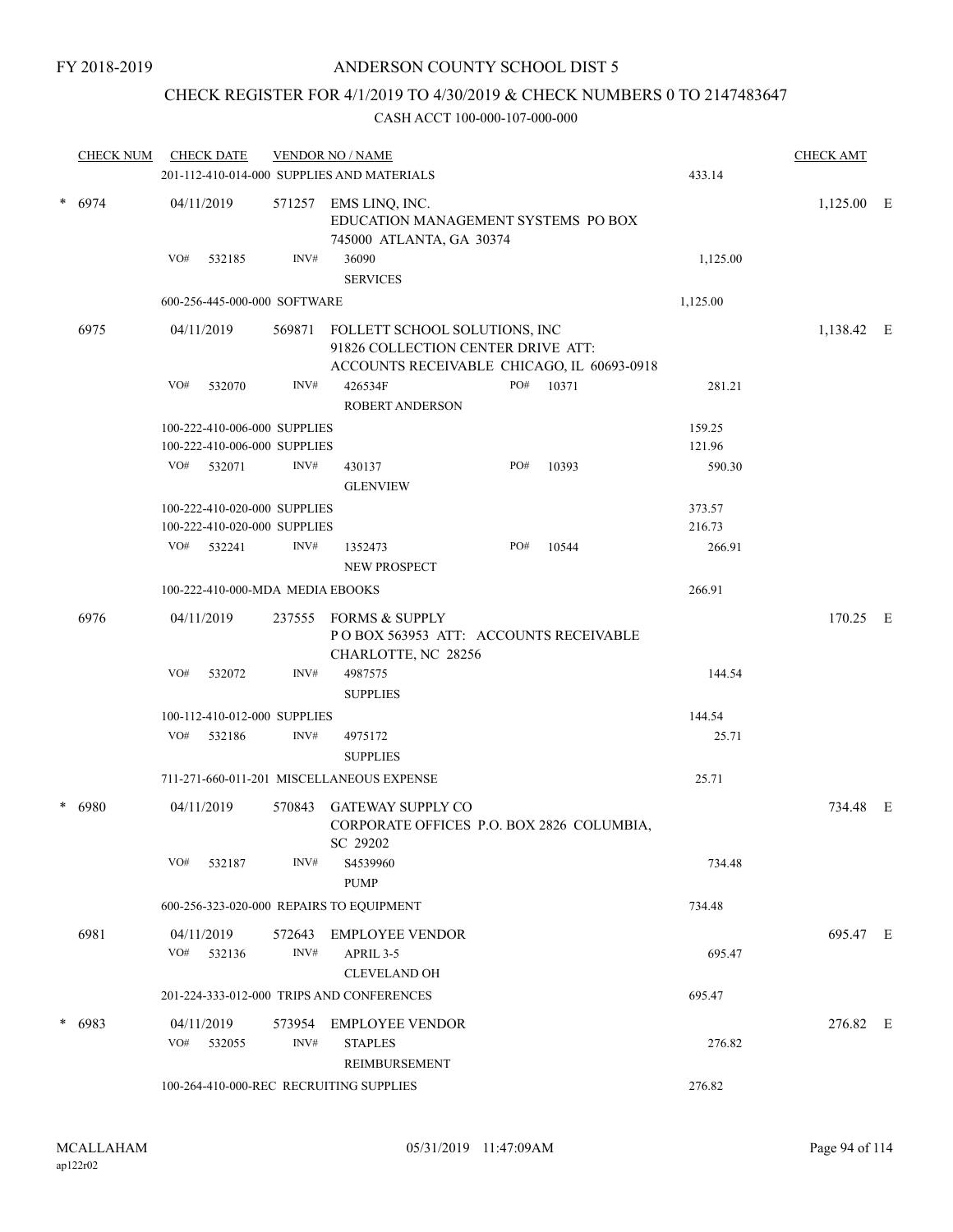FY 2018-2019

# ANDERSON COUNTY SCHOOL DIST 5

## CHECK REGISTER FOR 4/1/2019 TO 4/30/2019 & CHECK NUMBERS 0 TO 2147483647

### CASH ACCT 100-000-107-000-000

| CHECK NUM | CHECK DATE | VENDOR NO / NAME | | CHECK AMT | |
|---|---|---|---|---|---|
| | 201-112-410-014-000 SUPPLIES AND MATERIALS | | 433.14 | | |
| * 6974 | 04/11/2019 | 571257 EMS LINQ, INC. EDUCATION MANAGEMENT SYSTEMS PO BOX 745000 ATLANTA, GA 30374 | | 1,125.00 | E |
| | VO# 532185 | INV# 36090 SERVICES | 1,125.00 | | |
| | 600-256-445-000-000 SOFTWARE | | 1,125.00 | | |
| 6975 | 04/11/2019 | 569871 FOLLETT SCHOOL SOLUTIONS, INC 91826 COLLECTION CENTER DRIVE ATT: ACCOUNTS RECEIVABLE CHICAGO, IL 60693-0918 | | 1,138.42 | E |
| | VO# 532070 | INV# 426534F ROBERT ANDERSON PO# 10371 | 281.21 | | |
| | 100-222-410-006-000 SUPPLIES | | 159.25 | | |
| | 100-222-410-006-000 SUPPLIES | | 121.96 | | |
| | VO# 532071 | INV# 430137 GLENVIEW PO# 10393 | 590.30 | | |
| | 100-222-410-020-000 SUPPLIES | | 373.57 | | |
| | 100-222-410-020-000 SUPPLIES | | 216.73 | | |
| | VO# 532241 | INV# 1352473 NEW PROSPECT PO# 10544 | 266.91 | | |
| | 100-222-410-000-MDA MEDIA EBOOKS | | 266.91 | | |
| 6976 | 04/11/2019 | 237555 FORMS & SUPPLY P O BOX 563953 ATT: ACCOUNTS RECEIVABLE CHARLOTTE, NC 28256 | | 170.25 | E |
| | VO# 532072 | INV# 4987575 SUPPLIES | 144.54 | | |
| | 100-112-410-012-000 SUPPLIES | | 144.54 | | |
| | VO# 532186 | INV# 4975172 SUPPLIES | 25.71 | | |
| | 711-271-660-011-201 MISCELLANEOUS EXPENSE | | 25.71 | | |
| * 6980 | 04/11/2019 | 570843 GATEWAY SUPPLY CO CORPORATE OFFICES P.O. BOX 2826 COLUMBIA, SC 29202 | | 734.48 | E |
| | VO# 532187 | INV# S4539960 PUMP | 734.48 | | |
| | 600-256-323-020-000 REPAIRS TO EQUIPMENT | | 734.48 | | |
| 6981 | 04/11/2019 | 572643 EMPLOYEE VENDOR | | 695.47 | E |
| | VO# 532136 | INV# APRIL 3-5 CLEVELAND OH | 695.47 | | |
| | 201-224-333-012-000 TRIPS AND CONFERENCES | | 695.47 | | |
| * 6983 | 04/11/2019 | 573954 EMPLOYEE VENDOR | | 276.82 | E |
| | VO# 532055 | INV# STAPLES REIMBURSEMENT | 276.82 | | |
| | 100-264-410-000-REC RECRUITING SUPPLIES | | 276.82 | | |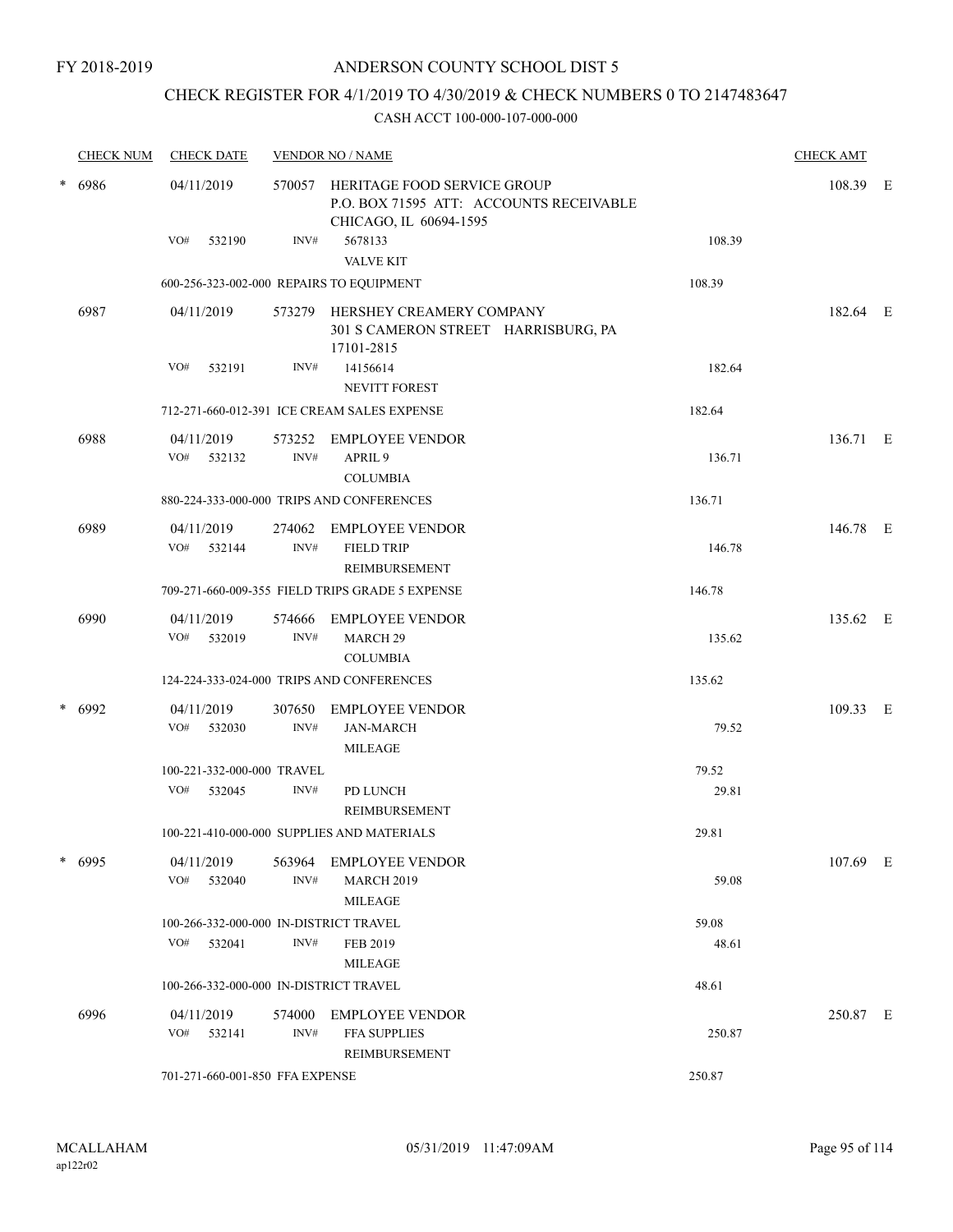FY 2018-2019

# ANDERSON COUNTY SCHOOL DIST 5

## CHECK REGISTER FOR 4/1/2019 TO 4/30/2019 & CHECK NUMBERS 0 TO 2147483647

### CASH ACCT 100-000-107-000-000

| CHECK NUM | CHECK DATE | VENDOR NO / NAME | | CHECK AMT | |
|---|---|---|---|---|---|
| * 6986 | 04/11/2019 | 570057 HERITAGE FOOD SERVICE GROUP<br>P.O. BOX 71595 ATT: ACCOUNTS RECEIVABLE<br>CHICAGO, IL 60694-1595 | | 108.39 | E |
| | VO# 532190 | INV# 5678133<br>VALVE KIT | 108.39 | | |
| | 600-256-323-002-000 REPAIRS TO EQUIPMENT | | 108.39 | | |
| 6987 | 04/11/2019 | 573279 HERSHEY CREAMERY COMPANY<br>301 S CAMERON STREET HARRISBURG, PA<br>17101-2815 | | 182.64 | E |
| | VO# 532191 | INV# 14156614<br>NEVITT FOREST | 182.64 | | |
| | 712-271-660-012-391 ICE CREAM SALES EXPENSE | | 182.64 | | |
| 6988 | 04/11/2019 | 573252 EMPLOYEE VENDOR | | 136.71 | E |
| | VO# 532132 | INV# APRIL 9<br>COLUMBIA | 136.71 | | |
| | 880-224-333-000-000 TRIPS AND CONFERENCES | | 136.71 | | |
| 6989 | 04/11/2019 | 274062 EMPLOYEE VENDOR | | 146.78 | E |
| | VO# 532144 | INV# FIELD TRIP<br>REIMBURSEMENT | 146.78 | | |
| | 709-271-660-009-355 FIELD TRIPS GRADE 5 EXPENSE | | 146.78 | | |
| 6990 | 04/11/2019 | 574666 EMPLOYEE VENDOR | | 135.62 | E |
| | VO# 532019 | INV# MARCH 29<br>COLUMBIA | 135.62 | | |
| | 124-224-333-024-000 TRIPS AND CONFERENCES | | 135.62 | | |
| * 6992 | 04/11/2019 | 307650 EMPLOYEE VENDOR | | 109.33 | E |
| | VO# 532030 | INV# JAN-MARCH<br>MILEAGE | 79.52 | | |
| | 100-221-332-000-000 TRAVEL | | 79.52 | | |
| | VO# 532045 | INV# PD LUNCH<br>REIMBURSEMENT | 29.81 | | |
| | 100-221-410-000-000 SUPPLIES AND MATERIALS | | 29.81 | | |
| * 6995 | 04/11/2019 | 563964 EMPLOYEE VENDOR | | 107.69 | E |
| | VO# 532040 | INV# MARCH 2019<br>MILEAGE | 59.08 | | |
| | 100-266-332-000-000 IN-DISTRICT TRAVEL | | 59.08 | | |
| | VO# 532041 | INV# FEB 2019<br>MILEAGE | 48.61 | | |
| | 100-266-332-000-000 IN-DISTRICT TRAVEL | | 48.61 | | |
| 6996 | 04/11/2019 | 574000 EMPLOYEE VENDOR | | 250.87 | E |
| | VO# 532141 | INV# FFA SUPPLIES<br>REIMBURSEMENT | 250.87 | | |
| | 701-271-660-001-850 FFA EXPENSE | | 250.87 | | |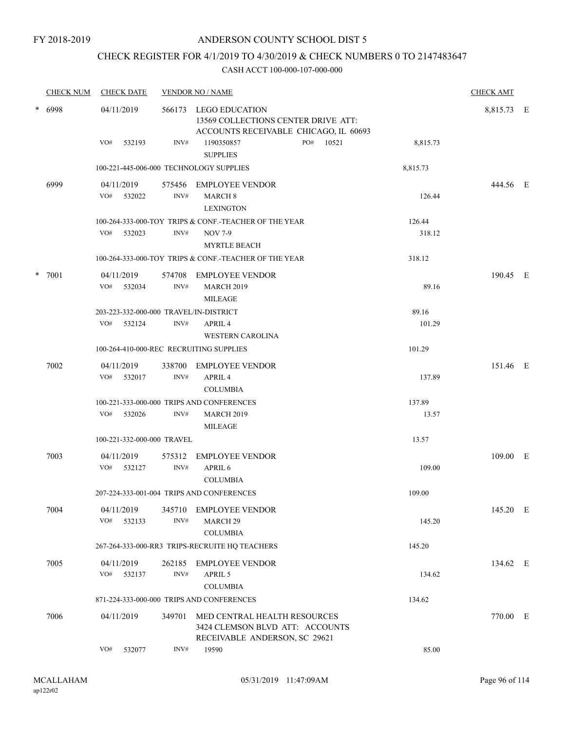FY 2018-2019

# ANDERSON COUNTY SCHOOL DIST 5

## CHECK REGISTER FOR 4/1/2019 TO 4/30/2019 & CHECK NUMBERS 0 TO 2147483647

### CASH ACCT 100-000-107-000-000

| CHECK NUM | CHECK DATE | VENDOR NO / NAME | | CHECK AMT | |
|---|---|---|---|---|---|
| * 6998 | 04/11/2019 | 566173 LEGO EDUCATION<br>13569 COLLECTIONS CENTER DRIVE ATT:<br>ACCOUNTS RECEIVABLE CHICAGO, IL 60693 | | 8,815.73 | E |
| | VO# 532193 | INV# 1190350857 PO# 10521<br>SUPPLIES | 8,815.73 | | |
| | | 100-221-445-006-000 TECHNOLOGY SUPPLIES | 8,815.73 | | |
| 6999 | 04/11/2019 | 575456 EMPLOYEE VENDOR | | 444.56 | E |
| | VO# 532022 | INV# MARCH 8<br>LEXINGTON | 126.44 | | |
| | | 100-264-333-000-TOY TRIPS & CONF.-TEACHER OF THE YEAR | 126.44 | | |
| | VO# 532023 | INV# NOV 7-9<br>MYRTLE BEACH | 318.12 | | |
| | | 100-264-333-000-TOY TRIPS & CONF.-TEACHER OF THE YEAR | 318.12 | | |
| * 7001 | 04/11/2019 | 574708 EMPLOYEE VENDOR | | 190.45 | E |
| | VO# 532034 | INV# MARCH 2019<br>MILEAGE | 89.16 | | |
| | | 203-223-332-000-000 TRAVEL/IN-DISTRICT | 89.16 | | |
| | VO# 532124 | INV# APRIL 4<br>WESTERN CAROLINA | 101.29 | | |
| | | 100-264-410-000-REC RECRUITING SUPPLIES | 101.29 | | |
| 7002 | 04/11/2019 | 338700 EMPLOYEE VENDOR | | 151.46 | E |
| | VO# 532017 | INV# APRIL 4<br>COLUMBIA | 137.89 | | |
| | | 100-221-333-000-000 TRIPS AND CONFERENCES | 137.89 | | |
| | VO# 532026 | INV# MARCH 2019<br>MILEAGE | 13.57 | | |
| | | 100-221-332-000-000 TRAVEL | 13.57 | | |
| 7003 | 04/11/2019 | 575312 EMPLOYEE VENDOR | | 109.00 | E |
| | VO# 532127 | INV# APRIL 6<br>COLUMBIA | 109.00 | | |
| | | 207-224-333-001-004 TRIPS AND CONFERENCES | 109.00 | | |
| 7004 | 04/11/2019 | 345710 EMPLOYEE VENDOR | | 145.20 | E |
| | VO# 532133 | INV# MARCH 29<br>COLUMBIA | 145.20 | | |
| | | 267-264-333-000-RR3 TRIPS-RECRUITE HQ TEACHERS | 145.20 | | |
| 7005 | 04/11/2019 | 262185 EMPLOYEE VENDOR | | 134.62 | E |
| | VO# 532137 | INV# APRIL 5<br>COLUMBIA | 134.62 | | |
| | | 871-224-333-000-000 TRIPS AND CONFERENCES | 134.62 | | |
| 7006 | 04/11/2019 | 349701 MED CENTRAL HEALTH RESOURCES<br>3424 CLEMSON BLVD ATT: ACCOUNTS<br>RECEIVABLE ANDERSON, SC 29621 | | 770.00 | E |
| | VO# 532077 | INV# 19590 | 85.00 | | |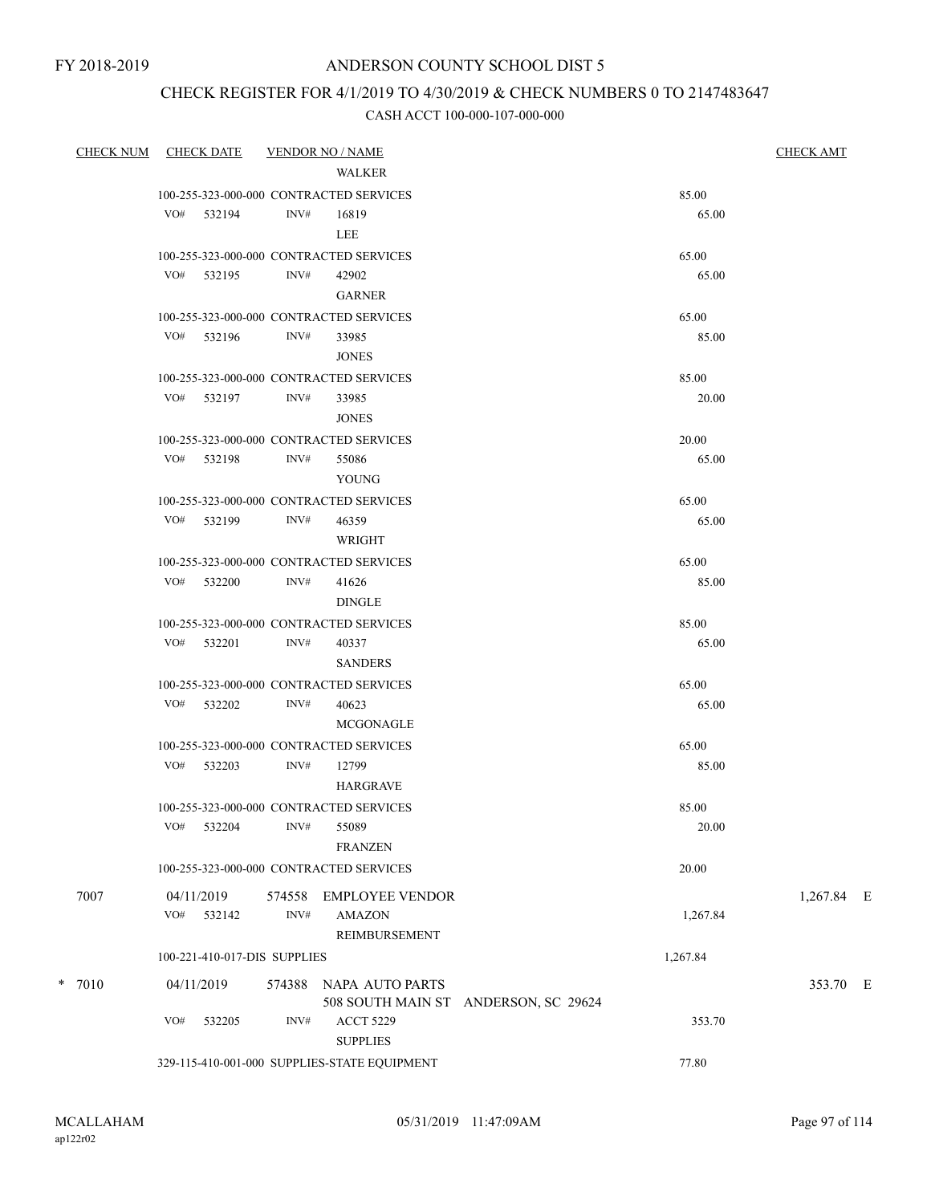FY 2018-2019

# ANDERSON COUNTY SCHOOL DIST 5

## CHECK REGISTER FOR 4/1/2019 TO 4/30/2019 & CHECK NUMBERS 0 TO 2147483647

### CASH ACCT 100-000-107-000-000

| CHECK NUM | CHECK DATE | VENDOR NO / NAME | | CHECK AMT |
|---|---|---|---|---|
| | | WALKER | | |
| | 100-255-323-000-000 CONTRACTED SERVICES | | 85.00 | |
| | VO# 532194 | INV# 16819 | 65.00 | |
| | | LEE | | |
| | 100-255-323-000-000 CONTRACTED SERVICES | | 65.00 | |
| | VO# 532195 | INV# 42902 | 65.00 | |
| | | GARNER | | |
| | 100-255-323-000-000 CONTRACTED SERVICES | | 65.00 | |
| | VO# 532196 | INV# 33985 | 85.00 | |
| | | JONES | | |
| | 100-255-323-000-000 CONTRACTED SERVICES | | 85.00 | |
| | VO# 532197 | INV# 33985 | 20.00 | |
| | | JONES | | |
| | 100-255-323-000-000 CONTRACTED SERVICES | | 20.00 | |
| | VO# 532198 | INV# 55086 | 65.00 | |
| | | YOUNG | | |
| | 100-255-323-000-000 CONTRACTED SERVICES | | 65.00 | |
| | VO# 532199 | INV# 46359 | 65.00 | |
| | | WRIGHT | | |
| | 100-255-323-000-000 CONTRACTED SERVICES | | 65.00 | |
| | VO# 532200 | INV# 41626 | 85.00 | |
| | | DINGLE | | |
| | 100-255-323-000-000 CONTRACTED SERVICES | | 85.00 | |
| | VO# 532201 | INV# 40337 | 65.00 | |
| | | SANDERS | | |
| | 100-255-323-000-000 CONTRACTED SERVICES | | 65.00 | |
| | VO# 532202 | INV# 40623 | 65.00 | |
| | | MCGONAGLE | | |
| | 100-255-323-000-000 CONTRACTED SERVICES | | 65.00 | |
| | VO# 532203 | INV# 12799 | 85.00 | |
| | | HARGRAVE | | |
| | 100-255-323-000-000 CONTRACTED SERVICES | | 85.00 | |
| | VO# 532204 | INV# 55089 | 20.00 | |
| | | FRANZEN | | |
| | 100-255-323-000-000 CONTRACTED SERVICES | | 20.00 | |
| 7007 | 04/11/2019 | 574558 EMPLOYEE VENDOR | | 1,267.84 E |
| | VO# 532142 | INV# AMAZON | 1,267.84 | |
| | | REIMBURSEMENT | | |
| | 100-221-410-017-DIS SUPPLIES | | 1,267.84 | |
| * 7010 | 04/11/2019 | 574388 NAPA AUTO PARTS<br>508 SOUTH MAIN ST ANDERSON, SC 29624 | | 353.70 E |
| | VO# 532205 | INV# ACCT 5229 | 353.70 | |
| | | SUPPLIES | | |
| | 329-115-410-001-000 SUPPLIES-STATE EQUIPMENT | | 77.80 | |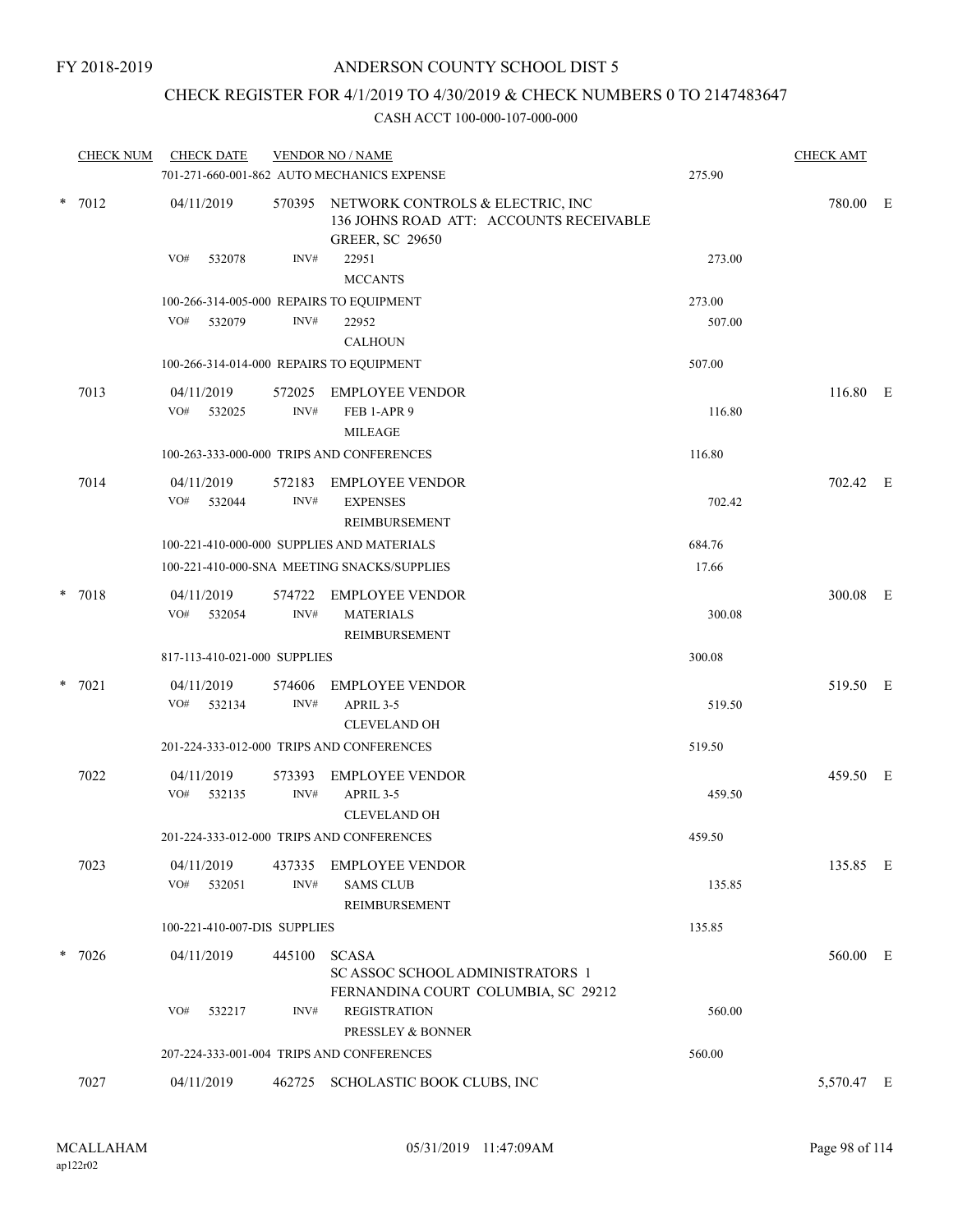FY 2018-2019

# ANDERSON COUNTY SCHOOL DIST 5

## CHECK REGISTER FOR 4/1/2019 TO 4/30/2019 & CHECK NUMBERS 0 TO 2147483647

### CASH ACCT 100-000-107-000-000

| CHECK NUM | CHECK DATE | VENDOR NO / NAME | | CHECK AMT | |
|---|---|---|---|---|---|
| | 701-271-660-001-862 AUTO MECHANICS EXPENSE | | 275.90 | | |
| * 7012 | 04/11/2019 | 570395 NETWORK CONTROLS & ELECTRIC, INC 136 JOHNS ROAD ATT: ACCOUNTS RECEIVABLE GREER, SC 29650 | | 780.00 | E |
| | VO# 532078 INV# | 22951 MCCANTS | 273.00 | | |
| | 100-266-314-005-000 REPAIRS TO EQUIPMENT | | 273.00 | | |
| | VO# 532079 INV# | 22952 CALHOUN | 507.00 | | |
| | 100-266-314-014-000 REPAIRS TO EQUIPMENT | | 507.00 | | |
| 7013 | 04/11/2019 | 572025 EMPLOYEE VENDOR | | 116.80 | E |
| | VO# 532025 INV# | FEB 1-APR 9 MILEAGE | 116.80 | | |
| | 100-263-333-000-000 TRIPS AND CONFERENCES | | 116.80 | | |
| 7014 | 04/11/2019 | 572183 EMPLOYEE VENDOR | | 702.42 | E |
| | VO# 532044 INV# | EXPENSES REIMBURSEMENT | 702.42 | | |
| | 100-221-410-000-000 SUPPLIES AND MATERIALS | | 684.76 | | |
| | 100-221-410-000-SNA MEETING SNACKS/SUPPLIES | | 17.66 | | |
| * 7018 | 04/11/2019 | 574722 EMPLOYEE VENDOR | | 300.08 | E |
| | VO# 532054 INV# | MATERIALS REIMBURSEMENT | 300.08 | | |
| | 817-113-410-021-000 SUPPLIES | | 300.08 | | |
| * 7021 | 04/11/2019 | 574606 EMPLOYEE VENDOR | | 519.50 | E |
| | VO# 532134 INV# | APRIL 3-5 CLEVELAND OH | 519.50 | | |
| | 201-224-333-012-000 TRIPS AND CONFERENCES | | 519.50 | | |
| 7022 | 04/11/2019 | 573393 EMPLOYEE VENDOR | | 459.50 | E |
| | VO# 532135 INV# | APRIL 3-5 CLEVELAND OH | 459.50 | | |
| | 201-224-333-012-000 TRIPS AND CONFERENCES | | 459.50 | | |
| 7023 | 04/11/2019 | 437335 EMPLOYEE VENDOR | | 135.85 | E |
| | VO# 532051 INV# | SAMS CLUB REIMBURSEMENT | 135.85 | | |
| | 100-221-410-007-DIS SUPPLIES | | 135.85 | | |
| * 7026 | 04/11/2019 | 445100 SCASA SC ASSOC SCHOOL ADMINISTRATORS 1 FERNANDINA COURT COLUMBIA, SC 29212 | | 560.00 | E |
| | VO# 532217 INV# | REGISTRATION PRESSLEY & BONNER | 560.00 | | |
| | 207-224-333-001-004 TRIPS AND CONFERENCES | | 560.00 | | |
| 7027 | 04/11/2019 | 462725 SCHOLASTIC BOOK CLUBS, INC | | 5,570.47 | E |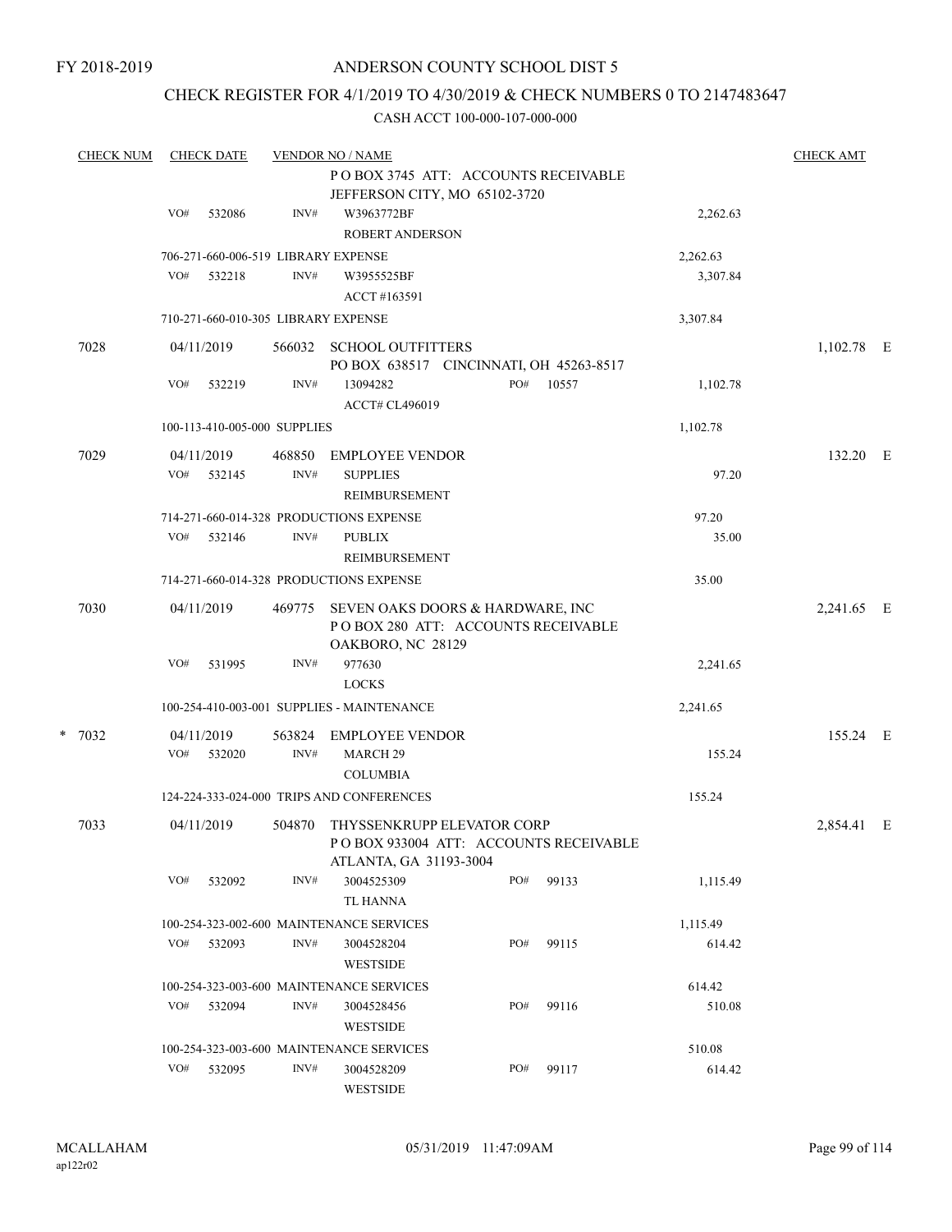FY 2018-2019

# ANDERSON COUNTY SCHOOL DIST 5

## CHECK REGISTER FOR 4/1/2019 TO 4/30/2019 & CHECK NUMBERS 0 TO 2147483647

### CASH ACCT 100-000-107-000-000

| CHECK NUM | CHECK DATE | VENDOR NO / NAME | | | CHECK AMT | |
|---|---|---|---|---|---|---|
| | | P O BOX 3745 ATT: ACCOUNTS RECEIVABLE JEFFERSON CITY, MO 65102-3720 | | | | |
| | VO# 532086 | INV# W3963772BF ROBERT ANDERSON | | 2,262.63 | | |
| | 706-271-660-006-519 LIBRARY EXPENSE | | | 2,262.63 | | |
| | VO# 532218 | INV# W3955525BF ACCT #163591 | | 3,307.84 | | |
| | 710-271-660-010-305 LIBRARY EXPENSE | | | 3,307.84 | | |
| 7028 | 04/11/2019 | 566032 SCHOOL OUTFITTERS PO BOX 638517 CINCINNATI, OH 45263-8517 | | | 1,102.78 | E |
| | VO# 532219 | INV# 13094282 ACCT# CL496019 | PO# 10557 | 1,102.78 | | |
| | 100-113-410-005-000 SUPPLIES | | | 1,102.78 | | |
| 7029 | 04/11/2019 | 468850 EMPLOYEE VENDOR | | | 132.20 | E |
| | VO# 532145 | INV# SUPPLIES REIMBURSEMENT | | 97.20 | | |
| | 714-271-660-014-328 PRODUCTIONS EXPENSE | | | 97.20 | | |
| | VO# 532146 | INV# PUBLIX REIMBURSEMENT | | 35.00 | | |
| | 714-271-660-014-328 PRODUCTIONS EXPENSE | | | 35.00 | | |
| 7030 | 04/11/2019 | 469775 SEVEN OAKS DOORS & HARDWARE, INC P O BOX 280 ATT: ACCOUNTS RECEIVABLE OAKBORO, NC 28129 | | | 2,241.65 | E |
| | VO# 531995 | INV# 977630 LOCKS | | 2,241.65 | | |
| | 100-254-410-003-001 SUPPLIES - MAINTENANCE | | | 2,241.65 | | |
| * 7032 | 04/11/2019 | 563824 EMPLOYEE VENDOR | | | 155.24 | E |
| | VO# 532020 | INV# MARCH 29 COLUMBIA | | 155.24 | | |
| | 124-224-333-024-000 TRIPS AND CONFERENCES | | | 155.24 | | |
| 7033 | 04/11/2019 | 504870 THYSSENKRUPP ELEVATOR CORP P O BOX 933004 ATT: ACCOUNTS RECEIVABLE ATLANTA, GA 31193-3004 | | | 2,854.41 | E |
| | VO# 532092 | INV# 3004525309 TL HANNA | PO# 99133 | 1,115.49 | | |
| | 100-254-323-002-600 MAINTENANCE SERVICES | | | 1,115.49 | | |
| | VO# 532093 | INV# 3004528204 WESTSIDE | PO# 99115 | 614.42 | | |
| | 100-254-323-003-600 MAINTENANCE SERVICES | | | 614.42 | | |
| | VO# 532094 | INV# 3004528456 WESTSIDE | PO# 99116 | 510.08 | | |
| | 100-254-323-003-600 MAINTENANCE SERVICES | | | 510.08 | | |
| | VO# 532095 | INV# 3004528209 WESTSIDE | PO# 99117 | 614.42 | | |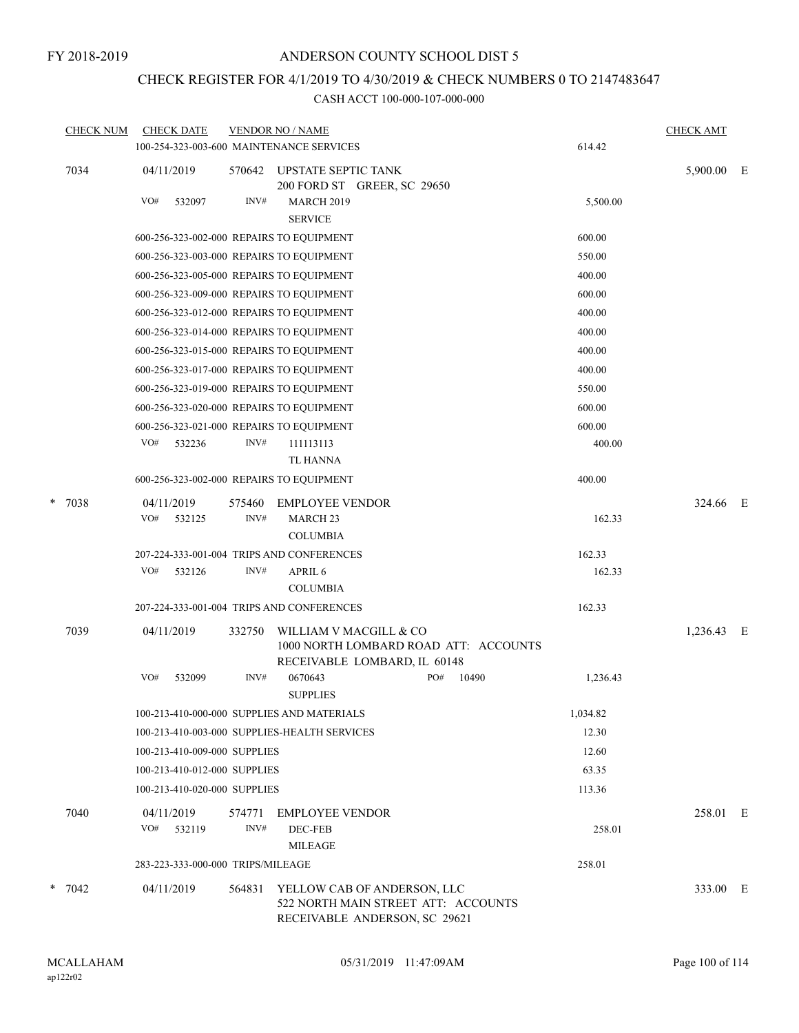FY 2018-2019

# ANDERSON COUNTY SCHOOL DIST 5

## CHECK REGISTER FOR 4/1/2019 TO 4/30/2019 & CHECK NUMBERS 0 TO 2147483647

### CASH ACCT 100-000-107-000-000

| CHECK NUM | CHECK DATE | VENDOR NO / NAME | | CHECK AMT | |
|---|---|---|---|---|---|
| | 100-254-323-003-600 MAINTENANCE SERVICES | | 614.42 | | |
| 7034 | 04/11/2019 | 570642 UPSTATE SEPTIC TANK<br>200 FORD ST GREER, SC 29650 | | 5,900.00 | E |
| | VO# 532097 | INV# MARCH 2019<br>SERVICE | 5,500.00 | | |
| | 600-256-323-002-000 REPAIRS TO EQUIPMENT | | 600.00 | | |
| | 600-256-323-003-000 REPAIRS TO EQUIPMENT | | 550.00 | | |
| | 600-256-323-005-000 REPAIRS TO EQUIPMENT | | 400.00 | | |
| | 600-256-323-009-000 REPAIRS TO EQUIPMENT | | 600.00 | | |
| | 600-256-323-012-000 REPAIRS TO EQUIPMENT | | 400.00 | | |
| | 600-256-323-014-000 REPAIRS TO EQUIPMENT | | 400.00 | | |
| | 600-256-323-015-000 REPAIRS TO EQUIPMENT | | 400.00 | | |
| | 600-256-323-017-000 REPAIRS TO EQUIPMENT | | 400.00 | | |
| | 600-256-323-019-000 REPAIRS TO EQUIPMENT | | 550.00 | | |
| | 600-256-323-020-000 REPAIRS TO EQUIPMENT | | 600.00 | | |
| | 600-256-323-021-000 REPAIRS TO EQUIPMENT | | 600.00 | | |
| | VO# 532236 | INV# 111113113<br>TL HANNA | 400.00 | | |
| | 600-256-323-002-000 REPAIRS TO EQUIPMENT | | 400.00 | | |
| * 7038 | 04/11/2019 | 575460 EMPLOYEE VENDOR | | 324.66 | E |
| | VO# 532125 | INV# MARCH 23<br>COLUMBIA | 162.33 | | |
| | 207-224-333-001-004 TRIPS AND CONFERENCES | | 162.33 | | |
| | VO# 532126 | INV# APRIL 6<br>COLUMBIA | 162.33 | | |
| | 207-224-333-001-004 TRIPS AND CONFERENCES | | 162.33 | | |
| 7039 | 04/11/2019 | 332750 WILLIAM V MACGILL & CO<br>1000 NORTH LOMBARD ROAD ATT: ACCOUNTS<br>RECEIVABLE LOMBARD, IL 60148 | | 1,236.43 | E |
| | VO# 532099 | INV# 0670643 PO# 10490<br>SUPPLIES | 1,236.43 | | |
| | 100-213-410-000-000 SUPPLIES AND MATERIALS | | 1,034.82 | | |
| | 100-213-410-003-000 SUPPLIES-HEALTH SERVICES | | 12.30 | | |
| | 100-213-410-009-000 SUPPLIES | | 12.60 | | |
| | 100-213-410-012-000 SUPPLIES | | 63.35 | | |
| | 100-213-410-020-000 SUPPLIES | | 113.36 | | |
| 7040 | 04/11/2019 | 574771 EMPLOYEE VENDOR | | 258.01 | E |
| | VO# 532119 | INV# DEC-FEB<br>MILEAGE | 258.01 | | |
| | 283-223-333-000-000 TRIPS/MILEAGE | | 258.01 | | |
| * 7042 | 04/11/2019 | 564831 YELLOW CAB OF ANDERSON, LLC<br>522 NORTH MAIN STREET ATT: ACCOUNTS<br>RECEIVABLE ANDERSON, SC 29621 | | 333.00 | E |

MCALLAHAM
ap122r02

05/31/2019 11:47:09AM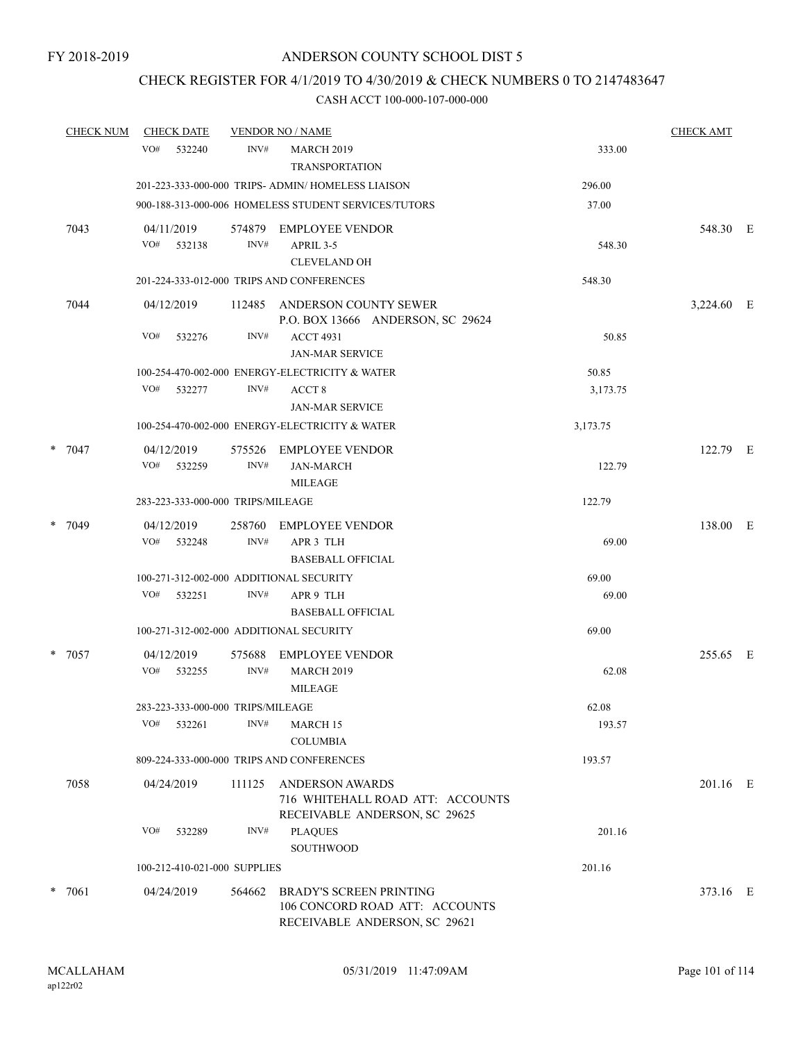FY 2018-2019

# ANDERSON COUNTY SCHOOL DIST 5

## CHECK REGISTER FOR 4/1/2019 TO 4/30/2019 & CHECK NUMBERS 0 TO 2147483647

### CASH ACCT 100-000-107-000-000

| CHECK NUM | CHECK DATE | VENDOR NO / NAME | | CHECK AMT |
|---|---|---|---|---|
| | VO# 532240 | INV# MARCH 2019 TRANSPORTATION | 333.00 | |
| | 201-223-333-000-000 TRIPS- ADMIN/ HOMELESS LIAISON | | 296.00 | |
| | 900-188-313-000-006 HOMELESS STUDENT SERVICES/TUTORS | | 37.00 | |
| 7043 | 04/11/2019 | 574879 EMPLOYEE VENDOR | | 548.30 E |
| | VO# 532138 | INV# APRIL 3-5 CLEVELAND OH | 548.30 | |
| | 201-224-333-012-000 TRIPS AND CONFERENCES | | 548.30 | |
| 7044 | 04/12/2019 | 112485 ANDERSON COUNTY SEWER P.O. BOX 13666 ANDERSON, SC 29624 | | 3,224.60 E |
| | VO# 532276 | INV# ACCT 4931 JAN-MAR SERVICE | 50.85 | |
| | 100-254-470-002-000 ENERGY-ELECTRICITY & WATER | | 50.85 | |
| | VO# 532277 | INV# ACCT 8 JAN-MAR SERVICE | 3,173.75 | |
| | 100-254-470-002-000 ENERGY-ELECTRICITY & WATER | | 3,173.75 | |
| * 7047 | 04/12/2019 | 575526 EMPLOYEE VENDOR | | 122.79 E |
| | VO# 532259 | INV# JAN-MARCH MILEAGE | 122.79 | |
| | 283-223-333-000-000 TRIPS/MILEAGE | | 122.79 | |
| * 7049 | 04/12/2019 | 258760 EMPLOYEE VENDOR | | 138.00 E |
| | VO# 532248 | INV# APR 3 TLH BASEBALL OFFICIAL | 69.00 | |
| | 100-271-312-002-000 ADDITIONAL SECURITY | | 69.00 | |
| | VO# 532251 | INV# APR 9 TLH BASEBALL OFFICIAL | 69.00 | |
| | 100-271-312-002-000 ADDITIONAL SECURITY | | 69.00 | |
| * 7057 | 04/12/2019 | 575688 EMPLOYEE VENDOR | | 255.65 E |
| | VO# 532255 | INV# MARCH 2019 MILEAGE | 62.08 | |
| | 283-223-333-000-000 TRIPS/MILEAGE | | 62.08 | |
| | VO# 532261 | INV# MARCH 15 COLUMBIA | 193.57 | |
| | 809-224-333-000-000 TRIPS AND CONFERENCES | | 193.57 | |
| 7058 | 04/24/2019 | 111125 ANDERSON AWARDS 716 WHITEHALL ROAD ATT: ACCOUNTS RECEIVABLE ANDERSON, SC 29625 | | 201.16 E |
| | VO# 532289 | INV# PLAQUES SOUTHWOOD | 201.16 | |
| | 100-212-410-021-000 SUPPLIES | | 201.16 | |
| * 7061 | 04/24/2019 | 564662 BRADY'S SCREEN PRINTING 106 CONCORD ROAD ATT: ACCOUNTS RECEIVABLE ANDERSON, SC 29621 | | 373.16 E |

MCALLAHAM
ap122r02

05/31/2019 11:47:09AM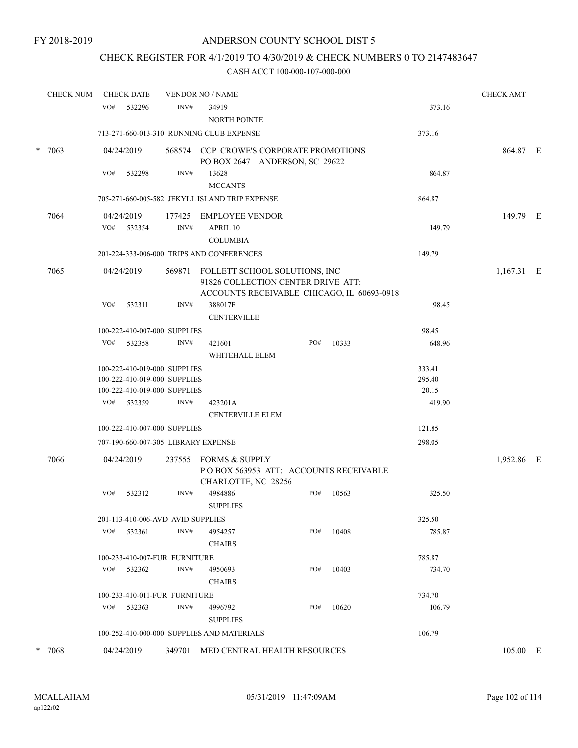FY 2018-2019

# ANDERSON COUNTY SCHOOL DIST 5

## CHECK REGISTER FOR 4/1/2019 TO 4/30/2019 & CHECK NUMBERS 0 TO 2147483647

CASH ACCT 100-000-107-000-000

| CHECK NUM | CHECK DATE | VENDOR NO / NAME | | | CHECK AMT |
|---|---|---|---|---|---|
| | VO# 532296 | INV# 34919 NORTH POINTE | | 373.16 | |
| | 713-271-660-013-310 RUNNING CLUB EXPENSE | | | 373.16 | |
| * 7063 | 04/24/2019 | 568574 CCP CROWE'S CORPORATE PROMOTIONS PO BOX 2647 ANDERSON, SC 29622 | | | 864.87 E |
| | VO# 532298 | INV# 13628 MCCANTS | | 864.87 | |
| | 705-271-660-005-582 JEKYLL ISLAND TRIP EXPENSE | | | 864.87 | |
| 7064 | 04/24/2019 | 177425 EMPLOYEE VENDOR | | | 149.79 E |
| | VO# 532354 | INV# APRIL 10 COLUMBIA | | 149.79 | |
| | 201-224-333-006-000 TRIPS AND CONFERENCES | | | 149.79 | |
| 7065 | 04/24/2019 | 569871 FOLLETT SCHOOL SOLUTIONS, INC 91826 COLLECTION CENTER DRIVE ATT: ACCOUNTS RECEIVABLE CHICAGO, IL 60693-0918 | | | 1,167.31 E |
| | VO# 532311 | INV# 388017F CENTERVILLE | | 98.45 | |
| | 100-222-410-007-000 SUPPLIES | | | 98.45 | |
| | VO# 532358 | INV# 421601 WHITEHALL ELEM | PO# 10333 | 648.96 | |
| | 100-222-410-019-000 SUPPLIES | | | 333.41 | |
| | 100-222-410-019-000 SUPPLIES | | | 295.40 | |
| | 100-222-410-019-000 SUPPLIES | | | 20.15 | |
| | VO# 532359 | INV# 423201A CENTERVILLE ELEM | | 419.90 | |
| | 100-222-410-007-000 SUPPLIES | | | 121.85 | |
| | 707-190-660-007-305 LIBRARY EXPENSE | | | 298.05 | |
| 7066 | 04/24/2019 | 237555 FORMS & SUPPLY P O BOX 563953 ATT: ACCOUNTS RECEIVABLE CHARLOTTE, NC 28256 | | | 1,952.86 E |
| | VO# 532312 | INV# 4984886 SUPPLIES | PO# 10563 | 325.50 | |
| | 201-113-410-006-AVD AVID SUPPLIES | | | 325.50 | |
| | VO# 532361 | INV# 4954257 CHAIRS | PO# 10408 | 785.87 | |
| | 100-233-410-007-FUR FURNITURE | | | 785.87 | |
| | VO# 532362 | INV# 4950693 CHAIRS | PO# 10403 | 734.70 | |
| | 100-233-410-011-FUR FURNITURE | | | 734.70 | |
| | VO# 532363 | INV# 4996792 SUPPLIES | PO# 10620 | 106.79 | |
| | 100-252-410-000-000 SUPPLIES AND MATERIALS | | | 106.79 | |
| * 7068 | 04/24/2019 | 349701 MED CENTRAL HEALTH RESOURCES | | | 105.00 E |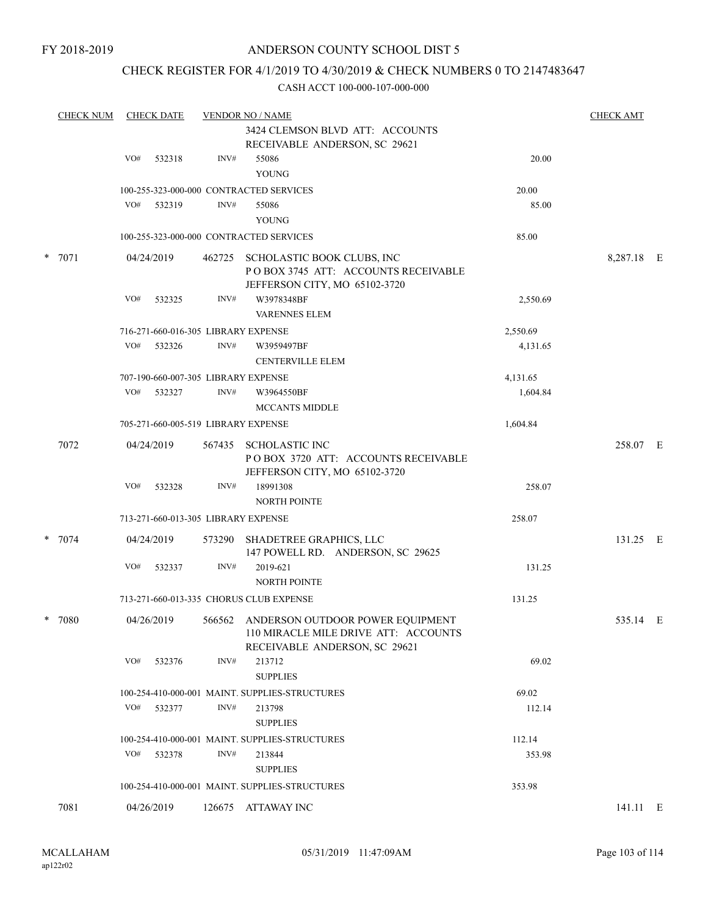FY 2018-2019

# ANDERSON COUNTY SCHOOL DIST 5

## CHECK REGISTER FOR 4/1/2019 TO 4/30/2019 & CHECK NUMBERS 0 TO 2147483647

### CASH ACCT 100-000-107-000-000

| CHECK NUM | CHECK DATE | VENDOR NO / NAME | | CHECK AMT |
|---|---|---|---|---|
| | | 3424 CLEMSON BLVD ATT: ACCOUNTS RECEIVABLE ANDERSON, SC 29621 | | |
| | VO# 532318 | INV# 55086<br>YOUNG | 20.00 | |
| | | 100-255-323-000-000 CONTRACTED SERVICES | 20.00 | |
| | VO# 532319 | INV# 55086<br>YOUNG | 85.00 | |
| | | 100-255-323-000-000 CONTRACTED SERVICES | 85.00 | |
| * 7071 | 04/24/2019 | 462725 SCHOLASTIC BOOK CLUBS, INC<br>P O BOX 3745 ATT: ACCOUNTS RECEIVABLE<br>JEFFERSON CITY, MO 65102-3720 | | 8,287.18 E |
| | VO# 532325 | INV# W3978348BF<br>VARENNES ELEM | 2,550.69 | |
| | | 716-271-660-016-305 LIBRARY EXPENSE | 2,550.69 | |
| | VO# 532326 | INV# W3959497BF<br>CENTERVILLE ELEM | 4,131.65 | |
| | | 707-190-660-007-305 LIBRARY EXPENSE | 4,131.65 | |
| | VO# 532327 | INV# W3964550BF<br>MCCANTS MIDDLE | 1,604.84 | |
| | | 705-271-660-005-519 LIBRARY EXPENSE | 1,604.84 | |
| 7072 | 04/24/2019 | 567435 SCHOLASTIC INC<br>P O BOX 3720 ATT: ACCOUNTS RECEIVABLE<br>JEFFERSON CITY, MO 65102-3720 | | 258.07 E |
| | VO# 532328 | INV# 18991308<br>NORTH POINTE | 258.07 | |
| | | 713-271-660-013-305 LIBRARY EXPENSE | 258.07 | |
| * 7074 | 04/24/2019 | 573290 SHADETREE GRAPHICS, LLC<br>147 POWELL RD. ANDERSON, SC 29625 | | 131.25 E |
| | VO# 532337 | INV# 2019-621<br>NORTH POINTE | 131.25 | |
| | | 713-271-660-013-335 CHORUS CLUB EXPENSE | 131.25 | |
| * 7080 | 04/26/2019 | 566562 ANDERSON OUTDOOR POWER EQUIPMENT<br>110 MIRACLE MILE DRIVE ATT: ACCOUNTS<br>RECEIVABLE ANDERSON, SC 29621 | | 535.14 E |
| | VO# 532376 | INV# 213712<br>SUPPLIES | 69.02 | |
| | | 100-254-410-000-001 MAINT. SUPPLIES-STRUCTURES | 69.02 | |
| | VO# 532377 | INV# 213798<br>SUPPLIES | 112.14 | |
| | | 100-254-410-000-001 MAINT. SUPPLIES-STRUCTURES | 112.14 | |
| | VO# 532378 | INV# 213844<br>SUPPLIES | 353.98 | |
| | | 100-254-410-000-001 MAINT. SUPPLIES-STRUCTURES | 353.98 | |
| 7081 | 04/26/2019 | 126675 ATTAWAY INC | | 141.11 E |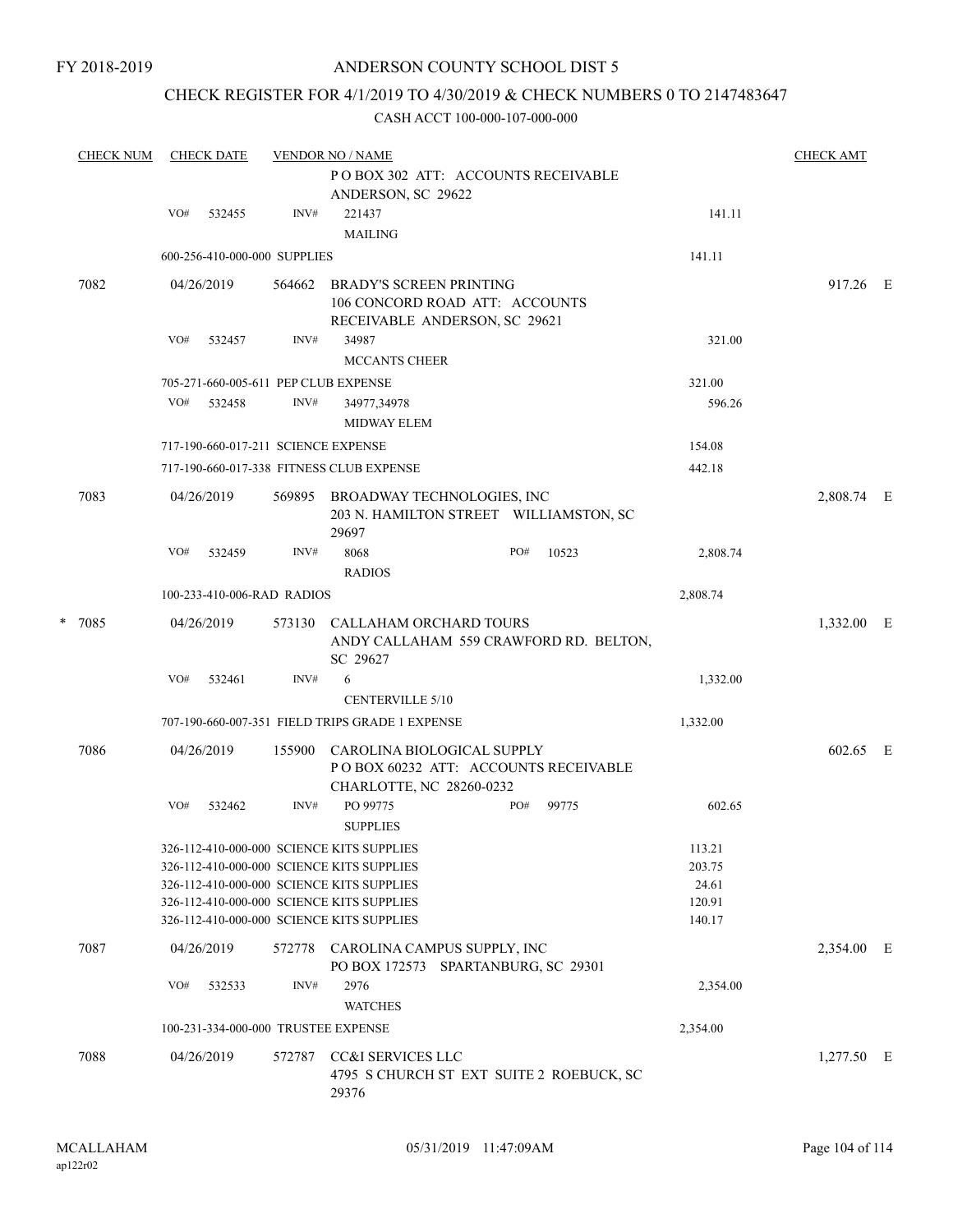FY 2018-2019

# ANDERSON COUNTY SCHOOL DIST 5

## CHECK REGISTER FOR 4/1/2019 TO 4/30/2019 & CHECK NUMBERS 0 TO 2147483647

CASH ACCT 100-000-107-000-000

| CHECK NUM | CHECK DATE | VENDOR NO / NAME | | | CHECK AMT | |
|---|---|---|---|---|---|---|
| | | | P O BOX 302 ATT: ACCOUNTS RECEIVABLE ANDERSON, SC 29622 | | | |
| | VO# 532455 | INV# | 221437<br>MAILING | 141.11 | | |
| | 600-256-410-000-000 SUPPLIES | | | 141.11 | | |
| 7082 | 04/26/2019 | 564662 | BRADY'S SCREEN PRINTING<br>106 CONCORD ROAD ATT: ACCOUNTS RECEIVABLE ANDERSON, SC 29621 | | 917.26 | E |
| | VO# 532457 | INV# | 34987<br>MCCANTS CHEER | 321.00 | | |
| | 705-271-660-005-611 PEP CLUB EXPENSE | | | 321.00 | | |
| | VO# 532458 | INV# | 34977,34978<br>MIDWAY ELEM | 596.26 | | |
| | 717-190-660-017-211 SCIENCE EXPENSE | | | 154.08 | | |
| | 717-190-660-017-338 FITNESS CLUB EXPENSE | | | 442.18 | | |
| 7083 | 04/26/2019 | 569895 | BROADWAY TECHNOLOGIES, INC<br>203 N. HAMILTON STREET WILLIAMSTON, SC 29697 | | 2,808.74 | E |
| | VO# 532459 | INV# | 8068 PO# 10523<br>RADIOS | 2,808.74 | | |
| | 100-233-410-006-RAD RADIOS | | | 2,808.74 | | |
| * 7085 | 04/26/2019 | 573130 | CALLAHAM ORCHARD TOURS<br>ANDY CALLAHAM 559 CRAWFORD RD. BELTON, SC 29627 | | 1,332.00 | E |
| | VO# 532461 | INV# | 6<br>CENTERVILLE 5/10 | 1,332.00 | | |
| | 707-190-660-007-351 FIELD TRIPS GRADE 1 EXPENSE | | | 1,332.00 | | |
| 7086 | 04/26/2019 | 155900 | CAROLINA BIOLOGICAL SUPPLY<br>P O BOX 60232 ATT: ACCOUNTS RECEIVABLE CHARLOTTE, NC 28260-0232 | | 602.65 | E |
| | VO# 532462 | INV# | PO 99775 PO# 99775<br>SUPPLIES | 602.65 | | |
| | 326-112-410-000-000 SCIENCE KITS SUPPLIES | | | 113.21 | | |
| | 326-112-410-000-000 SCIENCE KITS SUPPLIES | | | 203.75 | | |
| | 326-112-410-000-000 SCIENCE KITS SUPPLIES | | | 24.61 | | |
| | 326-112-410-000-000 SCIENCE KITS SUPPLIES | | | 120.91 | | |
| | 326-112-410-000-000 SCIENCE KITS SUPPLIES | | | 140.17 | | |
| 7087 | 04/26/2019 | 572778 | CAROLINA CAMPUS SUPPLY, INC<br>PO BOX 172573 SPARTANBURG, SC 29301 | | 2,354.00 | E |
| | VO# 532533 | INV# | 2976<br>WATCHES | 2,354.00 | | |
| | 100-231-334-000-000 TRUSTEE EXPENSE | | | 2,354.00 | | |
| 7088 | 04/26/2019 | 572787 | CC&I SERVICES LLC<br>4795 S CHURCH ST EXT SUITE 2 ROEBUCK, SC 29376 | | 1,277.50 | E |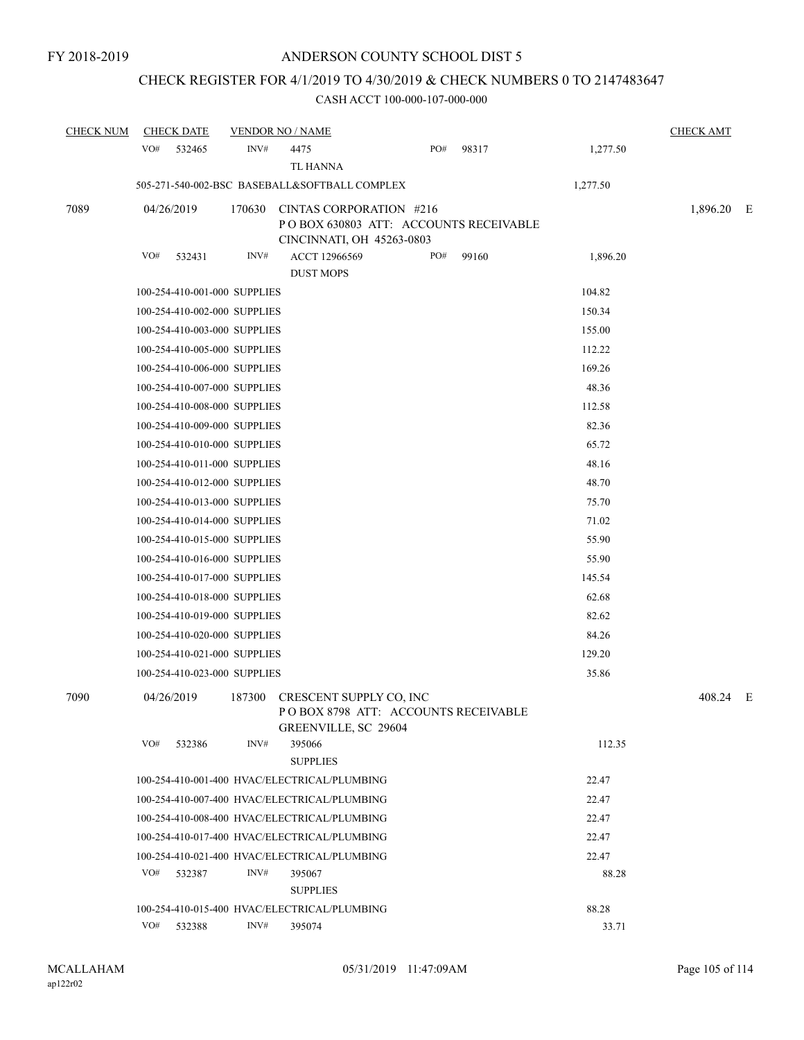FY 2018-2019

# ANDERSON COUNTY SCHOOL DIST 5

## CHECK REGISTER FOR 4/1/2019 TO 4/30/2019 & CHECK NUMBERS 0 TO 2147483647

### CASH ACCT 100-000-107-000-000

| CHECK NUM | CHECK DATE | VENDOR NO / NAME | | | CHECK AMT |
|---|---|---|---|---|---|
| | VO# 532465 | INV# 4475 TL HANNA | PO# 98317 | 1,277.50 | |
| | 505-271-540-002-BSC BASEBALL&SOFTBALL COMPLEX | | | 1,277.50 | |
| 7089 | 04/26/2019 | 170630 CINTAS CORPORATION #216 P O BOX 630803 ATT: ACCOUNTS RECEIVABLE CINCINNATI, OH 45263-0803 | | | 1,896.20 E |
| | VO# 532431 | INV# ACCT 12966569 DUST MOPS | PO# 99160 | 1,896.20 | |
| | 100-254-410-001-000 SUPPLIES | | | 104.82 | |
| | 100-254-410-002-000 SUPPLIES | | | 150.34 | |
| | 100-254-410-003-000 SUPPLIES | | | 155.00 | |
| | 100-254-410-005-000 SUPPLIES | | | 112.22 | |
| | 100-254-410-006-000 SUPPLIES | | | 169.26 | |
| | 100-254-410-007-000 SUPPLIES | | | 48.36 | |
| | 100-254-410-008-000 SUPPLIES | | | 112.58 | |
| | 100-254-410-009-000 SUPPLIES | | | 82.36 | |
| | 100-254-410-010-000 SUPPLIES | | | 65.72 | |
| | 100-254-410-011-000 SUPPLIES | | | 48.16 | |
| | 100-254-410-012-000 SUPPLIES | | | 48.70 | |
| | 100-254-410-013-000 SUPPLIES | | | 75.70 | |
| | 100-254-410-014-000 SUPPLIES | | | 71.02 | |
| | 100-254-410-015-000 SUPPLIES | | | 55.90 | |
| | 100-254-410-016-000 SUPPLIES | | | 55.90 | |
| | 100-254-410-017-000 SUPPLIES | | | 145.54 | |
| | 100-254-410-018-000 SUPPLIES | | | 62.68 | |
| | 100-254-410-019-000 SUPPLIES | | | 82.62 | |
| | 100-254-410-020-000 SUPPLIES | | | 84.26 | |
| | 100-254-410-021-000 SUPPLIES | | | 129.20 | |
| | 100-254-410-023-000 SUPPLIES | | | 35.86 | |
| 7090 | 04/26/2019 | 187300 CRESCENT SUPPLY CO, INC P O BOX 8798 ATT: ACCOUNTS RECEIVABLE GREENVILLE, SC 29604 | | | 408.24 E |
| | VO# 532386 | INV# 395066 SUPPLIES | | 112.35 | |
| | 100-254-410-001-400 HVAC/ELECTRICAL/PLUMBING | | | 22.47 | |
| | 100-254-410-007-400 HVAC/ELECTRICAL/PLUMBING | | | 22.47 | |
| | 100-254-410-008-400 HVAC/ELECTRICAL/PLUMBING | | | 22.47 | |
| | 100-254-410-017-400 HVAC/ELECTRICAL/PLUMBING | | | 22.47 | |
| | 100-254-410-021-400 HVAC/ELECTRICAL/PLUMBING | | | 22.47 | |
| | VO# 532387 | INV# 395067 SUPPLIES | | 88.28 | |
| | 100-254-410-015-400 HVAC/ELECTRICAL/PLUMBING | | | 88.28 | |
| | VO# 532388 | INV# 395074 | | 33.71 | |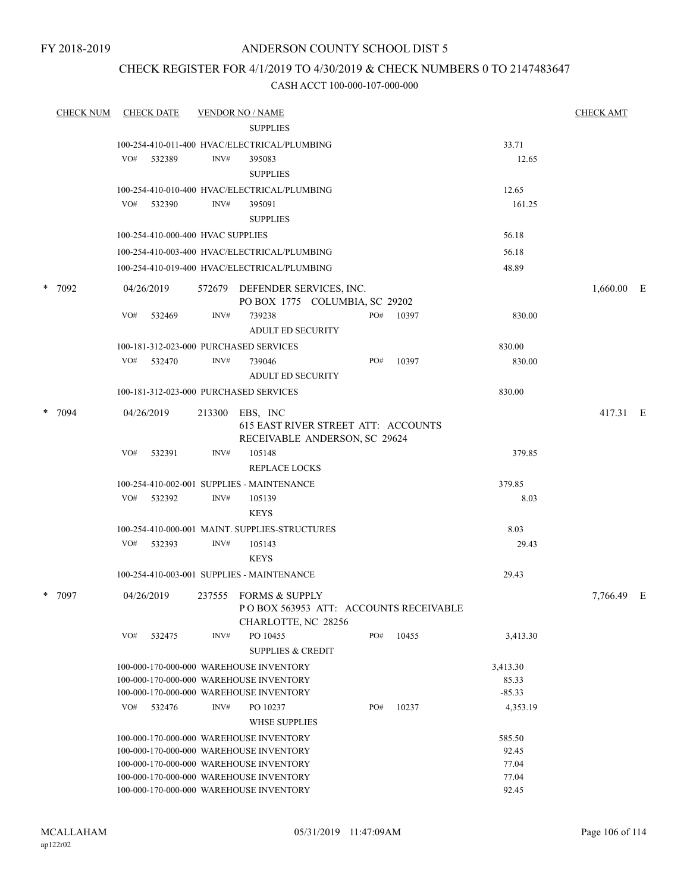FY 2018-2019

# ANDERSON COUNTY SCHOOL DIST 5

## CHECK REGISTER FOR 4/1/2019 TO 4/30/2019 & CHECK NUMBERS 0 TO 2147483647

### CASH ACCT 100-000-107-000-000

| CHECK NUM | CHECK DATE | VENDOR NO / NAME | | CHECK AMT |
|---|---|---|---|---|
| | | SUPPLIES | | |
| | | 100-254-410-011-400 HVAC/ELECTRICAL/PLUMBING | 33.71 | |
| | VO# 532389 | INV# 395083 | 12.65 | |
| | | SUPPLIES | | |
| | | 100-254-410-010-400 HVAC/ELECTRICAL/PLUMBING | 12.65 | |
| | VO# 532390 | INV# 395091 | 161.25 | |
| | | SUPPLIES | | |
| | | 100-254-410-000-400 HVAC SUPPLIES | 56.18 | |
| | | 100-254-410-003-400 HVAC/ELECTRICAL/PLUMBING | 56.18 | |
| | | 100-254-410-019-400 HVAC/ELECTRICAL/PLUMBING | 48.89 | |
| * 7092 | 04/26/2019 | 572679 DEFENDER SERVICES, INC.<br>PO BOX 1775 COLUMBIA, SC 29202 | | 1,660.00 E |
| | VO# 532469 | INV# 739238 PO# 10397 | 830.00 | |
| | | ADULT ED SECURITY | | |
| | | 100-181-312-023-000 PURCHASED SERVICES | 830.00 | |
| | VO# 532470 | INV# 739046 PO# 10397 | 830.00 | |
| | | ADULT ED SECURITY | | |
| | | 100-181-312-023-000 PURCHASED SERVICES | 830.00 | |
| * 7094 | 04/26/2019 | 213300 EBS, INC<br>615 EAST RIVER STREET ATT: ACCOUNTS RECEIVABLE ANDERSON, SC 29624 | | 417.31 E |
| | VO# 532391 | INV# 105148 | 379.85 | |
| | | REPLACE LOCKS | | |
| | | 100-254-410-002-001 SUPPLIES - MAINTENANCE | 379.85 | |
| | VO# 532392 | INV# 105139 | 8.03 | |
| | | KEYS | | |
| | | 100-254-410-000-001 MAINT. SUPPLIES-STRUCTURES | 8.03 | |
| | VO# 532393 | INV# 105143 | 29.43 | |
| | | KEYS | | |
| | | 100-254-410-003-001 SUPPLIES - MAINTENANCE | 29.43 | |
| * 7097 | 04/26/2019 | 237555 FORMS & SUPPLY<br>P O BOX 563953 ATT: ACCOUNTS RECEIVABLE CHARLOTTE, NC 28256 | | 7,766.49 E |
| | VO# 532475 | INV# PO 10455 PO# 10455 | 3,413.30 | |
| | | SUPPLIES & CREDIT | | |
| | | 100-000-170-000-000 WAREHOUSE INVENTORY | 3,413.30 | |
| | | 100-000-170-000-000 WAREHOUSE INVENTORY | 85.33 | |
| | | 100-000-170-000-000 WAREHOUSE INVENTORY | -85.33 | |
| | VO# 532476 | INV# PO 10237 PO# 10237 | 4,353.19 | |
| | | WHSE SUPPLIES | | |
| | | 100-000-170-000-000 WAREHOUSE INVENTORY | 585.50 | |
| | | 100-000-170-000-000 WAREHOUSE INVENTORY | 92.45 | |
| | | 100-000-170-000-000 WAREHOUSE INVENTORY | 77.04 | |
| | | 100-000-170-000-000 WAREHOUSE INVENTORY | 77.04 | |
| | | 100-000-170-000-000 WAREHOUSE INVENTORY | 92.45 | |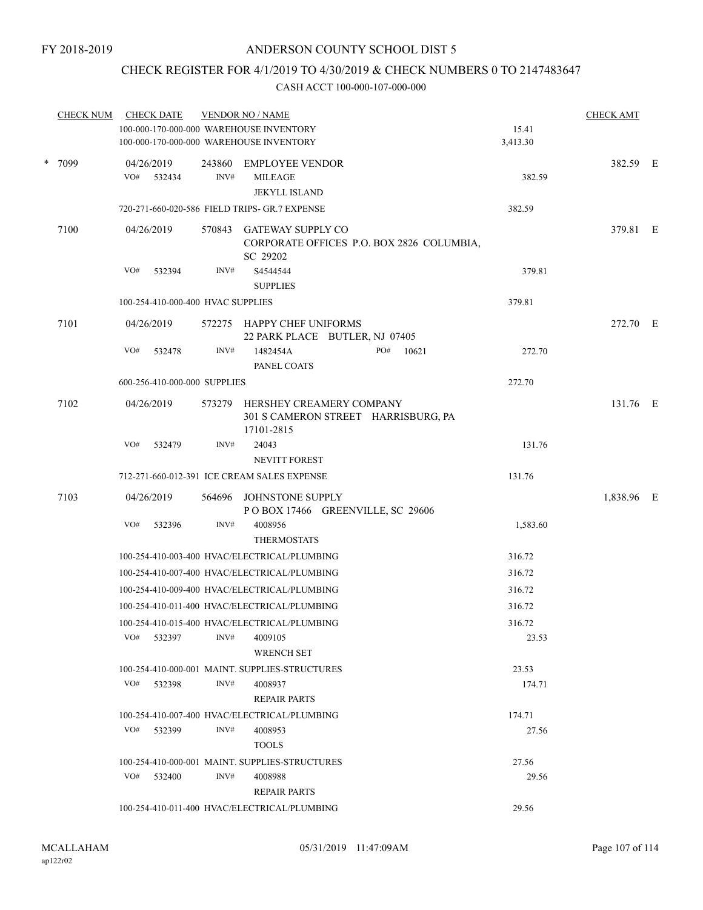FY 2018-2019

ANDERSON COUNTY SCHOOL DIST 5

CHECK REGISTER FOR 4/1/2019 TO 4/30/2019 & CHECK NUMBERS 0 TO 2147483647

CASH ACCT 100-000-107-000-000

| CHECK NUM | CHECK DATE | VENDOR NO / NAME | | CHECK AMT |
|---|---|---|---|---|
| | 100-000-170-000-000 WAREHOUSE INVENTORY | | 15.41 | |
| | 100-000-170-000-000 WAREHOUSE INVENTORY | | 3,413.30 | |
| * 7099 | 04/26/2019 | 243860 EMPLOYEE VENDOR | | 382.59 E |
| | VO# 532434 | INV# MILEAGE JEKYLL ISLAND | 382.59 | |
| | 720-271-660-020-586 FIELD TRIPS- GR.7 EXPENSE | | 382.59 | |
| 7100 | 04/26/2019 | 570843 GATEWAY SUPPLY CO CORPORATE OFFICES P.O. BOX 2826 COLUMBIA, SC 29202 | | 379.81 E |
| | VO# 532394 | INV# S4544544 SUPPLIES | 379.81 | |
| | 100-254-410-000-400 HVAC SUPPLIES | | 379.81 | |
| 7101 | 04/26/2019 | 572275 HAPPY CHEF UNIFORMS 22 PARK PLACE BUTLER, NJ 07405 | | 272.70 E |
| | VO# 532478 | INV# 1482454A PO# 10621 PANEL COATS | 272.70 | |
| | 600-256-410-000-000 SUPPLIES | | 272.70 | |
| 7102 | 04/26/2019 | 573279 HERSHEY CREAMERY COMPANY 301 S CAMERON STREET HARRISBURG, PA 17101-2815 | | 131.76 E |
| | VO# 532479 | INV# 24043 NEVITT FOREST | 131.76 | |
| | 712-271-660-012-391 ICE CREAM SALES EXPENSE | | 131.76 | |
| 7103 | 04/26/2019 | 564696 JOHNSTONE SUPPLY P O BOX 17466 GREENVILLE, SC 29606 | | 1,838.96 E |
| | VO# 532396 | INV# 4008956 THERMOSTATS | 1,583.60 | |
| | 100-254-410-003-400 HVAC/ELECTRICAL/PLUMBING | | 316.72 | |
| | 100-254-410-007-400 HVAC/ELECTRICAL/PLUMBING | | 316.72 | |
| | 100-254-410-009-400 HVAC/ELECTRICAL/PLUMBING | | 316.72 | |
| | 100-254-410-011-400 HVAC/ELECTRICAL/PLUMBING | | 316.72 | |
| | 100-254-410-015-400 HVAC/ELECTRICAL/PLUMBING | | 316.72 | |
| | VO# 532397 | INV# 4009105 WRENCH SET | 23.53 | |
| | 100-254-410-000-001 MAINT. SUPPLIES-STRUCTURES | | 23.53 | |
| | VO# 532398 | INV# 4008937 REPAIR PARTS | 174.71 | |
| | 100-254-410-007-400 HVAC/ELECTRICAL/PLUMBING | | 174.71 | |
| | VO# 532399 | INV# 4008953 TOOLS | 27.56 | |
| | 100-254-410-000-001 MAINT. SUPPLIES-STRUCTURES | | 27.56 | |
| | VO# 532400 | INV# 4008988 REPAIR PARTS | 29.56 | |
| | 100-254-410-011-400 HVAC/ELECTRICAL/PLUMBING | | 29.56 | |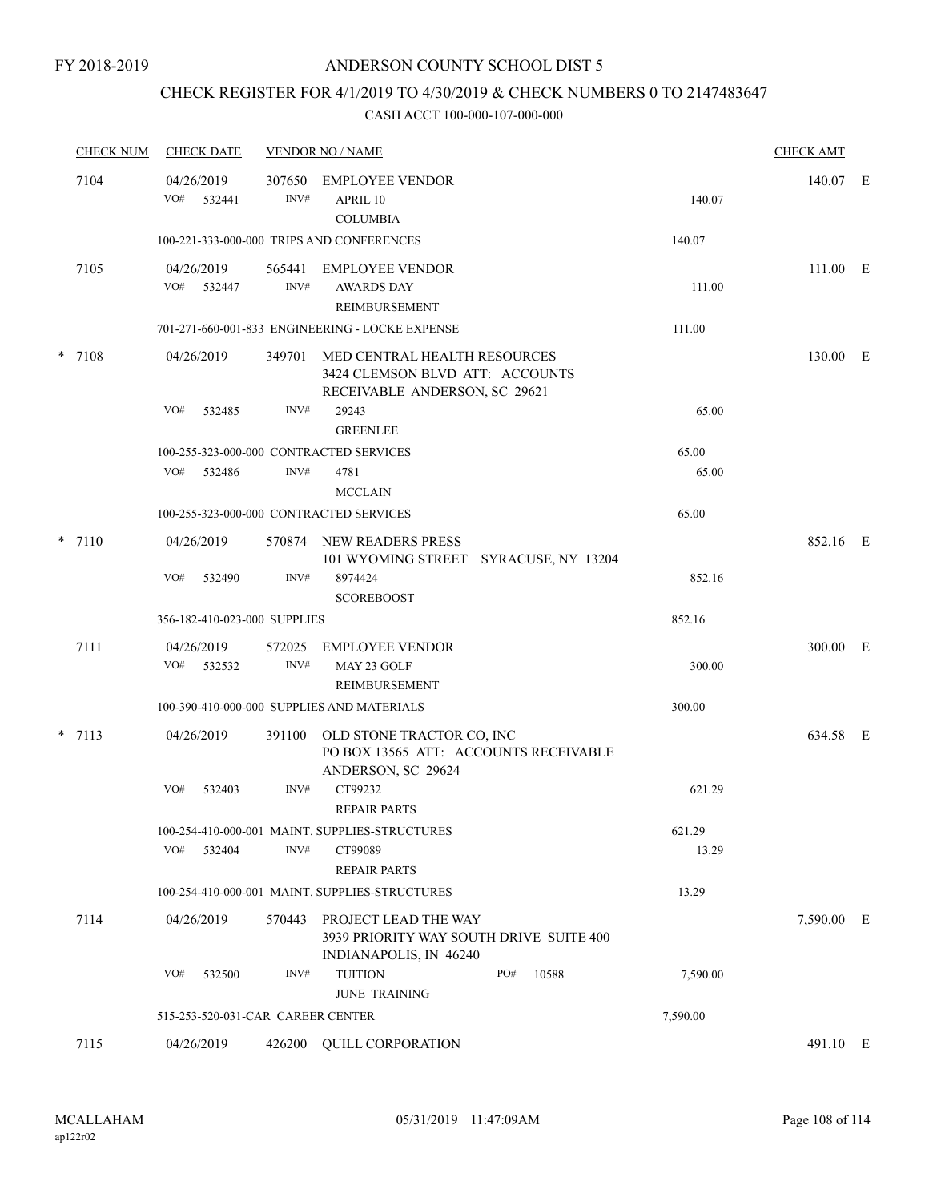FY 2018-2019

# ANDERSON COUNTY SCHOOL DIST 5

## CHECK REGISTER FOR 4/1/2019 TO 4/30/2019 & CHECK NUMBERS 0 TO 2147483647

### CASH ACCT 100-000-107-000-000

| CHECK NUM | CHECK DATE | VENDOR NO / NAME | | | CHECK AMT | |
|---|---|---|---|---|---|---|
| 7104 | 04/26/2019 | 307650 EMPLOYEE VENDOR | | | 140.07 | E |
| | VO# 532441 | INV# APRIL 10 COLUMBIA | | 140.07 | | |
| | 100-221-333-000-000 TRIPS AND CONFERENCES | | | 140.07 | | |
| 7105 | 04/26/2019 | 565441 EMPLOYEE VENDOR | | | 111.00 | E |
| | VO# 532447 | INV# AWARDS DAY REIMBURSEMENT | | 111.00 | | |
| | 701-271-660-001-833 ENGINEERING - LOCKE EXPENSE | | | 111.00 | | |
| * 7108 | 04/26/2019 | 349701 MED CENTRAL HEALTH RESOURCES 3424 CLEMSON BLVD ATT: ACCOUNTS RECEIVABLE ANDERSON, SC 29621 | | | 130.00 | E |
| | VO# 532485 | INV# 29243 GREENLEE | | 65.00 | | |
| | 100-255-323-000-000 CONTRACTED SERVICES | | | 65.00 | | |
| | VO# 532486 | INV# 4781 MCCLAIN | | 65.00 | | |
| | 100-255-323-000-000 CONTRACTED SERVICES | | | 65.00 | | |
| * 7110 | 04/26/2019 | 570874 NEW READERS PRESS 101 WYOMING STREET SYRACUSE, NY 13204 | | | 852.16 | E |
| | VO# 532490 | INV# 8974424 SCOREBOOST | | 852.16 | | |
| | 356-182-410-023-000 SUPPLIES | | | 852.16 | | |
| 7111 | 04/26/2019 | 572025 EMPLOYEE VENDOR | | | 300.00 | E |
| | VO# 532532 | INV# MAY 23 GOLF REIMBURSEMENT | | 300.00 | | |
| | 100-390-410-000-000 SUPPLIES AND MATERIALS | | | 300.00 | | |
| * 7113 | 04/26/2019 | 391100 OLD STONE TRACTOR CO, INC PO BOX 13565 ATT: ACCOUNTS RECEIVABLE ANDERSON, SC 29624 | | | 634.58 | E |
| | VO# 532403 | INV# CT99232 REPAIR PARTS | | 621.29 | | |
| | 100-254-410-000-001 MAINT. SUPPLIES-STRUCTURES | | | 621.29 | | |
| | VO# 532404 | INV# CT99089 REPAIR PARTS | | 13.29 | | |
| | 100-254-410-000-001 MAINT. SUPPLIES-STRUCTURES | | | 13.29 | | |
| 7114 | 04/26/2019 | 570443 PROJECT LEAD THE WAY 3939 PRIORITY WAY SOUTH DRIVE SUITE 400 INDIANAPOLIS, IN 46240 | | | 7,590.00 | E |
| | VO# 532500 | INV# TUITION JUNE TRAINING | PO# 10588 | 7,590.00 | | |
| | 515-253-520-031-CAR CAREER CENTER | | | 7,590.00 | | |
| 7115 | 04/26/2019 | 426200 QUILL CORPORATION | | | 491.10 | E |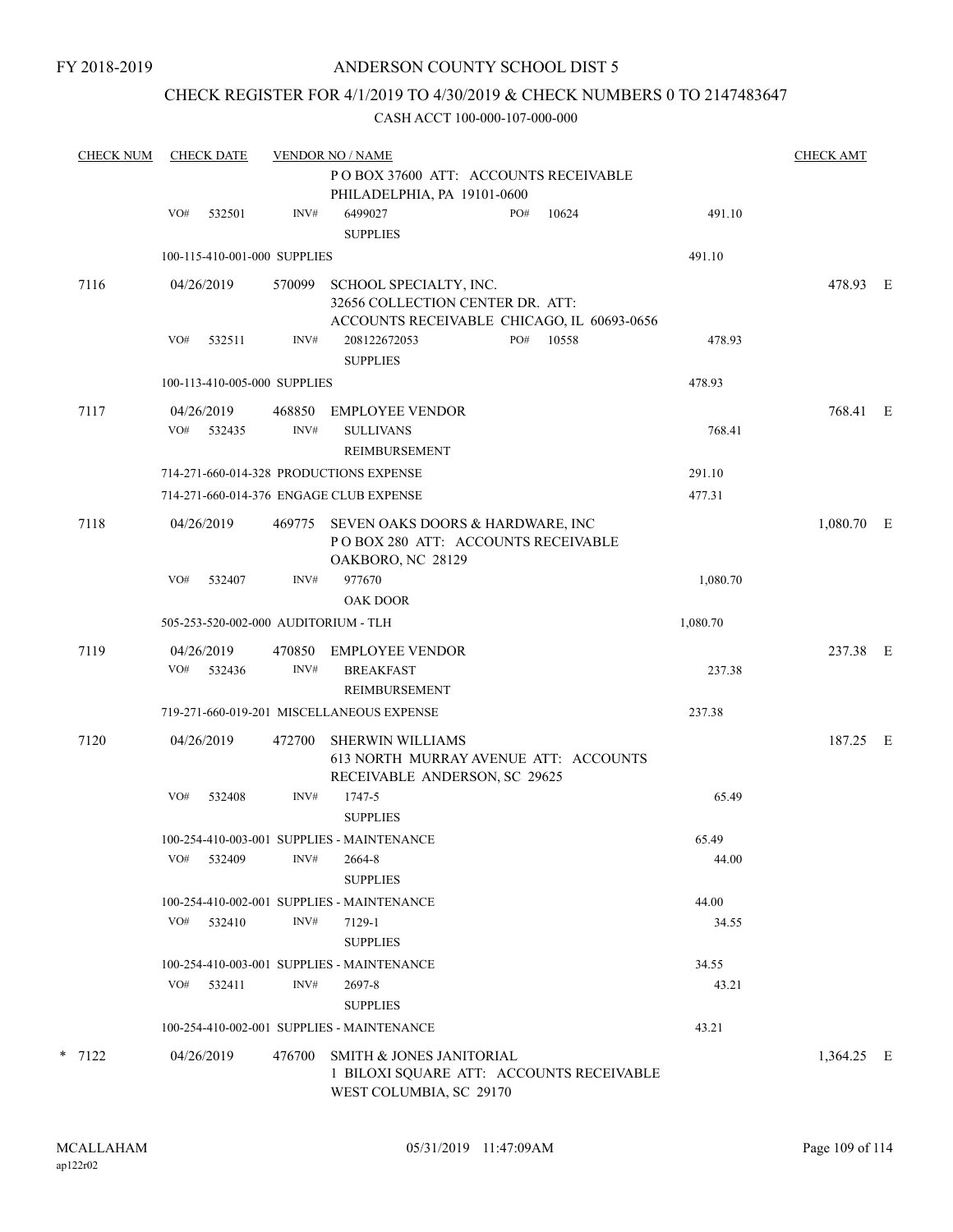FY 2018-2019

# ANDERSON COUNTY SCHOOL DIST 5

## CHECK REGISTER FOR 4/1/2019 TO 4/30/2019 & CHECK NUMBERS 0 TO 2147483647

### CASH ACCT 100-000-107-000-000

| CHECK NUM | CHECK DATE | VENDOR NO / NAME | | | CHECK AMT | |
|---|---|---|---|---|---|---|
| | | P O BOX 37600 ATT: ACCOUNTS RECEIVABLE PHILADELPHIA, PA 19101-0600 | | | | |
| | VO# 532501 | INV# 6499027 SUPPLIES | PO# 10624 | 491.10 | | |
| | 100-115-410-001-000 SUPPLIES | | | 491.10 | | |
| 7116 | 04/26/2019 | 570099 SCHOOL SPECIALTY, INC. 32656 COLLECTION CENTER DR. ATT: ACCOUNTS RECEIVABLE CHICAGO, IL 60693-0656 | | | 478.93 | E |
| | VO# 532511 | INV# 208122672053 SUPPLIES | PO# 10558 | 478.93 | | |
| | 100-113-410-005-000 SUPPLIES | | | 478.93 | | |
| 7117 | 04/26/2019 | 468850 EMPLOYEE VENDOR | | | 768.41 | E |
| | VO# 532435 | INV# SULLIVANS REIMBURSEMENT | | 768.41 | | |
| | 714-271-660-014-328 PRODUCTIONS EXPENSE | | | 291.10 | | |
| | 714-271-660-014-376 ENGAGE CLUB EXPENSE | | | 477.31 | | |
| 7118 | 04/26/2019 | 469775 SEVEN OAKS DOORS & HARDWARE, INC P O BOX 280 ATT: ACCOUNTS RECEIVABLE OAKBORO, NC 28129 | | | 1,080.70 | E |
| | VO# 532407 | INV# 977670 OAK DOOR | | 1,080.70 | | |
| | 505-253-520-002-000 AUDITORIUM - TLH | | | 1,080.70 | | |
| 7119 | 04/26/2019 | 470850 EMPLOYEE VENDOR | | | 237.38 | E |
| | VO# 532436 | INV# BREAKFAST REIMBURSEMENT | | 237.38 | | |
| | 719-271-660-019-201 MISCELLANEOUS EXPENSE | | | 237.38 | | |
| 7120 | 04/26/2019 | 472700 SHERWIN WILLIAMS 613 NORTH MURRAY AVENUE ATT: ACCOUNTS RECEIVABLE ANDERSON, SC 29625 | | | 187.25 | E |
| | VO# 532408 | INV# 1747-5 SUPPLIES | | 65.49 | | |
| | 100-254-410-003-001 SUPPLIES - MAINTENANCE | | | 65.49 | | |
| | VO# 532409 | INV# 2664-8 SUPPLIES | | 44.00 | | |
| | 100-254-410-002-001 SUPPLIES - MAINTENANCE | | | 44.00 | | |
| | VO# 532410 | INV# 7129-1 SUPPLIES | | 34.55 | | |
| | 100-254-410-003-001 SUPPLIES - MAINTENANCE | | | 34.55 | | |
| | VO# 532411 | INV# 2697-8 SUPPLIES | | 43.21 | | |
| | 100-254-410-002-001 SUPPLIES - MAINTENANCE | | | 43.21 | | |
| * 7122 | 04/26/2019 | 476700 SMITH & JONES JANITORIAL 1 BILOXI SQUARE ATT: ACCOUNTS RECEIVABLE WEST COLUMBIA, SC 29170 | | | 1,364.25 | E |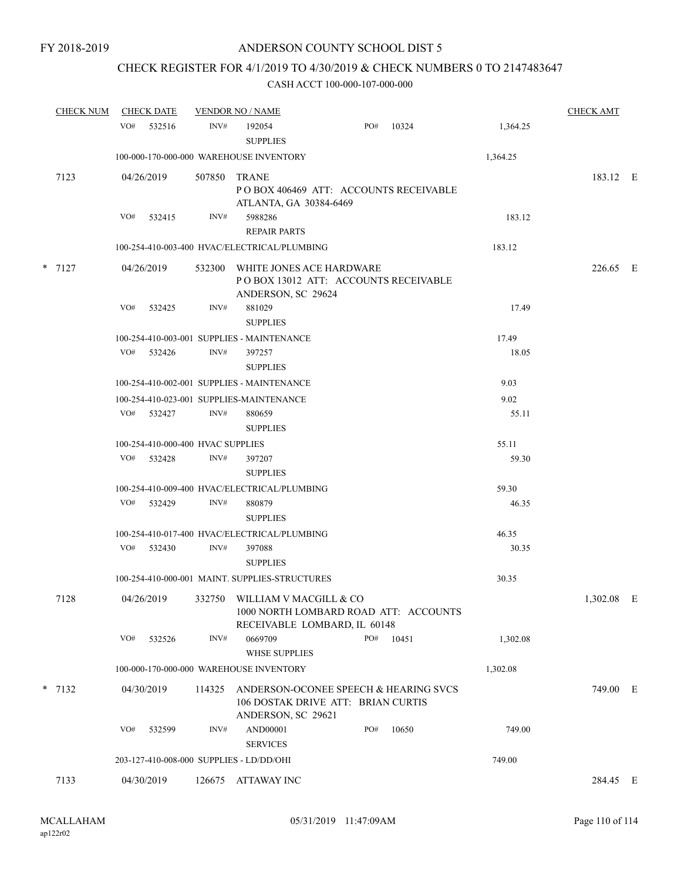FY 2018-2019

ANDERSON COUNTY SCHOOL DIST 5

CHECK REGISTER FOR 4/1/2019 TO 4/30/2019 & CHECK NUMBERS 0 TO 2147483647

CASH ACCT 100-000-107-000-000

| CHECK NUM | CHECK DATE | VENDOR NO / NAME | | | CHECK AMT |
|---|---|---|---|---|---|
| | VO# 532516 | INV# 192054 SUPPLIES | PO# 10324 | 1,364.25 | |
| | 100-000-170-000-000 WAREHOUSE INVENTORY | | | 1,364.25 | |
| 7123 | 04/26/2019 | 507850 TRANE P O BOX 406469 ATT: ACCOUNTS RECEIVABLE ATLANTA, GA 30384-6469 | | | 183.12 E |
| | VO# 532415 | INV# 5988286 REPAIR PARTS | | 183.12 | |
| | 100-254-410-003-400 HVAC/ELECTRICAL/PLUMBING | | | 183.12 | |
| * 7127 | 04/26/2019 | 532300 WHITE JONES ACE HARDWARE P O BOX 13012 ATT: ACCOUNTS RECEIVABLE ANDERSON, SC 29624 | | | 226.65 E |
| | VO# 532425 | INV# 881029 SUPPLIES | | 17.49 | |
| | 100-254-410-003-001 SUPPLIES - MAINTENANCE | | | 17.49 | |
| | VO# 532426 | INV# 397257 SUPPLIES | | 18.05 | |
| | 100-254-410-002-001 SUPPLIES - MAINTENANCE | | | 9.03 | |
| | 100-254-410-023-001 SUPPLIES-MAINTENANCE | | | 9.02 | |
| | VO# 532427 | INV# 880659 SUPPLIES | | 55.11 | |
| | 100-254-410-000-400 HVAC SUPPLIES | | | 55.11 | |
| | VO# 532428 | INV# 397207 SUPPLIES | | 59.30 | |
| | 100-254-410-009-400 HVAC/ELECTRICAL/PLUMBING | | | 59.30 | |
| | VO# 532429 | INV# 880879 SUPPLIES | | 46.35 | |
| | 100-254-410-017-400 HVAC/ELECTRICAL/PLUMBING | | | 46.35 | |
| | VO# 532430 | INV# 397088 SUPPLIES | | 30.35 | |
| | 100-254-410-000-001 MAINT. SUPPLIES-STRUCTURES | | | 30.35 | |
| 7128 | 04/26/2019 | 332750 WILLIAM V MACGILL & CO 1000 NORTH LOMBARD ROAD ATT: ACCOUNTS RECEIVABLE LOMBARD, IL 60148 | | | 1,302.08 E |
| | VO# 532526 | INV# 0669709 WHSE SUPPLIES | PO# 10451 | 1,302.08 | |
| | 100-000-170-000-000 WAREHOUSE INVENTORY | | | 1,302.08 | |
| * 7132 | 04/30/2019 | 114325 ANDERSON-OCONEE SPEECH & HEARING SVCS 106 DOSTAK DRIVE ATT: BRIAN CURTIS ANDERSON, SC 29621 | | | 749.00 E |
| | VO# 532599 | INV# AND00001 SERVICES | PO# 10650 | 749.00 | |
| | 203-127-410-008-000 SUPPLIES - LD/DD/OHI | | | 749.00 | |
| 7133 | 04/30/2019 | 126675 ATTAWAY INC | | | 284.45 E |

MCALLAHAM ap122r02 05/31/2019 11:47:09AM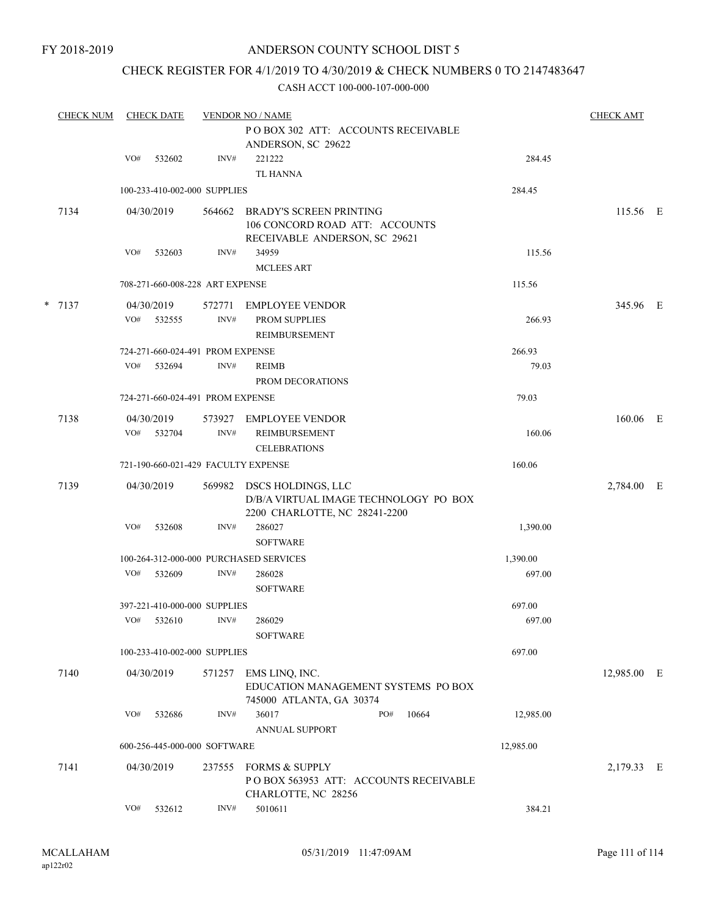FY 2018-2019

# ANDERSON COUNTY SCHOOL DIST 5

## CHECK REGISTER FOR 4/1/2019 TO 4/30/2019 & CHECK NUMBERS 0 TO 2147483647

CASH ACCT 100-000-107-000-000

| CHECK NUM | CHECK DATE | VENDOR NO / NAME | | CHECK AMT |
|---|---|---|---|---|
| | | P O BOX 302 ATT: ACCOUNTS RECEIVABLE ANDERSON, SC 29622 | | |
| | VO# 532602 | INV# 221222 TL HANNA | 284.45 | |
| | 100-233-410-002-000 SUPPLIES | | 284.45 | |
| 7134 | 04/30/2019 | 564662 BRADY'S SCREEN PRINTING 106 CONCORD ROAD ATT: ACCOUNTS RECEIVABLE ANDERSON, SC 29621 | | 115.56 E |
| | VO# 532603 | INV# 34959 MCLEES ART | 115.56 | |
| | 708-271-660-008-228 ART EXPENSE | | 115.56 | |
| * 7137 | 04/30/2019 | 572771 EMPLOYEE VENDOR | | 345.96 E |
| | VO# 532555 | INV# PROM SUPPLIES REIMBURSEMENT | 266.93 | |
| | 724-271-660-024-491 PROM EXPENSE | | 266.93 | |
| | VO# 532694 | INV# REIMB PROM DECORATIONS | 79.03 | |
| | 724-271-660-024-491 PROM EXPENSE | | 79.03 | |
| 7138 | 04/30/2019 | 573927 EMPLOYEE VENDOR | | 160.06 E |
| | VO# 532704 | INV# REIMBURSEMENT CELEBRATIONS | 160.06 | |
| | 721-190-660-021-429 FACULTY EXPENSE | | 160.06 | |
| 7139 | 04/30/2019 | 569982 DSCS HOLDINGS, LLC D/B/A VIRTUAL IMAGE TECHNOLOGY PO BOX 2200 CHARLOTTE, NC 28241-2200 | | 2,784.00 E |
| | VO# 532608 | INV# 286027 SOFTWARE | 1,390.00 | |
| | 100-264-312-000-000 PURCHASED SERVICES | | 1,390.00 | |
| | VO# 532609 | INV# 286028 SOFTWARE | 697.00 | |
| | 397-221-410-000-000 SUPPLIES | | 697.00 | |
| | VO# 532610 | INV# 286029 SOFTWARE | 697.00 | |
| | 100-233-410-002-000 SUPPLIES | | 697.00 | |
| 7140 | 04/30/2019 | 571257 EMS LINQ, INC. EDUCATION MANAGEMENT SYSTEMS PO BOX 745000 ATLANTA, GA 30374 | | 12,985.00 E |
| | VO# 532686 | INV# 36017 PO# 10664 ANNUAL SUPPORT | 12,985.00 | |
| | 600-256-445-000-000 SOFTWARE | | 12,985.00 | |
| 7141 | 04/30/2019 | 237555 FORMS & SUPPLY P O BOX 563953 ATT: ACCOUNTS RECEIVABLE CHARLOTTE, NC 28256 | | 2,179.33 E |
| | VO# 532612 | INV# 5010611 | 384.21 | |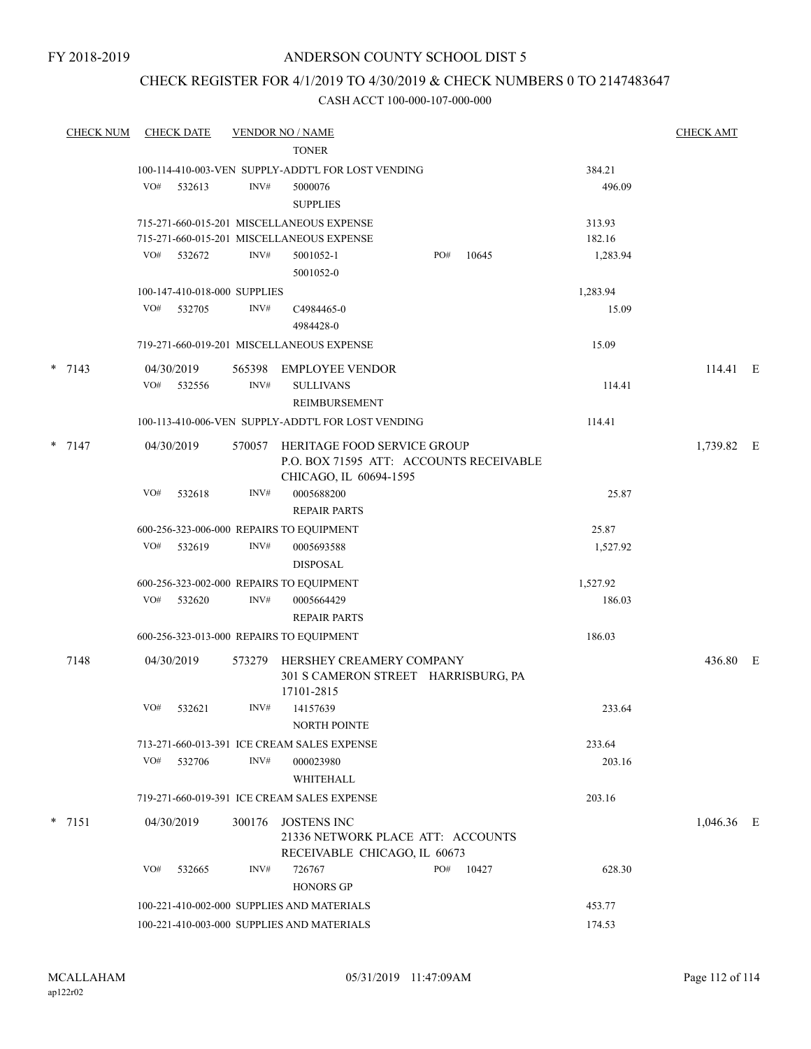FY 2018-2019

# ANDERSON COUNTY SCHOOL DIST 5

## CHECK REGISTER FOR 4/1/2019 TO 4/30/2019 & CHECK NUMBERS 0 TO 2147483647

CASH ACCT 100-000-107-000-000

| CHECK NUM | CHECK DATE | VENDOR NO / NAME | | CHECK AMT |
|---|---|---|---|---|
| | | TONER | | |
| | | 100-114-410-003-VEN SUPPLY-ADDT'L FOR LOST VENDING | 384.21 | |
| | VO# 532613 | INV# 5000076 SUPPLIES | 496.09 | |
| | | 715-271-660-015-201 MISCELLANEOUS EXPENSE | 313.93 | |
| | | 715-271-660-015-201 MISCELLANEOUS EXPENSE | 182.16 | |
| | VO# 532672 | INV# 5001052-1 5001052-0 PO# 10645 | 1,283.94 | |
| | | 100-147-410-018-000 SUPPLIES | 1,283.94 | |
| | VO# 532705 | INV# C4984465-0 4984428-0 | 15.09 | |
| | | 719-271-660-019-201 MISCELLANEOUS EXPENSE | 15.09 | |
| * 7143 | 04/30/2019 | 565398 EMPLOYEE VENDOR | | 114.41 E |
| | VO# 532556 | INV# SULLIVANS REIMBURSEMENT | 114.41 | |
| | | 100-113-410-006-VEN SUPPLY-ADDT'L FOR LOST VENDING | 114.41 | |
| * 7147 | 04/30/2019 | 570057 HERITAGE FOOD SERVICE GROUP P.O. BOX 71595 ATT: ACCOUNTS RECEIVABLE CHICAGO, IL 60694-1595 | | 1,739.82 E |
| | VO# 532618 | INV# 0005688200 REPAIR PARTS | 25.87 | |
| | | 600-256-323-006-000 REPAIRS TO EQUIPMENT | 25.87 | |
| | VO# 532619 | INV# 0005693588 DISPOSAL | 1,527.92 | |
| | | 600-256-323-002-000 REPAIRS TO EQUIPMENT | 1,527.92 | |
| | VO# 532620 | INV# 0005664429 REPAIR PARTS | 186.03 | |
| | | 600-256-323-013-000 REPAIRS TO EQUIPMENT | 186.03 | |
| 7148 | 04/30/2019 | 573279 HERSHEY CREAMERY COMPANY 301 S CAMERON STREET HARRISBURG, PA 17101-2815 | | 436.80 E |
| | VO# 532621 | INV# 14157639 NORTH POINTE | 233.64 | |
| | | 713-271-660-013-391 ICE CREAM SALES EXPENSE | 233.64 | |
| | VO# 532706 | INV# 000023980 WHITEHALL | 203.16 | |
| | | 719-271-660-019-391 ICE CREAM SALES EXPENSE | 203.16 | |
| * 7151 | 04/30/2019 | 300176 JOSTENS INC 21336 NETWORK PLACE ATT: ACCOUNTS RECEIVABLE CHICAGO, IL 60673 | | 1,046.36 E |
| | VO# 532665 | INV# 726767 HONORS GP PO# 10427 | 628.30 | |
| | | 100-221-410-002-000 SUPPLIES AND MATERIALS | 453.77 | |
| | | 100-221-410-003-000 SUPPLIES AND MATERIALS | 174.53 | |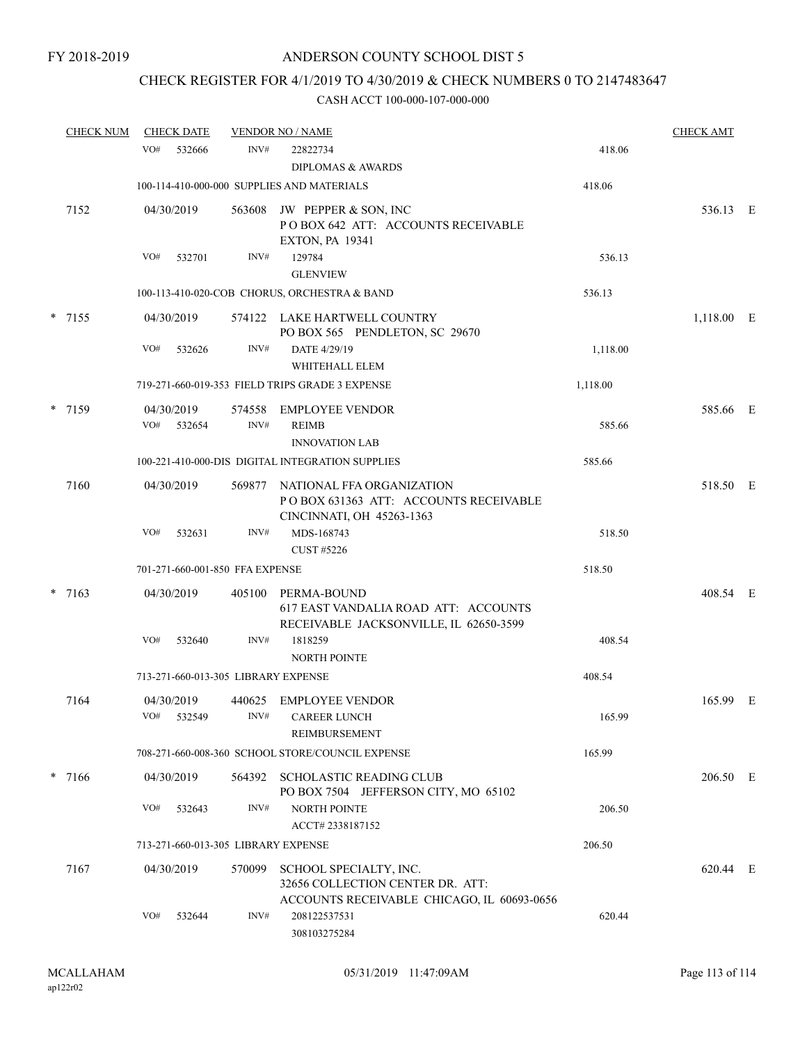# ANDERSON COUNTY SCHOOL DIST 5

FY 2018-2019

## CHECK REGISTER FOR 4/1/2019 TO 4/30/2019 & CHECK NUMBERS 0 TO 2147483647

CASH ACCT 100-000-107-000-000

| CHECK NUM | CHECK DATE | VENDOR NO / NAME | | CHECK AMT |
|---|---|---|---|---|
| | VO# 532666 | INV# 22822734 DIPLOMAS & AWARDS | 418.06 | |
| | | 100-114-410-000-000 SUPPLIES AND MATERIALS | 418.06 | |
| 7152 | 04/30/2019 | 563608 JW PEPPER & SON, INC P O BOX 642 ATT: ACCOUNTS RECEIVABLE EXTON, PA 19341 | | 536.13 E |
| | VO# 532701 | INV# 129784 GLENVIEW | 536.13 | |
| | | 100-113-410-020-COB CHORUS, ORCHESTRA & BAND | 536.13 | |
| * 7155 | 04/30/2019 | 574122 LAKE HARTWELL COUNTRY PO BOX 565 PENDLETON, SC 29670 | | 1,118.00 E |
| | VO# 532626 | INV# DATE 4/29/19 WHITEHALL ELEM | 1,118.00 | |
| | | 719-271-660-019-353 FIELD TRIPS GRADE 3 EXPENSE | 1,118.00 | |
| * 7159 | 04/30/2019 | 574558 EMPLOYEE VENDOR | | 585.66 E |
| | VO# 532654 | INV# REIMB INNOVATION LAB | 585.66 | |
| | | 100-221-410-000-DIS DIGITAL INTEGRATION SUPPLIES | 585.66 | |
| 7160 | 04/30/2019 | 569877 NATIONAL FFA ORGANIZATION P O BOX 631363 ATT: ACCOUNTS RECEIVABLE CINCINNATI, OH 45263-1363 | | 518.50 E |
| | VO# 532631 | INV# MDS-168743 CUST #5226 | 518.50 | |
| | | 701-271-660-001-850 FFA EXPENSE | 518.50 | |
| * 7163 | 04/30/2019 | 405100 PERMA-BOUND 617 EAST VANDALIA ROAD ATT: ACCOUNTS RECEIVABLE JACKSONVILLE, IL 62650-3599 | | 408.54 E |
| | VO# 532640 | INV# 1818259 NORTH POINTE | 408.54 | |
| | | 713-271-660-013-305 LIBRARY EXPENSE | 408.54 | |
| 7164 | 04/30/2019 | 440625 EMPLOYEE VENDOR | | 165.99 E |
| | VO# 532549 | INV# CAREER LUNCH REIMBURSEMENT | 165.99 | |
| | | 708-271-660-008-360 SCHOOL STORE/COUNCIL EXPENSE | 165.99 | |
| * 7166 | 04/30/2019 | 564392 SCHOLASTIC READING CLUB PO BOX 7504 JEFFERSON CITY, MO 65102 | | 206.50 E |
| | VO# 532643 | INV# NORTH POINTE ACCT# 2338187152 | 206.50 | |
| | | 713-271-660-013-305 LIBRARY EXPENSE | 206.50 | |
| 7167 | 04/30/2019 | 570099 SCHOOL SPECIALTY, INC. 32656 COLLECTION CENTER DR. ATT: ACCOUNTS RECEIVABLE CHICAGO, IL 60693-0656 | | 620.44 E |
| | VO# 532644 | INV# 208122537531 308103275284 | 620.44 | |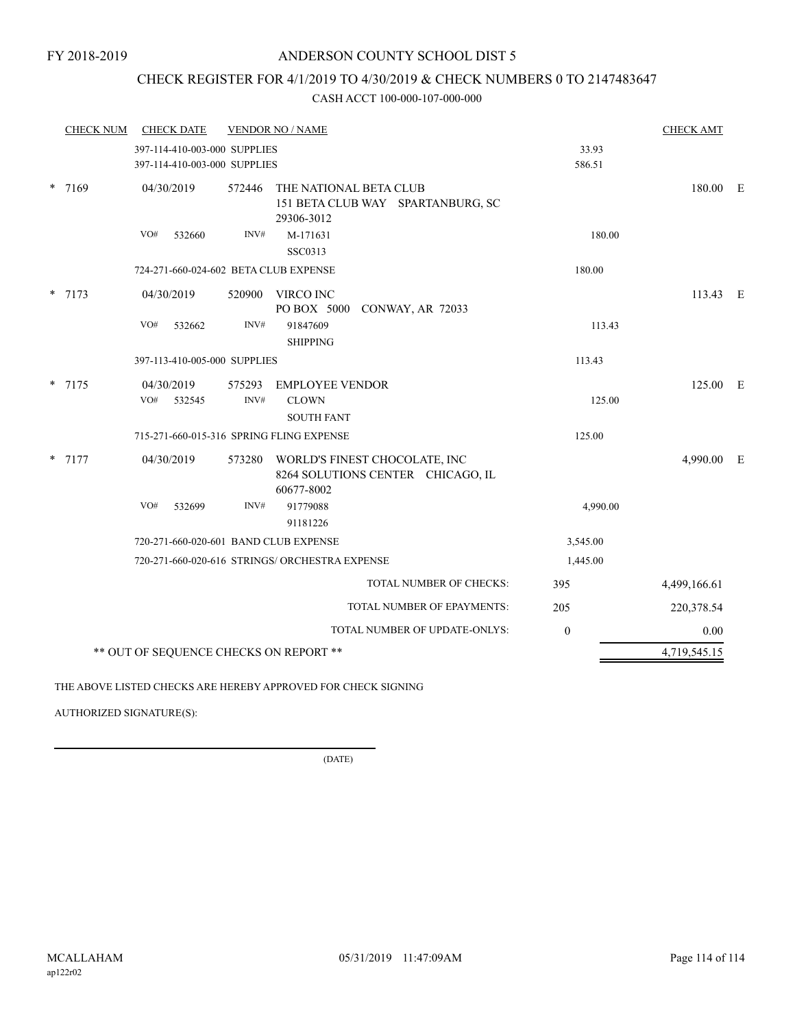FY 2018-2019

# ANDERSON COUNTY SCHOOL DIST 5

## CHECK REGISTER FOR 4/1/2019 TO 4/30/2019 & CHECK NUMBERS 0 TO 2147483647

### CASH ACCT 100-000-107-000-000

| CHECK NUM | CHECK DATE | VENDOR NO / NAME | | | CHECK AMT | |
|---|---|---|---|---|---|---|
| | 397-114-410-003-000 SUPPLIES | | | 33.93 | | |
| | 397-114-410-003-000 SUPPLIES | | | 586.51 | | |
| * 7169 | 04/30/2019 | 572446 | THE NATIONAL BETA CLUB<br>151 BETA CLUB WAY SPARTANBURG, SC 29306-3012 | | 180.00 | E |
| | VO# 532660 | INV# | M-171631<br>SSC0313 | 180.00 | | |
| | 724-271-660-024-602 BETA CLUB EXPENSE | | | 180.00 | | |
| * 7173 | 04/30/2019 | 520900 | VIRCO INC<br>PO BOX 5000 CONWAY, AR 72033 | | 113.43 | E |
| | VO# 532662 | INV# | 91847609<br>SHIPPING | 113.43 | | |
| | 397-113-410-005-000 SUPPLIES | | | 113.43 | | |
| * 7175 | 04/30/2019 | 575293 | EMPLOYEE VENDOR | | 125.00 | E |
| | VO# 532545 | INV# | CLOWN<br>SOUTH FANT | 125.00 | | |
| | 715-271-660-015-316 SPRING FLING EXPENSE | | | 125.00 | | |
| * 7177 | 04/30/2019 | 573280 | WORLD'S FINEST CHOCOLATE, INC<br>8264 SOLUTIONS CENTER CHICAGO, IL 60677-8002 | | 4,990.00 | E |
| | VO# 532699 | INV# | 91779088<br>91181226 | 4,990.00 | | |
| | 720-271-660-020-601 BAND CLUB EXPENSE | | | 3,545.00 | | |
| | 720-271-660-020-616 STRINGS/ ORCHESTRA EXPENSE | | | 1,445.00 | | |

| | | |
|---|---|---|
| TOTAL NUMBER OF CHECKS: | 395 | 4,499,166.61 |
| TOTAL NUMBER OF EPAYMENTS: | 205 | 220,378.54 |
| TOTAL NUMBER OF UPDATE-ONLYS: | 0 | 0.00 |
| ** OUT OF SEQUENCE CHECKS ON REPORT ** | | 4,719,545.15 |

THE ABOVE LISTED CHECKS ARE HEREBY APPROVED FOR CHECK SIGNING

AUTHORIZED SIGNATURE(S):

(DATE)

MCALLAHAM
ap122r02

05/31/2019 11:47:09AM